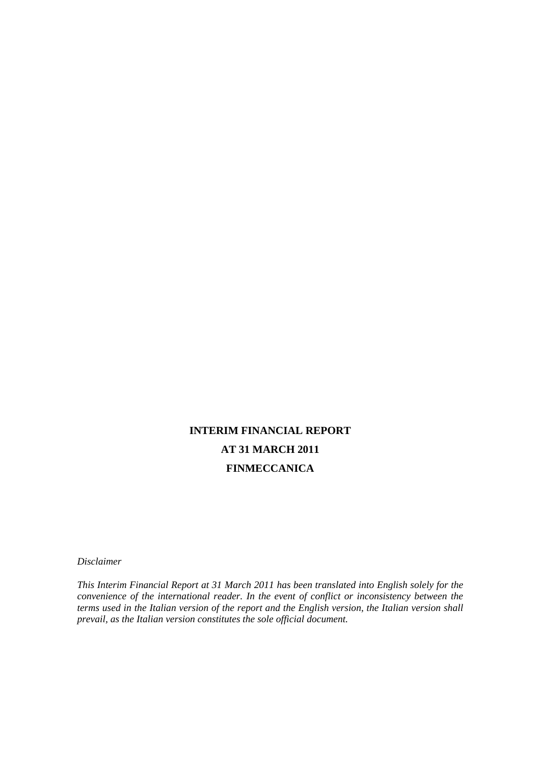# INTERIM FINANCIAL REPORT
# AT 31 MARCH 2011
# FINMECCANICA

*Disclaimer*

*This Interim Financial Report at 31 March 2011 has been translated into English solely for the convenience of the international reader. In the event of conflict or inconsistency between the terms used in the Italian version of the report and the English version, the Italian version shall prevail, as the Italian version constitutes the sole official document.*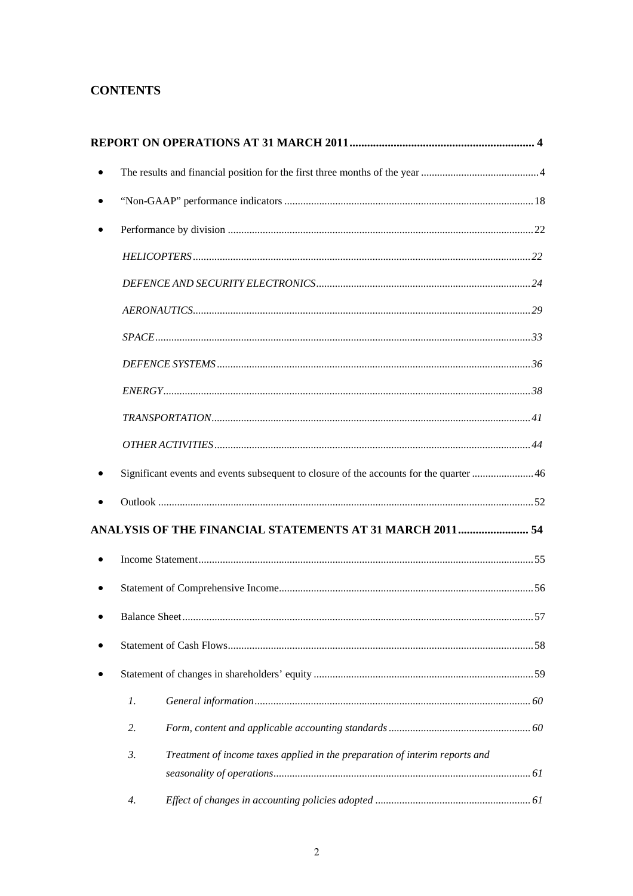# CONTENTS

**REPORT ON OPERATIONS AT 31 MARCH 2011 .............................................................. 4**

- The results and financial position for the first three months of the year ............................................ 4
- "Non-GAAP" performance indicators ............................................................................................ 18
- Performance by division ................................................................................................................. 22
  - *HELICOPTERS ............................................................................................................................ 22*
  - *DEFENCE AND SECURITY ELECTRONICS ............................................................................... 24*
  - *AERONAUTICS ............................................................................................................................ 29*
  - *SPACE .......................................................................................................................................... 33*
  - *DEFENCE SYSTEMS .................................................................................................................... 36*
  - *ENERGY ........................................................................................................................................ 38*
  - *TRANSPORTATION ..................................................................................................................... 41*
  - *OTHER ACTIVITIES ..................................................................................................................... 44*
- Significant events and events subsequent to closure of the accounts for the quarter ....................... 46
- Outlook ........................................................................................................................................... 52

**ANALYSIS OF THE FINANCIAL STATEMENTS AT 31 MARCH 2011 ........................ 54**

- Income Statement ........................................................................................................................... 55
- Statement of Comprehensive Income .............................................................................................. 56
- Balance Sheet .................................................................................................................................. 57
- Statement of Cash Flows ................................................................................................................. 58
- Statement of changes in shareholders' equity .................................................................................. 59
  1. *General information ....................................................................................................... 60*
  2. *Form, content and applicable accounting standards ..................................................... 60*
  3. *Treatment of income taxes applied in the preparation of interim reports and seasonality of operations ................................................................................................ 61*
  4. *Effect of changes in accounting policies adopted .......................................................... 61*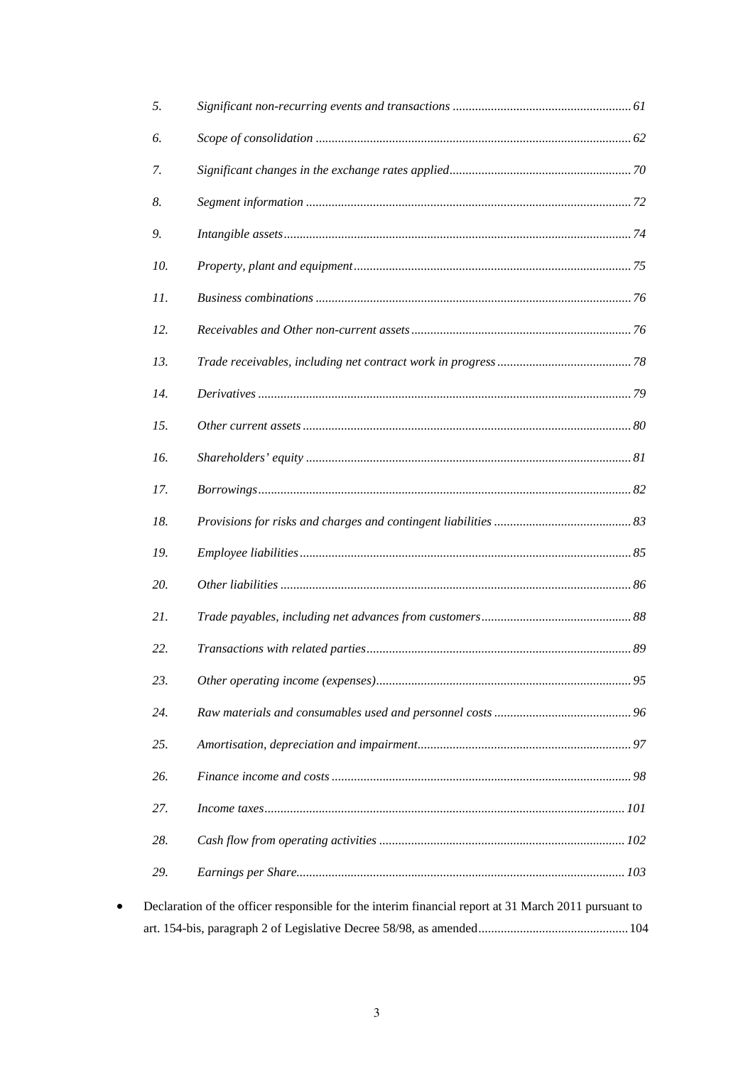| | | |
|---|---|---|
| *5.* | *Significant non-recurring events and transactions* | *61* |
| *6.* | *Scope of consolidation* | *62* |
| *7.* | *Significant changes in the exchange rates applied* | *70* |
| *8.* | *Segment information* | *72* |
| *9.* | *Intangible assets* | *74* |
| *10.* | *Property, plant and equipment* | *75* |
| *11.* | *Business combinations* | *76* |
| *12.* | *Receivables and Other non-current assets* | *76* |
| *13.* | *Trade receivables, including net contract work in progress* | *78* |
| *14.* | *Derivatives* | *79* |
| *15.* | *Other current assets* | *80* |
| *16.* | *Shareholders' equity* | *81* |
| *17.* | *Borrowings* | *82* |
| *18.* | *Provisions for risks and charges and contingent liabilities* | *83* |
| *19.* | *Employee liabilities* | *85* |
| *20.* | *Other liabilities* | *86* |
| *21.* | *Trade payables, including net advances from customers* | *88* |
| *22.* | *Transactions with related parties* | *89* |
| *23.* | *Other operating income (expenses)* | *95* |
| *24.* | *Raw materials and consumables used and personnel costs* | *96* |
| *25.* | *Amortisation, depreciation and impairment* | *97* |
| *26.* | *Finance income and costs* | *98* |
| *27.* | *Income taxes* | *101* |
| *28.* | *Cash flow from operating activities* | *102* |
| *29.* | *Earnings per Share* | *103* |

- Declaration of the officer responsible for the interim financial report at 31 March 2011 pursuant to art. 154-bis, paragraph 2 of Legislative Decree 58/98, as amended .......... 104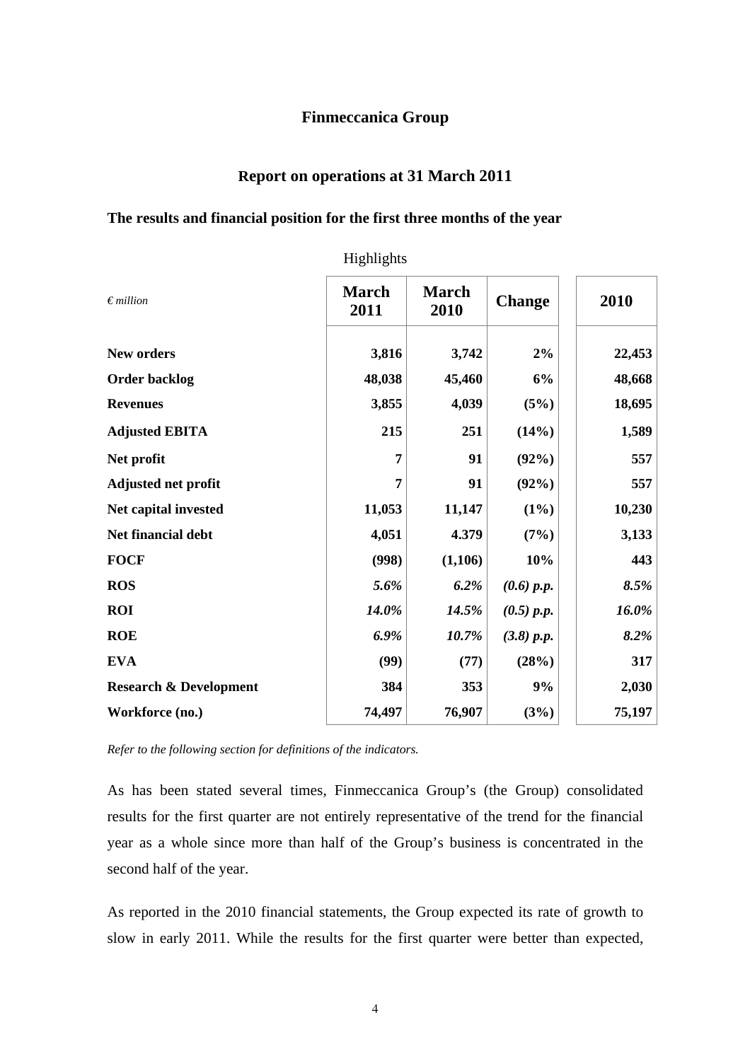# Finmeccanica Group

## Report on operations at 31 March 2011

### The results and financial position for the first three months of the year

Highlights

| *€ million* | March 2011 | March 2010 | Change | 2010 |
|---|---|---|---|---|
| **New orders** | **3,816** | **3,742** | **2%** | **22,453** |
| **Order backlog** | **48,038** | **45,460** | **6%** | **48,668** |
| **Revenues** | **3,855** | **4,039** | **(5%)** | **18,695** |
| **Adjusted EBITA** | **215** | **251** | **(14%)** | **1,589** |
| **Net profit** | **7** | **91** | **(92%)** | **557** |
| **Adjusted net profit** | **7** | **91** | **(92%)** | **557** |
| **Net capital invested** | **11,053** | **11,147** | **(1%)** | **10,230** |
| **Net financial debt** | **4,051** | **4.379** | **(7%)** | **3,133** |
| **FOCF** | **(998)** | **(1,106)** | **10%** | **443** |
| **ROS** | ***5.6%*** | ***6.2%*** | ***(0.6) p.p.*** | ***8.5%*** |
| **ROI** | ***14.0%*** | ***14.5%*** | ***(0.5) p.p.*** | ***16.0%*** |
| **ROE** | ***6.9%*** | ***10.7%*** | ***(3.8) p.p.*** | ***8.2%*** |
| **EVA** | **(99)** | **(77)** | **(28%)** | **317** |
| **Research & Development** | **384** | **353** | **9%** | **2,030** |
| **Workforce (no.)** | **74,497** | **76,907** | **(3%)** | **75,197** |

*Refer to the following section for definitions of the indicators.*

As has been stated several times, Finmeccanica Group's (the Group) consolidated results for the first quarter are not entirely representative of the trend for the financial year as a whole since more than half of the Group's business is concentrated in the second half of the year.

As reported in the 2010 financial statements, the Group expected its rate of growth to slow in early 2011. While the results for the first quarter were better than expected,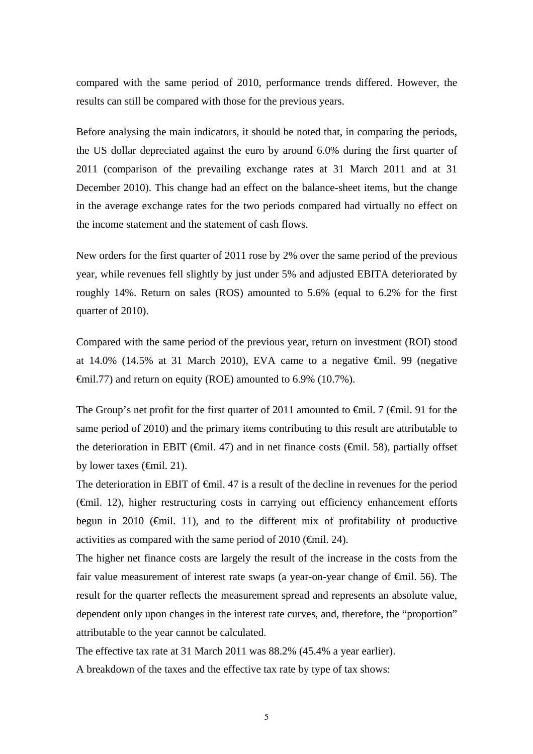compared with the same period of 2010, performance trends differed. However, the results can still be compared with those for the previous years.

Before analysing the main indicators, it should be noted that, in comparing the periods, the US dollar depreciated against the euro by around 6.0% during the first quarter of 2011 (comparison of the prevailing exchange rates at 31 March 2011 and at 31 December 2010). This change had an effect on the balance-sheet items, but the change in the average exchange rates for the two periods compared had virtually no effect on the income statement and the statement of cash flows.

New orders for the first quarter of 2011 rose by 2% over the same period of the previous year, while revenues fell slightly by just under 5% and adjusted EBITA deteriorated by roughly 14%. Return on sales (ROS) amounted to 5.6% (equal to 6.2% for the first quarter of 2010).

Compared with the same period of the previous year, return on investment (ROI) stood at 14.0% (14.5% at 31 March 2010), EVA came to a negative €mil. 99 (negative €mil.77) and return on equity (ROE) amounted to 6.9% (10.7%).

The Group's net profit for the first quarter of 2011 amounted to €mil. 7 (€mil. 91 for the same period of 2010) and the primary items contributing to this result are attributable to the deterioration in EBIT (€mil. 47) and in net finance costs (€mil. 58), partially offset by lower taxes (€mil. 21).

The deterioration in EBIT of €mil. 47 is a result of the decline in revenues for the period (€mil. 12), higher restructuring costs in carrying out efficiency enhancement efforts begun in 2010 (€mil. 11), and to the different mix of profitability of productive activities as compared with the same period of 2010 (€mil. 24).

The higher net finance costs are largely the result of the increase in the costs from the fair value measurement of interest rate swaps (a year-on-year change of €mil. 56). The result for the quarter reflects the measurement spread and represents an absolute value, dependent only upon changes in the interest rate curves, and, therefore, the "proportion" attributable to the year cannot be calculated.

The effective tax rate at 31 March 2011 was 88.2% (45.4% a year earlier).

A breakdown of the taxes and the effective tax rate by type of tax shows: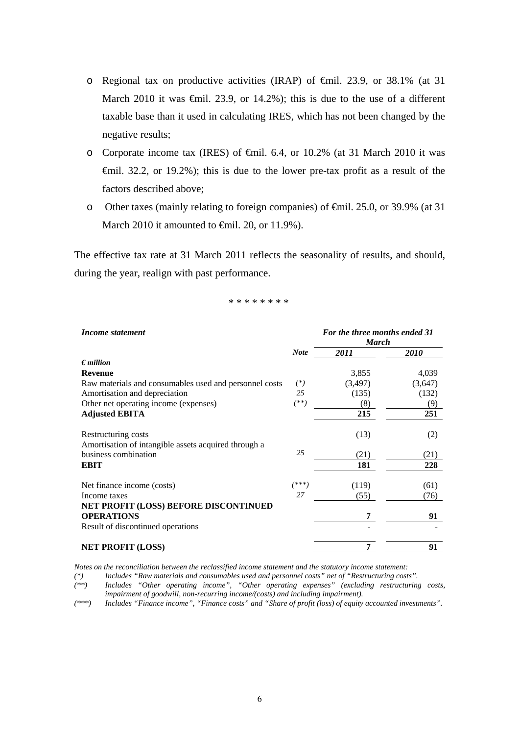- Regional tax on productive activities (IRAP) of €mil. 23.9, or 38.1% (at 31 March 2010 it was €mil. 23.9, or 14.2%); this is due to the use of a different taxable base than it used in calculating IRES, which has not been changed by the negative results;
- Corporate income tax (IRES) of €mil. 6.4, or 10.2% (at 31 March 2010 it was €mil. 32.2, or 19.2%); this is due to the lower pre-tax profit as a result of the factors described above;
- Other taxes (mainly relating to foreign companies) of €mil. 25.0, or 39.9% (at 31 March 2010 it amounted to €mil. 20, or 11.9%).

The effective tax rate at 31 March 2011 reflects the seasonality of results, and should, during the year, realign with past performance.

\* \* \* \* \* \* \* \*

| *Income statement* | | *For the three months ended 31 March* | |
|---|---|---|---|
| | ***Note*** | ***2011*** | ***2010*** |
| ***€ million*** | | | |
| **Revenue** | | 3,855 | 4,039 |
| Raw materials and consumables used and personnel costs | *(\*)* | (3,497) | (3,647) |
| Amortisation and depreciation | *25* | (135) | (132) |
| Other net operating income (expenses) | *(\*\*)* | (8) | (9) |
| **Adjusted EBITA** | | **215** | **251** |
| Restructuring costs | | (13) | (2) |
| Amortisation of intangible assets acquired through a business combination | *25* | (21) | (21) |
| **EBIT** | | **181** | **228** |
| Net finance income (costs) | *(\*\*\*)* | (119) | (61) |
| Income taxes | *27* | (55) | (76) |
| **NET PROFIT (LOSS) BEFORE DISCONTINUED OPERATIONS** | | **7** | **91** |
| Result of discontinued operations | | - | - |
| **NET PROFIT (LOSS)** | | **7** | **91** |

*Notes on the reconciliation between the reclassified income statement and the statutory income statement:*

*(\*) Includes "Raw materials and consumables used and personnel costs" net of "Restructuring costs".*

*(\*\*) Includes "Other operating income", "Other operating expenses" (excluding restructuring costs, impairment of goodwill, non-recurring income/(costs) and including impairment).*

*(\*\*\*) Includes "Finance income", "Finance costs" and "Share of profit (loss) of equity accounted investments".*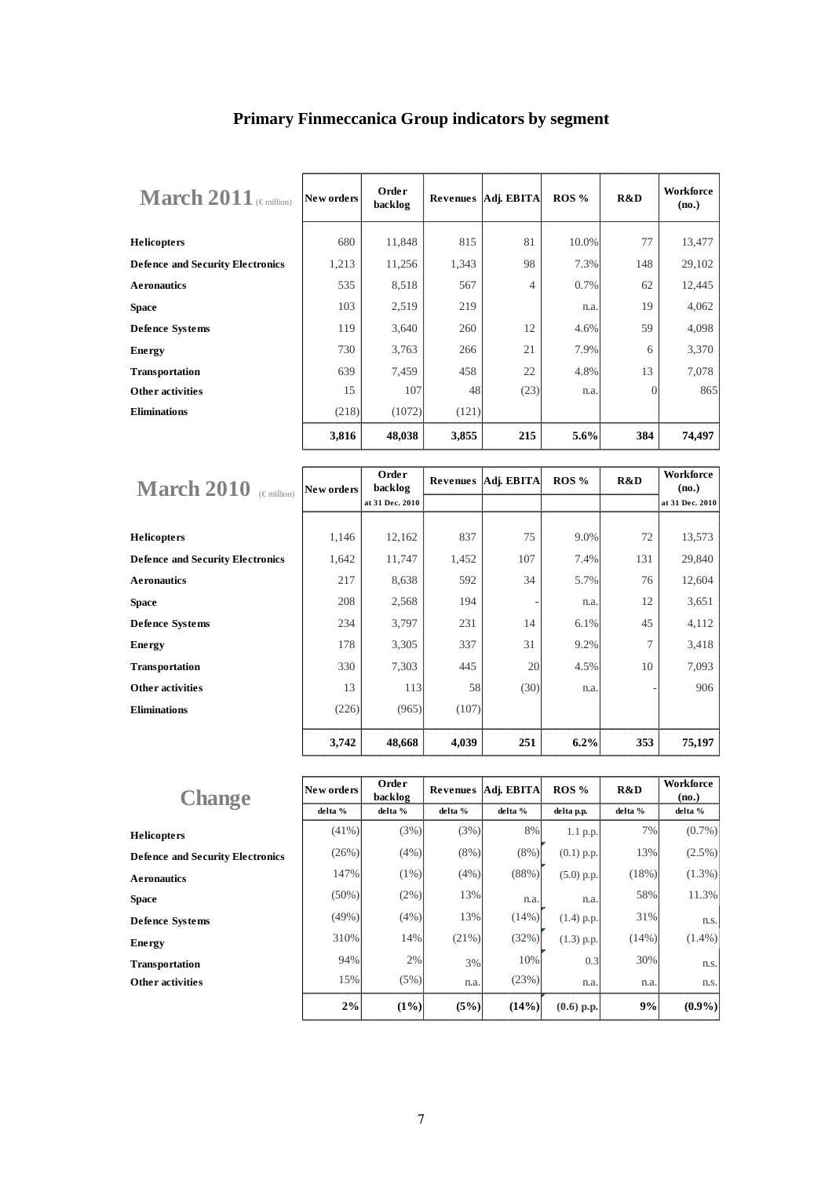# Primary Finmeccanica Group indicators by segment

| March 2011 (€ million) | New orders | Order backlog | Revenues | Adj. EBITA | ROS % | R&D | Workforce (no.) |
|---|---|---|---|---|---|---|---|
| **Helicopters** | 680 | 11,848 | 815 | 81 | 10.0% | 77 | 13,477 |
| **Defence and Security Electronics** | 1,213 | 11,256 | 1,343 | 98 | 7.3% | 148 | 29,102 |
| **Aeronautics** | 535 | 8,518 | 567 | 4 | 0.7% | 62 | 12,445 |
| **Space** | 103 | 2,519 | 219 | | n.a. | 19 | 4,062 |
| **Defence Systems** | 119 | 3,640 | 260 | 12 | 4.6% | 59 | 4,098 |
| **Energy** | 730 | 3,763 | 266 | 21 | 7.9% | 6 | 3,370 |
| **Transportation** | 639 | 7,459 | 458 | 22 | 4.8% | 13 | 7,078 |
| **Other activities** | 15 | 107 | 48 | (23) | n.a. | 0 | 865 |
| **Eliminations** | (218) | (1072) | (121) | | | | |
| | **3,816** | **48,038** | **3,855** | **215** | **5.6%** | **384** | **74,497** |

| March 2010 (€ million) | New orders | Order backlog at 31 Dec. 2010 | Revenues | Adj. EBITA | ROS % | R&D | Workforce (no.) at 31 Dec. 2010 |
|---|---|---|---|---|---|---|---|
| **Helicopters** | 1,146 | 12,162 | 837 | 75 | 9.0% | 72 | 13,573 |
| **Defence and Security Electronics** | 1,642 | 11,747 | 1,452 | 107 | 7.4% | 131 | 29,840 |
| **Aeronautics** | 217 | 8,638 | 592 | 34 | 5.7% | 76 | 12,604 |
| **Space** | 208 | 2,568 | 194 | - | n.a. | 12 | 3,651 |
| **Defence Systems** | 234 | 3,797 | 231 | 14 | 6.1% | 45 | 4,112 |
| **Energy** | 178 | 3,305 | 337 | 31 | 9.2% | 7 | 3,418 |
| **Transportation** | 330 | 7,303 | 445 | 20 | 4.5% | 10 | 7,093 |
| **Other activities** | 13 | 113 | 58 | (30) | n.a. | - | 906 |
| **Eliminations** | (226) | (965) | (107) | | | | |
| | **3,742** | **48,668** | **4,039** | **251** | **6.2%** | **353** | **75,197** |

| Change | New orders | Order backlog | Revenues | Adj. EBITA | ROS % | R&D | Workforce (no.) |
|---|---|---|---|---|---|---|---|
| | delta % | delta % | delta % | delta % | delta p.p. | delta % | delta % |
| **Helicopters** | (41%) | (3%) | (3%) | 8% | 1.1 p.p. | 7% | (0.7%) |
| **Defence and Security Electronics** | (26%) | (4%) | (8%) | (8%) | (0.1) p.p. | 13% | (2.5%) |
| **Aeronautics** | 147% | (1%) | (4%) | (88%) | (5.0) p.p. | (18%) | (1.3%) |
| **Space** | (50%) | (2%) | 13% | n.a. | n.a. | 58% | 11.3% |
| **Defence Systems** | (49%) | (4%) | 13% | (14%) | (1.4) p.p. | 31% | n.s. |
| **Energy** | 310% | 14% | (21%) | (32%) | (1.3) p.p. | (14%) | (1.4%) |
| **Transportation** | 94% | 2% | 3% | 10% | 0.3 | 30% | n.s. |
| **Other activities** | 15% | (5%) | n.a. | (23%) | n.a. | n.a. | n.s. |
| | **2%** | **(1%)** | **(5%)** | **(14%)** | **(0.6) p.p.** | **9%** | **(0.9%)** |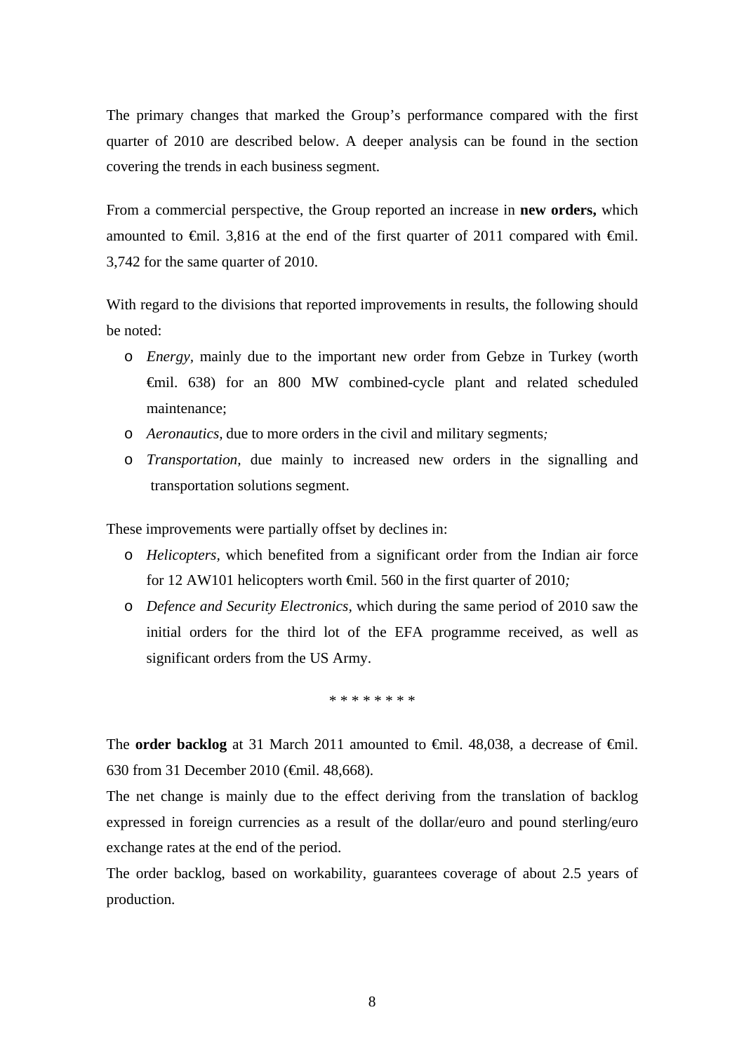The primary changes that marked the Group's performance compared with the first quarter of 2010 are described below. A deeper analysis can be found in the section covering the trends in each business segment.

From a commercial perspective, the Group reported an increase in **new orders,** which amounted to €mil. 3,816 at the end of the first quarter of 2011 compared with €mil. 3,742 for the same quarter of 2010.

With regard to the divisions that reported improvements in results, the following should be noted:

- *Energy,* mainly due to the important new order from Gebze in Turkey (worth €mil. 638) for an 800 MW combined-cycle plant and related scheduled maintenance;
- *Aeronautics,* due to more orders in the civil and military segments*;*
- *Transportation,* due mainly to increased new orders in the signalling and transportation solutions segment.

These improvements were partially offset by declines in:

- *Helicopters,* which benefited from a significant order from the Indian air force for 12 AW101 helicopters worth €mil. 560 in the first quarter of 2010*;*
- *Defence and Security Electronics,* which during the same period of 2010 saw the initial orders for the third lot of the EFA programme received, as well as significant orders from the US Army.

* * * * * * * *

The **order backlog** at 31 March 2011 amounted to €mil. 48,038, a decrease of €mil. 630 from 31 December 2010 (€mil. 48,668).

The net change is mainly due to the effect deriving from the translation of backlog expressed in foreign currencies as a result of the dollar/euro and pound sterling/euro exchange rates at the end of the period.

The order backlog, based on workability, guarantees coverage of about 2.5 years of production.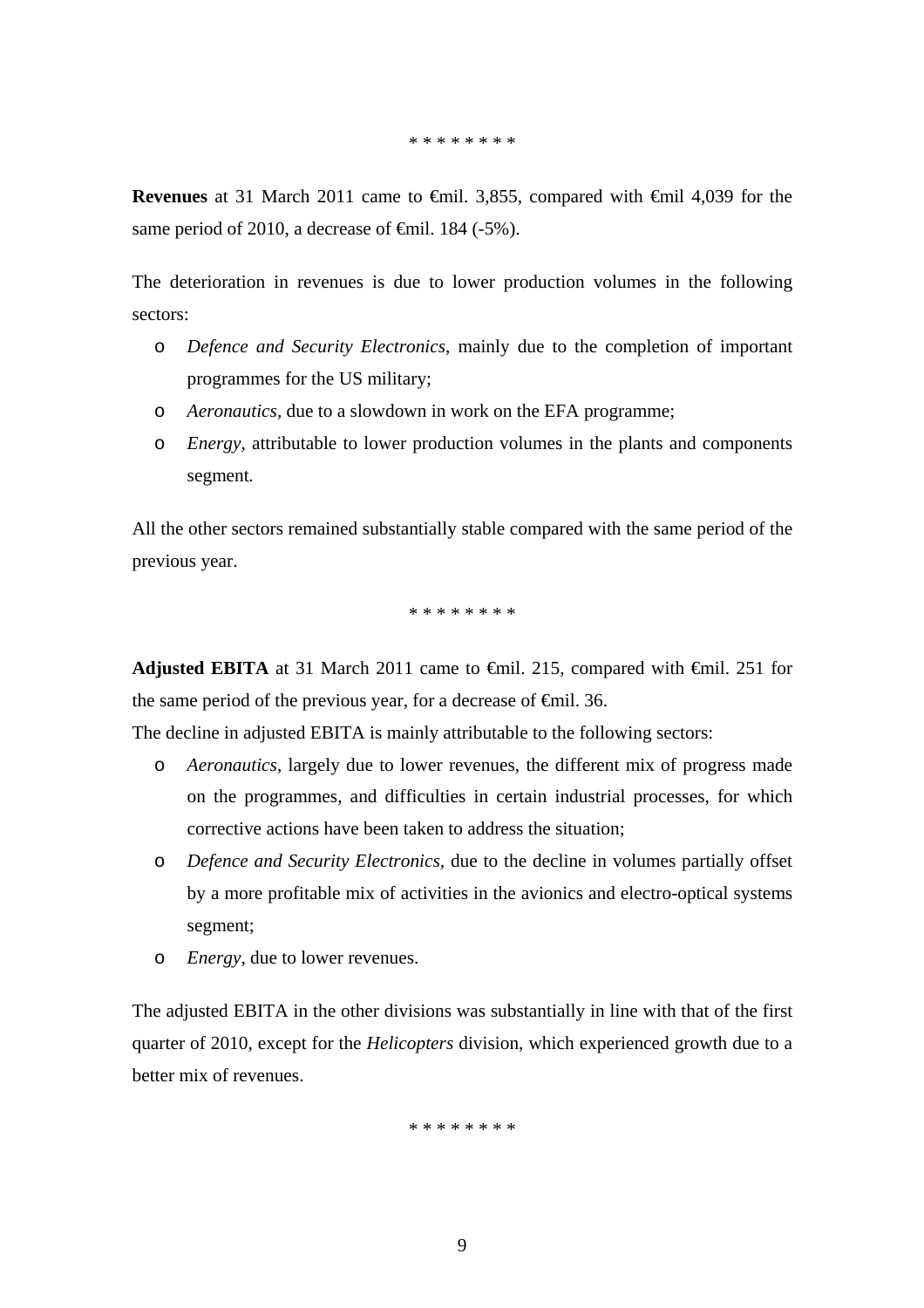* * * * * * * *

**Revenues** at 31 March 2011 came to €mil. 3,855, compared with €mil 4,039 for the same period of 2010, a decrease of €mil. 184 (-5%).

The deterioration in revenues is due to lower production volumes in the following sectors:

- *Defence and Security Electronics*, mainly due to the completion of important programmes for the US military;
- *Aeronautics*, due to a slowdown in work on the EFA programme;
- *Energy,* attributable to lower production volumes in the plants and components segment*.*

All the other sectors remained substantially stable compared with the same period of the previous year.

* * * * * * * *

**Adjusted EBITA** at 31 March 2011 came to €mil. 215, compared with €mil. 251 for the same period of the previous year, for a decrease of €mil. 36.

The decline in adjusted EBITA is mainly attributable to the following sectors:

- *Aeronautics*, largely due to lower revenues, the different mix of progress made on the programmes, and difficulties in certain industrial processes, for which corrective actions have been taken to address the situation;
- *Defence and Security Electronics*, due to the decline in volumes partially offset by a more profitable mix of activities in the avionics and electro-optical systems segment;
- *Energy,* due to lower revenues.

The adjusted EBITA in the other divisions was substantially in line with that of the first quarter of 2010, except for the *Helicopters* division, which experienced growth due to a better mix of revenues.

* * * * * * * *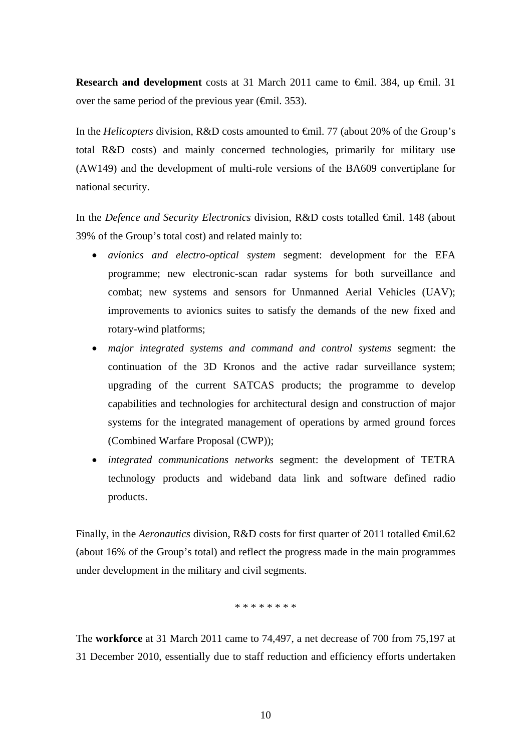**Research and development** costs at 31 March 2011 came to €mil. 384, up €mil. 31 over the same period of the previous year (€mil. 353).

In the *Helicopters* division, R&D costs amounted to €mil. 77 (about 20% of the Group's total R&D costs) and mainly concerned technologies, primarily for military use (AW149) and the development of multi-role versions of the BA609 convertiplane for national security.

In the *Defence and Security Electronics* division, R&D costs totalled €mil. 148 (about 39% of the Group's total cost) and related mainly to:

- *avionics and electro-optical system* segment: development for the EFA programme; new electronic-scan radar systems for both surveillance and combat; new systems and sensors for Unmanned Aerial Vehicles (UAV); improvements to avionics suites to satisfy the demands of the new fixed and rotary-wind platforms;
- *major integrated systems and command and control systems* segment: the continuation of the 3D Kronos and the active radar surveillance system; upgrading of the current SATCAS products; the programme to develop capabilities and technologies for architectural design and construction of major systems for the integrated management of operations by armed ground forces (Combined Warfare Proposal (CWP));
- *integrated communications networks* segment: the development of TETRA technology products and wideband data link and software defined radio products.

Finally, in the *Aeronautics* division, R&D costs for first quarter of 2011 totalled €mil.62 (about 16% of the Group's total) and reflect the progress made in the main programmes under development in the military and civil segments.

\* \* \* \* \* \* \* \*

The **workforce** at 31 March 2011 came to 74,497, a net decrease of 700 from 75,197 at 31 December 2010, essentially due to staff reduction and efficiency efforts undertaken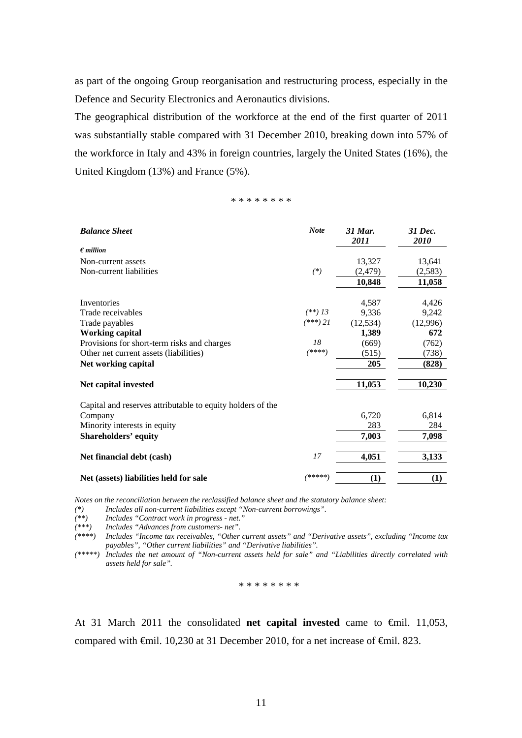as part of the ongoing Group reorganisation and restructuring process, especially in the Defence and Security Electronics and Aeronautics divisions.

The geographical distribution of the workforce at the end of the first quarter of 2011 was substantially stable compared with 31 December 2010, breaking down into 57% of the workforce in Italy and 43% in foreign countries, largely the United States (16%), the United Kingdom (13%) and France (5%).

\* \* \* \* \* \* \* \*

| *Balance Sheet* | *Note* | *31 Mar. 2011* | *31 Dec. 2010* |
|---|---|---|---|
| *€ million* | | | |
| Non-current assets | | 13,327 | 13,641 |
| Non-current liabilities | *(\*)* | (2,479) | (2,583) |
| | | **10,848** | **11,058** |
| Inventories | | 4,587 | 4,426 |
| Trade receivables | *(\*\*) 13* | 9,336 | 9,242 |
| Trade payables | *(\*\*\*) 21* | (12,534) | (12,996) |
| **Working capital** | | **1,389** | **672** |
| Provisions for short-term risks and charges | *18* | (669) | (762) |
| Other net current assets (liabilities) | *(\*\*\*\*)* | (515) | (738) |
| **Net working capital** | | **205** | **(828)** |
| **Net capital invested** | | **11,053** | **10,230** |
| Capital and reserves attributable to equity holders of the Company | | 6,720 | 6,814 |
| Minority interests in equity | | 283 | 284 |
| **Shareholders' equity** | | **7,003** | **7,098** |
| **Net financial debt (cash)** | *17* | **4,051** | **3,133** |
| **Net (assets) liabilities held for sale** | *(\*\*\*\*\*)* | **(1)** | **(1)** |

*Notes on the reconciliation between the reclassified balance sheet and the statutory balance sheet:*

*(\*) Includes all non-current liabilities except "Non-current borrowings".*

*(\*\*) Includes "Contract work in progress - net."*

*(\*\*\*) Includes "Advances from customers- net".*

*(\*\*\*\*) Includes "Income tax receivables, "Other current assets" and "Derivative assets", excluding "Income tax payables", "Other current liabilities" and "Derivative liabilities".*

*(\*\*\*\*\*) Includes the net amount of "Non-current assets held for sale" and "Liabilities directly correlated with assets held for sale".*

\* \* \* \* \* \* \* \*

At 31 March 2011 the consolidated **net capital invested** came to €mil. 11,053, compared with €mil. 10,230 at 31 December 2010, for a net increase of €mil. 823.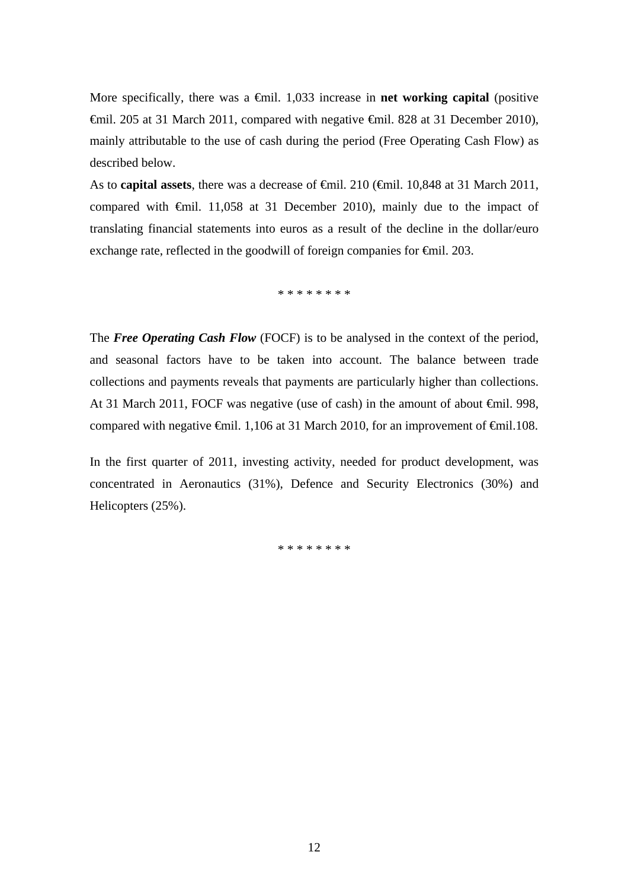More specifically, there was a €mil. 1,033 increase in **net working capital** (positive €mil. 205 at 31 March 2011, compared with negative €mil. 828 at 31 December 2010), mainly attributable to the use of cash during the period (Free Operating Cash Flow) as described below.

As to **capital assets**, there was a decrease of €mil. 210 (€mil. 10,848 at 31 March 2011, compared with €mil. 11,058 at 31 December 2010), mainly due to the impact of translating financial statements into euros as a result of the decline in the dollar/euro exchange rate, reflected in the goodwill of foreign companies for €mil. 203.

\* \* \* \* \* \* \* \*

The ***Free Operating Cash Flow*** (FOCF) is to be analysed in the context of the period, and seasonal factors have to be taken into account. The balance between trade collections and payments reveals that payments are particularly higher than collections. At 31 March 2011, FOCF was negative (use of cash) in the amount of about €mil. 998, compared with negative €mil. 1,106 at 31 March 2010, for an improvement of €mil.108.

In the first quarter of 2011, investing activity, needed for product development, was concentrated in Aeronautics (31%), Defence and Security Electronics (30%) and Helicopters (25%).

\* \* \* \* \* \* \* \*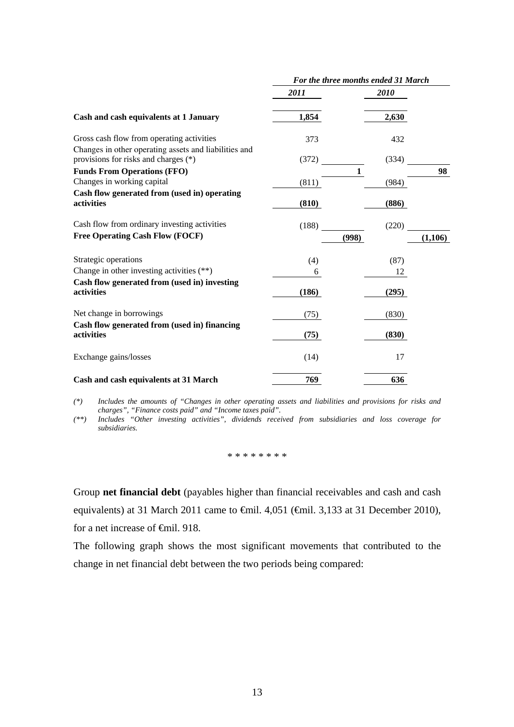| | *For the three months ended 31 March* | | | |
|---|---|---|---|---|
| | ***2011*** | | ***2010*** | |
| **Cash and cash equivalents at 1 January** | **1,854** | | **2,630** | |
| Gross cash flow from operating activities | 373 | | 432 | |
| Changes in other operating assets and liabilities and provisions for risks and charges (*) | (372) | | (334) | |
| **Funds From Operations (FFO)** | | **1** | | **98** |
| Changes in working capital | (811) | | (984) | |
| **Cash flow generated from (used in) operating activities** | **(810)** | | **(886)** | |
| Cash flow from ordinary investing activities | (188) | | (220) | |
| **Free Operating Cash Flow (FOCF)** | | **(998)** | | **(1,106)** |
| Strategic operations | (4) | | (87) | |
| Change in other investing activities (**) | 6 | | 12 | |
| **Cash flow generated from (used in) investing activities** | **(186)** | | **(295)** | |
| Net change in borrowings | (75) | | (830) | |
| **Cash flow generated from (used in) financing activities** | **(75)** | | **(830)** | |
| Exchange gains/losses | (14) | | 17 | |
| **Cash and cash equivalents at 31 March** | **769** | | **636** | |

*(\*) Includes the amounts of "Changes in other operating assets and liabilities and provisions for risks and charges", "Finance costs paid" and "Income taxes paid".*

*(\*\*) Includes "Other investing activities", dividends received from subsidiaries and loss coverage for subsidiaries.*

\* \* \* \* \* \* \* \*

Group **net financial debt** (payables higher than financial receivables and cash and cash equivalents) at 31 March 2011 came to €mil. 4,051 (€mil. 3,133 at 31 December 2010), for a net increase of €mil. 918.

The following graph shows the most significant movements that contributed to the change in net financial debt between the two periods being compared: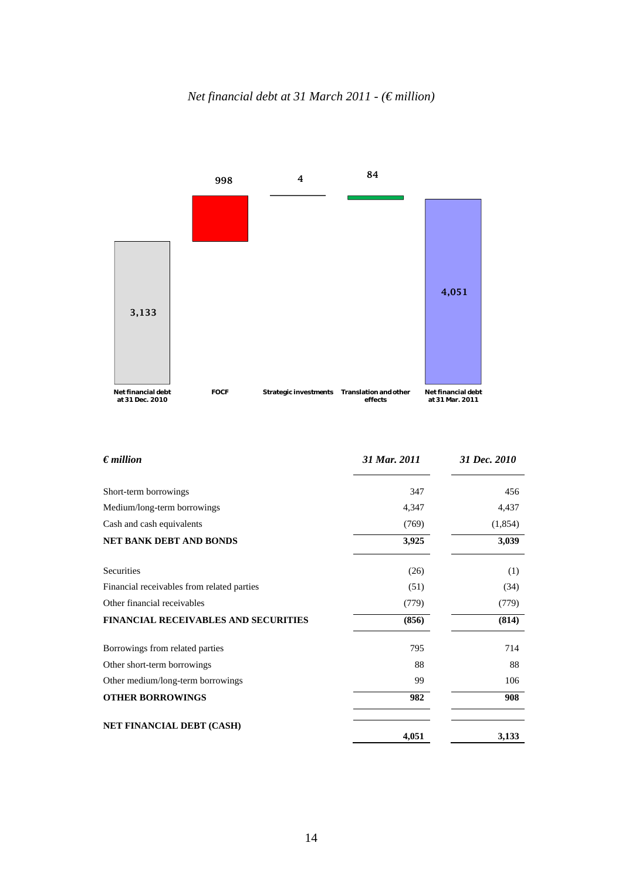*Net financial debt at 31 March 2011 - (€ million)*

998

4

84

3,133

4,051

Net financial debt at 31 Dec. 2010

FOCF

Strategic investments

Translation and other effects

Net financial debt at 31 Mar. 2011

| *€ million* | *31 Mar. 2011* | *31 Dec. 2010* |
|---|---|---|
| Short-term borrowings | 347 | 456 |
| Medium/long-term borrowings | 4,347 | 4,437 |
| Cash and cash equivalents | (769) | (1,854) |
| **NET BANK DEBT AND BONDS** | **3,925** | **3,039** |
| Securities | (26) | (1) |
| Financial receivables from related parties | (51) | (34) |
| Other financial receivables | (779) | (779) |
| **FINANCIAL RECEIVABLES AND SECURITIES** | **(856)** | **(814)** |
| Borrowings from related parties | 795 | 714 |
| Other short-term borrowings | 88 | 88 |
| Other medium/long-term borrowings | 99 | 106 |
| **OTHER BORROWINGS** | **982** | **908** |
| **NET FINANCIAL DEBT (CASH)** | **4,051** | **3,133** |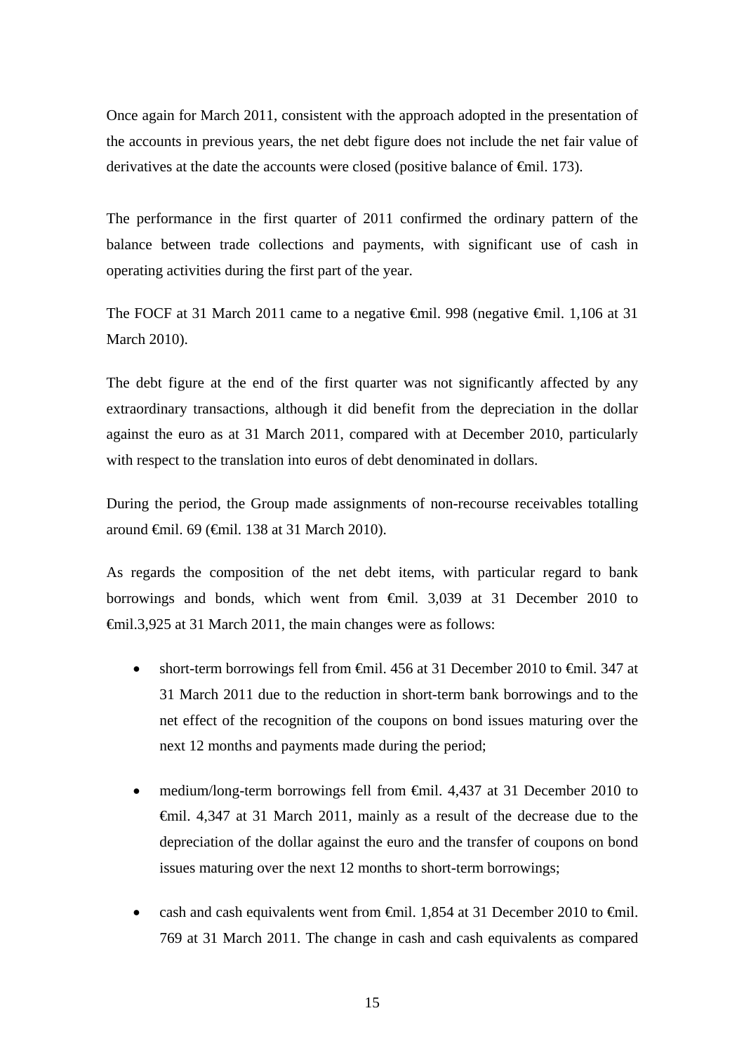Once again for March 2011, consistent with the approach adopted in the presentation of the accounts in previous years, the net debt figure does not include the net fair value of derivatives at the date the accounts were closed (positive balance of €mil. 173).

The performance in the first quarter of 2011 confirmed the ordinary pattern of the balance between trade collections and payments, with significant use of cash in operating activities during the first part of the year.

The FOCF at 31 March 2011 came to a negative €mil. 998 (negative €mil. 1,106 at 31 March 2010).

The debt figure at the end of the first quarter was not significantly affected by any extraordinary transactions, although it did benefit from the depreciation in the dollar against the euro as at 31 March 2011, compared with at December 2010, particularly with respect to the translation into euros of debt denominated in dollars.

During the period, the Group made assignments of non-recourse receivables totalling around €mil. 69 (€mil. 138 at 31 March 2010).

As regards the composition of the net debt items, with particular regard to bank borrowings and bonds, which went from €mil. 3,039 at 31 December 2010 to €mil.3,925 at 31 March 2011, the main changes were as follows:

- short-term borrowings fell from €mil. 456 at 31 December 2010 to €mil. 347 at 31 March 2011 due to the reduction in short-term bank borrowings and to the net effect of the recognition of the coupons on bond issues maturing over the next 12 months and payments made during the period;
- medium/long-term borrowings fell from €mil. 4,437 at 31 December 2010 to €mil. 4,347 at 31 March 2011, mainly as a result of the decrease due to the depreciation of the dollar against the euro and the transfer of coupons on bond issues maturing over the next 12 months to short-term borrowings;
- cash and cash equivalents went from €mil. 1,854 at 31 December 2010 to €mil. 769 at 31 March 2011. The change in cash and cash equivalents as compared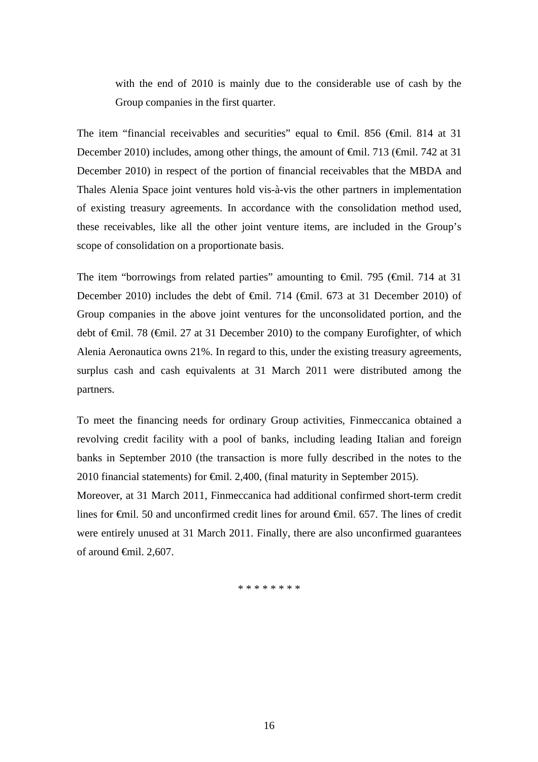with the end of 2010 is mainly due to the considerable use of cash by the Group companies in the first quarter.

The item "financial receivables and securities" equal to €mil. 856 (€mil. 814 at 31 December 2010) includes, among other things, the amount of €mil. 713 (€mil. 742 at 31 December 2010) in respect of the portion of financial receivables that the MBDA and Thales Alenia Space joint ventures hold vis-à-vis the other partners in implementation of existing treasury agreements. In accordance with the consolidation method used, these receivables, like all the other joint venture items, are included in the Group's scope of consolidation on a proportionate basis.

The item "borrowings from related parties" amounting to €mil. 795 (€mil. 714 at 31 December 2010) includes the debt of €mil. 714 (€mil. 673 at 31 December 2010) of Group companies in the above joint ventures for the unconsolidated portion, and the debt of €mil. 78 (€mil. 27 at 31 December 2010) to the company Eurofighter, of which Alenia Aeronautica owns 21%. In regard to this, under the existing treasury agreements, surplus cash and cash equivalents at 31 March 2011 were distributed among the partners.

To meet the financing needs for ordinary Group activities, Finmeccanica obtained a revolving credit facility with a pool of banks, including leading Italian and foreign banks in September 2010 (the transaction is more fully described in the notes to the 2010 financial statements) for €mil. 2,400, (final maturity in September 2015).
Moreover, at 31 March 2011, Finmeccanica had additional confirmed short-term credit lines for €mil. 50 and unconfirmed credit lines for around €mil. 657. The lines of credit were entirely unused at 31 March 2011. Finally, there are also unconfirmed guarantees of around €mil. 2,607.

\* \* \* \* \* \* \* \*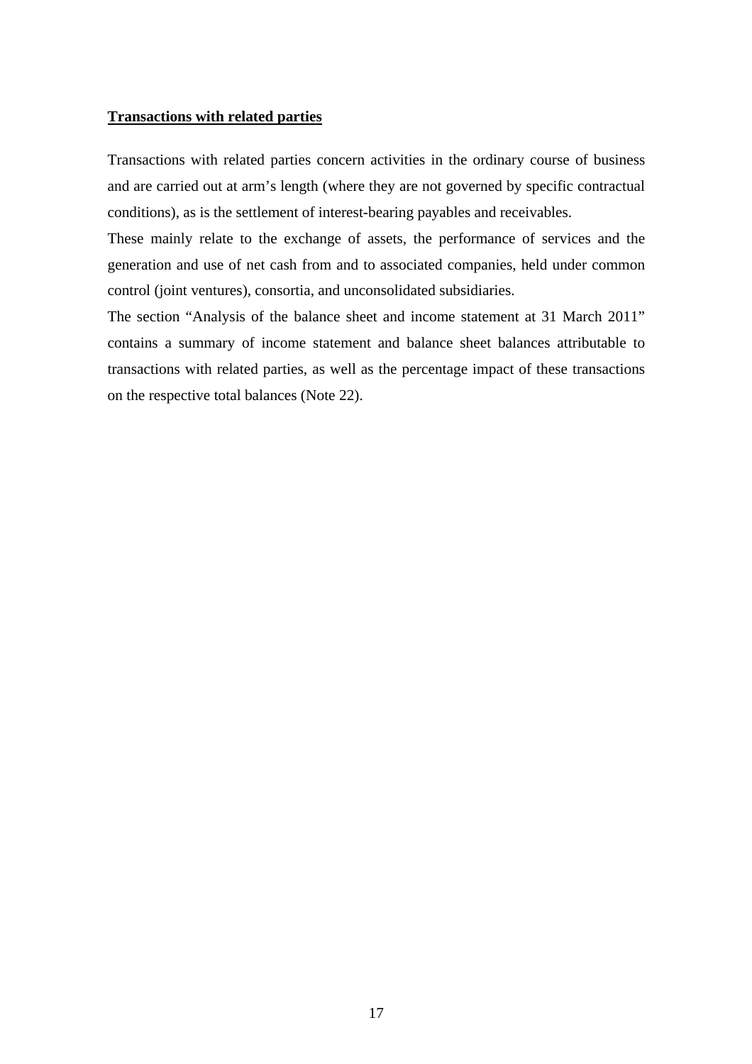**Transactions with related parties**

Transactions with related parties concern activities in the ordinary course of business and are carried out at arm's length (where they are not governed by specific contractual conditions), as is the settlement of interest-bearing payables and receivables.

These mainly relate to the exchange of assets, the performance of services and the generation and use of net cash from and to associated companies, held under common control (joint ventures), consortia, and unconsolidated subsidiaries.

The section "Analysis of the balance sheet and income statement at 31 March 2011" contains a summary of income statement and balance sheet balances attributable to transactions with related parties, as well as the percentage impact of these transactions on the respective total balances (Note 22).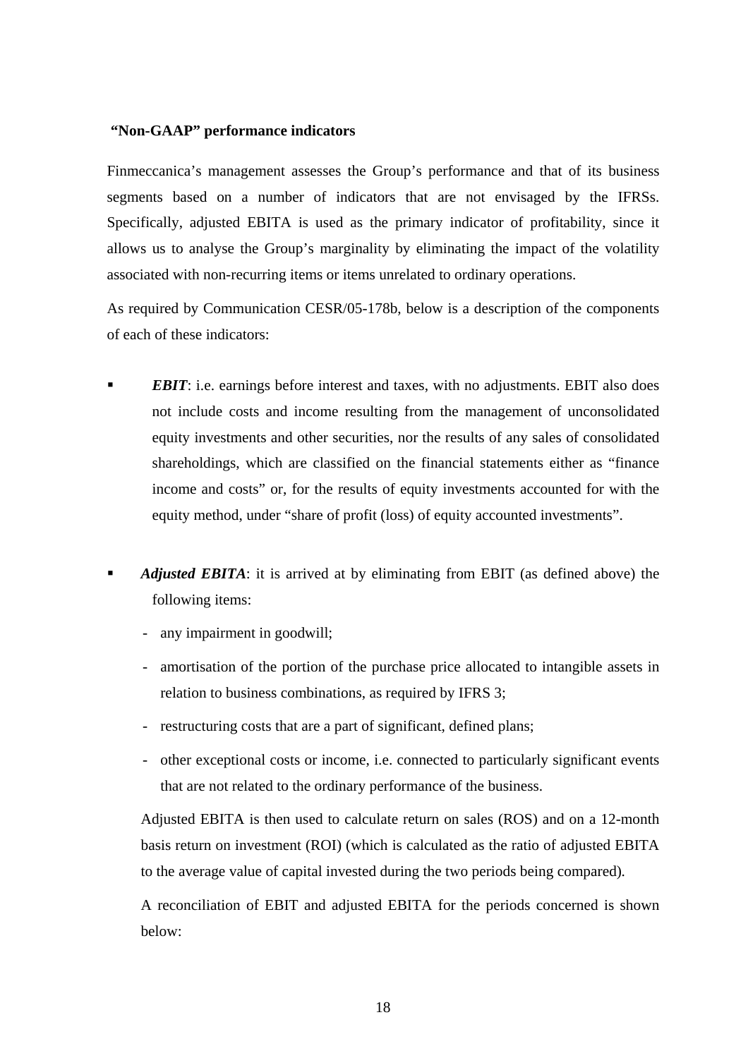### “Non-GAAP” performance indicators

Finmeccanica’s management assesses the Group’s performance and that of its business segments based on a number of indicators that are not envisaged by the IFRSs. Specifically, adjusted EBITA is used as the primary indicator of profitability, since it allows us to analyse the Group’s marginality by eliminating the impact of the volatility associated with non-recurring items or items unrelated to ordinary operations.

As required by Communication CESR/05-178b, below is a description of the components of each of these indicators:

- ***EBIT***: i.e. earnings before interest and taxes, with no adjustments. EBIT also does not include costs and income resulting from the management of unconsolidated equity investments and other securities, nor the results of any sales of consolidated shareholdings, which are classified on the financial statements either as “finance income and costs” or, for the results of equity investments accounted for with the equity method, under “share of profit (loss) of equity accounted investments”.

- ***Adjusted EBITA***: it is arrived at by eliminating from EBIT (as defined above) the following items:
  - any impairment in goodwill;
  - amortisation of the portion of the purchase price allocated to intangible assets in relation to business combinations, as required by IFRS 3;
  - restructuring costs that are a part of significant, defined plans;
  - other exceptional costs or income, i.e. connected to particularly significant events that are not related to the ordinary performance of the business.

  Adjusted EBITA is then used to calculate return on sales (ROS) and on a 12-month basis return on investment (ROI) (which is calculated as the ratio of adjusted EBITA to the average value of capital invested during the two periods being compared).

  A reconciliation of EBIT and adjusted EBITA for the periods concerned is shown below: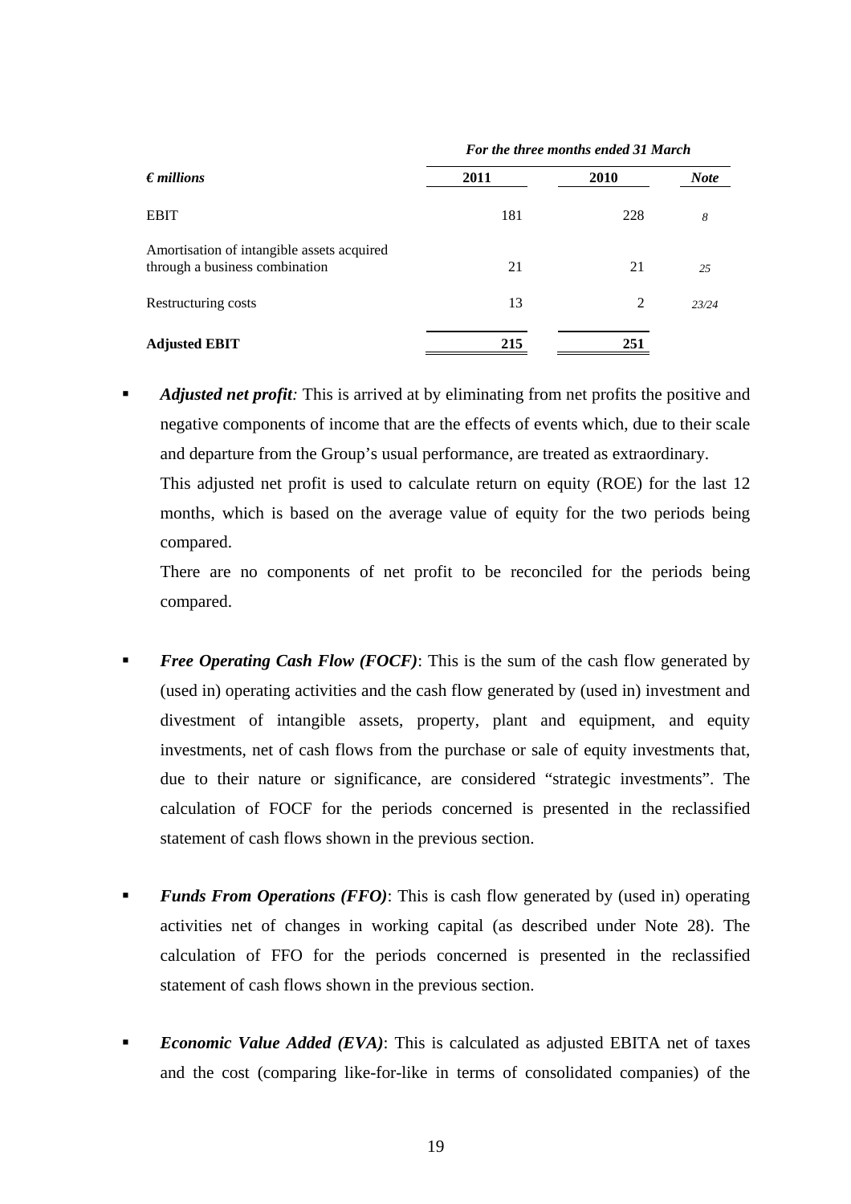| | For the three months ended 31 March | | |
|---|---|---|---|
| *€ millions* | **2011** | **2010** | *Note* |
| EBIT | 181 | 228 | *8* |
| Amortisation of intangible assets acquired through a business combination | 21 | 21 | *25* |
| Restructuring costs | 13 | 2 | *23/24* |
| **Adjusted EBIT** | **215** | **251** | |

- ***Adjusted net profit:*** This is arrived at by eliminating from net profits the positive and negative components of income that are the effects of events which, due to their scale and departure from the Group's usual performance, are treated as extraordinary.

  This adjusted net profit is used to calculate return on equity (ROE) for the last 12 months, which is based on the average value of equity for the two periods being compared.

  There are no components of net profit to be reconciled for the periods being compared.

- ***Free Operating Cash Flow (FOCF)***: This is the sum of the cash flow generated by (used in) operating activities and the cash flow generated by (used in) investment and divestment of intangible assets, property, plant and equipment, and equity investments, net of cash flows from the purchase or sale of equity investments that, due to their nature or significance, are considered "strategic investments". The calculation of FOCF for the periods concerned is presented in the reclassified statement of cash flows shown in the previous section.

- ***Funds From Operations (FFO)***: This is cash flow generated by (used in) operating activities net of changes in working capital (as described under Note 28). The calculation of FFO for the periods concerned is presented in the reclassified statement of cash flows shown in the previous section.

- ***Economic Value Added (EVA)***: This is calculated as adjusted EBITA net of taxes and the cost (comparing like-for-like in terms of consolidated companies) of the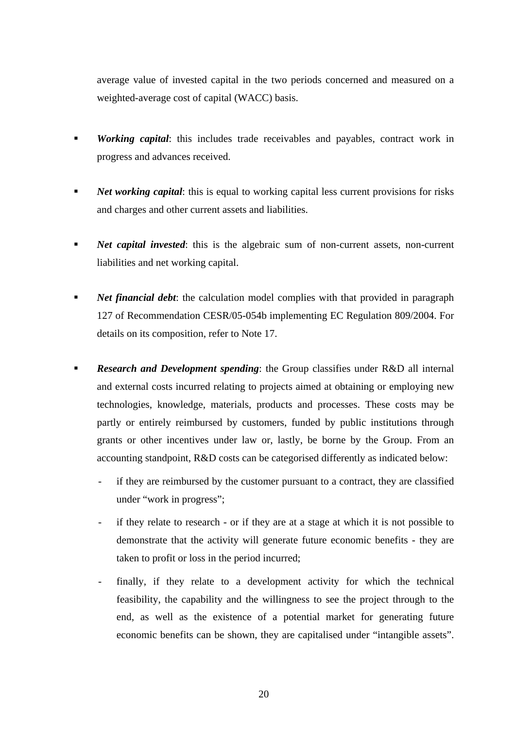average value of invested capital in the two periods concerned and measured on a weighted-average cost of capital (WACC) basis.

- ***Working capital***: this includes trade receivables and payables, contract work in progress and advances received.

- ***Net working capital***: this is equal to working capital less current provisions for risks and charges and other current assets and liabilities.

- ***Net capital invested***: this is the algebraic sum of non-current assets, non-current liabilities and net working capital.

- ***Net financial debt***: the calculation model complies with that provided in paragraph 127 of Recommendation CESR/05-054b implementing EC Regulation 809/2004. For details on its composition, refer to Note 17.

- ***Research and Development spending***: the Group classifies under R&D all internal and external costs incurred relating to projects aimed at obtaining or employing new technologies, knowledge, materials, products and processes. These costs may be partly or entirely reimbursed by customers, funded by public institutions through grants or other incentives under law or, lastly, be borne by the Group. From an accounting standpoint, R&D costs can be categorised differently as indicated below:
  - if they are reimbursed by the customer pursuant to a contract, they are classified under "work in progress";
  - if they relate to research - or if they are at a stage at which it is not possible to demonstrate that the activity will generate future economic benefits - they are taken to profit or loss in the period incurred;
  - finally, if they relate to a development activity for which the technical feasibility, the capability and the willingness to see the project through to the end, as well as the existence of a potential market for generating future economic benefits can be shown, they are capitalised under "intangible assets".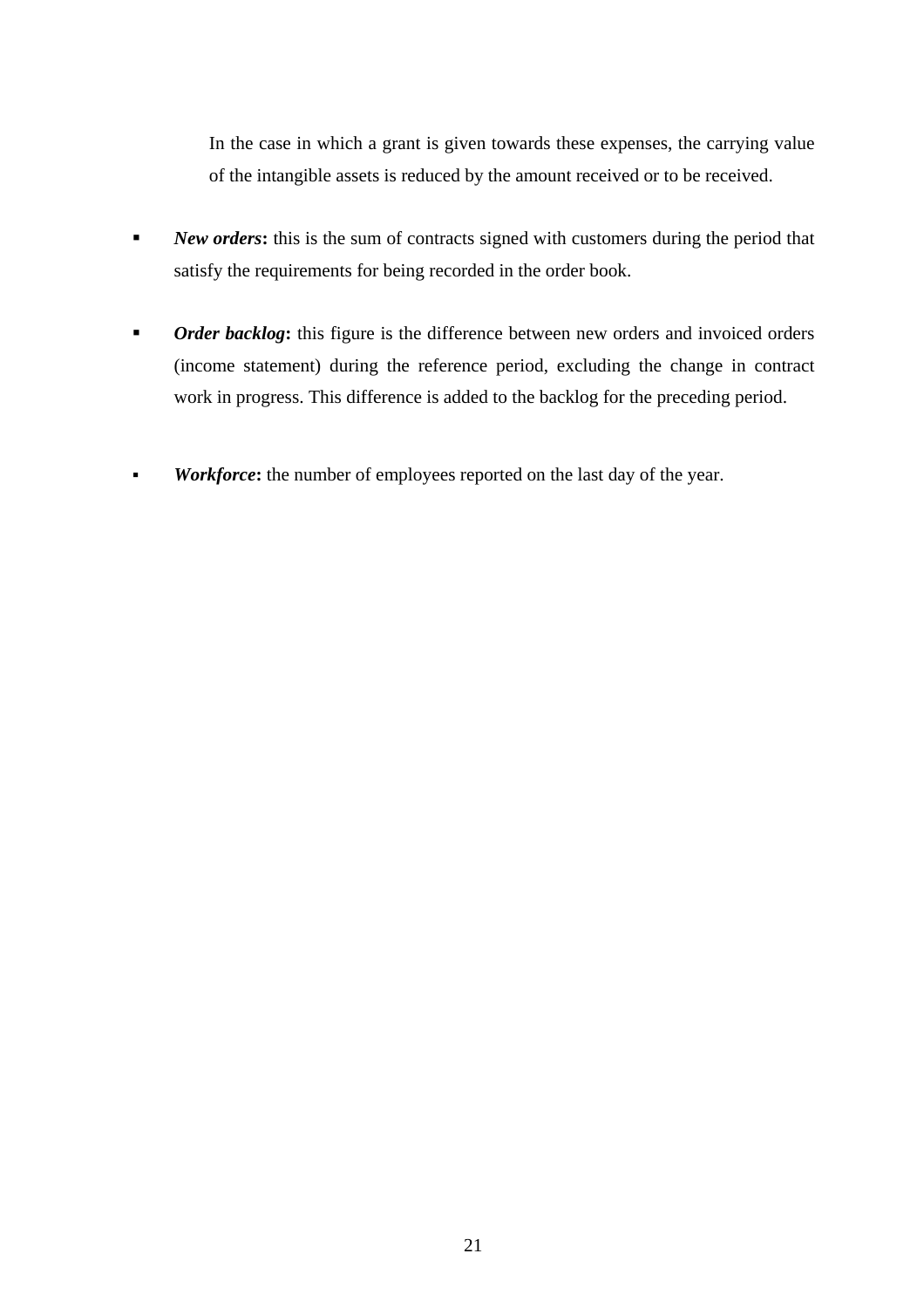In the case in which a grant is given towards these expenses, the carrying value of the intangible assets is reduced by the amount received or to be received.

- ***New orders*****:** this is the sum of contracts signed with customers during the period that satisfy the requirements for being recorded in the order book.

- ***Order backlog*****:** this figure is the difference between new orders and invoiced orders (income statement) during the reference period, excluding the change in contract work in progress. This difference is added to the backlog for the preceding period.

- ***Workforce*****:** the number of employees reported on the last day of the year.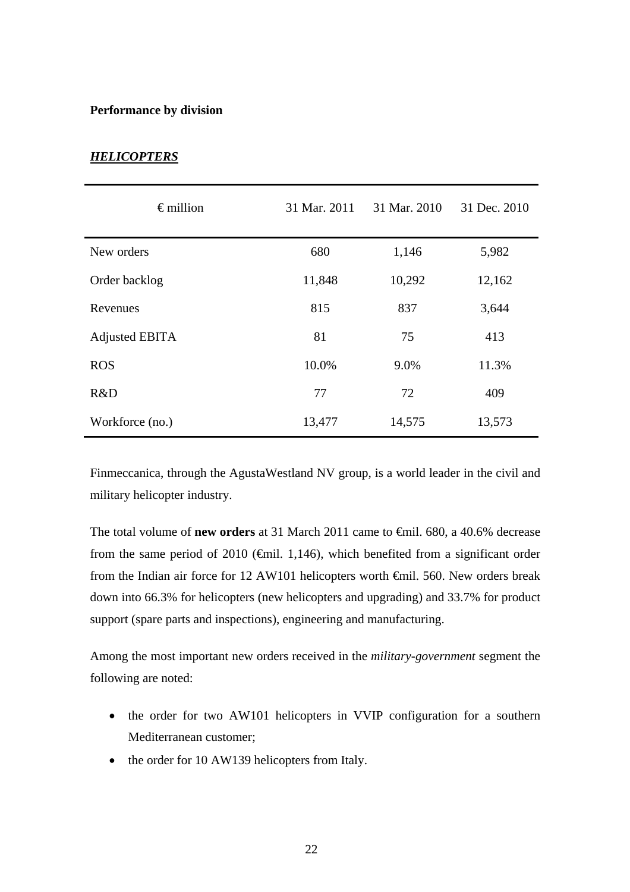**Performance by division**

***HELICOPTERS***

| € million | 31 Mar. 2011 | 31 Mar. 2010 | 31 Dec. 2010 |
| --- | --- | --- | --- |
| New orders | 680 | 1,146 | 5,982 |
| Order backlog | 11,848 | 10,292 | 12,162 |
| Revenues | 815 | 837 | 3,644 |
| Adjusted EBITA | 81 | 75 | 413 |
| ROS | 10.0% | 9.0% | 11.3% |
| R&D | 77 | 72 | 409 |
| Workforce (no.) | 13,477 | 14,575 | 13,573 |

Finmeccanica, through the AgustaWestland NV group, is a world leader in the civil and military helicopter industry.

The total volume of **new orders** at 31 March 2011 came to €mil. 680, a 40.6% decrease from the same period of 2010 (€mil. 1,146), which benefited from a significant order from the Indian air force for 12 AW101 helicopters worth €mil. 560. New orders break down into 66.3% for helicopters (new helicopters and upgrading) and 33.7% for product support (spare parts and inspections), engineering and manufacturing.

Among the most important new orders received in the *military-government* segment the following are noted:

- the order for two AW101 helicopters in VVIP configuration for a southern Mediterranean customer;
- the order for 10 AW139 helicopters from Italy.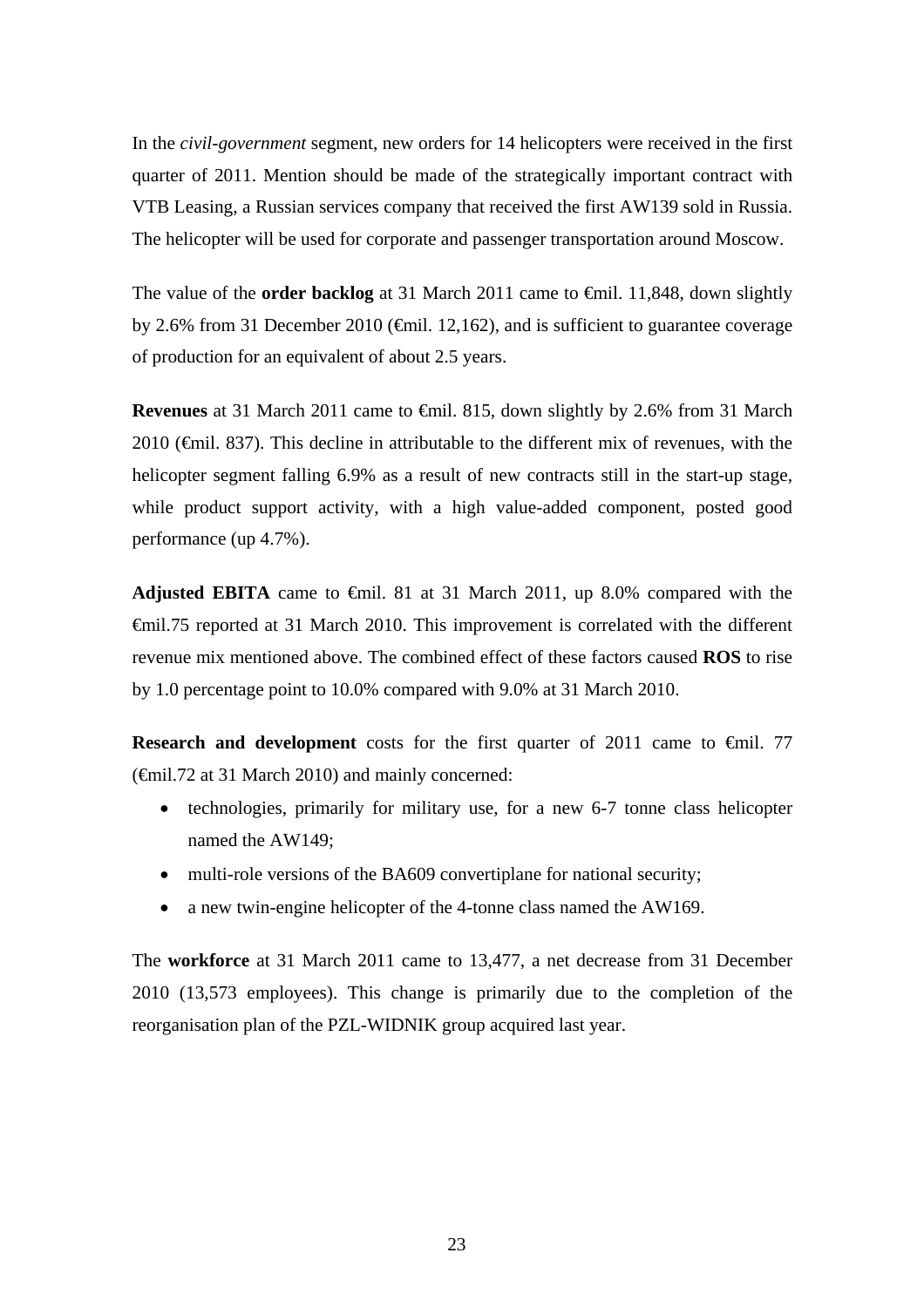In the *civil-government* segment, new orders for 14 helicopters were received in the first quarter of 2011. Mention should be made of the strategically important contract with VTB Leasing, a Russian services company that received the first AW139 sold in Russia. The helicopter will be used for corporate and passenger transportation around Moscow.

The value of the **order backlog** at 31 March 2011 came to €mil. 11,848, down slightly by 2.6% from 31 December 2010 (€mil. 12,162), and is sufficient to guarantee coverage of production for an equivalent of about 2.5 years.

**Revenues** at 31 March 2011 came to €mil. 815, down slightly by 2.6% from 31 March 2010 (€mil. 837). This decline in attributable to the different mix of revenues, with the helicopter segment falling 6.9% as a result of new contracts still in the start-up stage, while product support activity, with a high value-added component, posted good performance (up 4.7%).

**Adjusted EBITA** came to €mil. 81 at 31 March 2011, up 8.0% compared with the €mil.75 reported at 31 March 2010. This improvement is correlated with the different revenue mix mentioned above. The combined effect of these factors caused **ROS** to rise by 1.0 percentage point to 10.0% compared with 9.0% at 31 March 2010.

**Research and development** costs for the first quarter of 2011 came to €mil. 77 (€mil.72 at 31 March 2010) and mainly concerned:

- technologies, primarily for military use, for a new 6-7 tonne class helicopter named the AW149;
- multi-role versions of the BA609 convertiplane for national security;
- a new twin-engine helicopter of the 4-tonne class named the AW169.

The **workforce** at 31 March 2011 came to 13,477, a net decrease from 31 December 2010 (13,573 employees). This change is primarily due to the completion of the reorganisation plan of the PZL-WIDNIK group acquired last year.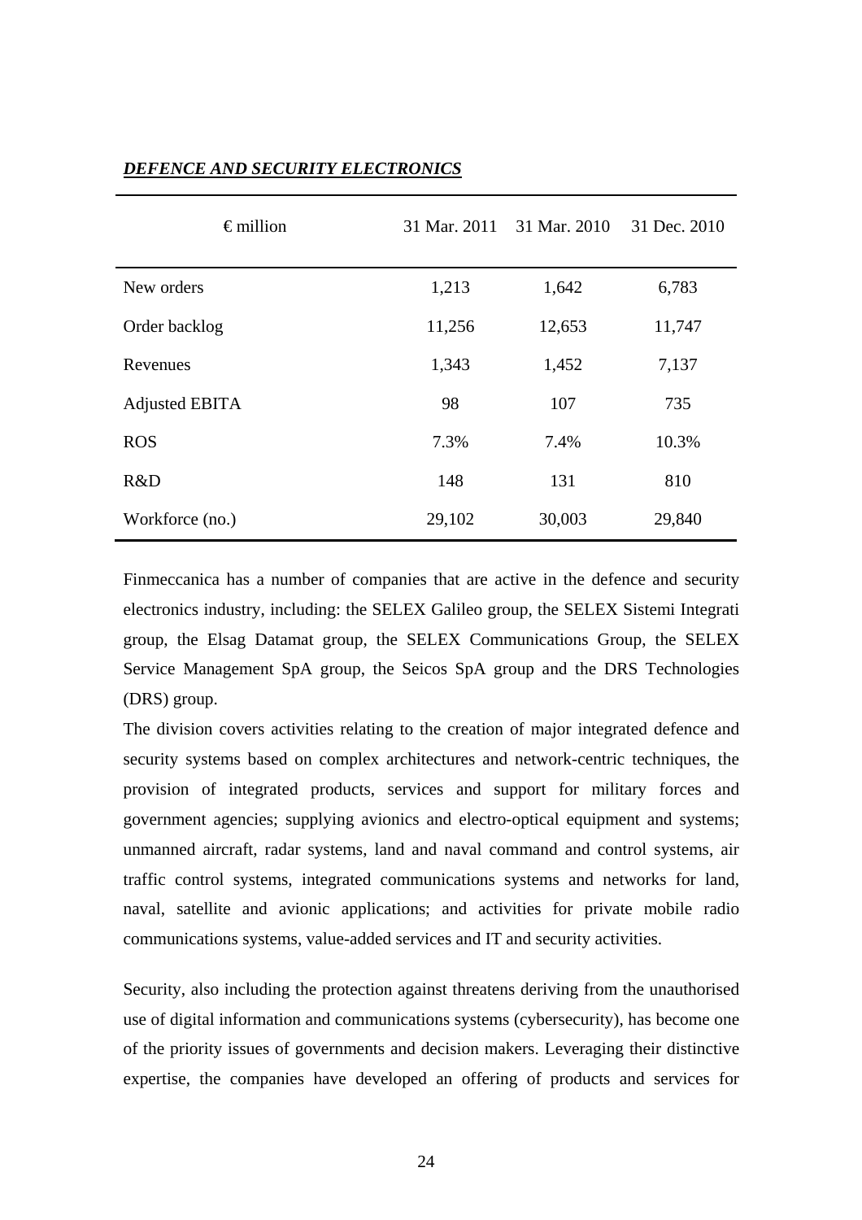***DEFENCE AND SECURITY ELECTRONICS***

| € million | 31 Mar. 2011 | 31 Mar. 2010 | 31 Dec. 2010 |
|---|---|---|---|
| New orders | 1,213 | 1,642 | 6,783 |
| Order backlog | 11,256 | 12,653 | 11,747 |
| Revenues | 1,343 | 1,452 | 7,137 |
| Adjusted EBITA | 98 | 107 | 735 |
| ROS | 7.3% | 7.4% | 10.3% |
| R&D | 148 | 131 | 810 |
| Workforce (no.) | 29,102 | 30,003 | 29,840 |

Finmeccanica has a number of companies that are active in the defence and security electronics industry, including: the SELEX Galileo group, the SELEX Sistemi Integrati group, the Elsag Datamat group, the SELEX Communications Group, the SELEX Service Management SpA group, the Seicos SpA group and the DRS Technologies (DRS) group.

The division covers activities relating to the creation of major integrated defence and security systems based on complex architectures and network-centric techniques, the provision of integrated products, services and support for military forces and government agencies; supplying avionics and electro-optical equipment and systems; unmanned aircraft, radar systems, land and naval command and control systems, air traffic control systems, integrated communications systems and networks for land, naval, satellite and avionic applications; and activities for private mobile radio communications systems, value-added services and IT and security activities.

Security, also including the protection against threatens deriving from the unauthorised use of digital information and communications systems (cybersecurity), has become one of the priority issues of governments and decision makers. Leveraging their distinctive expertise, the companies have developed an offering of products and services for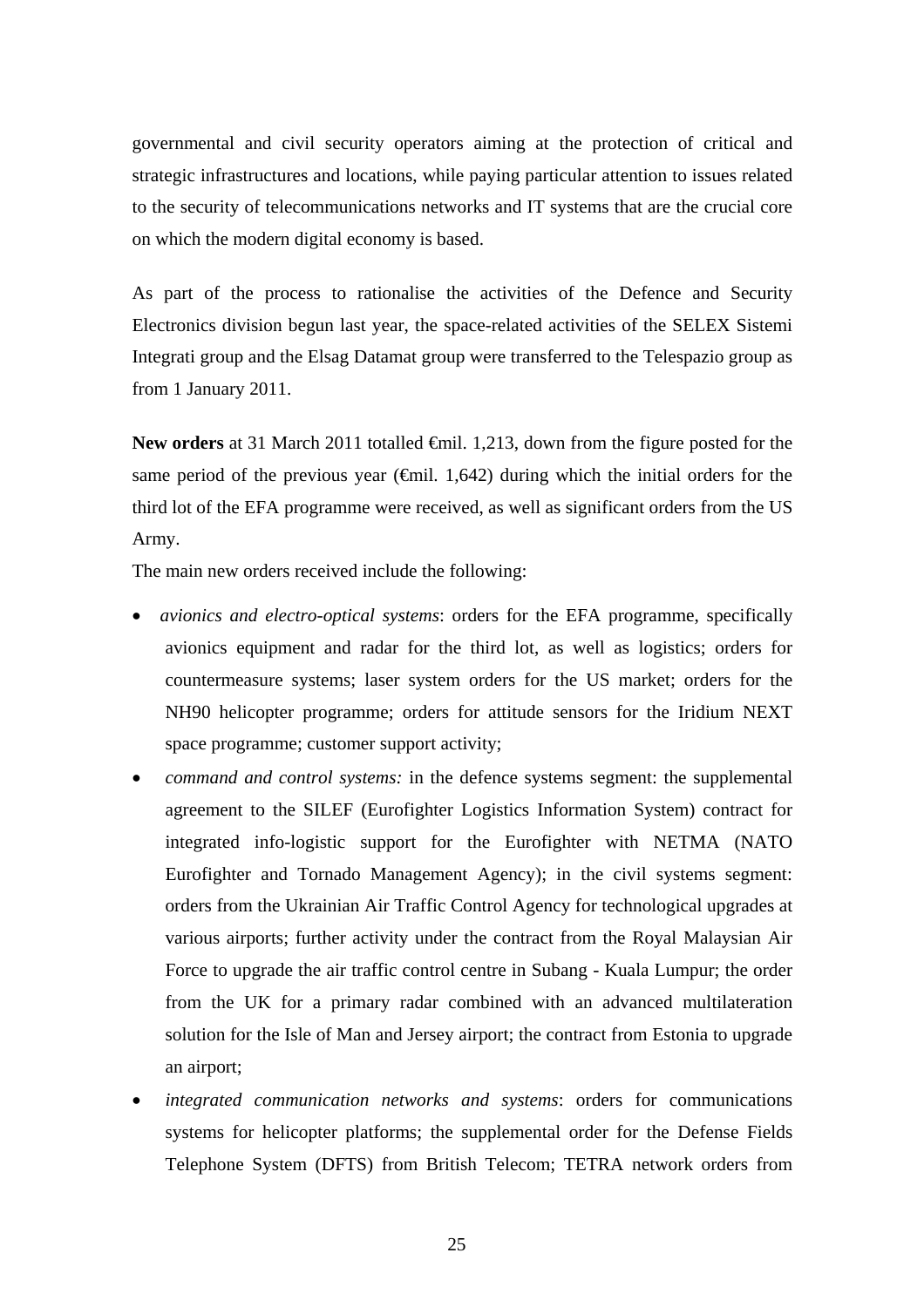governmental and civil security operators aiming at the protection of critical and strategic infrastructures and locations, while paying particular attention to issues related to the security of telecommunications networks and IT systems that are the crucial core on which the modern digital economy is based.

As part of the process to rationalise the activities of the Defence and Security Electronics division begun last year, the space-related activities of the SELEX Sistemi Integrati group and the Elsag Datamat group were transferred to the Telespazio group as from 1 January 2011.

**New orders** at 31 March 2011 totalled €mil. 1,213, down from the figure posted for the same period of the previous year (€mil. 1,642) during which the initial orders for the third lot of the EFA programme were received, as well as significant orders from the US Army.

The main new orders received include the following:

- *avionics and electro-optical systems*: orders for the EFA programme, specifically avionics equipment and radar for the third lot, as well as logistics; orders for countermeasure systems; laser system orders for the US market; orders for the NH90 helicopter programme; orders for attitude sensors for the Iridium NEXT space programme; customer support activity;
- *command and control systems:* in the defence systems segment: the supplemental agreement to the SILEF (Eurofighter Logistics Information System) contract for integrated info-logistic support for the Eurofighter with NETMA (NATO Eurofighter and Tornado Management Agency); in the civil systems segment: orders from the Ukrainian Air Traffic Control Agency for technological upgrades at various airports; further activity under the contract from the Royal Malaysian Air Force to upgrade the air traffic control centre in Subang - Kuala Lumpur; the order from the UK for a primary radar combined with an advanced multilateration solution for the Isle of Man and Jersey airport; the contract from Estonia to upgrade an airport;
- *integrated communication networks and systems*: orders for communications systems for helicopter platforms; the supplemental order for the Defense Fields Telephone System (DFTS) from British Telecom; TETRA network orders from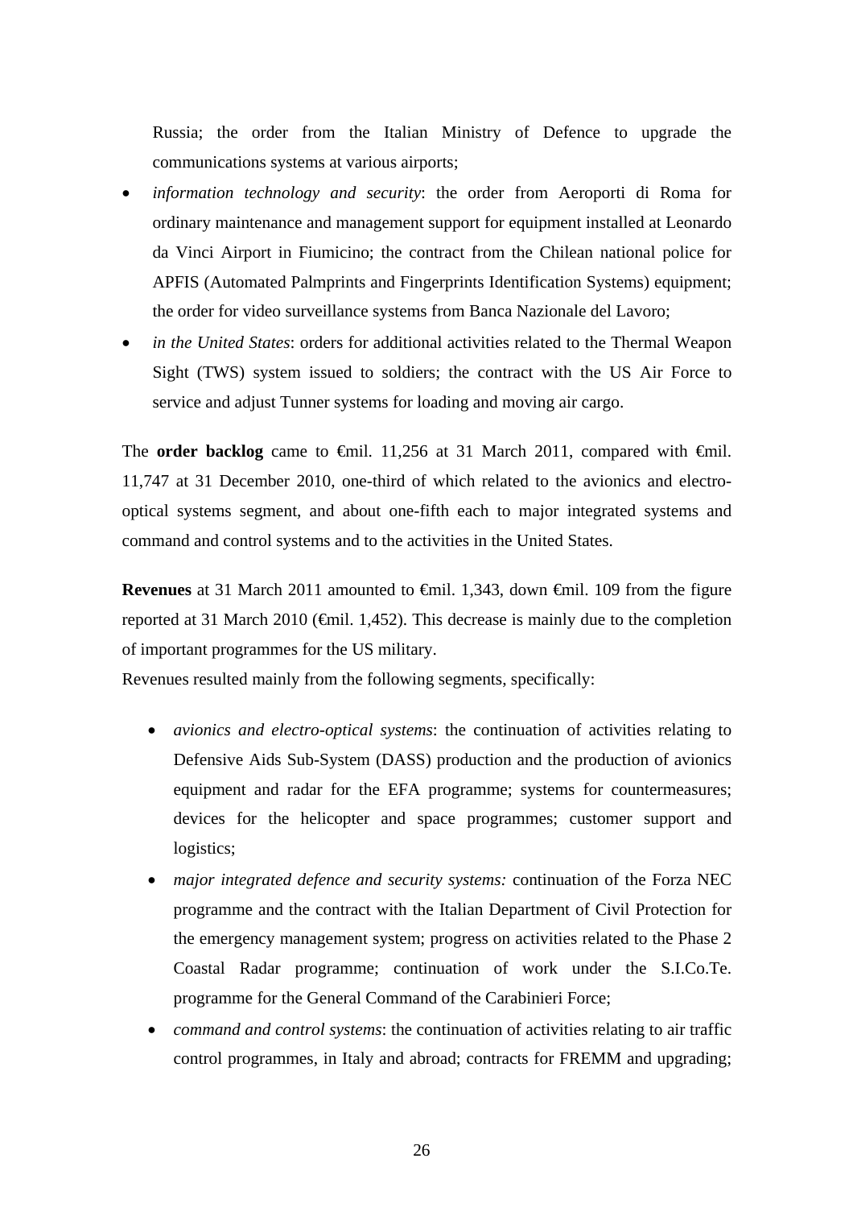Russia; the order from the Italian Ministry of Defence to upgrade the communications systems at various airports;

- *information technology and security*: the order from Aeroporti di Roma for ordinary maintenance and management support for equipment installed at Leonardo da Vinci Airport in Fiumicino; the contract from the Chilean national police for APFIS (Automated Palmprints and Fingerprints Identification Systems) equipment; the order for video surveillance systems from Banca Nazionale del Lavoro;
- *in the United States*: orders for additional activities related to the Thermal Weapon Sight (TWS) system issued to soldiers; the contract with the US Air Force to service and adjust Tunner systems for loading and moving air cargo.

The **order backlog** came to €mil. 11,256 at 31 March 2011, compared with €mil. 11,747 at 31 December 2010, one-third of which related to the avionics and electro-optical systems segment, and about one-fifth each to major integrated systems and command and control systems and to the activities in the United States.

**Revenues** at 31 March 2011 amounted to €mil. 1,343, down €mil. 109 from the figure reported at 31 March 2010 (€mil. 1,452). This decrease is mainly due to the completion of important programmes for the US military.

Revenues resulted mainly from the following segments, specifically:

- *avionics and electro-optical systems*: the continuation of activities relating to Defensive Aids Sub-System (DASS) production and the production of avionics equipment and radar for the EFA programme; systems for countermeasures; devices for the helicopter and space programmes; customer support and logistics;
- *major integrated defence and security systems:* continuation of the Forza NEC programme and the contract with the Italian Department of Civil Protection for the emergency management system; progress on activities related to the Phase 2 Coastal Radar programme; continuation of work under the S.I.Co.Te. programme for the General Command of the Carabinieri Force;
- *command and control systems*: the continuation of activities relating to air traffic control programmes, in Italy and abroad; contracts for FREMM and upgrading;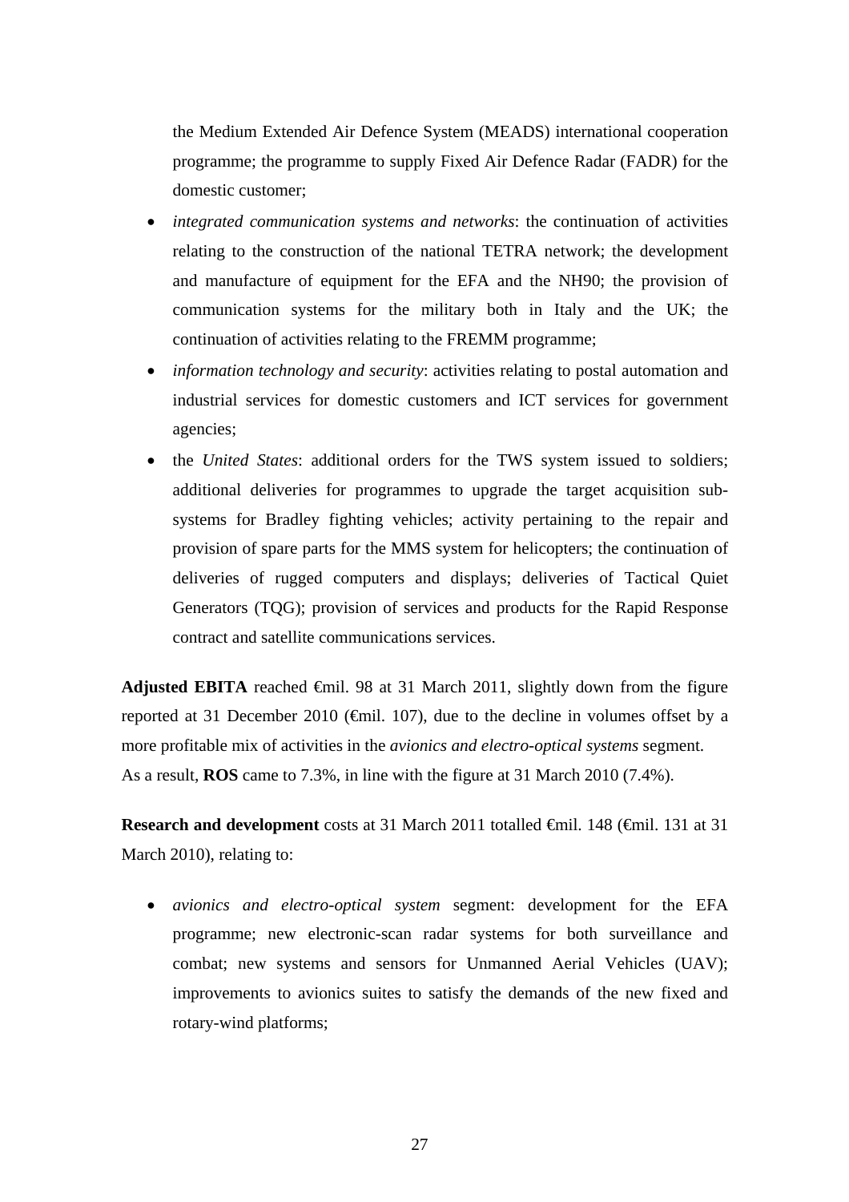the Medium Extended Air Defence System (MEADS) international cooperation programme; the programme to supply Fixed Air Defence Radar (FADR) for the domestic customer;

- *integrated communication systems and networks*: the continuation of activities relating to the construction of the national TETRA network; the development and manufacture of equipment for the EFA and the NH90; the provision of communication systems for the military both in Italy and the UK; the continuation of activities relating to the FREMM programme;
- *information technology and security*: activities relating to postal automation and industrial services for domestic customers and ICT services for government agencies;
- the *United States*: additional orders for the TWS system issued to soldiers; additional deliveries for programmes to upgrade the target acquisition sub-systems for Bradley fighting vehicles; activity pertaining to the repair and provision of spare parts for the MMS system for helicopters; the continuation of deliveries of rugged computers and displays; deliveries of Tactical Quiet Generators (TQG); provision of services and products for the Rapid Response contract and satellite communications services.

**Adjusted EBITA** reached €mil. 98 at 31 March 2011, slightly down from the figure reported at 31 December 2010 (€mil. 107), due to the decline in volumes offset by a more profitable mix of activities in the *avionics and electro-optical systems* segment. As a result, **ROS** came to 7.3%, in line with the figure at 31 March 2010 (7.4%).

**Research and development** costs at 31 March 2011 totalled €mil. 148 (€mil. 131 at 31 March 2010), relating to:

- *avionics and electro-optical system* segment: development for the EFA programme; new electronic-scan radar systems for both surveillance and combat; new systems and sensors for Unmanned Aerial Vehicles (UAV); improvements to avionics suites to satisfy the demands of the new fixed and rotary-wind platforms;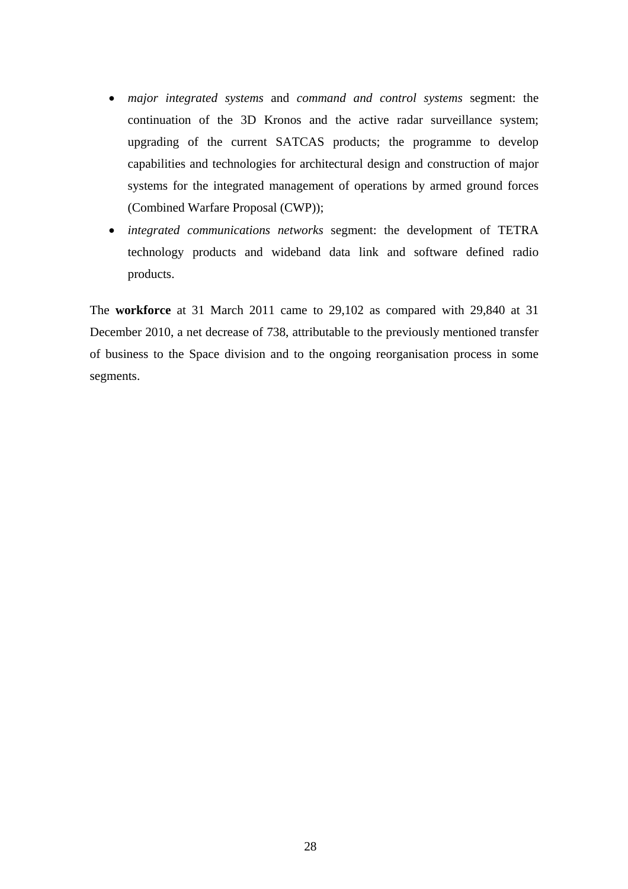- *major integrated systems* and *command and control systems* segment: the continuation of the 3D Kronos and the active radar surveillance system; upgrading of the current SATCAS products; the programme to develop capabilities and technologies for architectural design and construction of major systems for the integrated management of operations by armed ground forces (Combined Warfare Proposal (CWP));
- *integrated communications networks* segment: the development of TETRA technology products and wideband data link and software defined radio products.

The **workforce** at 31 March 2011 came to 29,102 as compared with 29,840 at 31 December 2010, a net decrease of 738, attributable to the previously mentioned transfer of business to the Space division and to the ongoing reorganisation process in some segments.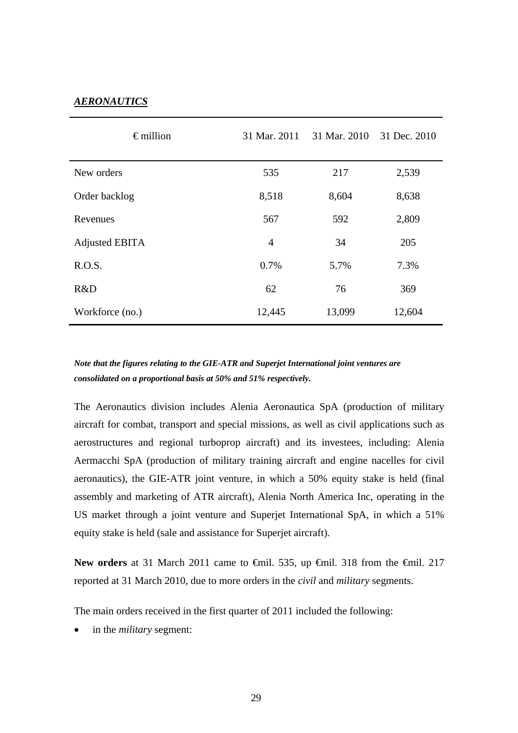***AERONAUTICS***

| € million | 31 Mar. 2011 | 31 Mar. 2010 | 31 Dec. 2010 |
|---|---|---|---|
| New orders | 535 | 217 | 2,539 |
| Order backlog | 8,518 | 8,604 | 8,638 |
| Revenues | 567 | 592 | 2,809 |
| Adjusted EBITA | 4 | 34 | 205 |
| R.O.S. | 0.7% | 5.7% | 7.3% |
| R&D | 62 | 76 | 369 |
| Workforce (no.) | 12,445 | 13,099 | 12,604 |

***Note that the figures relating to the GIE-ATR and Superjet International joint ventures are consolidated on a proportional basis at 50% and 51% respectively.***

The Aeronautics division includes Alenia Aeronautica SpA (production of military aircraft for combat, transport and special missions, as well as civil applications such as aerostructures and regional turboprop aircraft) and its investees, including: Alenia Aermacchi SpA (production of military training aircraft and engine nacelles for civil aeronautics), the GIE-ATR joint venture, in which a 50% equity stake is held (final assembly and marketing of ATR aircraft), Alenia North America Inc, operating in the US market through a joint venture and Superjet International SpA, in which a 51% equity stake is held (sale and assistance for Superjet aircraft).

**New orders** at 31 March 2011 came to €mil. 535, up €mil. 318 from the €mil. 217 reported at 31 March 2010, due to more orders in the *civil* and *military* segments.

The main orders received in the first quarter of 2011 included the following:

- in the *military* segment: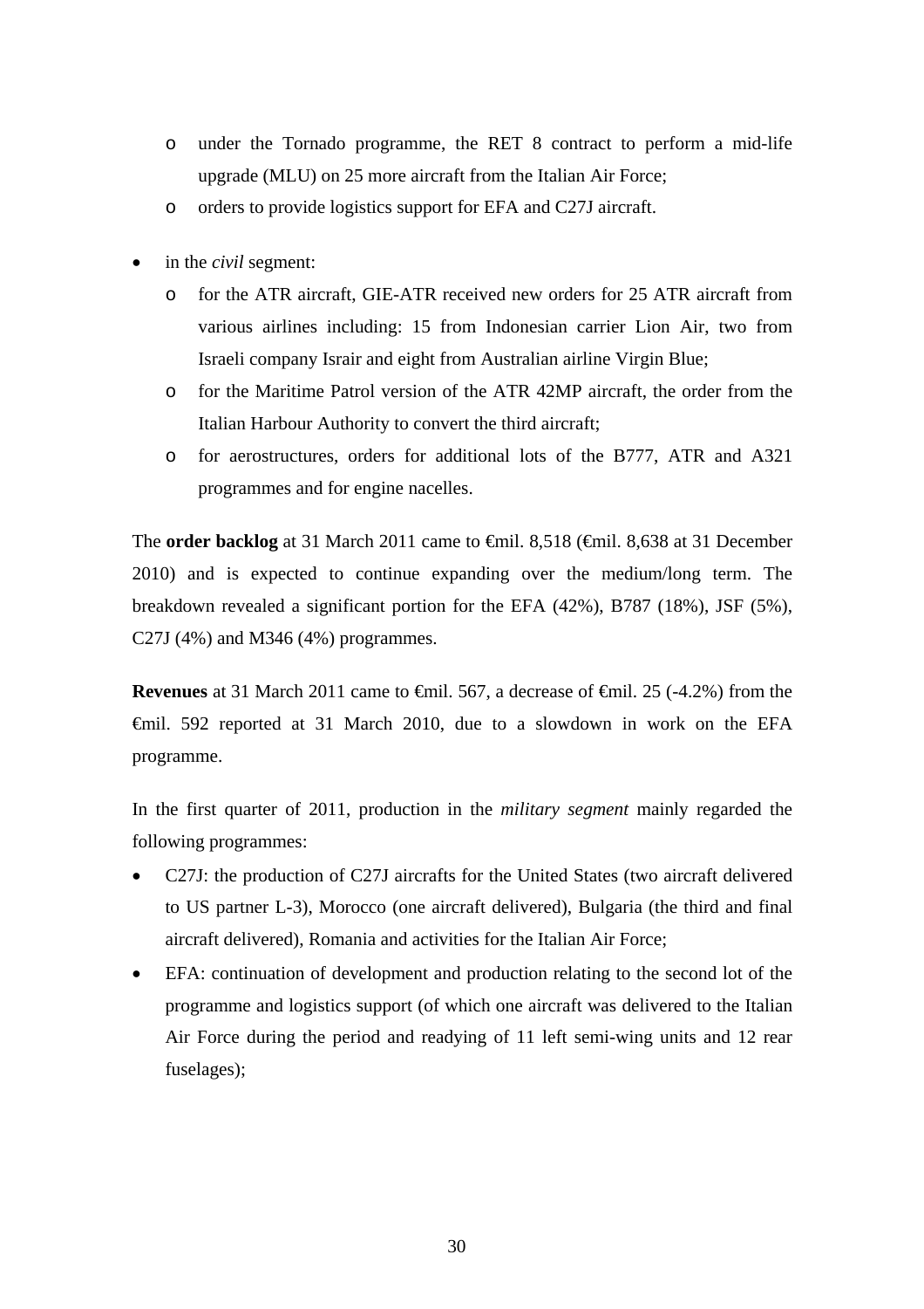- under the Tornado programme, the RET 8 contract to perform a mid-life upgrade (MLU) on 25 more aircraft from the Italian Air Force;
  - orders to provide logistics support for EFA and C27J aircraft.

- in the *civil* segment:
  - for the ATR aircraft, GIE-ATR received new orders for 25 ATR aircraft from various airlines including: 15 from Indonesian carrier Lion Air, two from Israeli company Israir and eight from Australian airline Virgin Blue;
  - for the Maritime Patrol version of the ATR 42MP aircraft, the order from the Italian Harbour Authority to convert the third aircraft;
  - for aerostructures, orders for additional lots of the B777, ATR and A321 programmes and for engine nacelles.

The **order backlog** at 31 March 2011 came to €mil. 8,518 (€mil. 8,638 at 31 December 2010) and is expected to continue expanding over the medium/long term. The breakdown revealed a significant portion for the EFA (42%), B787 (18%), JSF (5%), C27J (4%) and M346 (4%) programmes.

**Revenues** at 31 March 2011 came to €mil. 567, a decrease of €mil. 25 (-4.2%) from the €mil. 592 reported at 31 March 2010, due to a slowdown in work on the EFA programme.

In the first quarter of 2011, production in the *military segment* mainly regarded the following programmes:

- C27J: the production of C27J aircrafts for the United States (two aircraft delivered to US partner L-3), Morocco (one aircraft delivered), Bulgaria (the third and final aircraft delivered), Romania and activities for the Italian Air Force;
- EFA: continuation of development and production relating to the second lot of the programme and logistics support (of which one aircraft was delivered to the Italian Air Force during the period and readying of 11 left semi-wing units and 12 rear fuselages);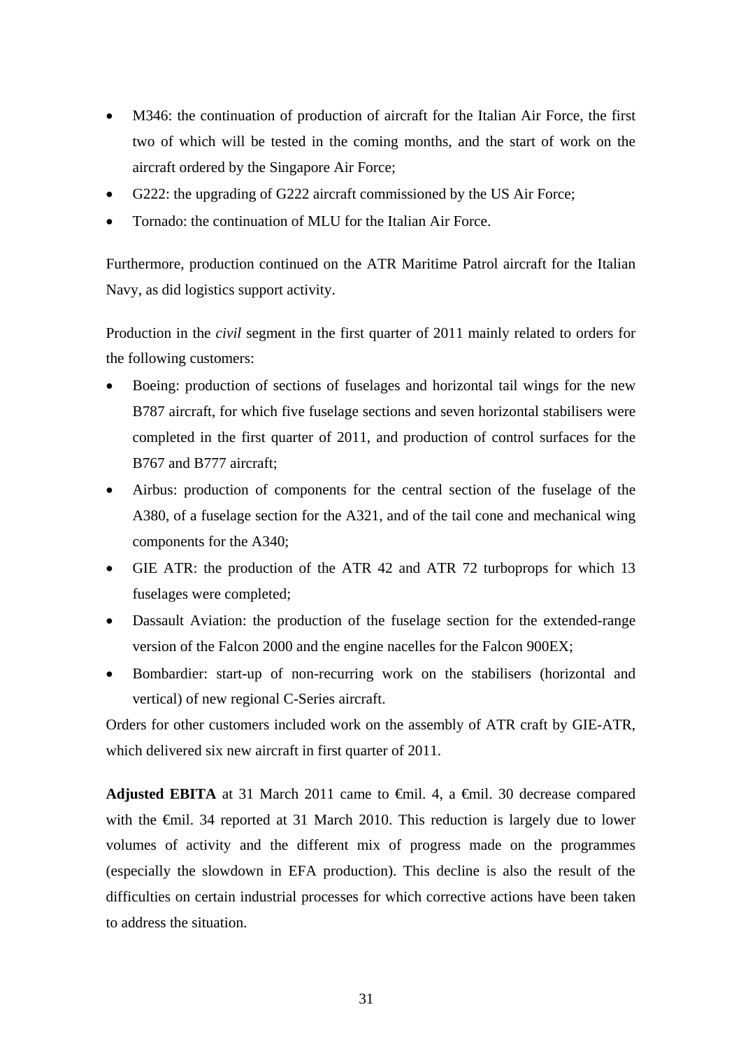- M346: the continuation of production of aircraft for the Italian Air Force, the first two of which will be tested in the coming months, and the start of work on the aircraft ordered by the Singapore Air Force;
- G222: the upgrading of G222 aircraft commissioned by the US Air Force;
- Tornado: the continuation of MLU for the Italian Air Force.

Furthermore, production continued on the ATR Maritime Patrol aircraft for the Italian Navy, as did logistics support activity.

Production in the *civil* segment in the first quarter of 2011 mainly related to orders for the following customers:

- Boeing: production of sections of fuselages and horizontal tail wings for the new B787 aircraft, for which five fuselage sections and seven horizontal stabilisers were completed in the first quarter of 2011, and production of control surfaces for the B767 and B777 aircraft;
- Airbus: production of components for the central section of the fuselage of the A380, of a fuselage section for the A321, and of the tail cone and mechanical wing components for the A340;
- GIE ATR: the production of the ATR 42 and ATR 72 turboprops for which 13 fuselages were completed;
- Dassault Aviation: the production of the fuselage section for the extended-range version of the Falcon 2000 and the engine nacelles for the Falcon 900EX;
- Bombardier: start-up of non-recurring work on the stabilisers (horizontal and vertical) of new regional C-Series aircraft.

Orders for other customers included work on the assembly of ATR craft by GIE-ATR, which delivered six new aircraft in first quarter of 2011.

**Adjusted EBITA** at 31 March 2011 came to €mil. 4, a €mil. 30 decrease compared with the €mil. 34 reported at 31 March 2010. This reduction is largely due to lower volumes of activity and the different mix of progress made on the programmes (especially the slowdown in EFA production). This decline is also the result of the difficulties on certain industrial processes for which corrective actions have been taken to address the situation.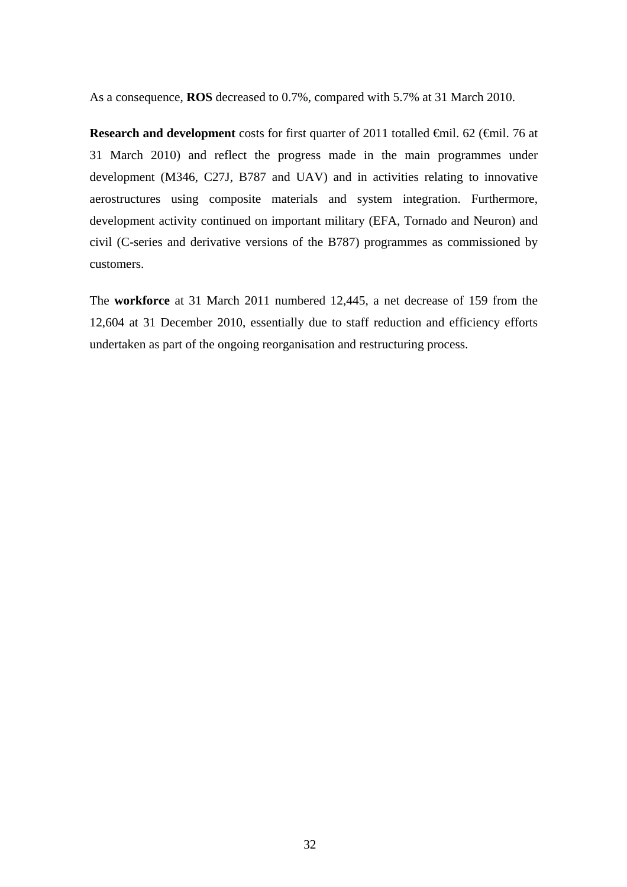As a consequence, **ROS** decreased to 0.7%, compared with 5.7% at 31 March 2010.

**Research and development** costs for first quarter of 2011 totalled €mil. 62 (€mil. 76 at 31 March 2010) and reflect the progress made in the main programmes under development (M346, C27J, B787 and UAV) and in activities relating to innovative aerostructures using composite materials and system integration. Furthermore, development activity continued on important military (EFA, Tornado and Neuron) and civil (C-series and derivative versions of the B787) programmes as commissioned by customers.

The **workforce** at 31 March 2011 numbered 12,445, a net decrease of 159 from the 12,604 at 31 December 2010, essentially due to staff reduction and efficiency efforts undertaken as part of the ongoing reorganisation and restructuring process.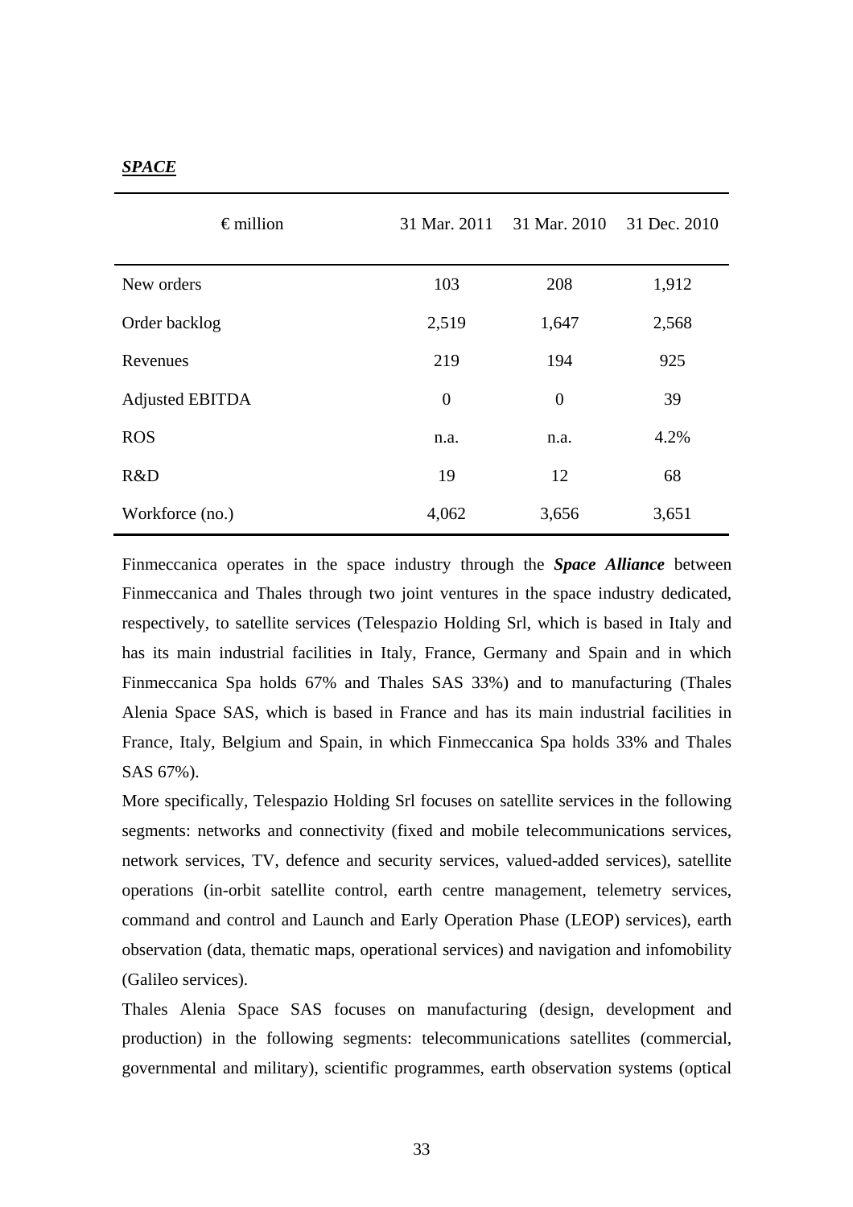***SPACE***

| € million | 31 Mar. 2011 | 31 Mar. 2010 | 31 Dec. 2010 |
|---|---|---|---|
| New orders | 103 | 208 | 1,912 |
| Order backlog | 2,519 | 1,647 | 2,568 |
| Revenues | 219 | 194 | 925 |
| Adjusted EBITDA | 0 | 0 | 39 |
| ROS | n.a. | n.a. | 4.2% |
| R&D | 19 | 12 | 68 |
| Workforce (no.) | 4,062 | 3,656 | 3,651 |

Finmeccanica operates in the space industry through the ***Space Alliance*** between Finmeccanica and Thales through two joint ventures in the space industry dedicated, respectively, to satellite services (Telespazio Holding Srl, which is based in Italy and has its main industrial facilities in Italy, France, Germany and Spain and in which Finmeccanica Spa holds 67% and Thales SAS 33%) and to manufacturing (Thales Alenia Space SAS, which is based in France and has its main industrial facilities in France, Italy, Belgium and Spain, in which Finmeccanica Spa holds 33% and Thales SAS 67%).

More specifically, Telespazio Holding Srl focuses on satellite services in the following segments: networks and connectivity (fixed and mobile telecommunications services, network services, TV, defence and security services, valued-added services), satellite operations (in-orbit satellite control, earth centre management, telemetry services, command and control and Launch and Early Operation Phase (LEOP) services), earth observation (data, thematic maps, operational services) and navigation and infomobility (Galileo services).

Thales Alenia Space SAS focuses on manufacturing (design, development and production) in the following segments: telecommunications satellites (commercial, governmental and military), scientific programmes, earth observation systems (optical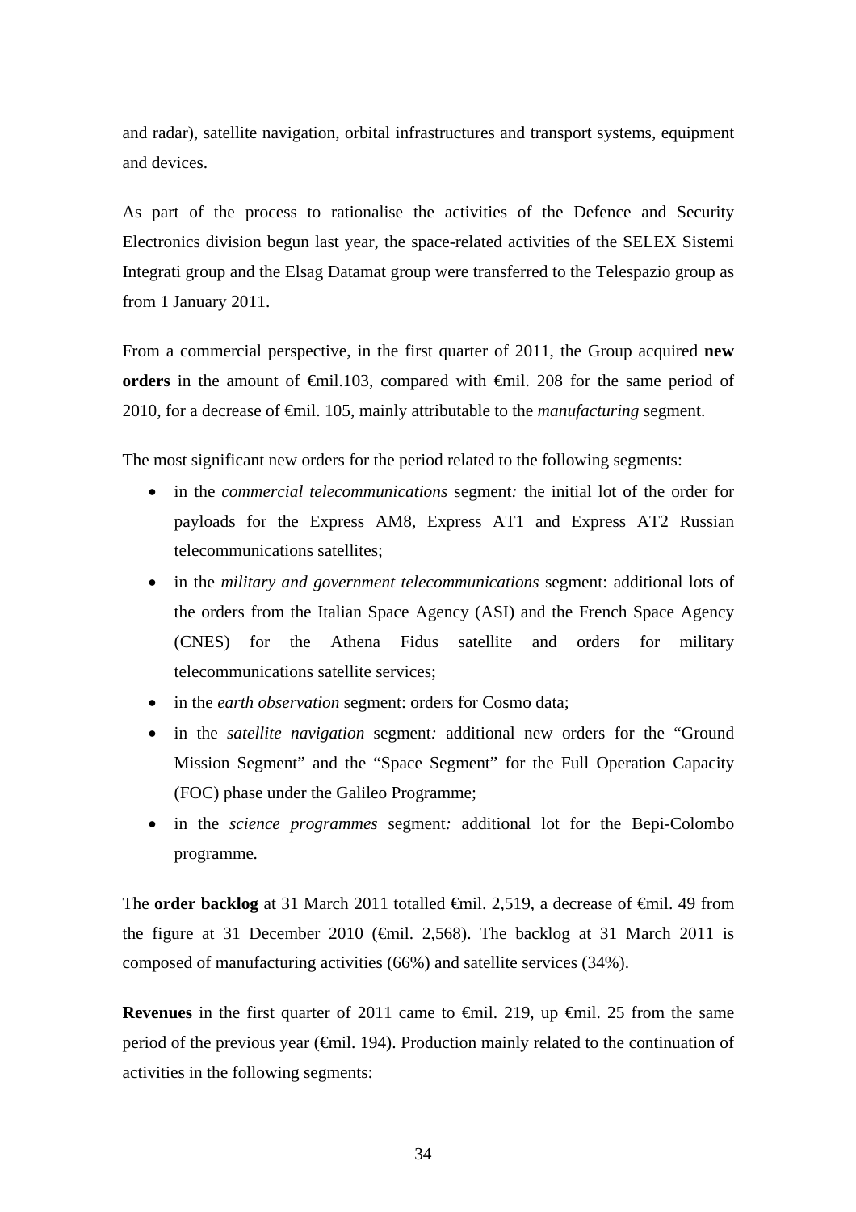and radar), satellite navigation, orbital infrastructures and transport systems, equipment and devices.

As part of the process to rationalise the activities of the Defence and Security Electronics division begun last year, the space-related activities of the SELEX Sistemi Integrati group and the Elsag Datamat group were transferred to the Telespazio group as from 1 January 2011.

From a commercial perspective, in the first quarter of 2011, the Group acquired **new orders** in the amount of €mil.103, compared with €mil. 208 for the same period of 2010, for a decrease of €mil. 105, mainly attributable to the *manufacturing* segment.

The most significant new orders for the period related to the following segments:

- in the *commercial telecommunications* segment*:* the initial lot of the order for payloads for the Express AM8, Express AT1 and Express AT2 Russian telecommunications satellites;
- in the *military and government telecommunications* segment: additional lots of the orders from the Italian Space Agency (ASI) and the French Space Agency (CNES) for the Athena Fidus satellite and orders for military telecommunications satellite services;
- in the *earth observation* segment: orders for Cosmo data;
- in the *satellite navigation* segment*:* additional new orders for the "Ground Mission Segment" and the "Space Segment" for the Full Operation Capacity (FOC) phase under the Galileo Programme;
- in the *science programmes* segment*:* additional lot for the Bepi-Colombo programme*.*

The **order backlog** at 31 March 2011 totalled €mil. 2,519, a decrease of €mil. 49 from the figure at 31 December 2010 (€mil. 2,568). The backlog at 31 March 2011 is composed of manufacturing activities (66%) and satellite services (34%).

**Revenues** in the first quarter of 2011 came to €mil. 219, up €mil. 25 from the same period of the previous year (€mil. 194). Production mainly related to the continuation of activities in the following segments: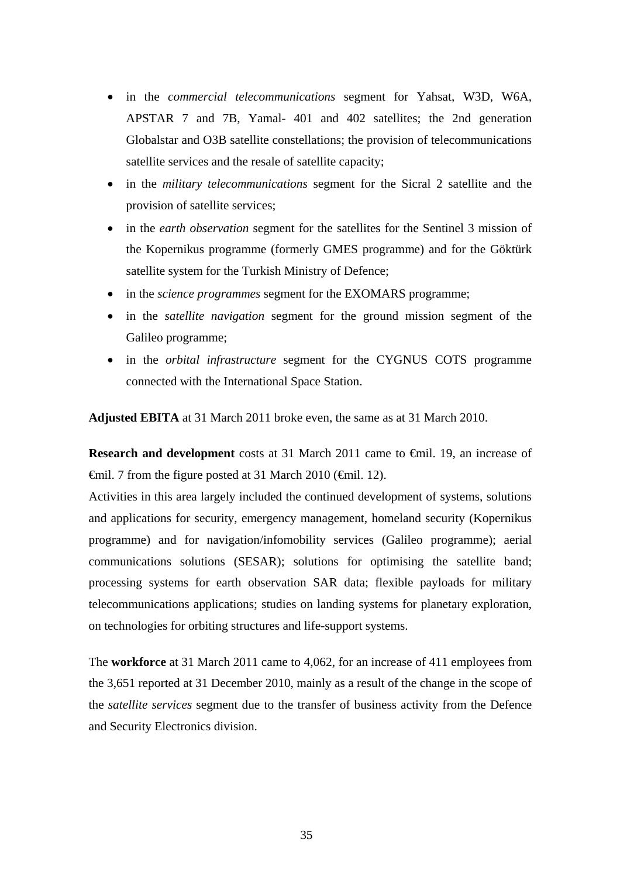- in the *commercial telecommunications* segment for Yahsat, W3D, W6A, APSTAR 7 and 7B, Yamal- 401 and 402 satellites; the 2nd generation Globalstar and O3B satellite constellations; the provision of telecommunications satellite services and the resale of satellite capacity;
- in the *military telecommunications* segment for the Sicral 2 satellite and the provision of satellite services;
- in the *earth observation* segment for the satellites for the Sentinel 3 mission of the Kopernikus programme (formerly GMES programme) and for the Göktürk satellite system for the Turkish Ministry of Defence;
- in the *science programmes* segment for the EXOMARS programme;
- in the *satellite navigation* segment for the ground mission segment of the Galileo programme;
- in the *orbital infrastructure* segment for the CYGNUS COTS programme connected with the International Space Station.

**Adjusted EBITA** at 31 March 2011 broke even, the same as at 31 March 2010.

**Research and development** costs at 31 March 2011 came to €mil. 19, an increase of €mil. 7 from the figure posted at 31 March 2010 (€mil. 12).

Activities in this area largely included the continued development of systems, solutions and applications for security, emergency management, homeland security (Kopernikus programme) and for navigation/infomobility services (Galileo programme); aerial communications solutions (SESAR); solutions for optimising the satellite band; processing systems for earth observation SAR data; flexible payloads for military telecommunications applications; studies on landing systems for planetary exploration, on technologies for orbiting structures and life-support systems.

The **workforce** at 31 March 2011 came to 4,062, for an increase of 411 employees from the 3,651 reported at 31 December 2010, mainly as a result of the change in the scope of the *satellite services* segment due to the transfer of business activity from the Defence and Security Electronics division.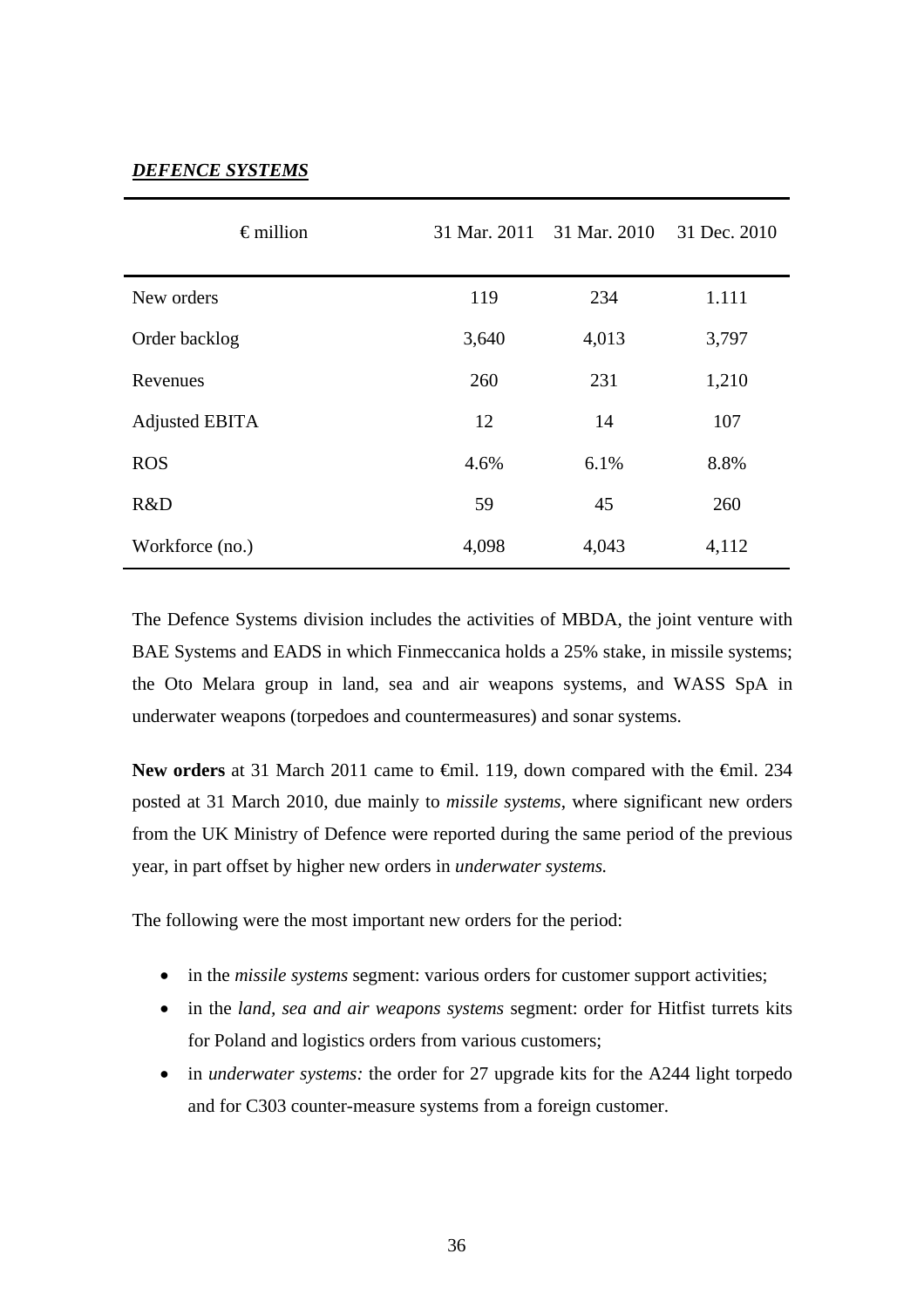***DEFENCE SYSTEMS***

| € million | 31 Mar. 2011 | 31 Mar. 2010 | 31 Dec. 2010 |
|---|---|---|---|
| New orders | 119 | 234 | 1.111 |
| Order backlog | 3,640 | 4,013 | 3,797 |
| Revenues | 260 | 231 | 1,210 |
| Adjusted EBITA | 12 | 14 | 107 |
| ROS | 4.6% | 6.1% | 8.8% |
| R&D | 59 | 45 | 260 |
| Workforce (no.) | 4,098 | 4,043 | 4,112 |

The Defence Systems division includes the activities of MBDA, the joint venture with BAE Systems and EADS in which Finmeccanica holds a 25% stake, in missile systems; the Oto Melara group in land, sea and air weapons systems, and WASS SpA in underwater weapons (torpedoes and countermeasures) and sonar systems.

**New orders** at 31 March 2011 came to €mil. 119, down compared with the €mil. 234 posted at 31 March 2010, due mainly to *missile systems*, where significant new orders from the UK Ministry of Defence were reported during the same period of the previous year, in part offset by higher new orders in *underwater systems.*

The following were the most important new orders for the period:

- in the *missile systems* segment: various orders for customer support activities;
- in the *land, sea and air weapons systems* segment: order for Hitfist turrets kits for Poland and logistics orders from various customers;
- in *underwater systems:* the order for 27 upgrade kits for the A244 light torpedo and for C303 counter-measure systems from a foreign customer.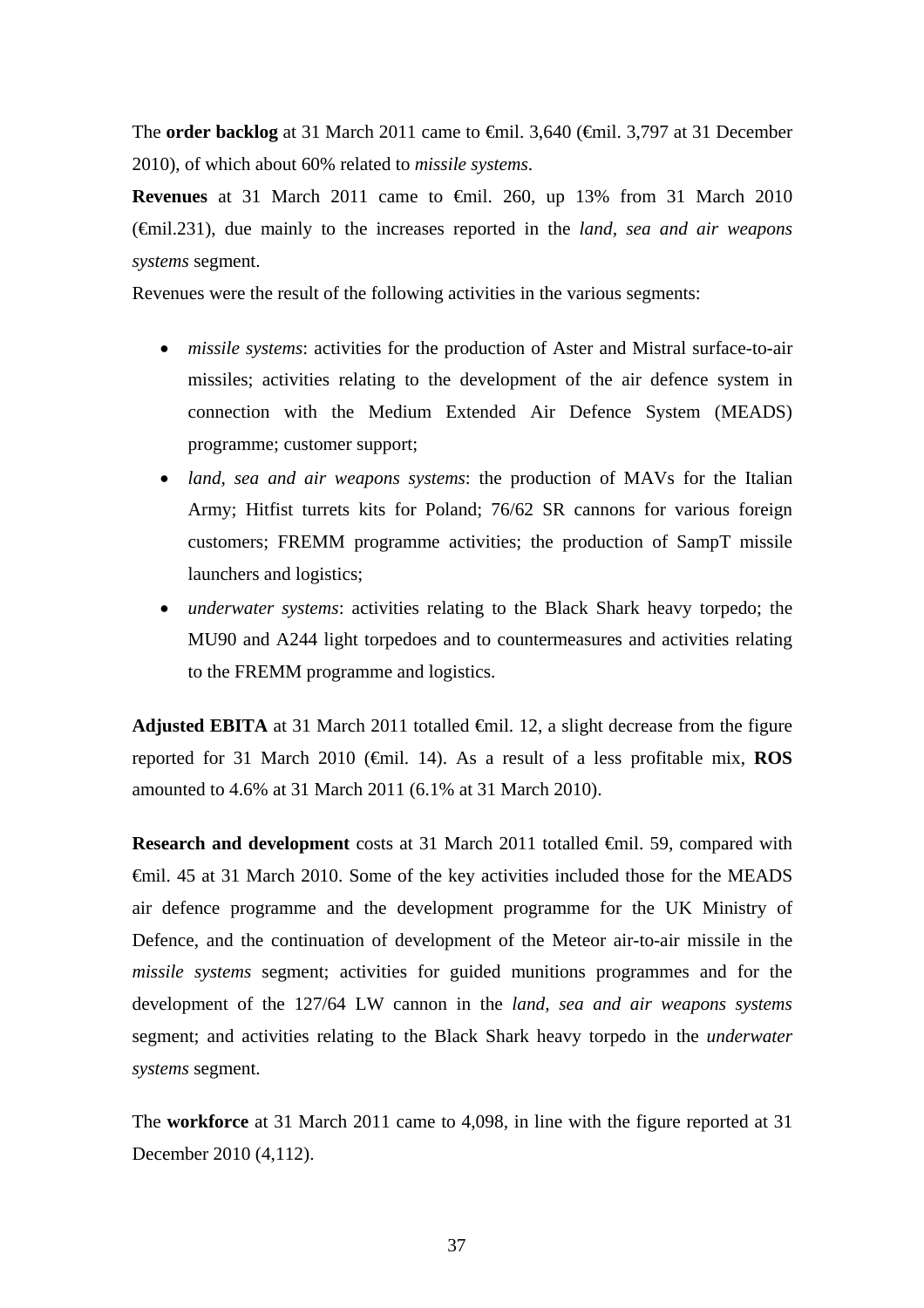The **order backlog** at 31 March 2011 came to €mil. 3,640 (€mil. 3,797 at 31 December 2010), of which about 60% related to *missile systems*.

**Revenues** at 31 March 2011 came to €mil. 260, up 13% from 31 March 2010 (€mil.231), due mainly to the increases reported in the *land, sea and air weapons systems* segment.

Revenues were the result of the following activities in the various segments:

- *missile systems*: activities for the production of Aster and Mistral surface-to-air missiles; activities relating to the development of the air defence system in connection with the Medium Extended Air Defence System (MEADS) programme; customer support;
- *land, sea and air weapons systems*: the production of MAVs for the Italian Army; Hitfist turrets kits for Poland; 76/62 SR cannons for various foreign customers; FREMM programme activities; the production of SampT missile launchers and logistics;
- *underwater systems*: activities relating to the Black Shark heavy torpedo; the MU90 and A244 light torpedoes and to countermeasures and activities relating to the FREMM programme and logistics.

**Adjusted EBITA** at 31 March 2011 totalled €mil. 12, a slight decrease from the figure reported for 31 March 2010 (€mil. 14). As a result of a less profitable mix, **ROS** amounted to 4.6% at 31 March 2011 (6.1% at 31 March 2010).

**Research and development** costs at 31 March 2011 totalled €mil. 59, compared with €mil. 45 at 31 March 2010. Some of the key activities included those for the MEADS air defence programme and the development programme for the UK Ministry of Defence, and the continuation of development of the Meteor air-to-air missile in the *missile systems* segment; activities for guided munitions programmes and for the development of the 127/64 LW cannon in the *land, sea and air weapons systems* segment; and activities relating to the Black Shark heavy torpedo in the *underwater systems* segment.

The **workforce** at 31 March 2011 came to 4,098, in line with the figure reported at 31 December 2010 (4,112).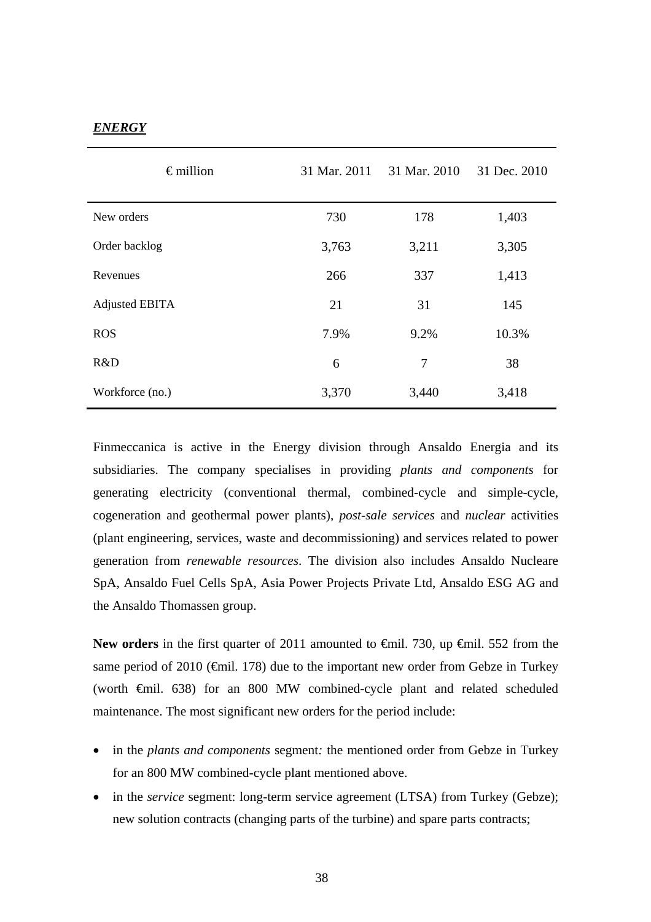***ENERGY***

| € million | 31 Mar. 2011 | 31 Mar. 2010 | 31 Dec. 2010 |
|---|---|---|---|
| New orders | 730 | 178 | 1,403 |
| Order backlog | 3,763 | 3,211 | 3,305 |
| Revenues | 266 | 337 | 1,413 |
| Adjusted EBITA | 21 | 31 | 145 |
| ROS | 7.9% | 9.2% | 10.3% |
| R&D | 6 | 7 | 38 |
| Workforce (no.) | 3,370 | 3,440 | 3,418 |

Finmeccanica is active in the Energy division through Ansaldo Energia and its subsidiaries. The company specialises in providing *plants and components* for generating electricity (conventional thermal, combined-cycle and simple-cycle, cogeneration and geothermal power plants), *post-sale services* and *nuclear* activities (plant engineering, services, waste and decommissioning) and services related to power generation from *renewable resources*. The division also includes Ansaldo Nucleare SpA, Ansaldo Fuel Cells SpA, Asia Power Projects Private Ltd, Ansaldo ESG AG and the Ansaldo Thomassen group.

**New orders** in the first quarter of 2011 amounted to €mil. 730, up €mil. 552 from the same period of 2010 (€mil. 178) due to the important new order from Gebze in Turkey (worth €mil. 638) for an 800 MW combined-cycle plant and related scheduled maintenance. The most significant new orders for the period include:

- in the *plants and components* segment*:* the mentioned order from Gebze in Turkey for an 800 MW combined-cycle plant mentioned above.
- in the *service* segment: long-term service agreement (LTSA) from Turkey (Gebze); new solution contracts (changing parts of the turbine) and spare parts contracts;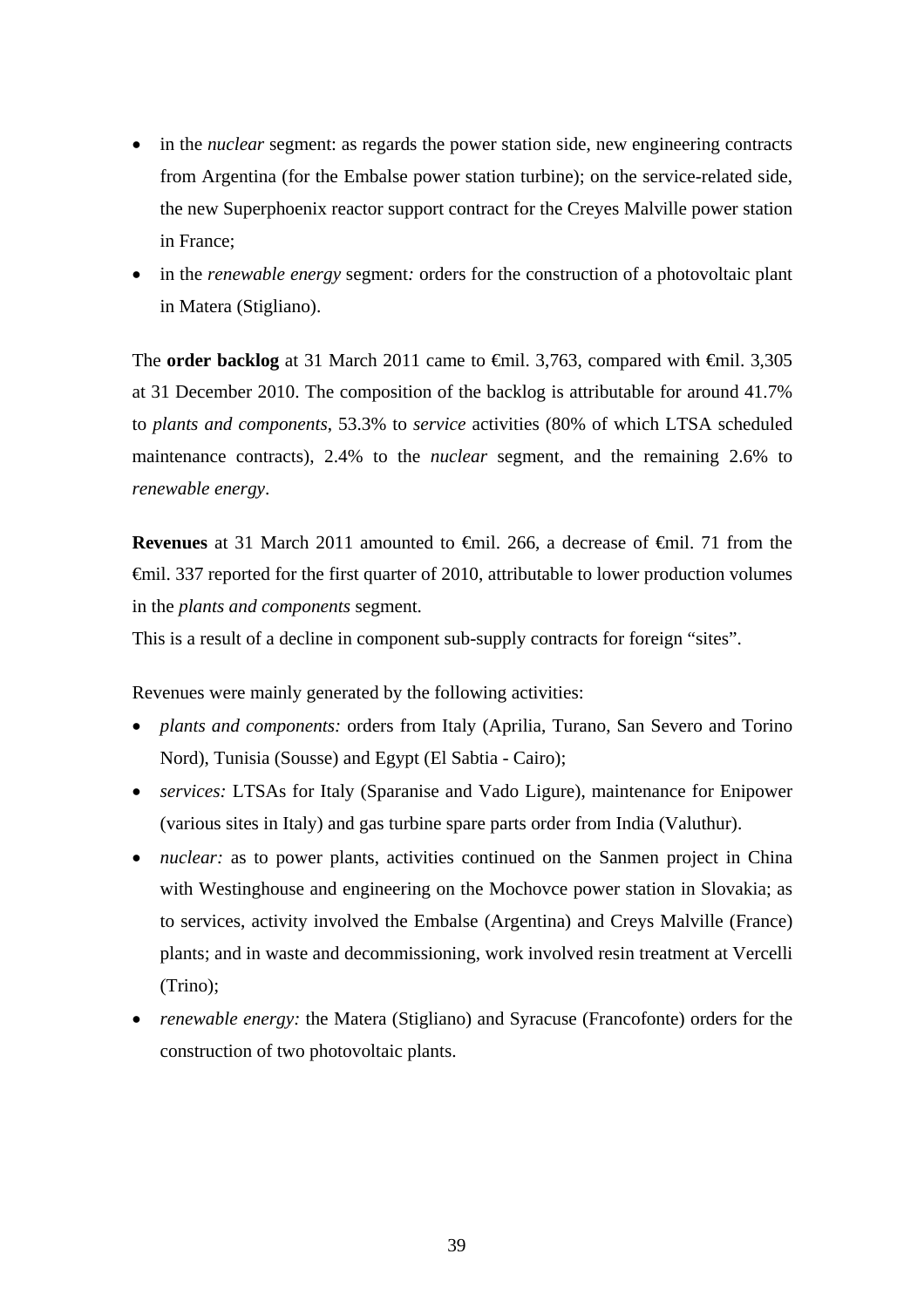- in the *nuclear* segment: as regards the power station side, new engineering contracts from Argentina (for the Embalse power station turbine); on the service-related side, the new Superphoenix reactor support contract for the Creyes Malville power station in France;
- in the *renewable energy* segment*:* orders for the construction of a photovoltaic plant in Matera (Stigliano).

The **order backlog** at 31 March 2011 came to €mil. 3,763, compared with €mil. 3,305 at 31 December 2010. The composition of the backlog is attributable for around 41.7% to *plants and components*, 53.3% to *service* activities (80% of which LTSA scheduled maintenance contracts), 2.4% to the *nuclear* segment, and the remaining 2.6% to *renewable energy*.

**Revenues** at 31 March 2011 amounted to €mil. 266, a decrease of €mil. 71 from the €mil. 337 reported for the first quarter of 2010, attributable to lower production volumes in the *plants and components* segment.
This is a result of a decline in component sub-supply contracts for foreign "sites".

Revenues were mainly generated by the following activities:

- *plants and components:* orders from Italy (Aprilia, Turano, San Severo and Torino Nord), Tunisia (Sousse) and Egypt (El Sabtia - Cairo);
- *services:* LTSAs for Italy (Sparanise and Vado Ligure), maintenance for Enipower (various sites in Italy) and gas turbine spare parts order from India (Valuthur).
- *nuclear:* as to power plants, activities continued on the Sanmen project in China with Westinghouse and engineering on the Mochovce power station in Slovakia; as to services, activity involved the Embalse (Argentina) and Creys Malville (France) plants; and in waste and decommissioning, work involved resin treatment at Vercelli (Trino);
- *renewable energy:* the Matera (Stigliano) and Syracuse (Francofonte) orders for the construction of two photovoltaic plants.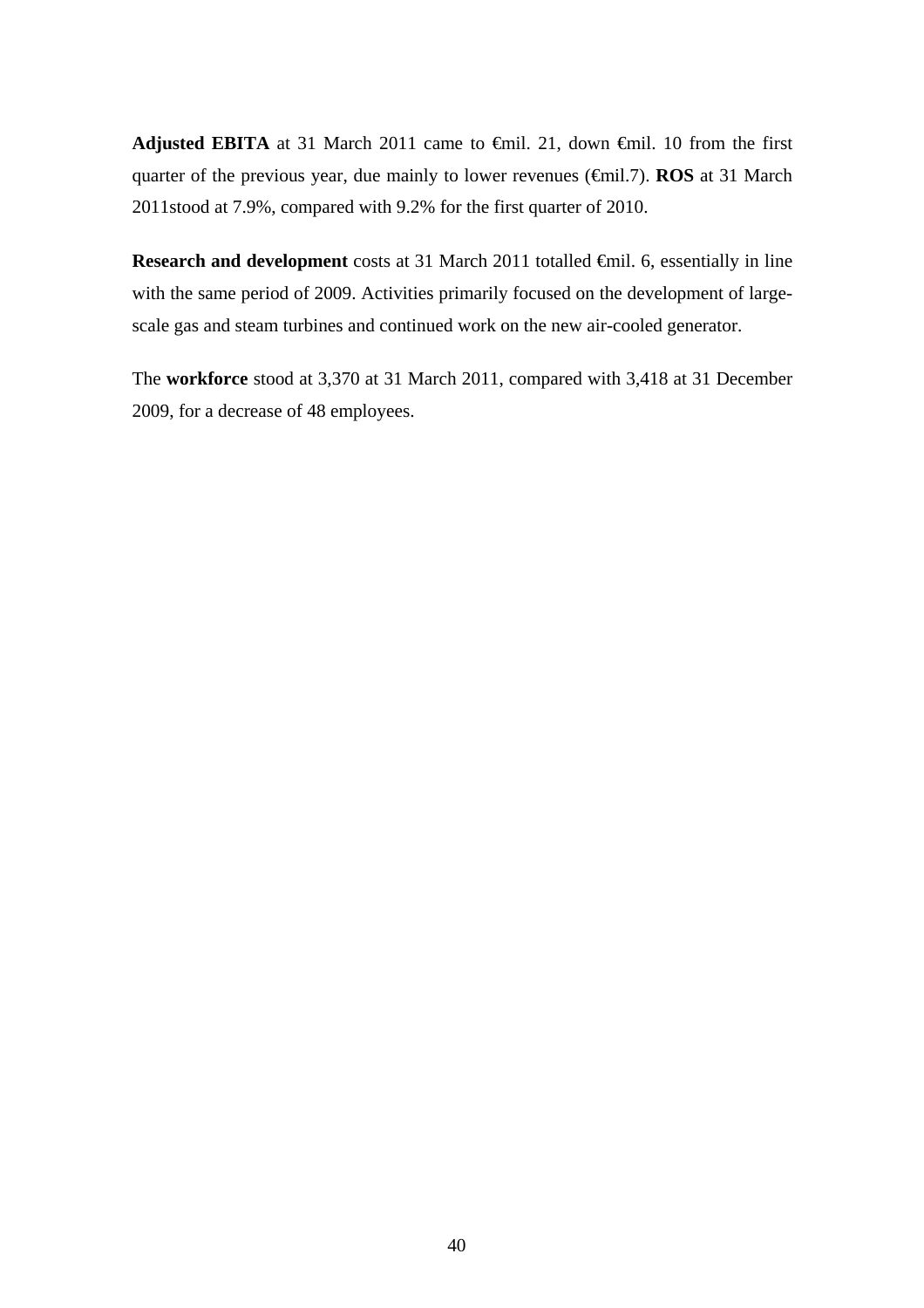**Adjusted EBITA** at 31 March 2011 came to €mil. 21, down €mil. 10 from the first quarter of the previous year, due mainly to lower revenues (€mil.7). **ROS** at 31 March 2011stood at 7.9%, compared with 9.2% for the first quarter of 2010.

**Research and development** costs at 31 March 2011 totalled €mil. 6, essentially in line with the same period of 2009. Activities primarily focused on the development of large-scale gas and steam turbines and continued work on the new air-cooled generator.

The **workforce** stood at 3,370 at 31 March 2011, compared with 3,418 at 31 December 2009, for a decrease of 48 employees.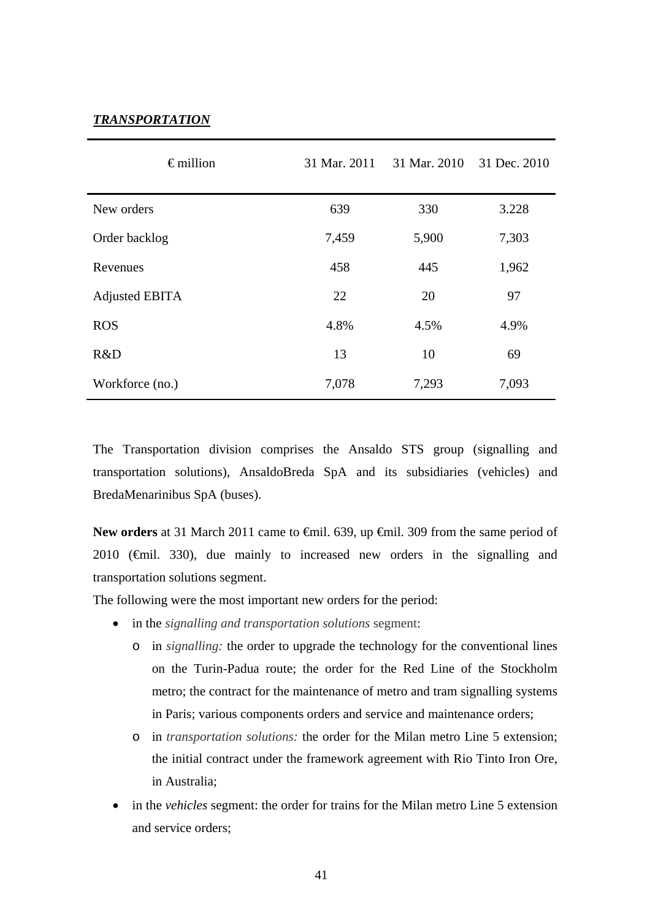***TRANSPORTATION***

| € million | 31 Mar. 2011 | 31 Mar. 2010 | 31 Dec. 2010 |
|---|---|---|---|
| New orders | 639 | 330 | 3.228 |
| Order backlog | 7,459 | 5,900 | 7,303 |
| Revenues | 458 | 445 | 1,962 |
| Adjusted EBITA | 22 | 20 | 97 |
| ROS | 4.8% | 4.5% | 4.9% |
| R&D | 13 | 10 | 69 |
| Workforce (no.) | 7,078 | 7,293 | 7,093 |

The Transportation division comprises the Ansaldo STS group (signalling and transportation solutions), AnsaldoBreda SpA and its subsidiaries (vehicles) and BredaMenarinibus SpA (buses).

**New orders** at 31 March 2011 came to €mil. 639, up €mil. 309 from the same period of 2010 (€mil. 330), due mainly to increased new orders in the signalling and transportation solutions segment.

The following were the most important new orders for the period:

- in the *signalling and transportation solutions* segment:
  - in *signalling:* the order to upgrade the technology for the conventional lines on the Turin-Padua route; the order for the Red Line of the Stockholm metro; the contract for the maintenance of metro and tram signalling systems in Paris; various components orders and service and maintenance orders;
  - in *transportation solutions:* the order for the Milan metro Line 5 extension; the initial contract under the framework agreement with Rio Tinto Iron Ore, in Australia;
- in the *vehicles* segment: the order for trains for the Milan metro Line 5 extension and service orders;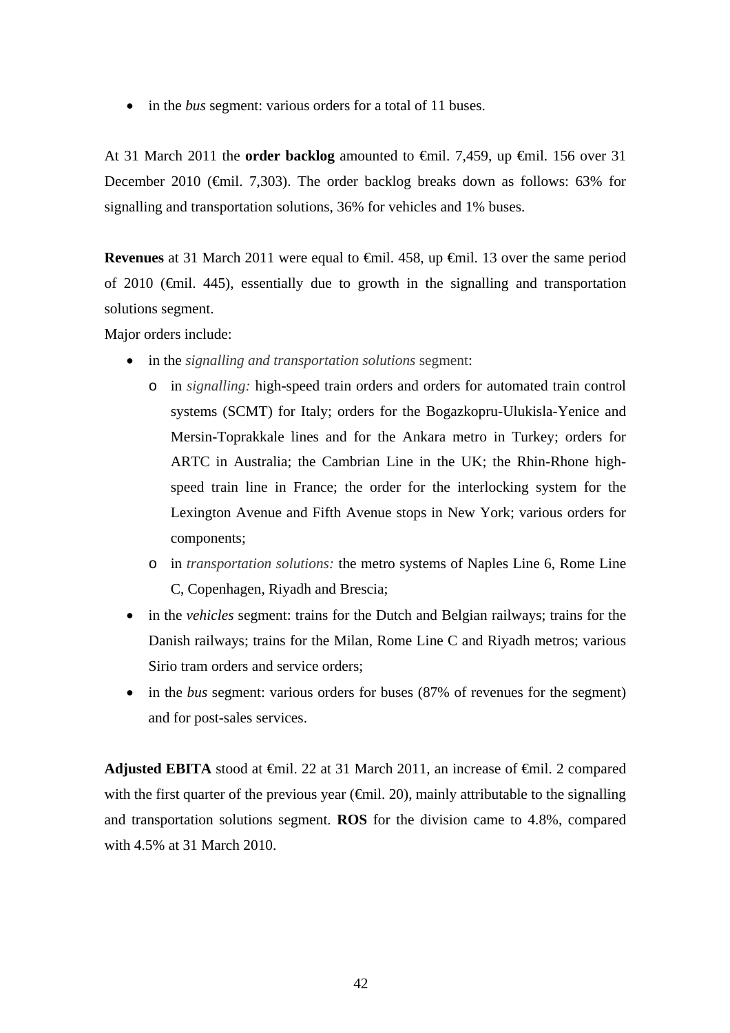- in the *bus* segment: various orders for a total of 11 buses.

At 31 March 2011 the **order backlog** amounted to €mil. 7,459, up €mil. 156 over 31 December 2010 (€mil. 7,303). The order backlog breaks down as follows: 63% for signalling and transportation solutions, 36% for vehicles and 1% buses.

**Revenues** at 31 March 2011 were equal to €mil. 458, up €mil. 13 over the same period of 2010 (€mil. 445), essentially due to growth in the signalling and transportation solutions segment.

Major orders include:

- in the *signalling and transportation solutions* segment:
  - in *signalling:* high-speed train orders and orders for automated train control systems (SCMT) for Italy; orders for the Bogazkopru-Ulukisla-Yenice and Mersin-Toprakkale lines and for the Ankara metro in Turkey; orders for ARTC in Australia; the Cambrian Line in the UK; the Rhin-Rhone high-speed train line in France; the order for the interlocking system for the Lexington Avenue and Fifth Avenue stops in New York; various orders for components;
  - in *transportation solutions:* the metro systems of Naples Line 6, Rome Line C, Copenhagen, Riyadh and Brescia;
- in the *vehicles* segment: trains for the Dutch and Belgian railways; trains for the Danish railways; trains for the Milan, Rome Line C and Riyadh metros; various Sirio tram orders and service orders;
- in the *bus* segment: various orders for buses (87% of revenues for the segment) and for post-sales services.

**Adjusted EBITA** stood at €mil. 22 at 31 March 2011, an increase of €mil. 2 compared with the first quarter of the previous year (€mil. 20), mainly attributable to the signalling and transportation solutions segment. **ROS** for the division came to 4.8%, compared with 4.5% at 31 March 2010.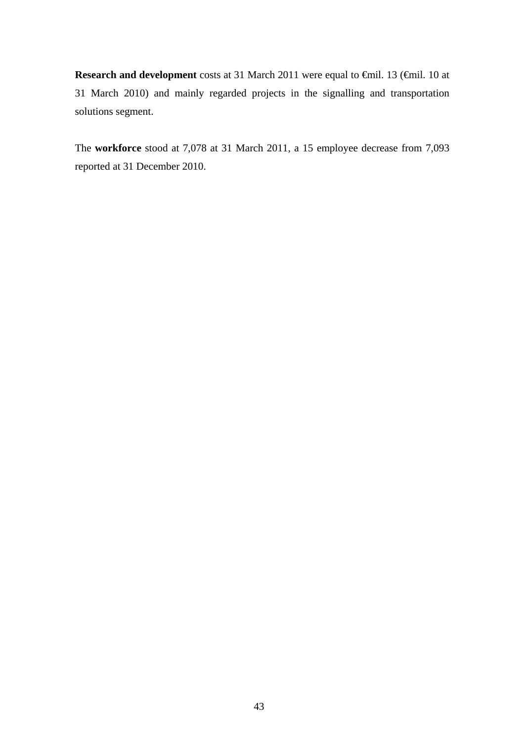**Research and development** costs at 31 March 2011 were equal to €mil. 13 (€mil. 10 at 31 March 2010) and mainly regarded projects in the signalling and transportation solutions segment.

The **workforce** stood at 7,078 at 31 March 2011, a 15 employee decrease from 7,093 reported at 31 December 2010.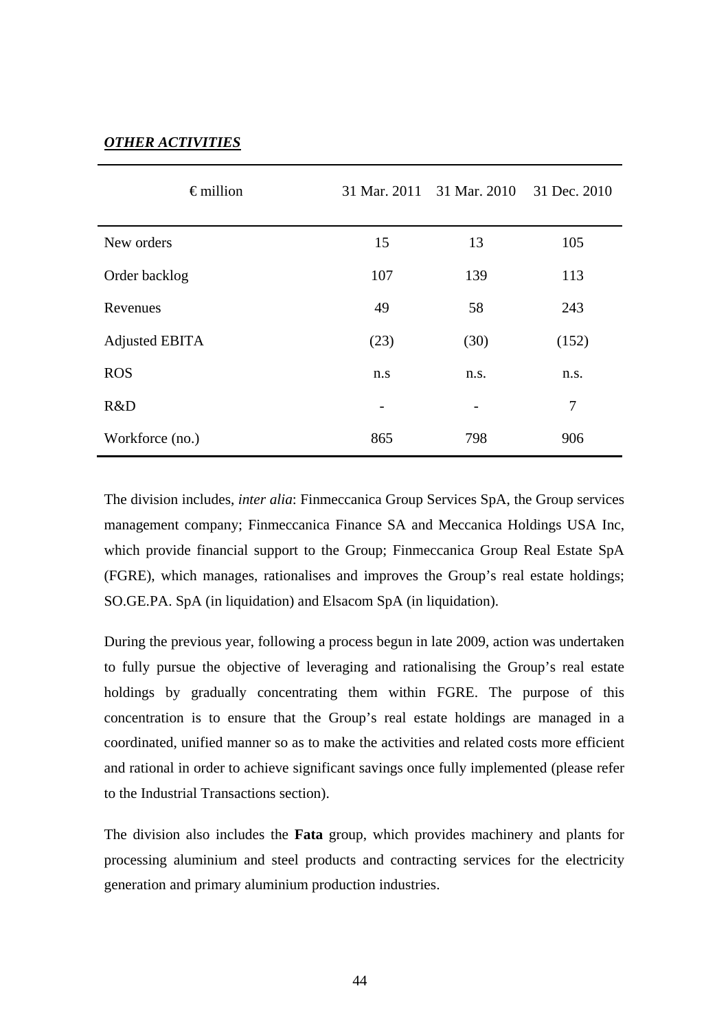***OTHER ACTIVITIES***

| € million | 31 Mar. 2011 | 31 Mar. 2010 | 31 Dec. 2010 |
|---|---|---|---|
| New orders | 15 | 13 | 105 |
| Order backlog | 107 | 139 | 113 |
| Revenues | 49 | 58 | 243 |
| Adjusted EBITA | (23) | (30) | (152) |
| ROS | n.s | n.s. | n.s. |
| R&D | - | - | 7 |
| Workforce (no.) | 865 | 798 | 906 |

The division includes, *inter alia*: Finmeccanica Group Services SpA, the Group services management company; Finmeccanica Finance SA and Meccanica Holdings USA Inc, which provide financial support to the Group; Finmeccanica Group Real Estate SpA (FGRE), which manages, rationalises and improves the Group's real estate holdings; SO.GE.PA. SpA (in liquidation) and Elsacom SpA (in liquidation).

During the previous year, following a process begun in late 2009, action was undertaken to fully pursue the objective of leveraging and rationalising the Group's real estate holdings by gradually concentrating them within FGRE. The purpose of this concentration is to ensure that the Group's real estate holdings are managed in a coordinated, unified manner so as to make the activities and related costs more efficient and rational in order to achieve significant savings once fully implemented (please refer to the Industrial Transactions section).

The division also includes the **Fata** group, which provides machinery and plants for processing aluminium and steel products and contracting services for the electricity generation and primary aluminium production industries.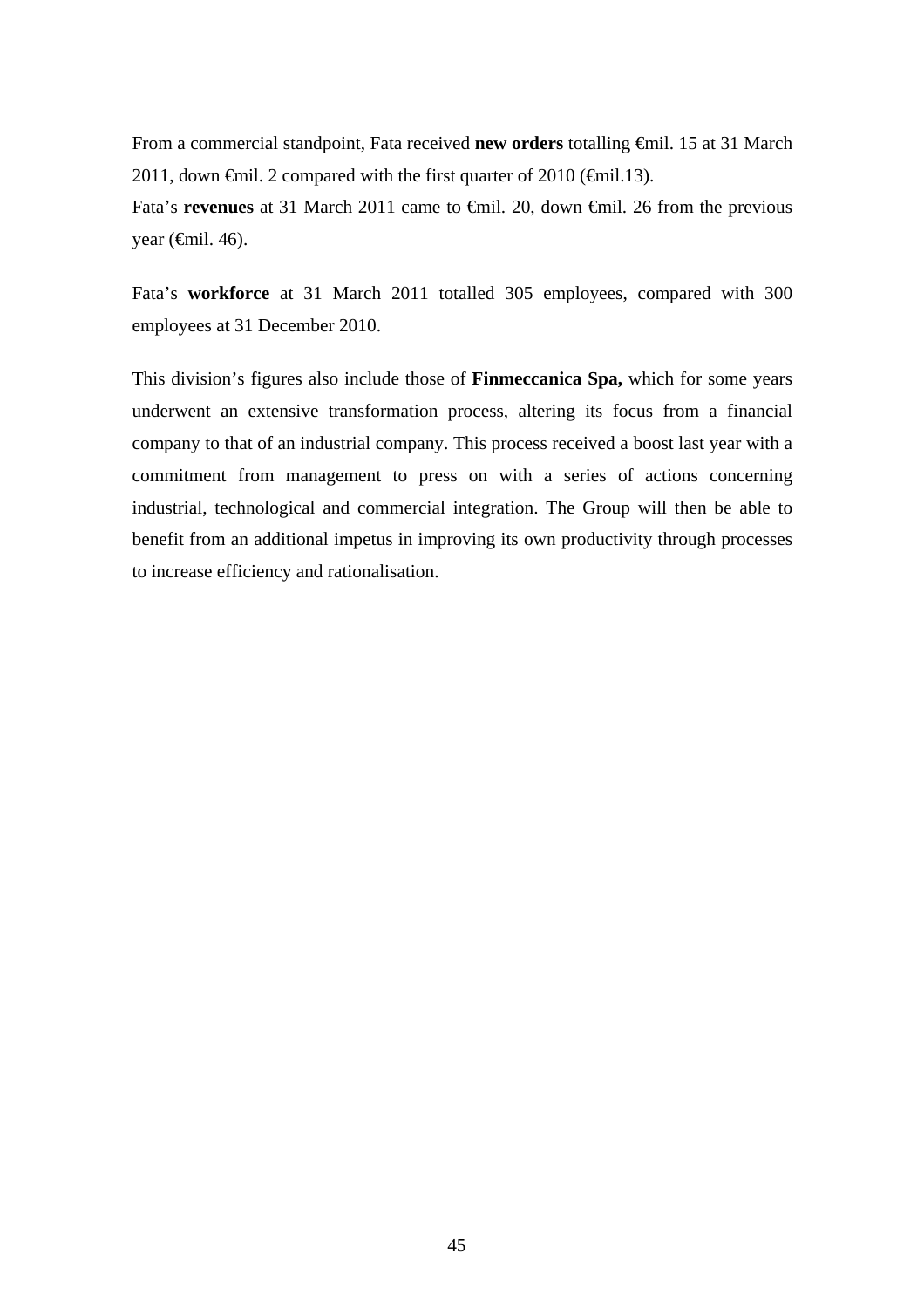From a commercial standpoint, Fata received **new orders** totalling €mil. 15 at 31 March 2011, down €mil. 2 compared with the first quarter of 2010 (€mil.13).

Fata's **revenues** at 31 March 2011 came to €mil. 20, down €mil. 26 from the previous year (€mil. 46).

Fata's **workforce** at 31 March 2011 totalled 305 employees, compared with 300 employees at 31 December 2010.

This division's figures also include those of **Finmeccanica Spa,** which for some years underwent an extensive transformation process, altering its focus from a financial company to that of an industrial company. This process received a boost last year with a commitment from management to press on with a series of actions concerning industrial, technological and commercial integration. The Group will then be able to benefit from an additional impetus in improving its own productivity through processes to increase efficiency and rationalisation.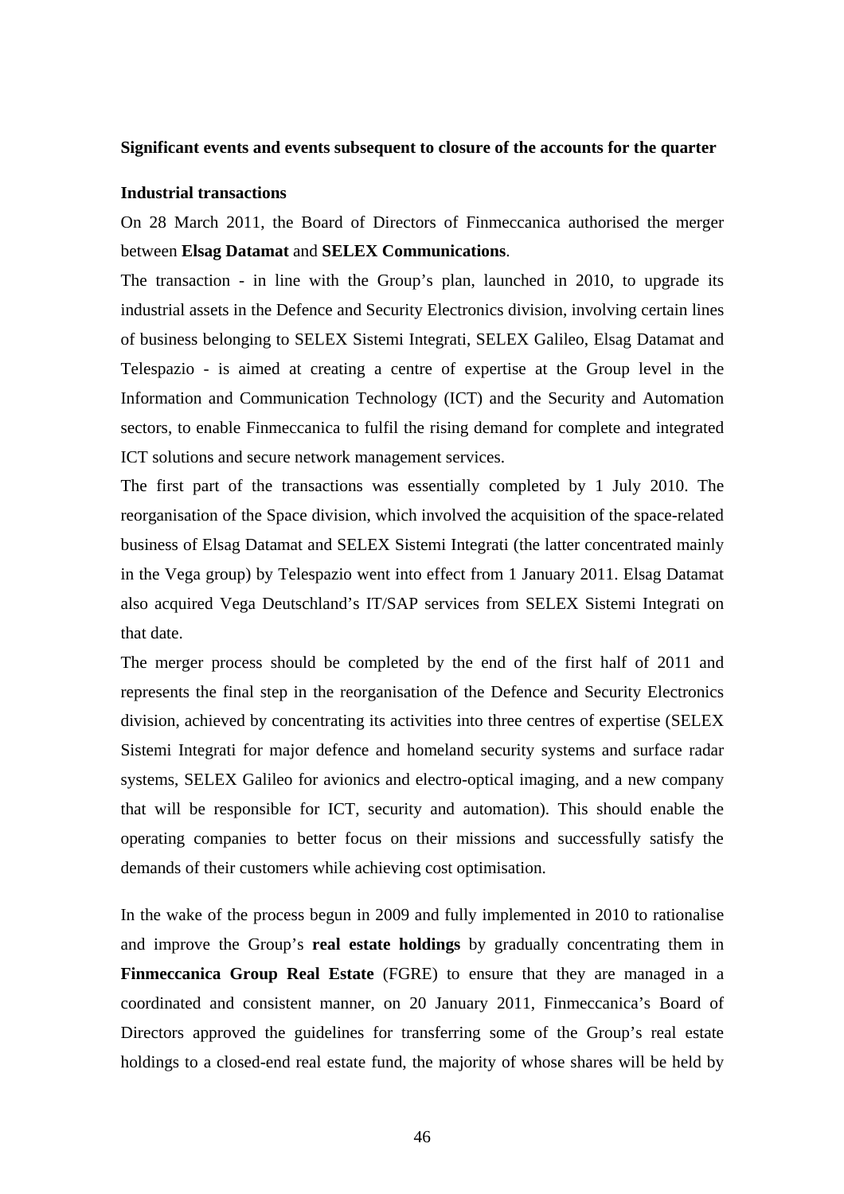**Significant events and events subsequent to closure of the accounts for the quarter**

**Industrial transactions**

On 28 March 2011, the Board of Directors of Finmeccanica authorised the merger between **Elsag Datamat** and **SELEX Communications**.

The transaction - in line with the Group's plan, launched in 2010, to upgrade its industrial assets in the Defence and Security Electronics division, involving certain lines of business belonging to SELEX Sistemi Integrati, SELEX Galileo, Elsag Datamat and Telespazio - is aimed at creating a centre of expertise at the Group level in the Information and Communication Technology (ICT) and the Security and Automation sectors, to enable Finmeccanica to fulfil the rising demand for complete and integrated ICT solutions and secure network management services.

The first part of the transactions was essentially completed by 1 July 2010. The reorganisation of the Space division, which involved the acquisition of the space-related business of Elsag Datamat and SELEX Sistemi Integrati (the latter concentrated mainly in the Vega group) by Telespazio went into effect from 1 January 2011. Elsag Datamat also acquired Vega Deutschland's IT/SAP services from SELEX Sistemi Integrati on that date.

The merger process should be completed by the end of the first half of 2011 and represents the final step in the reorganisation of the Defence and Security Electronics division, achieved by concentrating its activities into three centres of expertise (SELEX Sistemi Integrati for major defence and homeland security systems and surface radar systems, SELEX Galileo for avionics and electro-optical imaging, and a new company that will be responsible for ICT, security and automation). This should enable the operating companies to better focus on their missions and successfully satisfy the demands of their customers while achieving cost optimisation.

In the wake of the process begun in 2009 and fully implemented in 2010 to rationalise and improve the Group's **real estate holdings** by gradually concentrating them in **Finmeccanica Group Real Estate** (FGRE) to ensure that they are managed in a coordinated and consistent manner, on 20 January 2011, Finmeccanica's Board of Directors approved the guidelines for transferring some of the Group's real estate holdings to a closed-end real estate fund, the majority of whose shares will be held by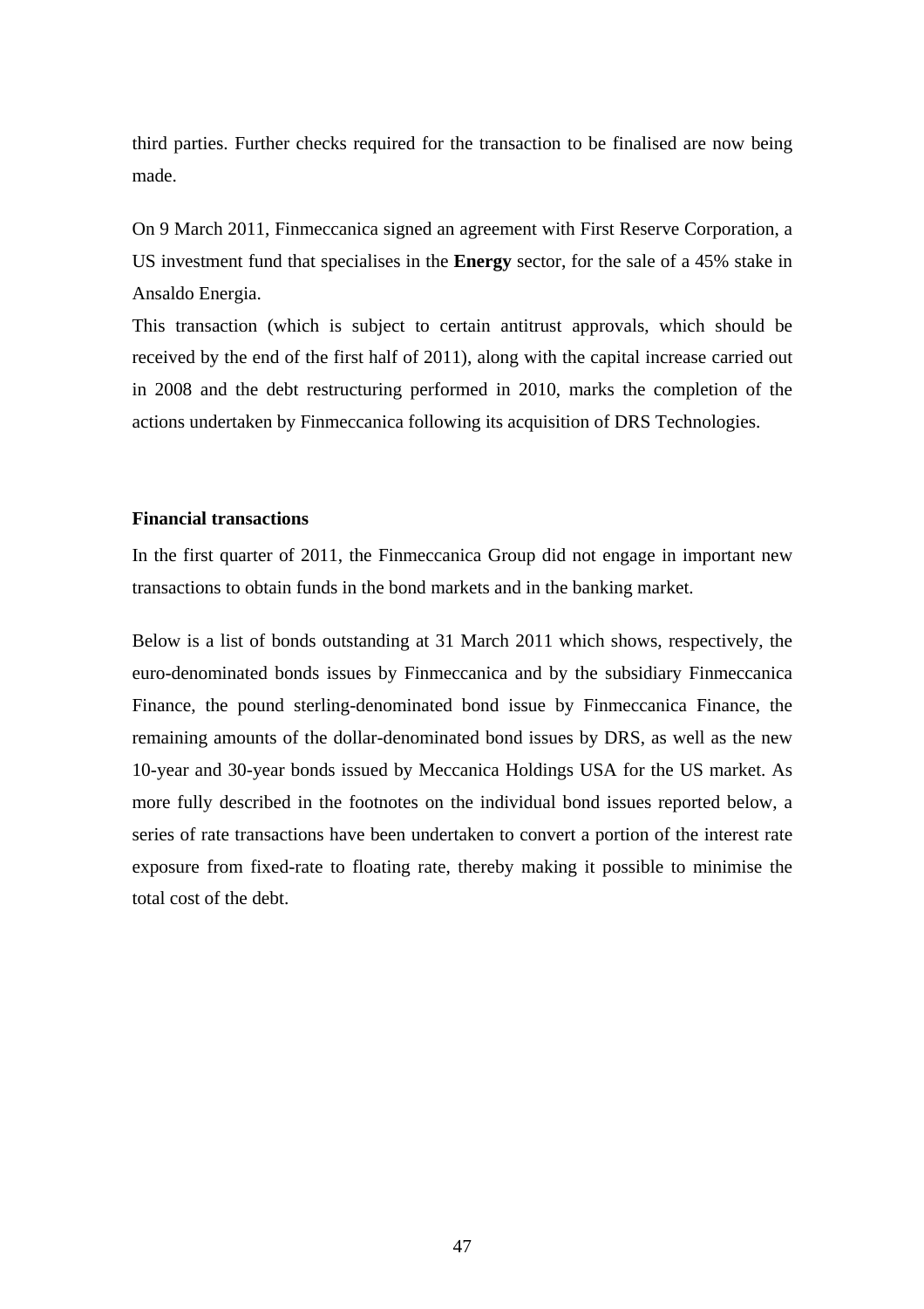third parties. Further checks required for the transaction to be finalised are now being made.

On 9 March 2011, Finmeccanica signed an agreement with First Reserve Corporation, a US investment fund that specialises in the **Energy** sector, for the sale of a 45% stake in Ansaldo Energia.

This transaction (which is subject to certain antitrust approvals, which should be received by the end of the first half of 2011), along with the capital increase carried out in 2008 and the debt restructuring performed in 2010, marks the completion of the actions undertaken by Finmeccanica following its acquisition of DRS Technologies.

**Financial transactions**

In the first quarter of 2011, the Finmeccanica Group did not engage in important new transactions to obtain funds in the bond markets and in the banking market.

Below is a list of bonds outstanding at 31 March 2011 which shows, respectively, the euro-denominated bonds issues by Finmeccanica and by the subsidiary Finmeccanica Finance, the pound sterling-denominated bond issue by Finmeccanica Finance, the remaining amounts of the dollar-denominated bond issues by DRS, as well as the new 10-year and 30-year bonds issued by Meccanica Holdings USA for the US market. As more fully described in the footnotes on the individual bond issues reported below, a series of rate transactions have been undertaken to convert a portion of the interest rate exposure from fixed-rate to floating rate, thereby making it possible to minimise the total cost of the debt.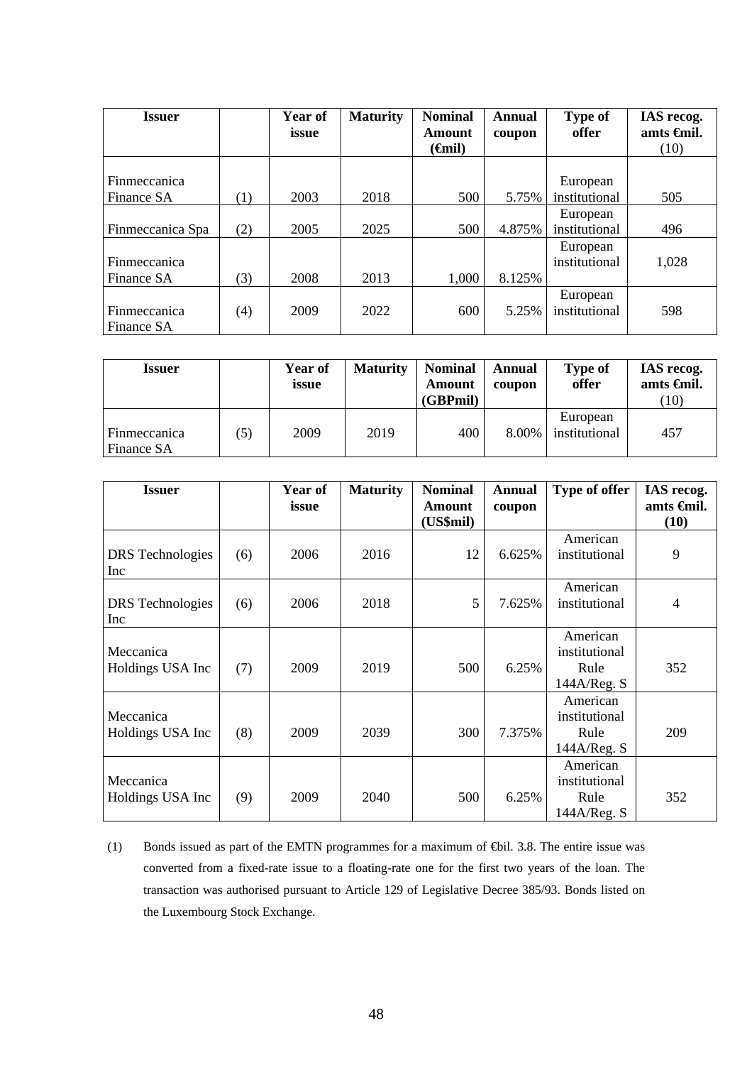| Issuer | | Year of issue | Maturity | Nominal Amount (€mil) | Annual coupon | Type of offer | IAS recog. amts €mil. (10) |
|---|---|---|---|---|---|---|---|
| Finmeccanica Finance SA | (1) | 2003 | 2018 | 500 | 5.75% | European institutional | 505 |
| Finmeccanica Spa | (2) | 2005 | 2025 | 500 | 4.875% | European institutional | 496 |
| Finmeccanica Finance SA | (3) | 2008 | 2013 | 1,000 | 8.125% | European institutional | 1,028 |
| Finmeccanica Finance SA | (4) | 2009 | 2022 | 600 | 5.25% | European institutional | 598 |

| Issuer | | Year of issue | Maturity | Nominal Amount (GBPmil) | Annual coupon | Type of offer | IAS recog. amts €mil. (10) |
|---|---|---|---|---|---|---|---|
| Finmeccanica Finance SA | (5) | 2009 | 2019 | 400 | 8.00% | European institutional | 457 |

| Issuer | | Year of issue | Maturity | Nominal Amount (US$mil) | Annual coupon | Type of offer | IAS recog. amts €mil. (10) |
|---|---|---|---|---|---|---|---|
| DRS Technologies Inc | (6) | 2006 | 2016 | 12 | 6.625% | American institutional | 9 |
| DRS Technologies Inc | (6) | 2006 | 2018 | 5 | 7.625% | American institutional | 4 |
| Meccanica Holdings USA Inc | (7) | 2009 | 2019 | 500 | 6.25% | American institutional Rule 144A/Reg. S | 352 |
| Meccanica Holdings USA Inc | (8) | 2009 | 2039 | 300 | 7.375% | American institutional Rule 144A/Reg. S | 209 |
| Meccanica Holdings USA Inc | (9) | 2009 | 2040 | 500 | 6.25% | American institutional Rule 144A/Reg. S | 352 |

(1) Bonds issued as part of the EMTN programmes for a maximum of €bil. 3.8. The entire issue was converted from a fixed-rate issue to a floating-rate one for the first two years of the loan. The transaction was authorised pursuant to Article 129 of Legislative Decree 385/93. Bonds listed on the Luxembourg Stock Exchange.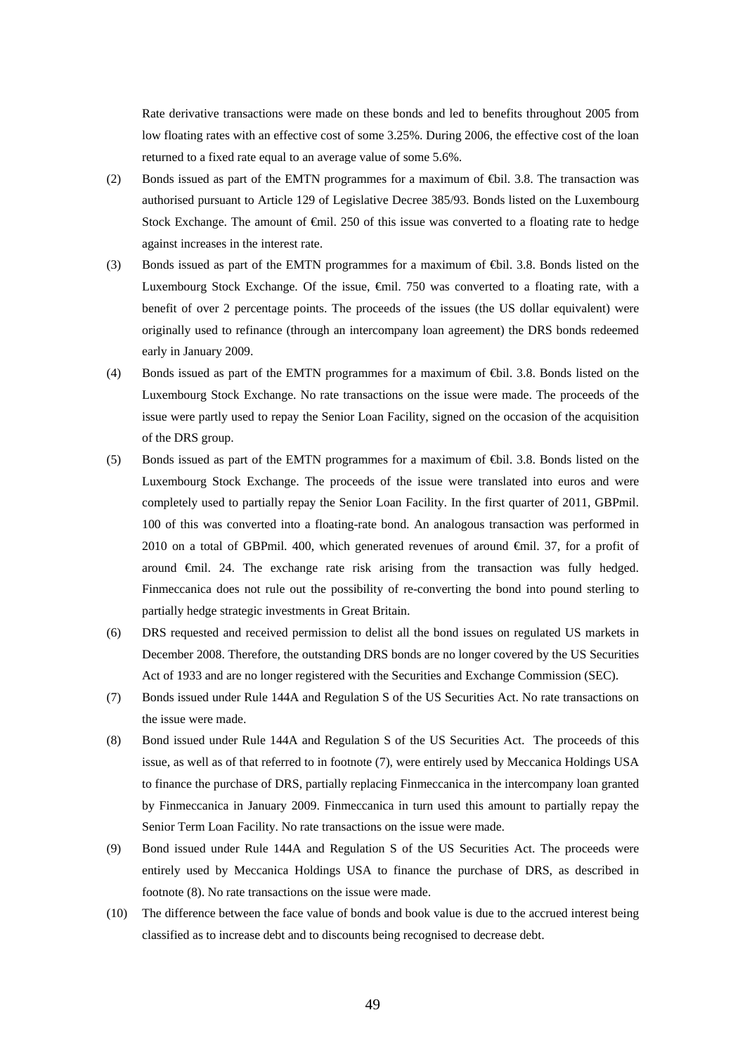Rate derivative transactions were made on these bonds and led to benefits throughout 2005 from low floating rates with an effective cost of some 3.25%. During 2006, the effective cost of the loan returned to a fixed rate equal to an average value of some 5.6%.

(2) Bonds issued as part of the EMTN programmes for a maximum of €bil. 3.8. The transaction was authorised pursuant to Article 129 of Legislative Decree 385/93. Bonds listed on the Luxembourg Stock Exchange. The amount of €mil. 250 of this issue was converted to a floating rate to hedge against increases in the interest rate.

(3) Bonds issued as part of the EMTN programmes for a maximum of €bil. 3.8. Bonds listed on the Luxembourg Stock Exchange. Of the issue, €mil. 750 was converted to a floating rate, with a benefit of over 2 percentage points. The proceeds of the issues (the US dollar equivalent) were originally used to refinance (through an intercompany loan agreement) the DRS bonds redeemed early in January 2009.

(4) Bonds issued as part of the EMTN programmes for a maximum of €bil. 3.8. Bonds listed on the Luxembourg Stock Exchange. No rate transactions on the issue were made. The proceeds of the issue were partly used to repay the Senior Loan Facility, signed on the occasion of the acquisition of the DRS group.

(5) Bonds issued as part of the EMTN programmes for a maximum of €bil. 3.8. Bonds listed on the Luxembourg Stock Exchange. The proceeds of the issue were translated into euros and were completely used to partially repay the Senior Loan Facility. In the first quarter of 2011, GBPmil. 100 of this was converted into a floating-rate bond. An analogous transaction was performed in 2010 on a total of GBPmil. 400, which generated revenues of around €mil. 37, for a profit of around €mil. 24. The exchange rate risk arising from the transaction was fully hedged. Finmeccanica does not rule out the possibility of re-converting the bond into pound sterling to partially hedge strategic investments in Great Britain.

(6) DRS requested and received permission to delist all the bond issues on regulated US markets in December 2008. Therefore, the outstanding DRS bonds are no longer covered by the US Securities Act of 1933 and are no longer registered with the Securities and Exchange Commission (SEC).

(7) Bonds issued under Rule 144A and Regulation S of the US Securities Act. No rate transactions on the issue were made.

(8) Bond issued under Rule 144A and Regulation S of the US Securities Act. The proceeds of this issue, as well as of that referred to in footnote (7), were entirely used by Meccanica Holdings USA to finance the purchase of DRS, partially replacing Finmeccanica in the intercompany loan granted by Finmeccanica in January 2009. Finmeccanica in turn used this amount to partially repay the Senior Term Loan Facility. No rate transactions on the issue were made.

(9) Bond issued under Rule 144A and Regulation S of the US Securities Act. The proceeds were entirely used by Meccanica Holdings USA to finance the purchase of DRS, as described in footnote (8). No rate transactions on the issue were made.

(10) The difference between the face value of bonds and book value is due to the accrued interest being classified as to increase debt and to discounts being recognised to decrease debt.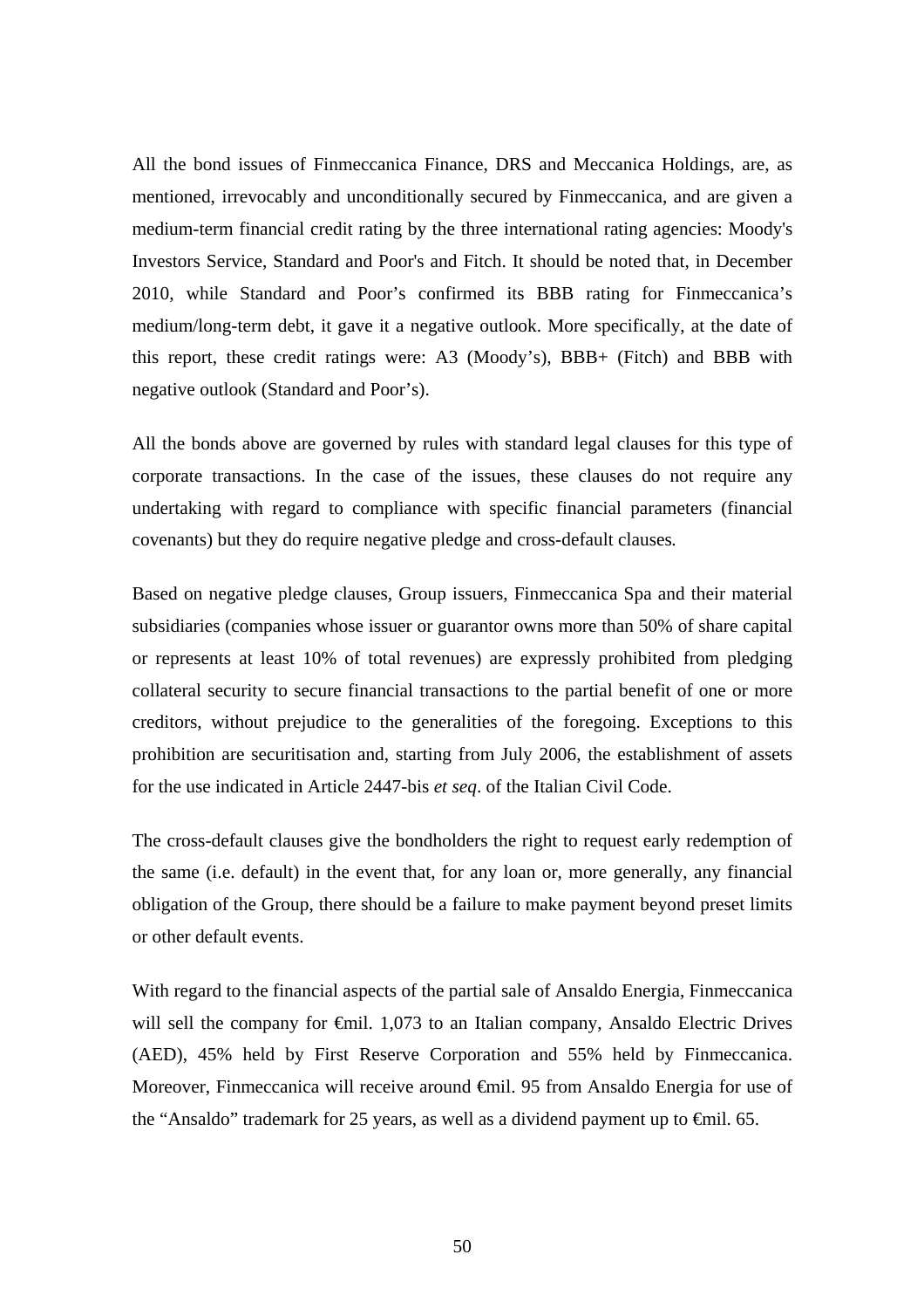All the bond issues of Finmeccanica Finance, DRS and Meccanica Holdings, are, as mentioned, irrevocably and unconditionally secured by Finmeccanica, and are given a medium-term financial credit rating by the three international rating agencies: Moody's Investors Service, Standard and Poor's and Fitch. It should be noted that, in December 2010, while Standard and Poor’s confirmed its BBB rating for Finmeccanica’s medium/long-term debt, it gave it a negative outlook. More specifically, at the date of this report, these credit ratings were: A3 (Moody’s), BBB+ (Fitch) and BBB with negative outlook (Standard and Poor’s).

All the bonds above are governed by rules with standard legal clauses for this type of corporate transactions. In the case of the issues, these clauses do not require any undertaking with regard to compliance with specific financial parameters (financial covenants) but they do require negative pledge and cross-default clauses.

Based on negative pledge clauses, Group issuers, Finmeccanica Spa and their material subsidiaries (companies whose issuer or guarantor owns more than 50% of share capital or represents at least 10% of total revenues) are expressly prohibited from pledging collateral security to secure financial transactions to the partial benefit of one or more creditors, without prejudice to the generalities of the foregoing. Exceptions to this prohibition are securitisation and, starting from July 2006, the establishment of assets for the use indicated in Article 2447-bis *et seq*. of the Italian Civil Code.

The cross-default clauses give the bondholders the right to request early redemption of the same (i.e. default) in the event that, for any loan or, more generally, any financial obligation of the Group, there should be a failure to make payment beyond preset limits or other default events.

With regard to the financial aspects of the partial sale of Ansaldo Energia, Finmeccanica will sell the company for €mil. 1,073 to an Italian company, Ansaldo Electric Drives (AED), 45% held by First Reserve Corporation and 55% held by Finmeccanica. Moreover, Finmeccanica will receive around €mil. 95 from Ansaldo Energia for use of the “Ansaldo” trademark for 25 years, as well as a dividend payment up to €mil. 65.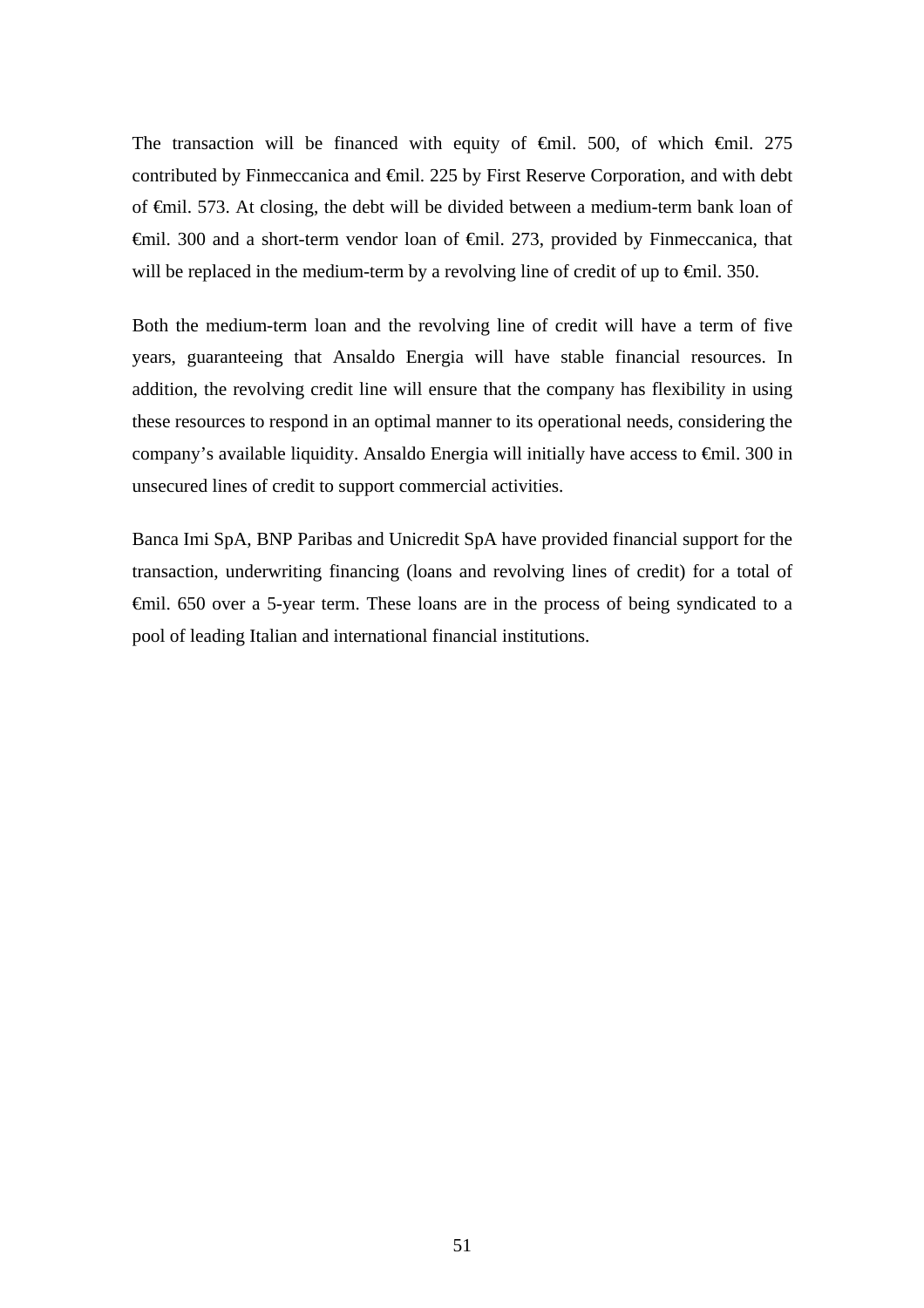The transaction will be financed with equity of €mil. 500, of which €mil. 275 contributed by Finmeccanica and €mil. 225 by First Reserve Corporation, and with debt of €mil. 573. At closing, the debt will be divided between a medium-term bank loan of €mil. 300 and a short-term vendor loan of €mil. 273, provided by Finmeccanica, that will be replaced in the medium-term by a revolving line of credit of up to €mil. 350.

Both the medium-term loan and the revolving line of credit will have a term of five years, guaranteeing that Ansaldo Energia will have stable financial resources. In addition, the revolving credit line will ensure that the company has flexibility in using these resources to respond in an optimal manner to its operational needs, considering the company's available liquidity. Ansaldo Energia will initially have access to €mil. 300 in unsecured lines of credit to support commercial activities.

Banca Imi SpA, BNP Paribas and Unicredit SpA have provided financial support for the transaction, underwriting financing (loans and revolving lines of credit) for a total of €mil. 650 over a 5-year term. These loans are in the process of being syndicated to a pool of leading Italian and international financial institutions.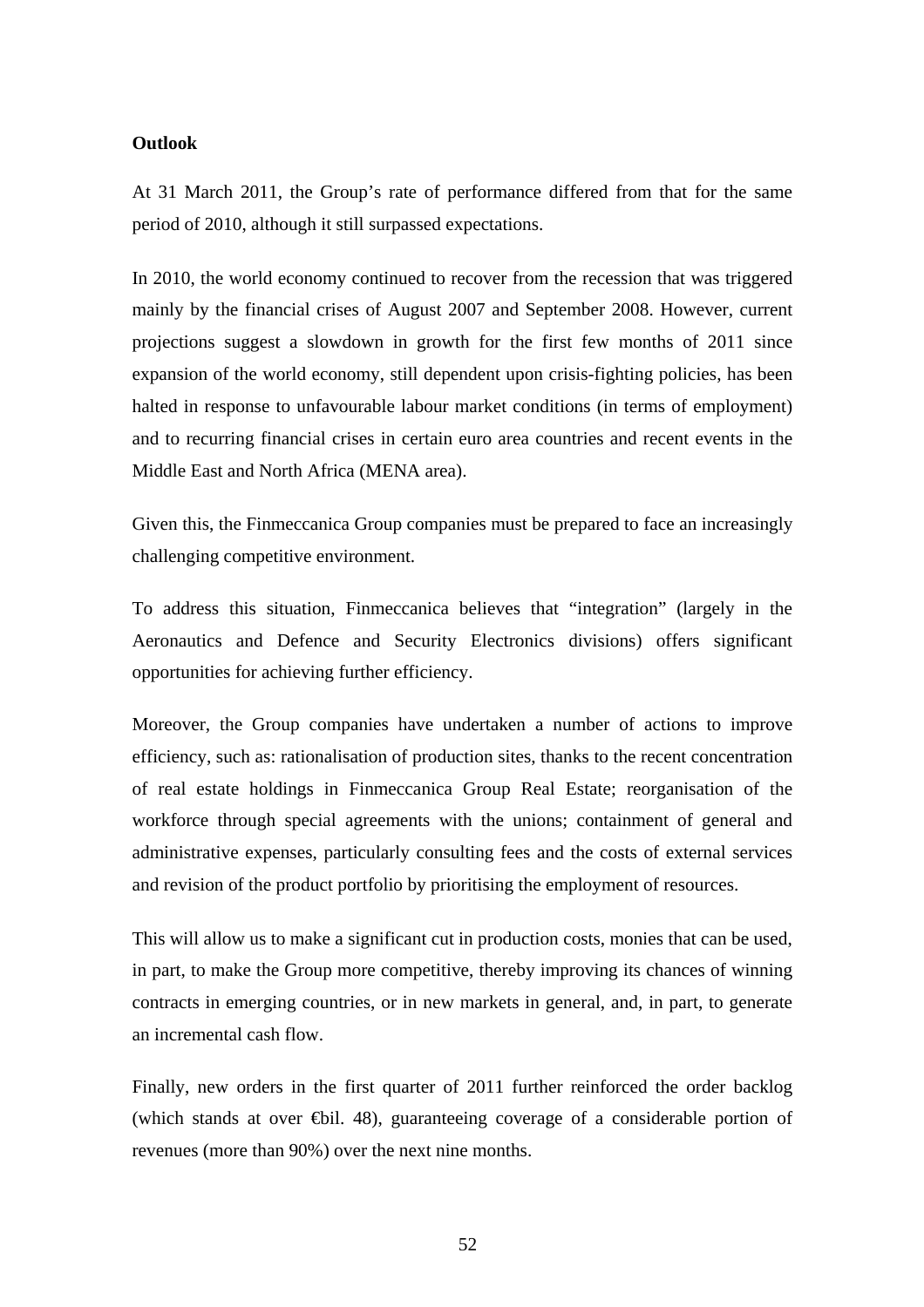**Outlook**

At 31 March 2011, the Group's rate of performance differed from that for the same period of 2010, although it still surpassed expectations.

In 2010, the world economy continued to recover from the recession that was triggered mainly by the financial crises of August 2007 and September 2008. However, current projections suggest a slowdown in growth for the first few months of 2011 since expansion of the world economy, still dependent upon crisis-fighting policies, has been halted in response to unfavourable labour market conditions (in terms of employment) and to recurring financial crises in certain euro area countries and recent events in the Middle East and North Africa (MENA area).

Given this, the Finmeccanica Group companies must be prepared to face an increasingly challenging competitive environment.

To address this situation, Finmeccanica believes that "integration" (largely in the Aeronautics and Defence and Security Electronics divisions) offers significant opportunities for achieving further efficiency.

Moreover, the Group companies have undertaken a number of actions to improve efficiency, such as: rationalisation of production sites, thanks to the recent concentration of real estate holdings in Finmeccanica Group Real Estate; reorganisation of the workforce through special agreements with the unions; containment of general and administrative expenses, particularly consulting fees and the costs of external services and revision of the product portfolio by prioritising the employment of resources.

This will allow us to make a significant cut in production costs, monies that can be used, in part, to make the Group more competitive, thereby improving its chances of winning contracts in emerging countries, or in new markets in general, and, in part, to generate an incremental cash flow.

Finally, new orders in the first quarter of 2011 further reinforced the order backlog (which stands at over €bil. 48), guaranteeing coverage of a considerable portion of revenues (more than 90%) over the next nine months.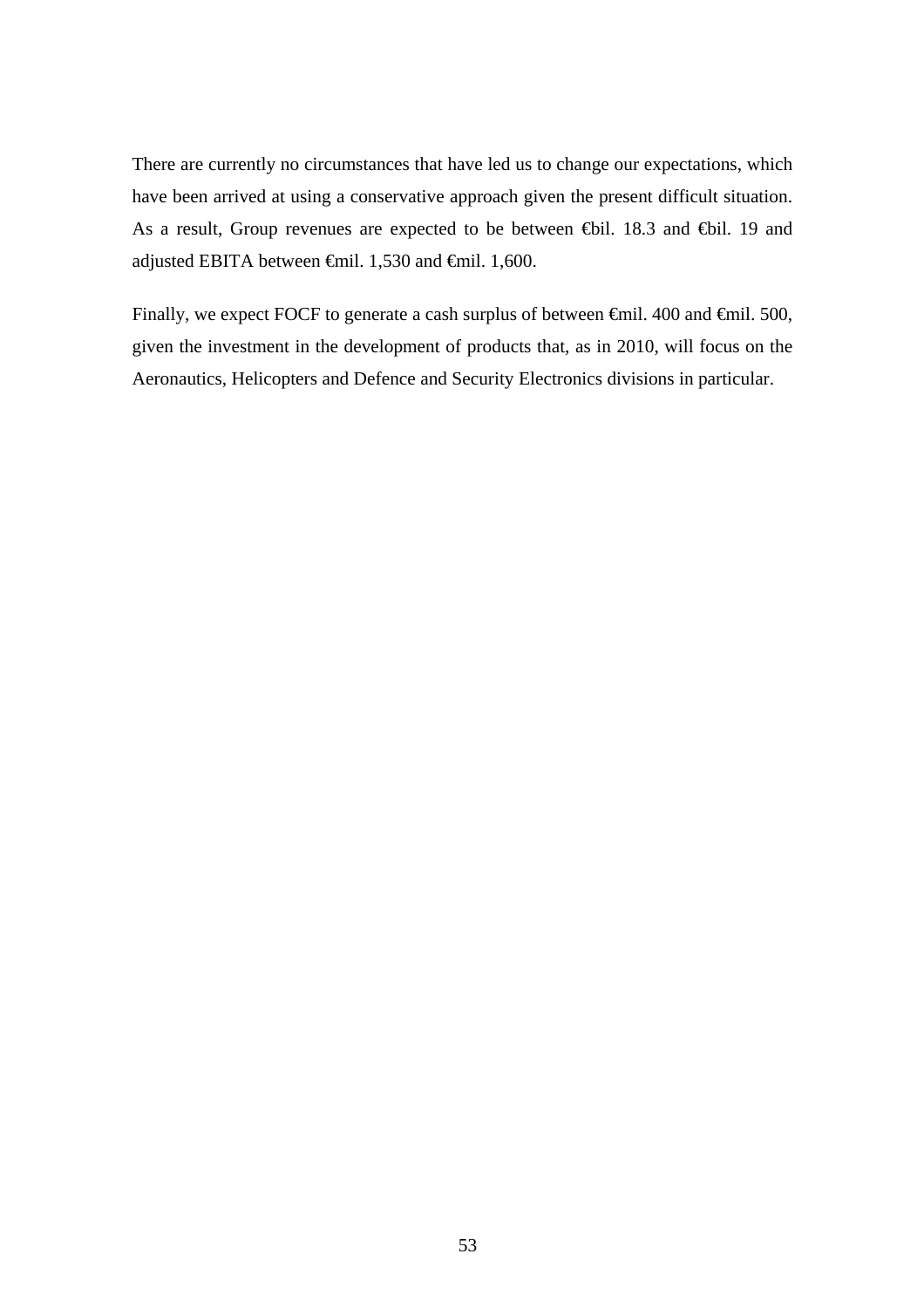There are currently no circumstances that have led us to change our expectations, which have been arrived at using a conservative approach given the present difficult situation. As a result, Group revenues are expected to be between €bil. 18.3 and €bil. 19 and adjusted EBITA between €mil. 1,530 and €mil. 1,600.

Finally, we expect FOCF to generate a cash surplus of between €mil. 400 and €mil. 500, given the investment in the development of products that, as in 2010, will focus on the Aeronautics, Helicopters and Defence and Security Electronics divisions in particular.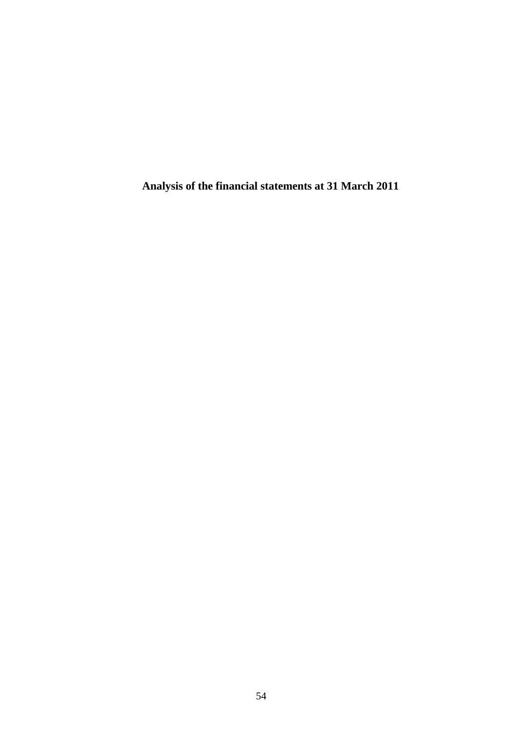# Analysis of the financial statements at 31 March 2011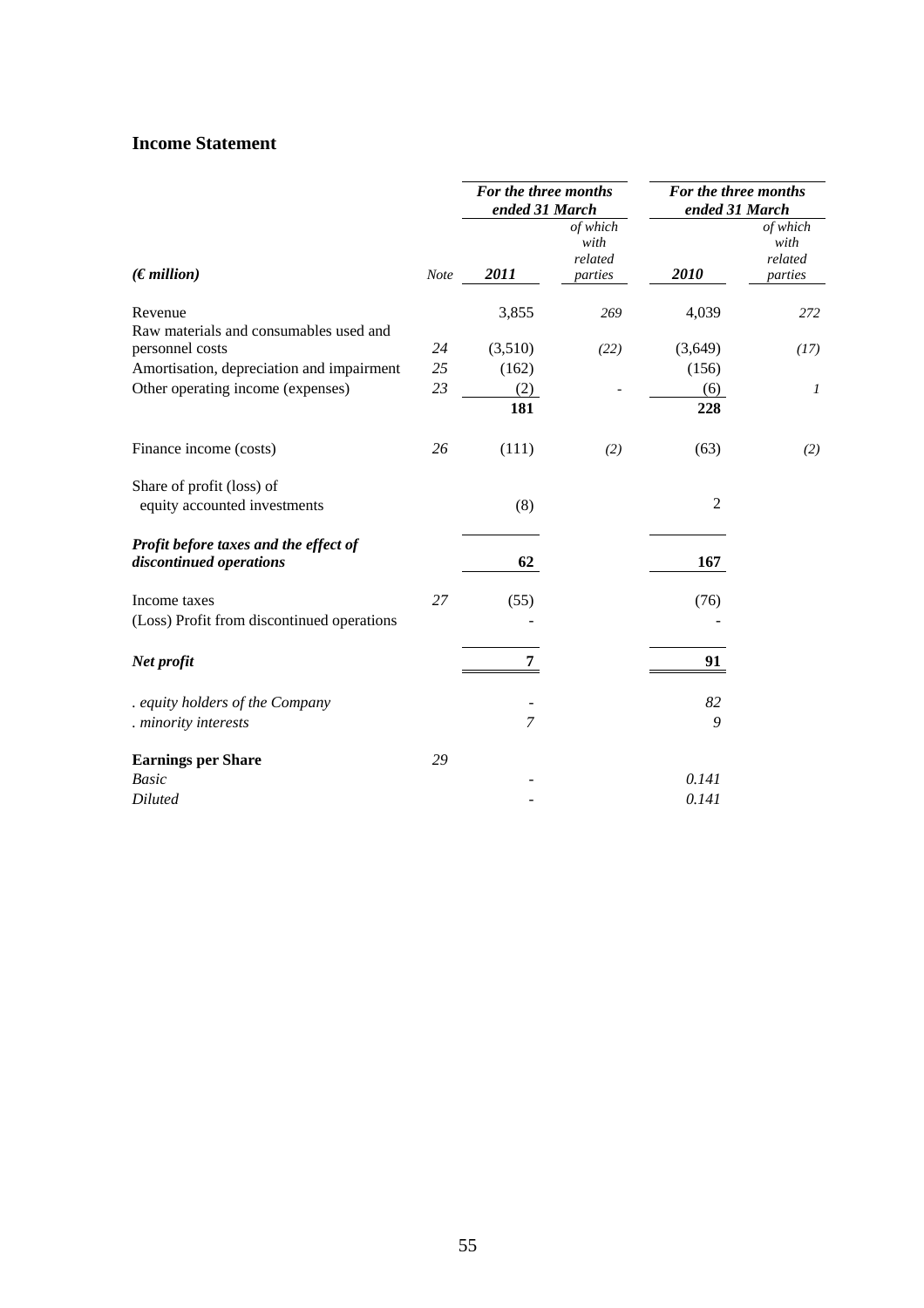## Income Statement

| (€ million) | Note | For the three months ended 31 March 2011 | of which with related parties | For the three months ended 31 March 2010 | of which with related parties |
|---|---|---|---|---|---|
| Revenue | | 3,855 | *269* | 4,039 | *272* |
| Raw materials and consumables used and personnel costs | *24* | (3,510) | *(22)* | (3,649) | *(17)* |
| Amortisation, depreciation and impairment | *25* | (162) | | (156) | |
| Other operating income (expenses) | *23* | (2) | - | (6) | *1* |
| | | **181** | | **228** | |
| Finance income (costs) | *26* | (111) | *(2)* | (63) | *(2)* |
| Share of profit (loss) of equity accounted investments | | (8) | | 2 | |
| ***Profit before taxes and the effect of discontinued operations*** | | **62** | | **167** | |
| Income taxes | *27* | (55) | | (76) | |
| (Loss) Profit from discontinued operations | | - | | - | |
| ***Net profit*** | | **7** | | **91** | |
| *. equity holders of the Company* | | - | | *82* | |
| *. minority interests* | | *7* | | *9* | |
| **Earnings per Share** | *29* | | | | |
| *Basic* | | - | | *0.141* | |
| *Diluted* | | - | | *0.141* | |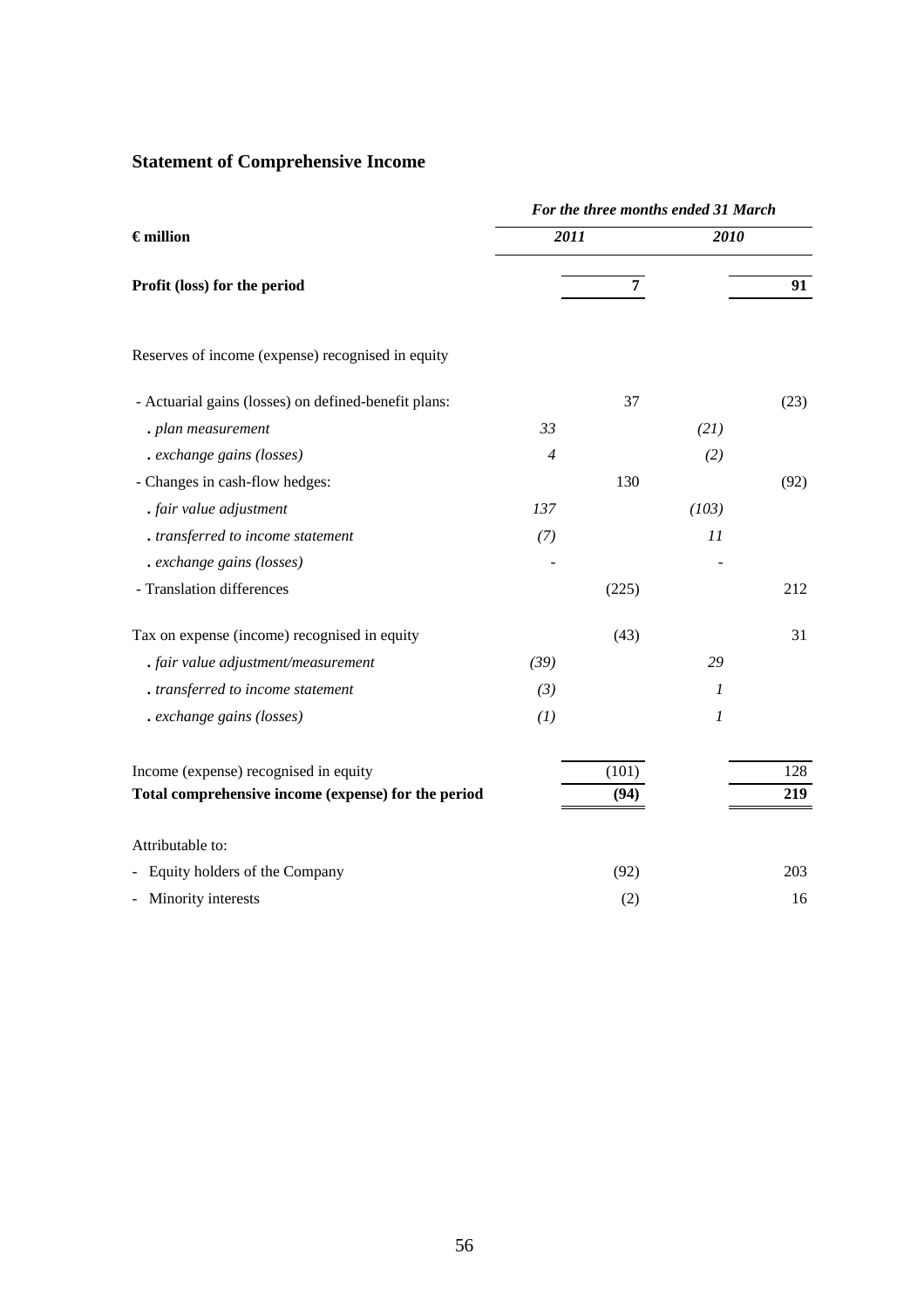## Statement of Comprehensive Income

| €million | *For the three months ended 31 March* | | | |
|---|---|---|---|---|
| | *2011* | | *2010* | |
| **Profit (loss) for the period** | | **7** | | **91** |
| Reserves of income (expense) recognised in equity | | | | |
| - Actuarial gains (losses) on defined-benefit plans: | | 37 | | (23) |
| *. plan measurement* | *33* | | *(21)* | |
| *. exchange gains (losses)* | *4* | | *(2)* | |
| - Changes in cash-flow hedges: | | 130 | | (92) |
| *. fair value adjustment* | *137* | | *(103)* | |
| *. transferred to income statement* | *(7)* | | *11* | |
| *. exchange gains (losses)* | - | | - | |
| - Translation differences | | (225) | | 212 |
| Tax on expense (income) recognised in equity | | (43) | | 31 |
| *. fair value adjustment/measurement* | *(39)* | | *29* | |
| *. transferred to income statement* | *(3)* | | *1* | |
| *. exchange gains (losses)* | *(1)* | | *1* | |
| Income (expense) recognised in equity | | (101) | | 128 |
| **Total comprehensive income (expense) for the period** | | **(94)** | | **219** |
| Attributable to: | | | | |
| - Equity holders of the Company | | (92) | | 203 |
| - Minority interests | | (2) | | 16 |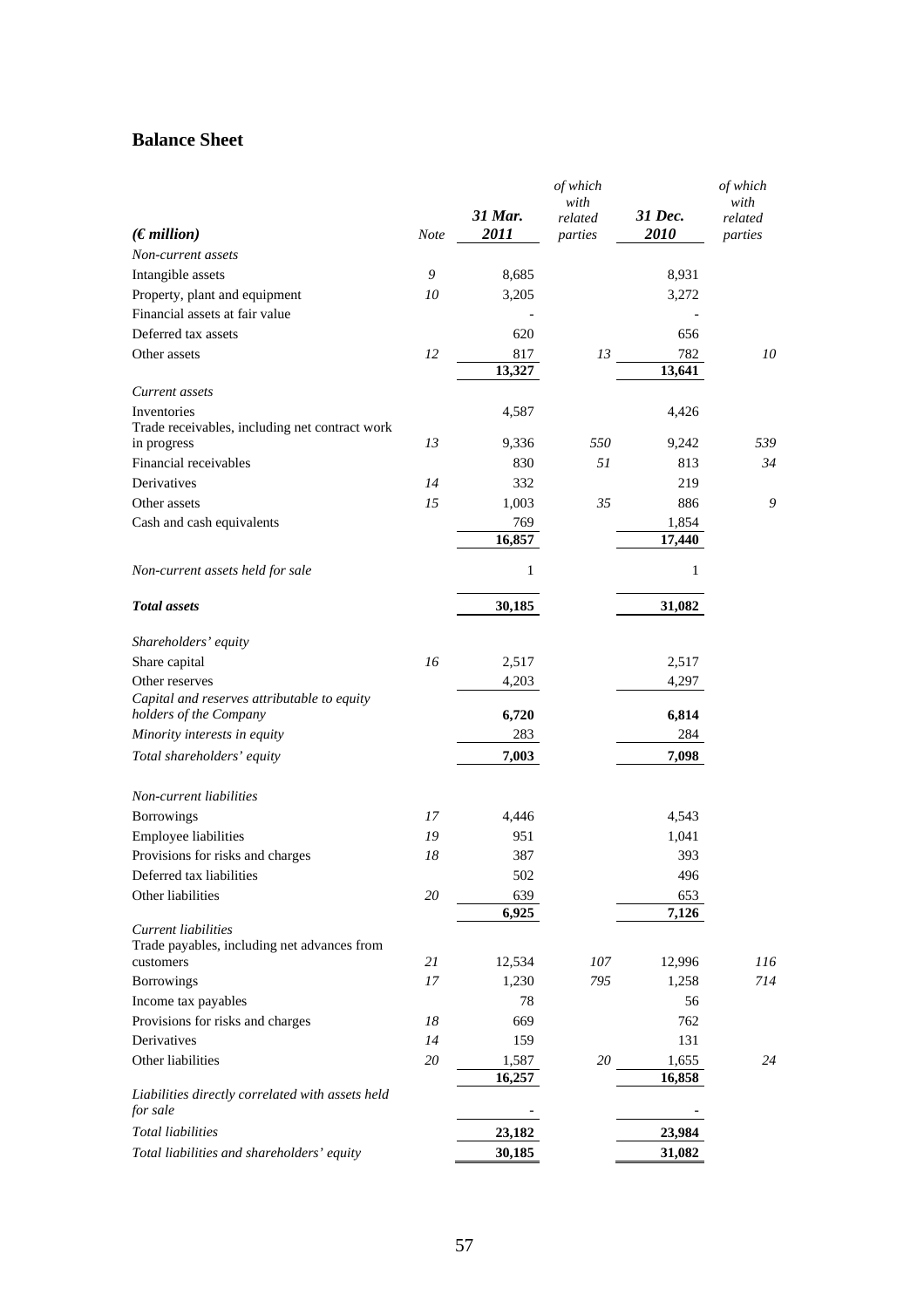## Balance Sheet

| *(€ million)* | *Note* | *31 Mar. 2011* | *of which with related parties* | *31 Dec. 2010* | *of which with related parties* |
|---|---|---|---|---|---|
| *Non-current assets* | | | | | |
| Intangible assets | *9* | 8,685 | | 8,931 | |
| Property, plant and equipment | *10* | 3,205 | | 3,272 | |
| Financial assets at fair value | | - | | - | |
| Deferred tax assets | | 620 | | 656 | |
| Other assets | *12* | 817 | *13* | 782 | *10* |
| | | 13,327 | | 13,641 | |
| *Current assets* | | | | | |
| Inventories | | 4,587 | | 4,426 | |
| Trade receivables, including net contract work in progress | *13* | 9,336 | *550* | 9,242 | *539* |
| Financial receivables | | 830 | *51* | 813 | *34* |
| Derivatives | *14* | 332 | | 219 | |
| Other assets | *15* | 1,003 | *35* | 886 | *9* |
| Cash and cash equivalents | | 769 | | 1,854 | |
| | | 16,857 | | 17,440 | |
| *Non-current assets held for sale* | | 1 | | 1 | |
| ***Total assets*** | | **30,185** | | **31,082** | |
| *Shareholders' equity* | | | | | |
| Share capital | *16* | 2,517 | | 2,517 | |
| Other reserves | | 4,203 | | 4,297 | |
| *Capital and reserves attributable to equity holders of the Company* | | **6,720** | | **6,814** | |
| *Minority interests in equity* | | 283 | | 284 | |
| *Total shareholders' equity* | | **7,003** | | **7,098** | |
| *Non-current liabilities* | | | | | |
| Borrowings | *17* | 4,446 | | 4,543 | |
| Employee liabilities | *19* | 951 | | 1,041 | |
| Provisions for risks and charges | *18* | 387 | | 393 | |
| Deferred tax liabilities | | 502 | | 496 | |
| Other liabilities | *20* | 639 | | 653 | |
| | | 6,925 | | 7,126 | |
| *Current liabilities* | | | | | |
| Trade payables, including net advances from customers | *21* | 12,534 | *107* | 12,996 | *116* |
| Borrowings | *17* | 1,230 | *795* | 1,258 | *714* |
| Income tax payables | | 78 | | 56 | |
| Provisions for risks and charges | *18* | 669 | | 762 | |
| Derivatives | *14* | 159 | | 131 | |
| Other liabilities | *20* | 1,587 | *20* | 1,655 | *24* |
| | | 16,257 | | 16,858 | |
| *Liabilities directly correlated with assets held for sale* | | - | | - | |
| *Total liabilities* | | **23,182** | | **23,984** | |
| *Total liabilities and shareholders' equity* | | **30,185** | | **31,082** | |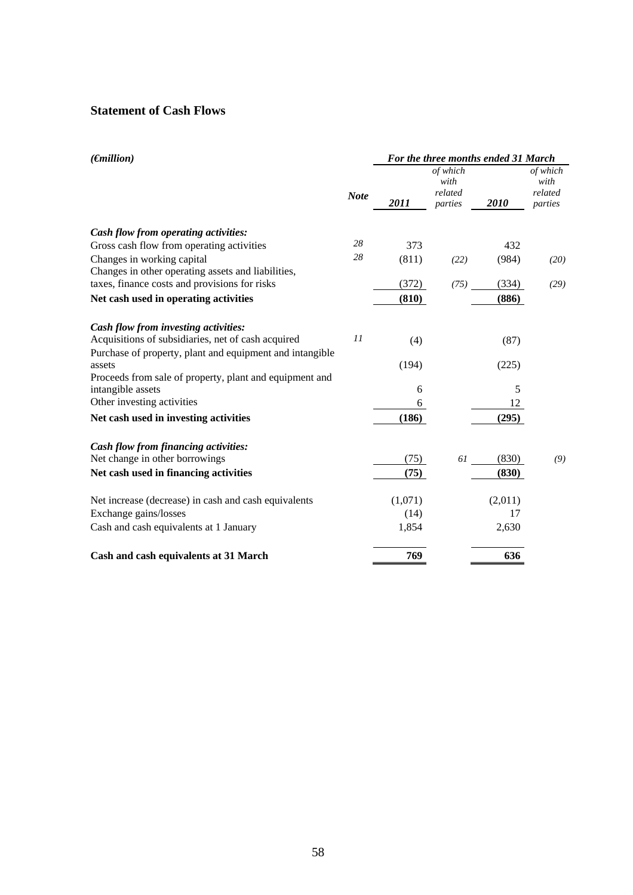## Statement of Cash Flows

| *(€million)* | *Note* | *For the three months ended 31 March* 2011 | *of which with related parties* | 2010 | *of which with related parties* |
|---|---|---|---|---|---|
| ***Cash flow from operating activities:*** | | | | | |
| Gross cash flow from operating activities | *28* | 373 | | 432 | |
| Changes in working capital | *28* | (811) | *(22)* | (984) | *(20)* |
| Changes in other operating assets and liabilities, taxes, finance costs and provisions for risks | | (372) | *(75)* | (334) | *(29)* |
| **Net cash used in operating activities** | | **(810)** | | **(886)** | |
| ***Cash flow from investing activities:*** | | | | | |
| Acquisitions of subsidiaries, net of cash acquired | *11* | (4) | | (87) | |
| Purchase of property, plant and equipment and intangible assets | | (194) | | (225) | |
| Proceeds from sale of property, plant and equipment and intangible assets | | 6 | | 5 | |
| Other investing activities | | 6 | | 12 | |
| **Net cash used in investing activities** | | **(186)** | | **(295)** | |
| ***Cash flow from financing activities:*** | | | | | |
| Net change in other borrowings | | (75) | *61* | (830) | *(9)* |
| **Net cash used in financing activities** | | **(75)** | | **(830)** | |
| Net increase (decrease) in cash and cash equivalents | | (1,071) | | (2,011) | |
| Exchange gains/losses | | (14) | | 17 | |
| Cash and cash equivalents at 1 January | | 1,854 | | 2,630 | |
| **Cash and cash equivalents at 31 March** | | **769** | | **636** | |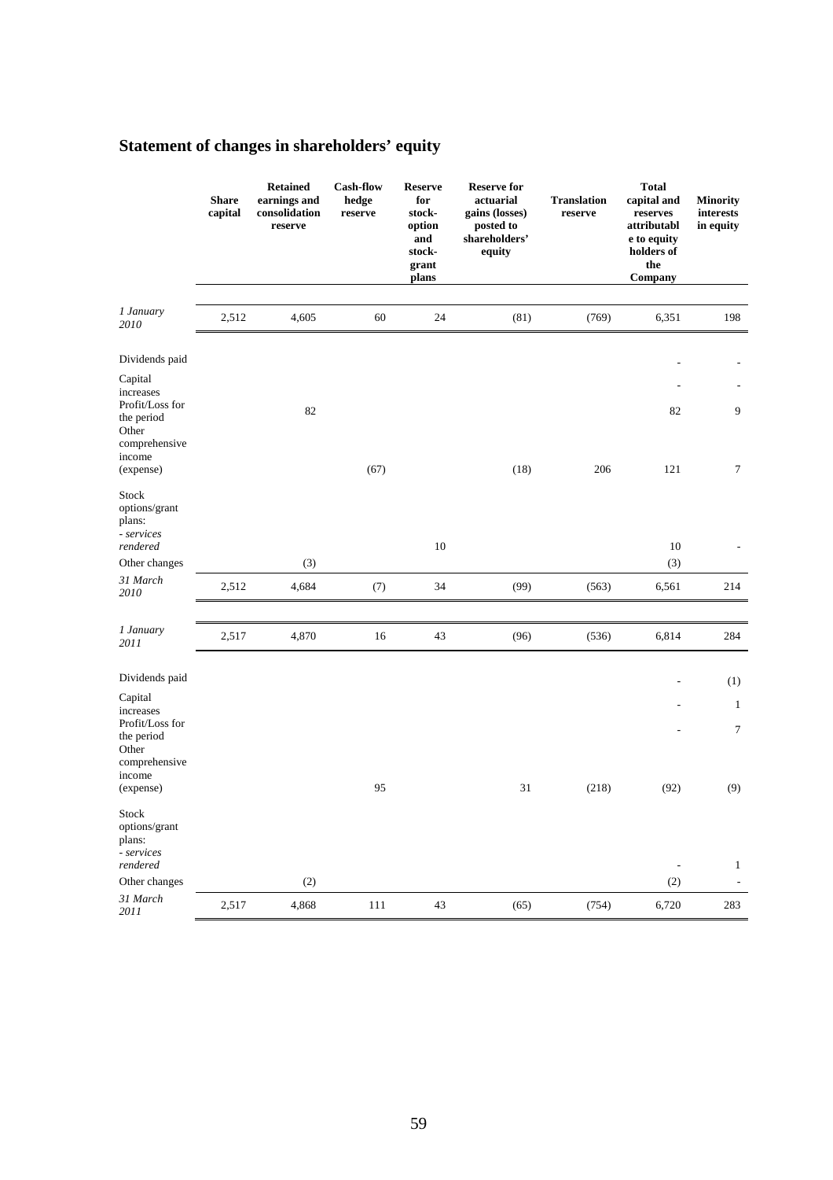## Statement of changes in shareholders' equity

| | Share capital | Retained earnings and consolidation reserve | Cash-flow hedge reserve | Reserve for stock-option and stock-grant plans | Reserve for actuarial gains (losses) posted to shareholders' equity | Translation reserve | Total capital and reserves attributable to equity holders of the Company | Minority interests in equity |
|---|---|---|---|---|---|---|---|---|
| *1 January 2010* | 2,512 | 4,605 | 60 | 24 | (81) | (769) | 6,351 | 198 |
| Dividends paid | | | | | | | - | - |
| Capital increases | | | | | | | - | - |
| Profit/Loss for the period | | 82 | | | | | 82 | 9 |
| Other comprehensive income (expense) | | | (67) | | (18) | 206 | 121 | 7 |
| Stock options/grant plans: | | | | | | | | |
| *- services rendered* | | | | 10 | | | 10 | - |
| Other changes | | (3) | | | | | (3) | |
| *31 March 2010* | 2,512 | 4,684 | (7) | 34 | (99) | (563) | 6,561 | 214 |
| *1 January 2011* | 2,517 | 4,870 | 16 | 43 | (96) | (536) | 6,814 | 284 |
| Dividends paid | | | | | | | - | (1) |
| Capital increases | | | | | | | - | 1 |
| Profit/Loss for the period | | | | | | | - | 7 |
| Other comprehensive income (expense) | | | 95 | | 31 | (218) | (92) | (9) |
| Stock options/grant plans: | | | | | | | | |
| *- services rendered* | | | | | | | - | 1 |
| Other changes | | (2) | | | | | (2) | - |
| *31 March 2011* | 2,517 | 4,868 | 111 | 43 | (65) | (754) | 6,720 | 283 |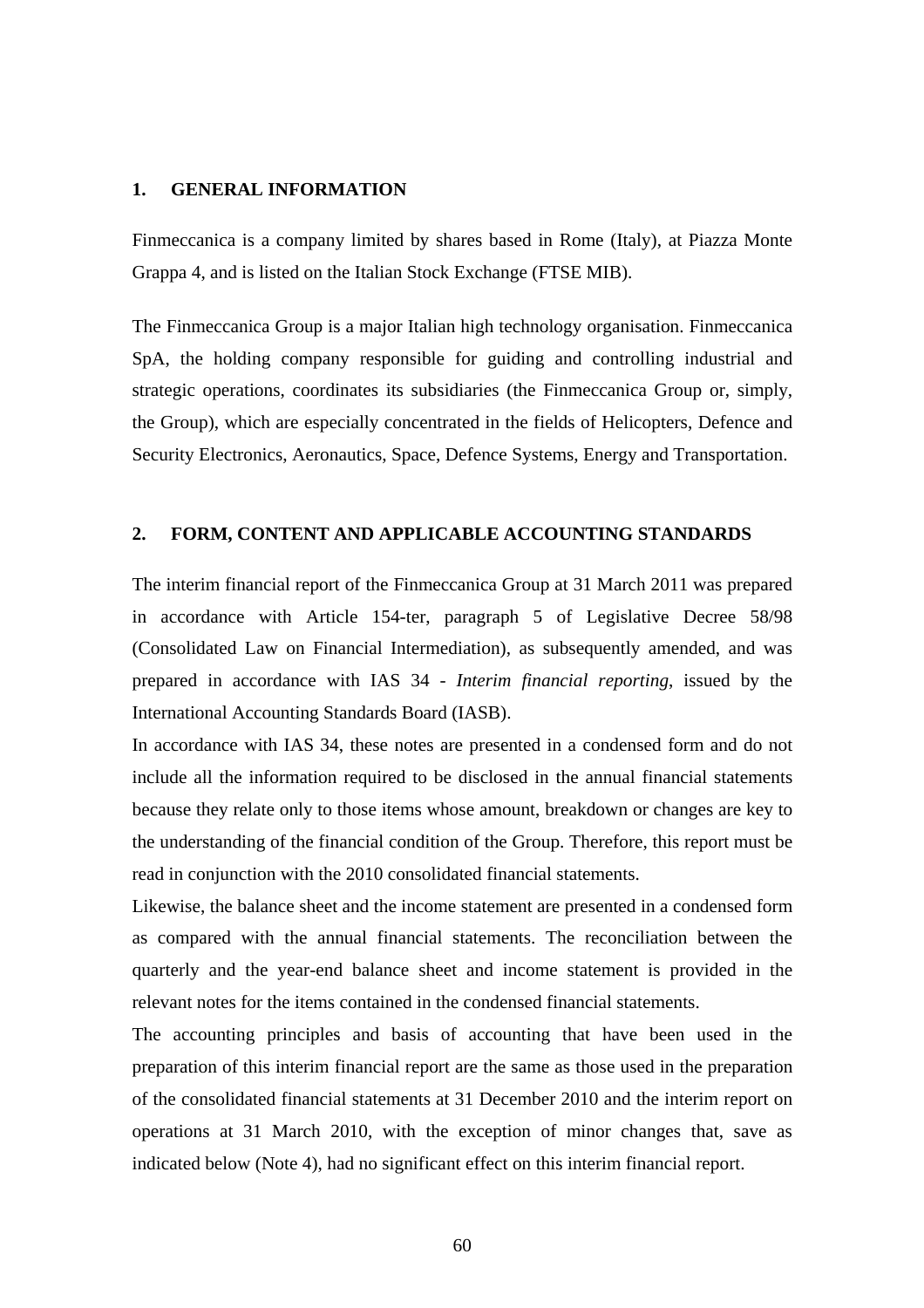## 1. GENERAL INFORMATION

Finmeccanica is a company limited by shares based in Rome (Italy), at Piazza Monte Grappa 4, and is listed on the Italian Stock Exchange (FTSE MIB).

The Finmeccanica Group is a major Italian high technology organisation. Finmeccanica SpA, the holding company responsible for guiding and controlling industrial and strategic operations, coordinates its subsidiaries (the Finmeccanica Group or, simply, the Group), which are especially concentrated in the fields of Helicopters, Defence and Security Electronics, Aeronautics, Space, Defence Systems, Energy and Transportation.

## 2. FORM, CONTENT AND APPLICABLE ACCOUNTING STANDARDS

The interim financial report of the Finmeccanica Group at 31 March 2011 was prepared in accordance with Article 154-ter, paragraph 5 of Legislative Decree 58/98 (Consolidated Law on Financial Intermediation), as subsequently amended, and was prepared in accordance with IAS 34 - *Interim financial reporting*, issued by the International Accounting Standards Board (IASB).

In accordance with IAS 34, these notes are presented in a condensed form and do not include all the information required to be disclosed in the annual financial statements because they relate only to those items whose amount, breakdown or changes are key to the understanding of the financial condition of the Group. Therefore, this report must be read in conjunction with the 2010 consolidated financial statements.

Likewise, the balance sheet and the income statement are presented in a condensed form as compared with the annual financial statements. The reconciliation between the quarterly and the year-end balance sheet and income statement is provided in the relevant notes for the items contained in the condensed financial statements.

The accounting principles and basis of accounting that have been used in the preparation of this interim financial report are the same as those used in the preparation of the consolidated financial statements at 31 December 2010 and the interim report on operations at 31 March 2010, with the exception of minor changes that, save as indicated below (Note 4), had no significant effect on this interim financial report.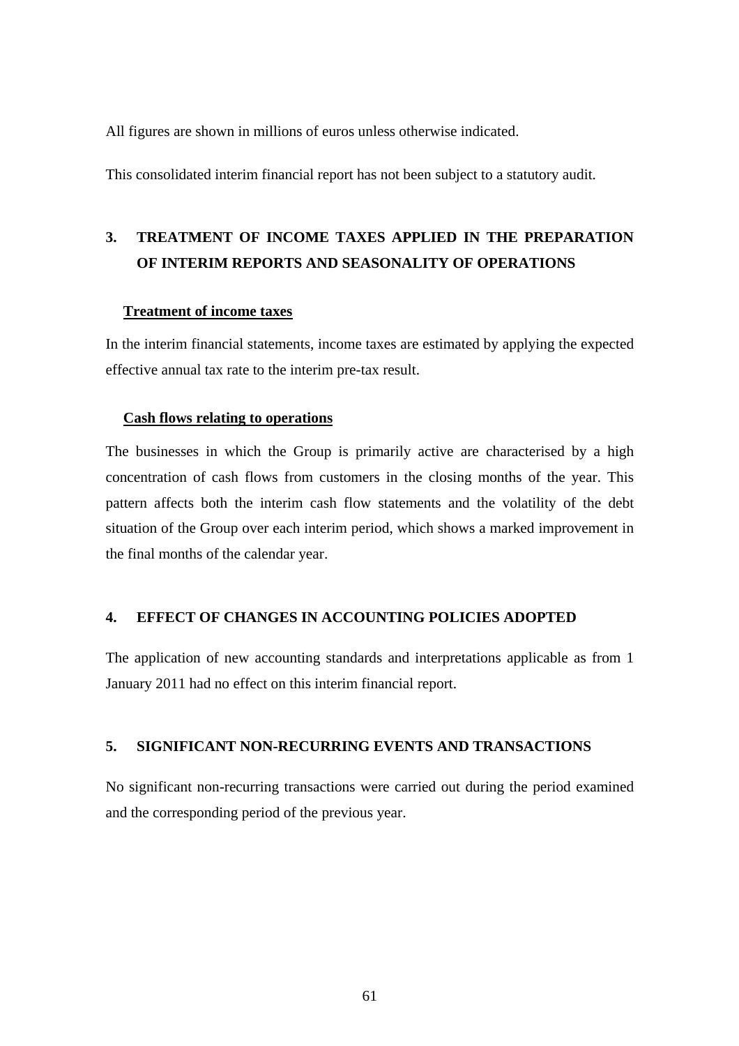All figures are shown in millions of euros unless otherwise indicated.

This consolidated interim financial report has not been subject to a statutory audit.

## 3. TREATMENT OF INCOME TAXES APPLIED IN THE PREPARATION OF INTERIM REPORTS AND SEASONALITY OF OPERATIONS

**Treatment of income taxes**

In the interim financial statements, income taxes are estimated by applying the expected effective annual tax rate to the interim pre-tax result.

**Cash flows relating to operations**

The businesses in which the Group is primarily active are characterised by a high concentration of cash flows from customers in the closing months of the year. This pattern affects both the interim cash flow statements and the volatility of the debt situation of the Group over each interim period, which shows a marked improvement in the final months of the calendar year.

## 4. EFFECT OF CHANGES IN ACCOUNTING POLICIES ADOPTED

The application of new accounting standards and interpretations applicable as from 1 January 2011 had no effect on this interim financial report.

## 5. SIGNIFICANT NON-RECURRING EVENTS AND TRANSACTIONS

No significant non-recurring transactions were carried out during the period examined and the corresponding period of the previous year.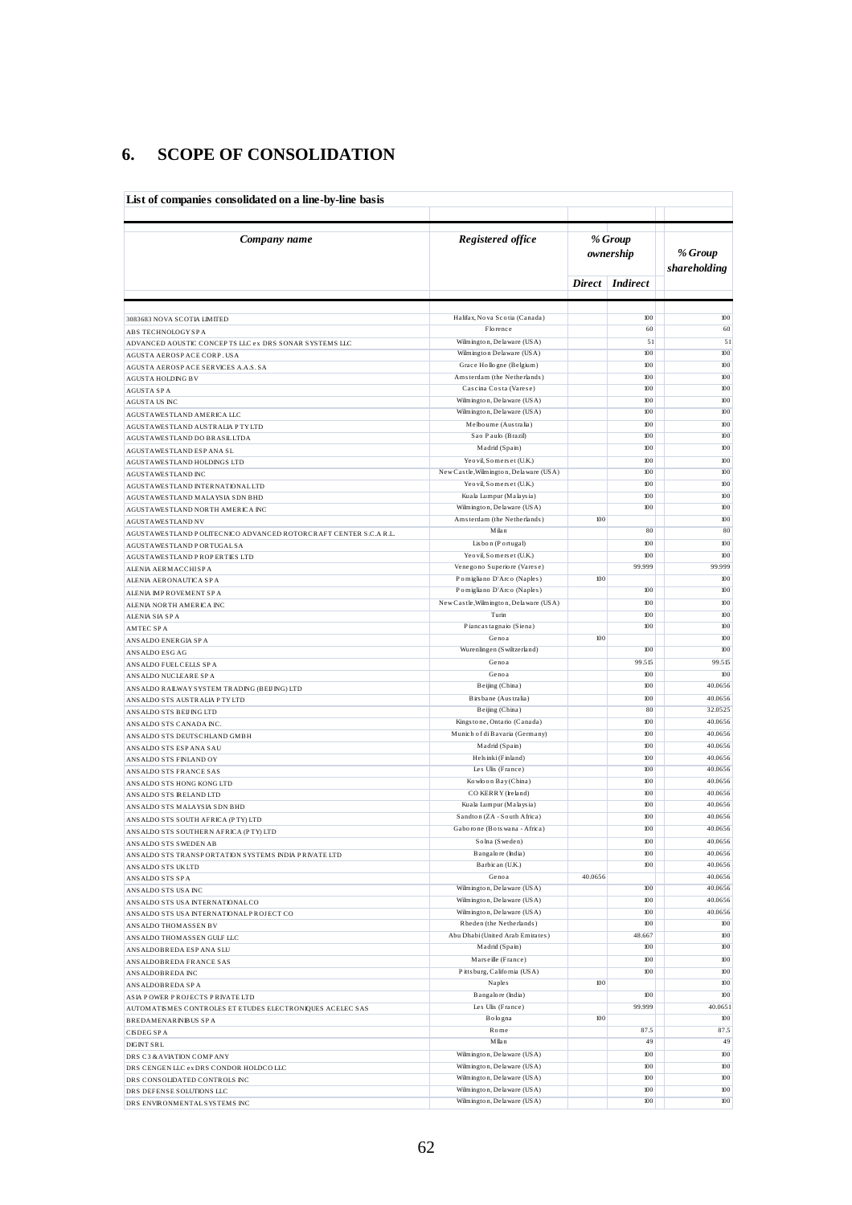## 6. SCOPE OF CONSOLIDATION

**List of companies consolidated on a line-by-line basis**

| *Company name* | *Registered office* | *% Group ownership* | | *% Group shareholding* |
|---|---|---|---|---|
| | | *Direct* | *Indirect* | |
| 3083683 NOVA SCOTIA LIMITED | Halifax, Nova Scotia (Canada) | | 100 | 100 |
| ABS TECHNOLOGY SPA | Florence | | 60 | 60 |
| ADVANCED AOUSTIC CONCEPTS LLC ex DRS SONAR SYSTEMS LLC | Wilmington, Delaware (USA) | | 51 | 51 |
| AGUSTA AEROSPACE CORP. USA | Wilmington Delaware (USA) | | 100 | 100 |
| AGUSTA AEROSPACE SERVICES A.A.S. SA | Grace Hollogne (Belgium) | | 100 | 100 |
| AGUSTA HOLDING BV | Amsterdam (the Netherlands) | | 100 | 100 |
| AGUSTA SPA | Cascina Costa (Varese) | | 100 | 100 |
| AGUSTA US INC | Wilmington, Delaware (USA) | | 100 | 100 |
| AGUSTAWESTLAND AMERICA LLC | Wilmington, Delaware (USA) | | 100 | 100 |
| AGUSTAWESTLAND AUSTRALIA PTY LTD | Melbourne (Australia) | | 100 | 100 |
| AGUSTAWESTLAND DO BRASIL LTDA | Sao Paulo (Brazil) | | 100 | 100 |
| AGUSTAWESTLAND ESPANA SL | Madrid (Spain) | | 100 | 100 |
| AGUSTAWESTLAND HOLDINGS LTD | Yeovil, Somerset (U.K.) | | 100 | 100 |
| AGUSTAWESTLAND INC | New Castle, Wilmington, Delaware (USA) | | 100 | 100 |
| AGUSTAWESTLAND INTERNATIONAL LTD | Yeovil, Somerset (U.K.) | | 100 | 100 |
| AGUSTAWESTLAND MALAYSIA SDN BHD | Kuala Lumpur (Malaysia) | | 100 | 100 |
| AGUSTAWESTLAND NORTH AMERICA INC | Wilmington, Delaware (USA) | | 100 | 100 |
| AGUSTAWESTLAND NV | Amsterdam (the Netherlands) | 100 | | 100 |
| AGUSTAWESTLAND POLITECNICO ADVANCED ROTORCRAFT CENTER S.C.A R.L. | Milan | | 80 | 80 |
| AGUSTAWESTLAND PORTUGAL SA | Lisbon (Portugal) | | 100 | 100 |
| AGUSTAWESTLAND PROPERTIES LTD | Yeovil, Somerset (U.K.) | | 100 | 100 |
| ALENIA AERMACCHI SPA | Venegono Superiore (Varese) | | 99.999 | 99.999 |
| ALENIA AERONAUTICA SPA | Pomigliano D'Arco (Naples) | 100 | | 100 |
| ALENIA IMPROVEMENT SPA | Pomigliano D'Arco (Naples) | | 100 | 100 |
| ALENIA NORTH AMERICA INC | New Castle, Wilmington, Delaware (USA) | | 100 | 100 |
| ALENIA SIA SPA | Turin | | 100 | 100 |
| AMTEC SPA | Piancastagnaio (Siena) | | 100 | 100 |
| ANSALDO ENERGIA SPA | Genoa | 100 | | 100 |
| ANSALDO ESG AG | Wurenlingen (Switzerland) | | 100 | 100 |
| ANSALDO FUEL CELLS SPA | Genoa | | 99.515 | 99.515 |
| ANSALDO NUCLEARE SPA | Genoa | | 100 | 100 |
| ANSALDO RAILWAY SYSTEM TRADING (BEIJING) LTD | Beijing (China) | | 100 | 40.0656 |
| ANSALDO STS AUSTRALIA PTY LTD | Birsbane (Australia) | | 100 | 40.0656 |
| ANSALDO STS BEIJING LTD | Beijing (China) | | 80 | 32.0525 |
| ANSALDO STS CANADA INC. | Kingstone, Ontario (Canada) | | 100 | 40.0656 |
| ANSALDO STS DEUTSCHLAND GMBH | Munich of di Bavaria (Germany) | | 100 | 40.0656 |
| ANSALDO STS ESPANA SAU | Madrid (Spain) | | 100 | 40.0656 |
| ANSALDO STS FINLAND OY | Helsinki (Finland) | | 100 | 40.0656 |
| ANSALDO STS FRANCE SAS | Les Ulis (France) | | 100 | 40.0656 |
| ANSALDO STS HONG KONG LTD | Kowloon Bay (China) | | 100 | 40.0656 |
| ANSALDO STS IRELAND LTD | CO KERRY (Ireland) | | 100 | 40.0656 |
| ANSALDO STS MALAYSIA SDN BHD | Kuala Lumpur (Malaysia) | | 100 | 40.0656 |
| ANSALDO STS SOUTH AFRICA (PTY) LTD | Sandton (ZA - South Africa) | | 100 | 40.0656 |
| ANSALDO STS SOUTHERN AFRICA (PTY) LTD | Gaborone (Botswana - Africa) | | 100 | 40.0656 |
| ANSALDO STS SWEDEN AB | Solna (Sweden) | | 100 | 40.0656 |
| ANSALDO STS TRANSPORTATION SYSTEMS INDIA PRIVATE LTD | Bangalore (India) | | 100 | 40.0656 |
| ANSALDO STS UK LTD | Barbican (U.K.) | | 100 | 40.0656 |
| ANSALDO STS SPA | Genoa | 40.0656 | | 40.0656 |
| ANSALDO STS USA INC | Wilmington, Delaware (USA) | | 100 | 40.0656 |
| ANSALDO STS USA INTERNATIONAL CO | Wilmington, Delaware (USA) | | 100 | 40.0656 |
| ANSALDO STS USA INTERNATIONAL PROJECT CO | Wilmington, Delaware (USA) | | 100 | 40.0656 |
| ANSALDO THOMASSEN BV | Rheden (the Netherlands) | | 100 | 100 |
| ANSALDO THOMASSEN GULF LLC | Abu Dhabi (United Arab Emirates) | | 48.667 | 100 |
| ANSALDOBREDA ESPANA SLU | Madrid (Spain) | | 100 | 100 |
| ANSALDOBREDA FRANCE SAS | Marseille (France) | | 100 | 100 |
| ANSALDOBREDA INC | Pittsburg, California (USA) | | 100 | 100 |
| ANSALDOBREDA SPA | Naples | 100 | | 100 |
| ASIA POWER PROJECTS PRIVATE LTD | Bangalore (India) | | 100 | 100 |
| AUTOMATISMES CONTROLES ET ETUDES ELECTRONIQUES ACELEC SAS | Les Ulis (France) | | 99.999 | 40.0651 |
| BREDAMENARINIBUS SPA | Bologna | 100 | | 100 |
| CISDEG SPA | Rome | | 87.5 | 87.5 |
| DIGINT SRL | Milan | | 49 | 49 |
| DRS C3 & AVIATION COMPANY | Wilmington, Delaware (USA) | | 100 | 100 |
| DRS CENGEN LLC ex DRS CONDOR HOLDCO LLC | Wilmington, Delaware (USA) | | 100 | 100 |
| DRS CONSOLIDATED CONTROLS INC | Wilmington, Delaware (USA) | | 100 | 100 |
| DRS DEFENSE SOLUTIONS LLC | Wilmington, Delaware (USA) | | 100 | 100 |
| DRS ENVIRONMENTAL SYSTEMS INC | Wilmington, Delaware (USA) | | 100 | 100 |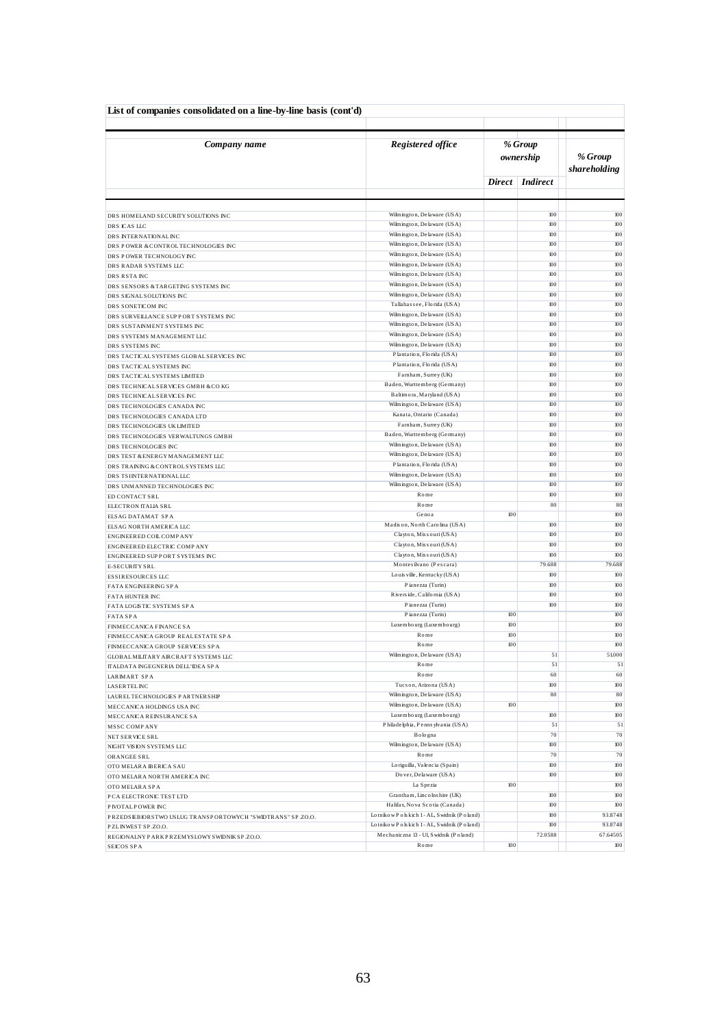**List of companies consolidated on a line-by-line basis (cont'd)**

| *Company name* | *Registered office* | *% Group ownership* | | *% Group shareholding* |
|---|---|---|---|---|
| | | *Direct* | *Indirect* | |
| DRS HOMELAND SECURITY SOLUTIONS INC | Wilmington, Delaware (USA) | | 100 | 100 |
| DRS ICAS LLC | Wilmington, Delaware (USA) | | 100 | 100 |
| DRS INTERNATIONAL INC | Wilmington, Delaware (USA) | | 100 | 100 |
| DRS POWER & CONTROL TECHNOLOGIES INC | Wilmington, Delaware (USA) | | 100 | 100 |
| DRS POWER TECHNOLOGY INC | Wilmington, Delaware (USA) | | 100 | 100 |
| DRS RADAR SYSTEMS LLC | Wilmington, Delaware (USA) | | 100 | 100 |
| DRS RSTA INC | Wilmington, Delaware (USA) | | 100 | 100 |
| DRS SENSORS & TARGETING SYSTEMS INC | Wilmington, Delaware (USA) | | 100 | 100 |
| DRS SIGNAL SOLUTIONS INC | Wilmington, Delaware (USA) | | 100 | 100 |
| DRS SONETICOM INC | Tallahassee, Florida (USA) | | 100 | 100 |
| DRS SURVEILLANCE SUPPORT SYSTEMS INC | Wilmington, Delaware (USA) | | 100 | 100 |
| DRS SUSTAINMENT SYSTEMS INC | Wilmington, Delaware (USA) | | 100 | 100 |
| DRS SYSTEMS MANAGEMENT LLC | Wilmington, Delaware (USA) | | 100 | 100 |
| DRS SYSTEMS INC | Wilmington, Delaware (USA) | | 100 | 100 |
| DRS TACTICAL SYSTEMS GLOBAL SERVICES INC | Plantation, Florida (USA) | | 100 | 100 |
| DRS TACTICAL SYSTEMS INC | Plantation, Florida (USA) | | 100 | 100 |
| DRS TACTICAL SYSTEMS LIMITED | Farnham, Surrey (UK) | | 100 | 100 |
| DRS TECHNICAL SERVICES GMBH & CO KG | Baden, Wurttemberg (Germany) | | 100 | 100 |
| DRS TECHNICAL SERVICES INC | Baltimora, Maryland (USA) | | 100 | 100 |
| DRS TECHNOLOGIES CANADA INC | Wilmington, Delaware (USA) | | 100 | 100 |
| DRS TECHNOLOGIES CANADA LTD | Kanata, Ontario (Canada) | | 100 | 100 |
| DRS TECHNOLOGIES UK LIMITED | Farnham, Surrey (UK) | | 100 | 100 |
| DRS TECHNOLOGIES VERWALTUNGS GMBH | Baden, Wurttemberg (Germany) | | 100 | 100 |
| DRS TECHNOLOGIES INC | Wilmington, Delaware (USA) | | 100 | 100 |
| DRS TEST & ENERGY MANAGEMENT LLC | Wilmington, Delaware (USA) | | 100 | 100 |
| DRS TRAINING & CONTROL SYSTEMS LLC | Plantation, Florida (USA) | | 100 | 100 |
| DRS TSI INTERNATIONAL LLC | Wilmington, Delaware (USA) | | 100 | 100 |
| DRS UNMANNED TECHNOLOGIES INC | Wilmington, Delaware (USA) | | 100 | 100 |
| ED CONTACT SRL | Rome | | 100 | 100 |
| ELECTRON ITALIA SRL | Rome | | 80 | 80 |
| ELSAG DATAMAT SPA | Genoa | 100 | | 100 |
| ELSAG NORTH AMERICA LLC | Madison, North Carolina (USA) | | 100 | 100 |
| ENGINEERED COIL COMPANY | Clayton, Missouri (USA) | | 100 | 100 |
| ENGINEERED ELECTRIC COMPANY | Clayton, Missouri (USA) | | 100 | 100 |
| ENGINEERED SUPPORT SYSTEMS INC | Clayton, Missouri (USA) | | 100 | 100 |
| E-SECURITY SRL | Montesilvano (Pescara) | | 79.688 | 79.688 |
| ESSI RESOURCES LLC | Louisville, Kentucky (USA) | | 100 | 100 |
| FATA ENGINEERING SPA | Pianezza (Turin) | | 100 | 100 |
| FATA HUNTER INC | Riverside, California (USA) | | 100 | 100 |
| FATA LOGISTIC SYSTEMS SPA | Pianezza (Turin) | | 100 | 100 |
| FATA SPA | Pianezza (Turin) | 100 | | 100 |
| FINMECCANICA FINANCE SA | Luxembourg (Luxembourg) | 100 | | 100 |
| FINMECCANICA GROUP REAL ESTATE SPA | Rome | 100 | | 100 |
| FINMECCANICA GROUP SERVICES SPA | Rome | 100 | | 100 |
| GLOBAL MILITARY AIRCRAFT SYSTEMS LLC | Wilmington, Delaware (USA) | | 51 | 51.000 |
| ITALDATA INGEGNERIA DELL'IDEA SPA | Rome | | 51 | 51 |
| LARIMART SPA | Rome | | 60 | 60 |
| LASERTEL INC | Tucson, Arizona (USA) | | 100 | 100 |
| LAUREL TECHNOLOGIES PARTNERSHIP | Wilmington, Delaware (USA) | | 80 | 80 |
| MECCANICA HOLDINGS USA INC | Wilmington, Delaware (USA) | 100 | | 100 |
| MECCANICA REINSURANCE SA | Luxembourg (Luxembourg) | | 100 | 100 |
| MSSC COMPANY | Philadelphia, Pennsylvania (USA) | | 51 | 51 |
| NET SERVICE SRL | Bologna | | 70 | 70 |
| NIGHT VISION SYSTEMS LLC | Wilmington, Delaware (USA) | | 100 | 100 |
| ORANGEE SRL | Rome | | 70 | 70 |
| OTO MELARA IBERICA SAU | Loriguilla, Valencia (Spain) | | 100 | 100 |
| OTO MELARA NORTH AMERICA INC | Dover, Delaware (USA) | | 100 | 100 |
| OTO MELARA SPA | La Spezia | 100 | | 100 |
| PCA ELECTRONIC TEST LTD | Grantham, Lincolnshire (UK) | | 100 | 100 |
| PIVOTAL POWER INC | Halifax, Nova Scotia (Canada) | | 100 | 100 |
| PRZEDSIEBIORSTWO USLUG TRANSPORTOWYCH "SWIDTRANS" SP.ZO.O. | Lotnikow Polskich 1 - AL, Swidnik (Poland) | | 100 | 93.8748 |
| PZL INWEST SP.ZO.O. | Lotnikow Polskich 1 - AL, Swidnik (Poland) | | 100 | 93.8748 |
| REGIONALNY PARK PRZEMYSLOWY SWIDNIK SP.ZO.O. | Mechaniczna 13 - Ul, Swidnik (Poland) | | 72.0588 | 67.64505 |
| SEICOS SPA | Rome | 100 | | 100 |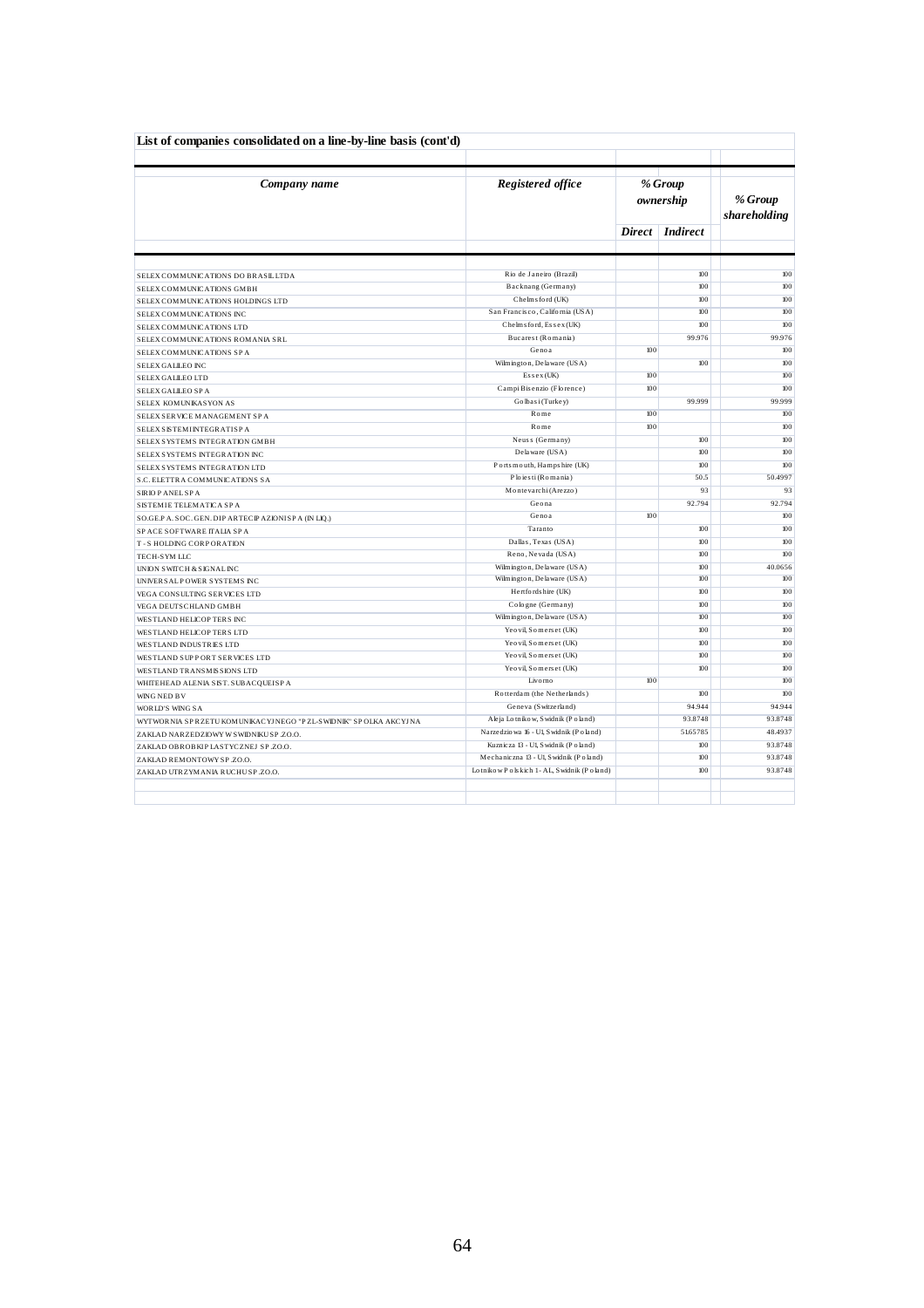## List of companies consolidated on a line-by-line basis (cont'd)

| Company name | Registered office | % Group ownership | | % Group shareholding |
|---|---|---|---|---|
| | | Direct | Indirect | |
| SELEX COMMUNICATIONS DO BRASIL LTDA | Rio de Janeiro (Brazil) | | 100 | 100 |
| SELEX COMMUNICATIONS GMBH | Backnang (Germany) | | 100 | 100 |
| SELEX COMMUNICATIONS HOLDINGS LTD | Chelmsford (UK) | | 100 | 100 |
| SELEX COMMUNICATIONS INC | San Francisco, California (USA) | | 100 | 100 |
| SELEX COMMUNICATIONS LTD | Chelmsford, Essex (UK) | | 100 | 100 |
| SELEX COMMUNICATIONS ROMANIA SRL | Bucarest (Romania) | | 99.976 | 99.976 |
| SELEX COMMUNICATIONS SPA | Genoa | 100 | | 100 |
| SELEX GALILEO INC | Wilmington, Delaware (USA) | | 100 | 100 |
| SELEX GALILEO LTD | Essex (UK) | 100 | | 100 |
| SELEX GALILEO SPA | Campi Bisenzio (Florence) | 100 | | 100 |
| SELEX KOMUNIKASYON AS | Golbasi (Turkey) | | 99.999 | 99.999 |
| SELEX SERVICE MANAGEMENT SPA | Rome | 100 | | 100 |
| SELEX SISTEMI INTEGRATI SPA | Rome | 100 | | 100 |
| SELEX SYSTEMS INTEGRATION GMBH | Neuss (Germany) | | 100 | 100 |
| SELEX SYSTEMS INTEGRATION INC | Delaware (USA) | | 100 | 100 |
| SELEX SYSTEMS INTEGRATION LTD | Portsmouth, Hampshire (UK) | | 100 | 100 |
| S.C. ELETTRA COMMUNICATIONS SA | Ploiesti (Romania) | | 50.5 | 50.4997 |
| SIRIO PANEL SPA | Montevarchi (Arezzo) | | 93 | 93 |
| SISTEMI E TELEMATICA SPA | Genoa | | 92.794 | 92.794 |
| SO.GE.PA. SOC. GEN. DI PARTECIPAZIONI SPA (IN LIQ.) | Genoa | 100 | | 100 |
| SPACE SOFTWARE ITALIA SPA | Taranto | | 100 | 100 |
| T - S HOLDING CORPORATION | Dallas, Texas (USA) | | 100 | 100 |
| TECH-SYM LLC | Reno, Nevada (USA) | | 100 | 100 |
| UNION SWITCH & SIGNAL INC | Wilmington, Delaware (USA) | | 100 | 40.0656 |
| UNIVERSAL POWER SYSTEMS INC | Wilmington, Delaware (USA) | | 100 | 100 |
| VEGA CONSULTING SERVICES LTD | Hertfordshire (UK) | | 100 | 100 |
| VEGA DEUTSCHLAND GMBH | Cologne (Germany) | | 100 | 100 |
| WESTLAND HELICOPTERS INC | Wilmington, Delaware (USA) | | 100 | 100 |
| WESTLAND HELICOPTERS LTD | Yeovil, Somerset (UK) | | 100 | 100 |
| WESTLAND INDUSTRIES LTD | Yeovil, Somerset (UK) | | 100 | 100 |
| WESTLAND SUPPORT SERVICES LTD | Yeovil, Somerset (UK) | | 100 | 100 |
| WESTLAND TRANSMISSIONS LTD | Yeovil, Somerset (UK) | | 100 | 100 |
| WHITEHEAD ALENIA SIST. SUBACQUEI SPA | Livorno | 100 | | 100 |
| WING NED BV | Rotterdam (the Netherlands) | | 100 | 100 |
| WORLD'S WING SA | Geneva (Switzerland) | | 94.944 | 94.944 |
| WYTWORNIA SPRZETU KOMUNIKACYJNEGO "PZL-SWIDNIK" SPOLKA AKCYJNA | Aleja Lotnikow, Swidnik (Poland) | | 93.8748 | 93.8748 |
| ZAKLAD NARZEDZIOWY W SWIDNIKU SP.ZO.O. | Narzedziowa 16 - UI, Swidnik (Poland) | | 51.65785 | 48.4937 |
| ZAKLAD OBROBKI PLASTYCZNEJ SP.ZO.O. | Kuznicza 13 - UI, Swidnik (Poland) | | 100 | 93.8748 |
| ZAKLAD REMONTOWY SP.ZO.O. | Mechaniczna 13 - UI, Swidnik (Poland) | | 100 | 93.8748 |
| ZAKLAD UTRZYMANIA RUCHU SP.ZO.O. | Lotnikow Polskich 1 - AL, Swidnik (Poland) | | 100 | 93.8748 |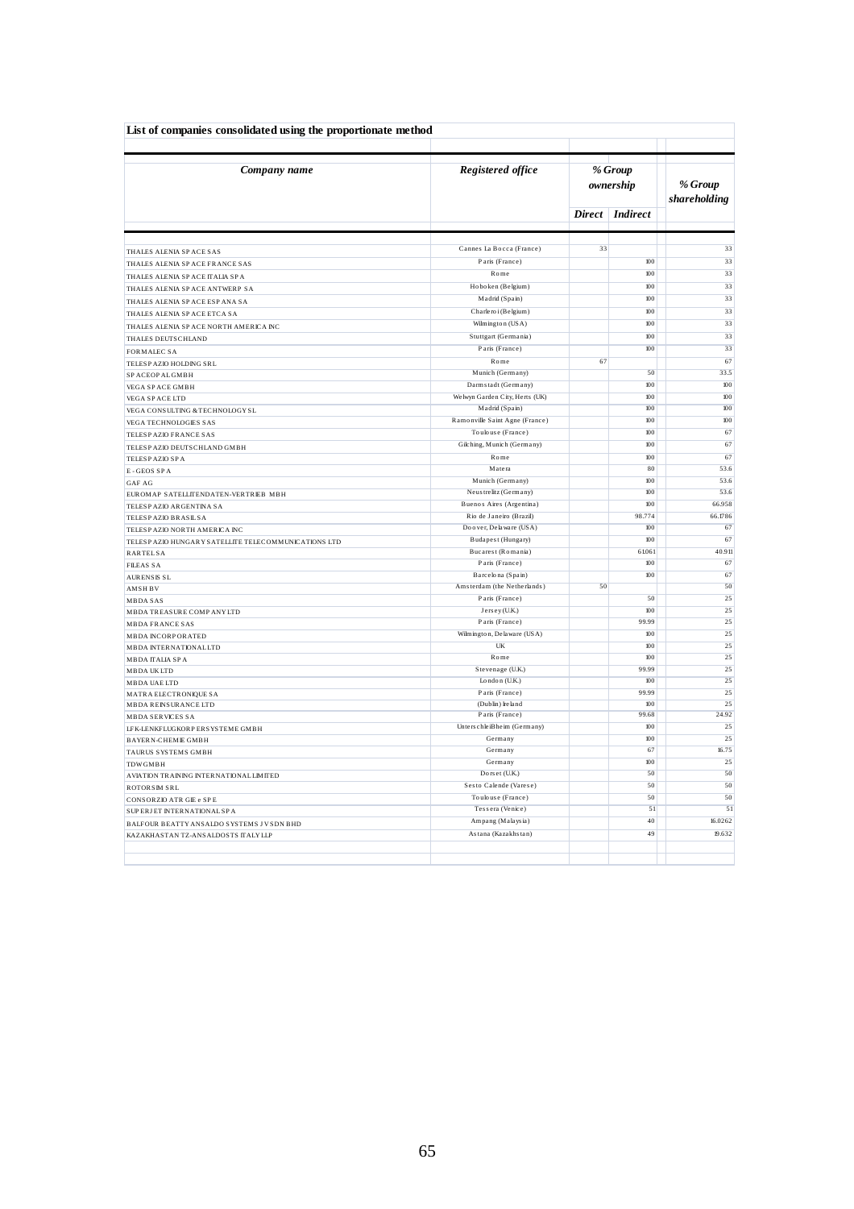## List of companies consolidated using the proportionate method

| *Company name* | *Registered office* | *% Group ownership* | | *% Group shareholding* |
|---|---|---|---|---|
| | | *Direct* | *Indirect* | |
| THALES ALENIA SPACE SAS | Cannes La Bocca (France) | 33 | | 33 |
| THALES ALENIA SPACE FRANCE SAS | Paris (France) | | 100 | 33 |
| THALES ALENIA SPACE ITALIA SPA | Rome | | 100 | 33 |
| THALES ALENIA SPACE ANTWERP SA | Hoboken (Belgium) | | 100 | 33 |
| THALES ALENIA SPACE ESPANA SA | Madrid (Spain) | | 100 | 33 |
| THALES ALENIA SPACE ETCA SA | Charleroi (Belgium) | | 100 | 33 |
| THALES ALENIA SPACE NORTH AMERICA INC | Wilmington (USA) | | 100 | 33 |
| THALES DEUTSCHLAND | Stuttgart (Germania) | | 100 | 33 |
| FORMALEC SA | Paris (France) | | 100 | 33 |
| TELESPAZIO HOLDING SRL | Rome | 67 | | 67 |
| SPACEOPAL GMBH | Munich (Germany) | | 50 | 33.5 |
| VEGA SPACE GMBH | Darmstadt (Germany) | | 100 | 100 |
| VEGA SPACE LTD | Welwyn Garden City, Herts (UK) | | 100 | 100 |
| VEGA CONSULTING & TECHNOLOGY SL | Madrid (Spain) | | 100 | 100 |
| VEGA TECHNOLOGIES SAS | Ramonville Saint Agne (France) | | 100 | 100 |
| TELESPAZIO FRANCE SAS | Toulouse (France) | | 100 | 67 |
| TELESPAZIO DEUTSCHLAND GMBH | Gilching, Munich (Germany) | | 100 | 67 |
| TELESPAZIO SPA | Rome | | 100 | 67 |
| E - GEOS SPA | Matera | | 80 | 53.6 |
| GAF AG | Munich (Germany) | | 100 | 53.6 |
| EUROMAP SATELLITENDATEN-VERTRIEB MBH | Neustrelitz (Germany) | | 100 | 53.6 |
| TELESPAZIO ARGENTINA SA | Buenos Aires (Argentina) | | 100 | 66.958 |
| TELESPAZIO BRASIL SA | Rio de Janeiro (Brazil) | | 98.774 | 66.1786 |
| TELESPAZIO NORTH AMERICA INC | Doover, Delaware (USA) | | 100 | 67 |
| TELESPAZIO HUNGARY SATELLITE TELECOMMUNICATIONS LTD | Budapest (Hungary) | | 100 | 67 |
| RARTEL SA | Bucarest (Romania) | | 61.061 | 40.911 |
| FILEAS SA | Paris (France) | | 100 | 67 |
| AURENSIS SL | Barcelona (Spain) | | 100 | 67 |
| AMSH BV | Amsterdam (the Netherlands) | 50 | | 50 |
| MBDA SAS | Paris (France) | | 50 | 25 |
| MBDA TREASURE COMPANY LTD | Jersey (U.K.) | | 100 | 25 |
| MBDA FRANCE SAS | Paris (France) | | 99.99 | 25 |
| MBDA INCORPORATED | Wilmington, Delaware (USA) | | 100 | 25 |
| MBDA INTERNATIONAL LTD | UK | | 100 | 25 |
| MBDA ITALIA SPA | Rome | | 100 | 25 |
| MBDA UK LTD | Stevenage (U.K.) | | 99.99 | 25 |
| MBDA UAE LTD | London (U.K.) | | 100 | 25 |
| MATRA ELECTRONIQUE SA | Paris (France) | | 99.99 | 25 |
| MBDA REINSURANCE LTD | (Dublin) Ireland | | 100 | 25 |
| MBDA SERVICES SA | Paris (France) | | 99.68 | 24.92 |
| LFK-LENKFLUGKORPERSYSTEME GMBH | UnterschleiBheim (Germany) | | 100 | 25 |
| BAYERN-CHEMIE GMBH | Germany | | 100 | 25 |
| TAURUS SYSTEMS GMBH | Germany | | 67 | 16.75 |
| TDW GMBH | Germany | | 100 | 25 |
| AVIATION TRAINING INTERNATIONAL LIMITED | Dorset (U.K.) | | 50 | 50 |
| ROTORSIM SRL | Sesto Calende (Varese) | | 50 | 50 |
| CONSORZIO ATR GIE e SPE | Toulouse (France) | | 50 | 50 |
| SUPERJET INTERNATIONAL SPA | Tessera (Venice) | | 51 | 51 |
| BALFOUR BEATTY ANSALDO SYSTEMS JV SDN BHD | Ampang (Malaysia) | | 40 | 16.0262 |
| KAZAKHASTAN TZ-ANSALDOSTS ITALY LLP | Astana (Kazakhstan) | | 49 | 19.632 |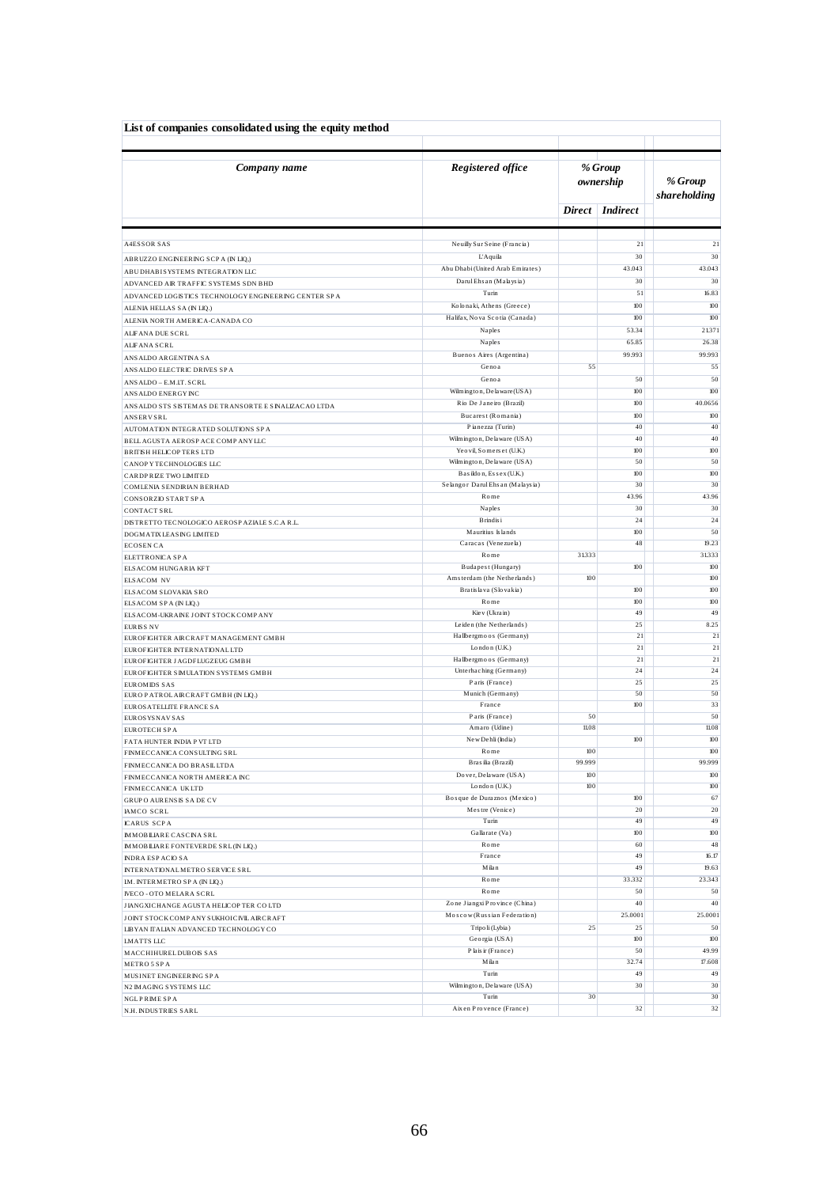## List of companies consolidated using the equity method

| *Company name* | *Registered office* | *% Group ownership* | | *% Group shareholding* |
|---|---|---|---|---|
| | | *Direct* | *Indirect* | |
| A4ESSOR SAS | Neuilly Sur Seine (Francia) | | 21 | 21 |
| ABRUZZO ENGINEERING SCPA (IN LIQ.) | L'Aquila | | 30 | 30 |
| ABU DHABI SYSTEMS INTEGRATION LLC | Abu Dhabi (United Arab Emirates) | | 43.043 | 43.043 |
| ADVANCED AIR TRAFFIC SYSTEMS SDN BHD | Darul Ehsan (Malaysia) | | 30 | 30 |
| ADVANCED LOGISTICS TECHNOLOGY ENGINEERING CENTER SPA | Turin | | 51 | 16.83 |
| ALENIA HELLAS SA (IN LIQ.) | Kolonaki, Athens (Greece) | | 100 | 100 |
| ALENIA NORTH AMERICA-CANADA CO | Halifax, Nova Scotia (Canada) | | 100 | 100 |
| ALIFANA DUE SCRL | Naples | | 53.34 | 21.371 |
| ALIFANA SCRL | Naples | | 65.85 | 26.38 |
| ANSALDO ARGENTINA SA | Buenos Aires (Argentina) | | 99.993 | 99.993 |
| ANSALDO ELECTRIC DRIVES SPA | Genoa | 55 | | 55 |
| ANSALDO – E.M.IT. SCRL | Genoa | | 50 | 50 |
| ANSALDO ENERGY INC | Wilmington, Delaware (USA) | | 100 | 100 |
| ANSALDO STS SISTEMAS DE TRANSORTE E SINALIZACAO LTDA | Rio De Janeiro (Brazil) | | 100 | 40.0656 |
| ANSERV SRL | Bucarest (Romania) | | 100 | 100 |
| AUTOMATION INTEGRATED SOLUTIONS SPA | Pianezza (Turin) | | 40 | 40 |
| BELL AGUSTA AEROSPACE COMPANY LLC | Wilmington, Delaware (USA) | | 40 | 40 |
| BRITISH HELICOPTERS LTD | Yeovil, Somerset (U.K.) | | 100 | 100 |
| CANOPY TECHNOLOGIES LLC | Wilmington, Delaware (USA) | | 50 | 50 |
| CARDPRIZE TWO LIMITED | Basildon, Essex (U.K.) | | 100 | 100 |
| COMLENIA SENDIRIAN BERHAD | Selangor Darul Ehsan (Malaysia) | | 30 | 30 |
| CONSORZIO START SPA | Rome | | 43.96 | 43.96 |
| CONTACT SRL | Naples | | 30 | 30 |
| DISTRETTO TECNOLOGICO AEROSPAZIALE S.C.A R.L. | Brindisi | | 24 | 24 |
| DOGMATIX LEASING LIMITED | Mauritius Islands | | 100 | 50 |
| ECOSEN CA | Caracas (Venezuela) | | 48 | 19.23 |
| ELETTRONICA SPA | Rome | 31.333 | | 31.333 |
| ELSACOM HUNGARIA KFT | Budapest (Hungary) | | 100 | 100 |
| ELSACOM NV | Amsterdam (the Netherlands) | 100 | | 100 |
| ELSACOM SLOVAKIA SRO | Bratislava (Slovakia) | | 100 | 100 |
| ELSACOM SPA (IN LIQ.) | Rome | | 100 | 100 |
| ELSACOM-UKRAINE JOINT STOCK COMPANY | Kiev (Ukrain) | | 49 | 49 |
| EURISS NV | Leiden (the Netherlands) | | 25 | 8.25 |
| EUROFIGHTER AIRCRAFT MANAGEMENT GMBH | Hallbergmoos (Germany) | | 21 | 21 |
| EUROFIGHTER INTERNATIONAL LTD | London (U.K.) | | 21 | 21 |
| EUROFIGHTER JAGDFLUGZEUG GMBH | Hallbergmoos (Germany) | | 21 | 21 |
| EUROFIGHTER SIMULATION SYSTEMS GMBH | Unterhaching (Germany) | | 24 | 24 |
| EUROMIDS SAS | Paris (France) | | 25 | 25 |
| EURO PATROL AIRCRAFT GMBH (IN LIQ.) | Munich (Germany) | | 50 | 50 |
| EUROSATELLITE FRANCE SA | France | | 100 | 33 |
| EUROSYSNAV SAS | Paris (France) | 50 | | 50 |
| EUROTECH SPA | Amaro (Udine) | 11.08 | | 11.08 |
| FATA HUNTER INDIA PVT LTD | New Dehli (India) | | 100 | 100 |
| FINMECCANICA CONSULTING SRL | Rome | 100 | | 100 |
| FINMECCANICA DO BRASIL LTDA | Brasilia (Brazil) | 99.999 | | 99.999 |
| FINMECCANICA NORTH AMERICA INC | Dover, Delaware (USA) | 100 | | 100 |
| FINMECCANICA UK LTD | London (U.K.) | 100 | | 100 |
| GRUPO AURENSIS SA DE CV | Bosque de Duraznos (Mexico) | | 100 | 67 |
| IAMCO SCRL | Mestre (Venice) | | 20 | 20 |
| ICARUS SCPA | Turin | | 49 | 49 |
| IMMOBILIARE CASCINA SRL | Gallarate (Va) | | 100 | 100 |
| IMMOBILIARE FONTEVERDE SRL (IN LIQ.) | Rome | | 60 | 48 |
| INDRA ESPACIO SA | France | | 49 | 16.17 |
| INTERNATIONAL METRO SERVICE SRL | Milan | | 49 | 19.63 |
| I.M. INTERMETRO SPA (IN LIQ.) | Rome | | 33.332 | 23.343 |
| IVECO - OTO MELARA SCRL | Rome | | 50 | 50 |
| JIANGXI CHANGE AGUSTA HELICOPTER CO LTD | Zone Jiangxi Province (China) | | 40 | 40 |
| JOINT STOCK COMPANY SUKHOI CIVIL AIRCRAFT | Moscow (Russian Federation) | | 25.0001 | 25.0001 |
| LIBYAN ITALIAN ADVANCED TECHNOLOGY CO | Tripoli (Lybia) | 25 | 25 | 50 |
| LMATTS LLC | Georgia (USA) | | 100 | 100 |
| MACCHI HUREL DUBOIS SAS | Plaisir (France) | | 50 | 49.99 |
| METRO 5 SPA | Milan | | 32.74 | 17.608 |
| MUSINET ENGINEERING SPA | Turin | | 49 | 49 |
| N2 IMAGING SYSTEMS LLC | Wilmington, Delaware (USA) | | 30 | 30 |
| NGL PRIME SPA | Turin | 30 | | 30 |
| N.H. INDUSTRIES SARL | Aixen Provence (France) | | 32 | 32 |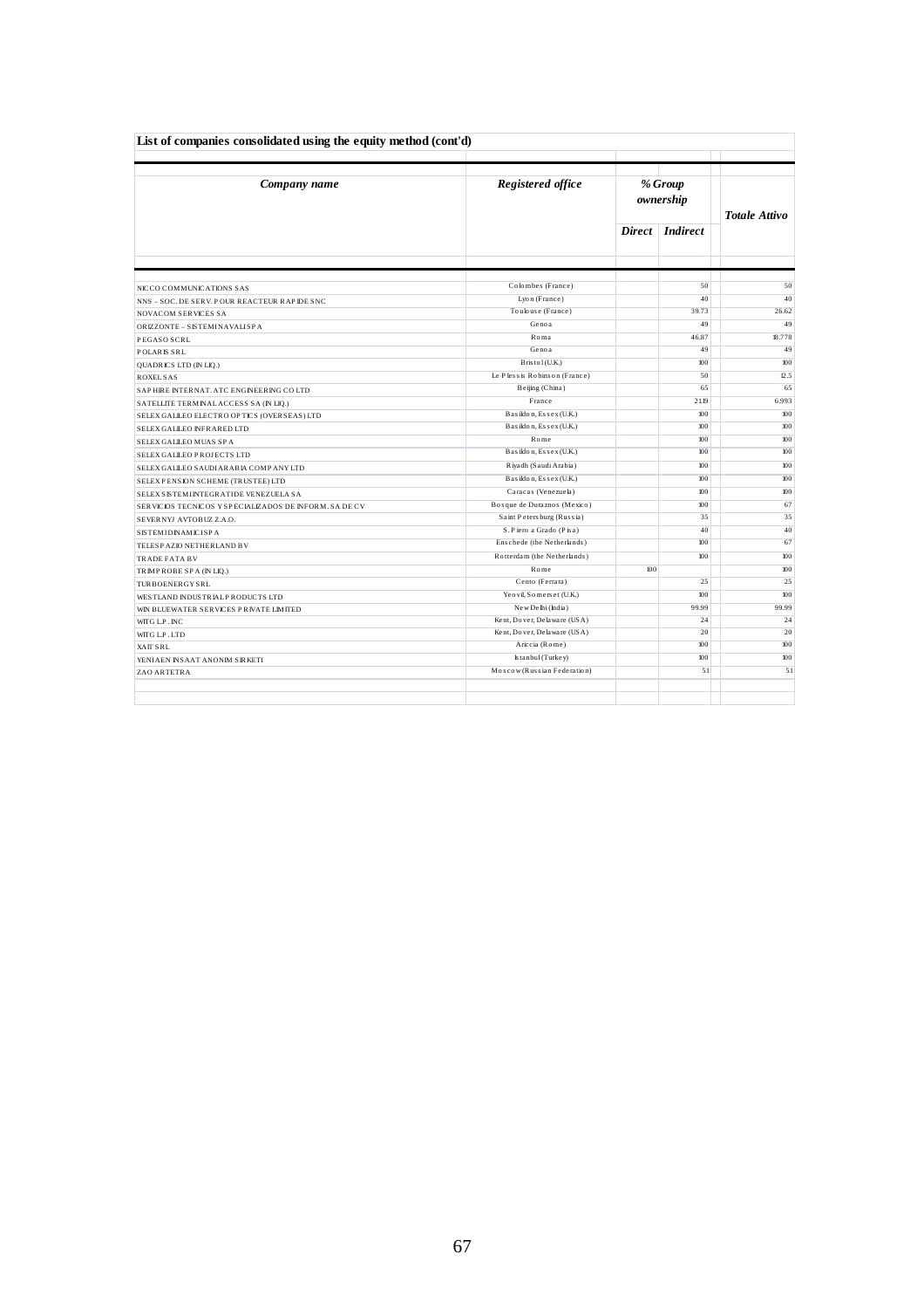**List of companies consolidated using the equity method (cont'd)**

| *Company name* | *Registered office* | *% Group ownership* | | *Totale Attivo* |
|---|---|---|---|---|
| | | *Direct* | *Indirect* | |
| NICCO COMMUNICATIONS SAS | Colombes (France) | | 50 | 50 |
| NNS – SOC. DE SERV. POUR REACTEUR RAPIDE SNC | Lyon (France) | | 40 | 40 |
| NOVACOM SERVICES SA | Toulouse (France) | | 39.73 | 26.62 |
| ORIZZONTE – SISTEMI NAVALI SPA | Genoa | | 49 | 49 |
| PEGASO SCRL | Roma | | 46.87 | 18.778 |
| POLARIS SRL | Genoa | | 49 | 49 |
| QUADRICS LTD (IN LIQ.) | Bristol (U.K.) | | 100 | 100 |
| ROXEL SAS | Le Plessis Robinson (France) | | 50 | 12.5 |
| SAPHIRE INTERNAT. ATC ENGINEERING CO LTD | Beijing (China) | | 65 | 65 |
| SATELLITE TERMINAL ACCESS SA (IN LIQ.) | France | | 21.19 | 6.993 |
| SELEX GALILEO ELECTRO OPTICS (OVERSEAS) LTD | Basildon, Essex (U.K.) | | 100 | 100 |
| SELEX GALILEO INFRARED LTD | Basildon, Essex (U.K.) | | 100 | 100 |
| SELEX GALILEO MUAS SPA | Rome | | 100 | 100 |
| SELEX GALILEO PROJECTS LTD | Basildon, Essex (U.K.) | | 100 | 100 |
| SELEX GALILEO SAUDI ARABIA COMPANY LTD | Riyadh (Saudi Arabia) | | 100 | 100 |
| SELEX PENSION SCHEME (TRUSTEE) LTD | Basildon, Essex (U.K.) | | 100 | 100 |
| SELEX SISTEMI INTEGRATI DE VENEZUELA SA | Caracas (Venezuela) | | 100 | 100 |
| SERVICIOS TECNICOS Y SPECIALIZADOS DE INFORM. SA DE CV | Bosque de Duraznos (Mexico) | | 100 | 67 |
| SEVERNYJ AVTOBUZ Z.A.O. | Saint Petersburg (Russia) | | 35 | 35 |
| SISTEMI DINAMICI SPA | S. Piero a Grado (Pisa) | | 40 | 40 |
| TELESPAZIO NETHERLAND BV | Enschede (the Netherlands) | | 100 | 67 |
| TRADE FATA BV | Rotterdam (the Netherlands) | | 100 | 100 |
| TRIMPROBE SPA (IN LIQ.) | Rome | 100 | | 100 |
| TURBOENERGY SRL | Cento (Ferrara) | | 25 | 25 |
| WESTLAND INDUSTRIAL PRODUCTS LTD | Yeovil, Somerset (U.K.) | | 100 | 100 |
| WIN BLUEWATER SERVICES PRIVATE LIMITED | New Delhi (India) | | 99.99 | 99.99 |
| WITG L.P. INC | Kent, Dover, Delaware (USA) | | 24 | 24 |
| WITG L.P. LTD | Kent, Dover, Delaware (USA) | | 20 | 20 |
| XAIT SRL | Ariccia (Rome) | | 100 | 100 |
| YENIAEN INSAAT ANONIM SIRKETI | Istanbul (Turkey) | | 100 | 100 |
| ZAO ARTETRA | Moscow (Russian Federation) | | 51 | 51 |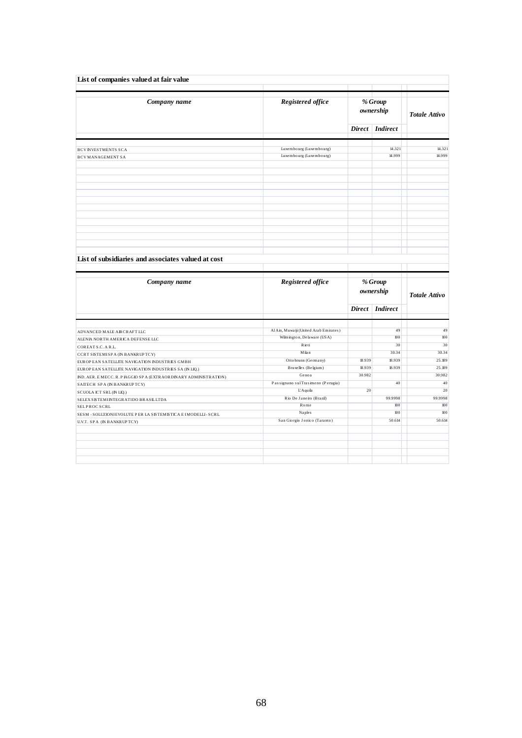## List of companies valued at fair value

| *Company name* | *Registered office* | *% Group ownership* | | *Totale Attivo* |
|---|---|---|---|---|
| | | *Direct* | *Indirect* | |
| BCV INVESTMENTS SCA | Luxembourg (Luxembourg) | | 14.321 | 14.321 |
| BCV MANAGEMENT SA | Luxembourg (Luxembourg) | | 14.999 | 14.999 |

## List of subsidiaries and associates valued at cost

| *Company name* | *Registered office* | *% Group ownership* | | *Totale Attivo* |
|---|---|---|---|---|
| | | *Direct* | *Indirect* | |
| ADVANCED MALE AIRCRAFT LLC | Al Ain, Muwaiji (United Arab Emirates) | | 49 | 49 |
| ALENIA NORTH AMERICA DEFENSE LLC | Wilmington, Delaware (USA) | | 100 | 100 |
| COREAT S.C. A R.L. | Rieti | | 30 | 30 |
| CCRT SISTEMI SPA (IN BANKRUPTCY) | Milan | | 30.34 | 30.34 |
| EUROPEAN SATELLITE NAVIGATION INDUSTRIES GMBH | Ottobrunn (Germany) | 18.939 | 18.939 | 25.189 |
| EUROPEAN SATELLITE NAVIGATION INDUSTRIES SA (IN LIQ.) | Bruxelles (Belgium) | 18.939 | 18.939 | 25.189 |
| IND. AER. E MECC. R. PIAGGIO SPA (EXTRAORDINARY ADMINISTRATION) | Genoa | 30.982 | | 30.982 |
| SAITECH SPA (IN BANKRUPTCY) | Passignano sul Trasimeno (Perugia) | | 40 | 40 |
| SCUOLA ICT SRL (IN LIQ.) | L'Aquila | 20 | | 20 |
| SELEX SISTEMI INTEGRATI DO BRASIL LTDA | Rio De Janeiro (Brazil) | | 99.9998 | 99.9998 |
| SEL PROC SCRL | Rome | | 100 | 100 |
| SESM - SOLUZIONI EVOLUTE PER LA SISTEMISTICA E I MODELLI - SCRL | Naples | | 100 | 100 |
| U.V.T. SPA (IN BANKRUPTCY) | San Giorgio Jonico (Taranto) | | 50.614 | 50.614 |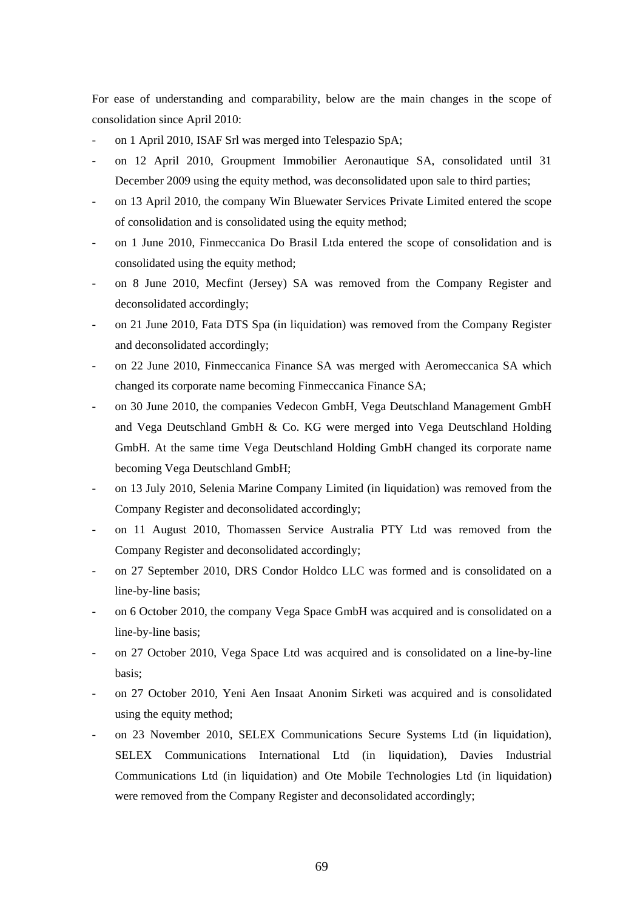For ease of understanding and comparability, below are the main changes in the scope of consolidation since April 2010:

- on 1 April 2010, ISAF Srl was merged into Telespazio SpA;
- on 12 April 2010, Groupment Immobilier Aeronautique SA, consolidated until 31 December 2009 using the equity method, was deconsolidated upon sale to third parties;
- on 13 April 2010, the company Win Bluewater Services Private Limited entered the scope of consolidation and is consolidated using the equity method;
- on 1 June 2010, Finmeccanica Do Brasil Ltda entered the scope of consolidation and is consolidated using the equity method;
- on 8 June 2010, Mecfint (Jersey) SA was removed from the Company Register and deconsolidated accordingly;
- on 21 June 2010, Fata DTS Spa (in liquidation) was removed from the Company Register and deconsolidated accordingly;
- on 22 June 2010, Finmeccanica Finance SA was merged with Aeromeccanica SA which changed its corporate name becoming Finmeccanica Finance SA;
- on 30 June 2010, the companies Vedecon GmbH, Vega Deutschland Management GmbH and Vega Deutschland GmbH & Co. KG were merged into Vega Deutschland Holding GmbH. At the same time Vega Deutschland Holding GmbH changed its corporate name becoming Vega Deutschland GmbH;
- on 13 July 2010, Selenia Marine Company Limited (in liquidation) was removed from the Company Register and deconsolidated accordingly;
- on 11 August 2010, Thomassen Service Australia PTY Ltd was removed from the Company Register and deconsolidated accordingly;
- on 27 September 2010, DRS Condor Holdco LLC was formed and is consolidated on a line-by-line basis;
- on 6 October 2010, the company Vega Space GmbH was acquired and is consolidated on a line-by-line basis;
- on 27 October 2010, Vega Space Ltd was acquired and is consolidated on a line-by-line basis;
- on 27 October 2010, Yeni Aen Insaat Anonim Sirketi was acquired and is consolidated using the equity method;
- on 23 November 2010, SELEX Communications Secure Systems Ltd (in liquidation), SELEX Communications International Ltd (in liquidation), Davies Industrial Communications Ltd (in liquidation) and Ote Mobile Technologies Ltd (in liquidation) were removed from the Company Register and deconsolidated accordingly;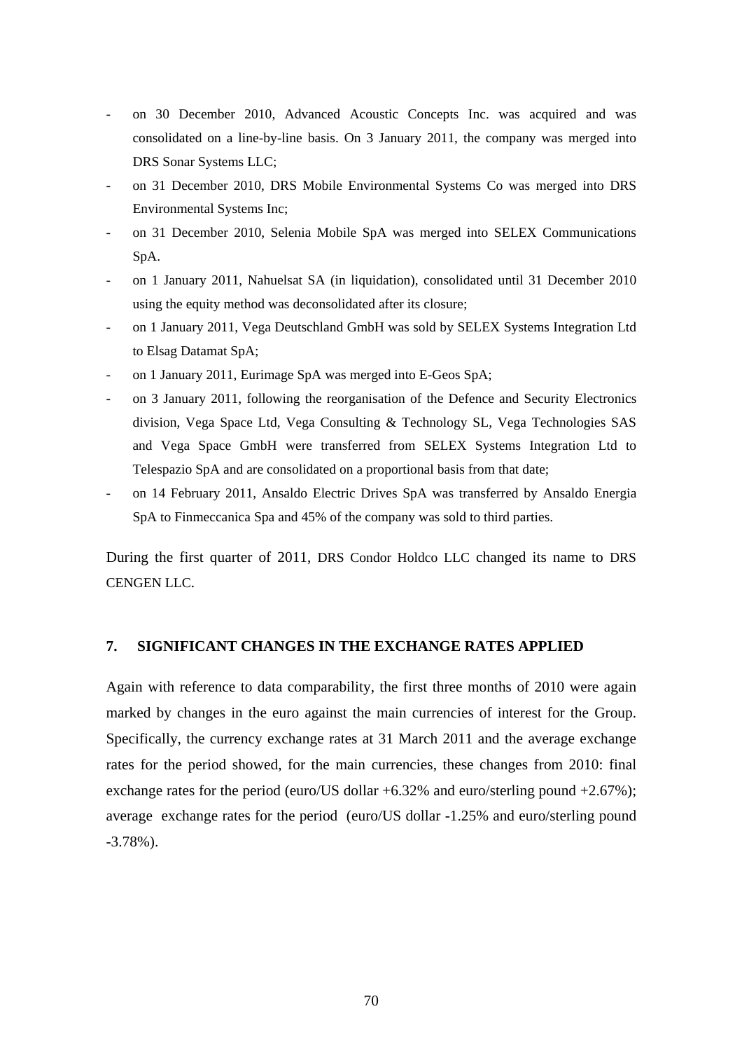- on 30 December 2010, Advanced Acoustic Concepts Inc. was acquired and was consolidated on a line-by-line basis. On 3 January 2011, the company was merged into DRS Sonar Systems LLC;
- on 31 December 2010, DRS Mobile Environmental Systems Co was merged into DRS Environmental Systems Inc;
- on 31 December 2010, Selenia Mobile SpA was merged into SELEX Communications SpA.
- on 1 January 2011, Nahuelsat SA (in liquidation), consolidated until 31 December 2010 using the equity method was deconsolidated after its closure;
- on 1 January 2011, Vega Deutschland GmbH was sold by SELEX Systems Integration Ltd to Elsag Datamat SpA;
- on 1 January 2011, Eurimage SpA was merged into E-Geos SpA;
- on 3 January 2011, following the reorganisation of the Defence and Security Electronics division, Vega Space Ltd, Vega Consulting & Technology SL, Vega Technologies SAS and Vega Space GmbH were transferred from SELEX Systems Integration Ltd to Telespazio SpA and are consolidated on a proportional basis from that date;
- on 14 February 2011, Ansaldo Electric Drives SpA was transferred by Ansaldo Energia SpA to Finmeccanica Spa and 45% of the company was sold to third parties.

During the first quarter of 2011, DRS Condor Holdco LLC changed its name to DRS CENGEN LLC.

## 7. SIGNIFICANT CHANGES IN THE EXCHANGE RATES APPLIED

Again with reference to data comparability, the first three months of 2010 were again marked by changes in the euro against the main currencies of interest for the Group. Specifically, the currency exchange rates at 31 March 2011 and the average exchange rates for the period showed, for the main currencies, these changes from 2010: final exchange rates for the period (euro/US dollar +6.32% and euro/sterling pound +2.67%); average exchange rates for the period (euro/US dollar -1.25% and euro/sterling pound -3.78%).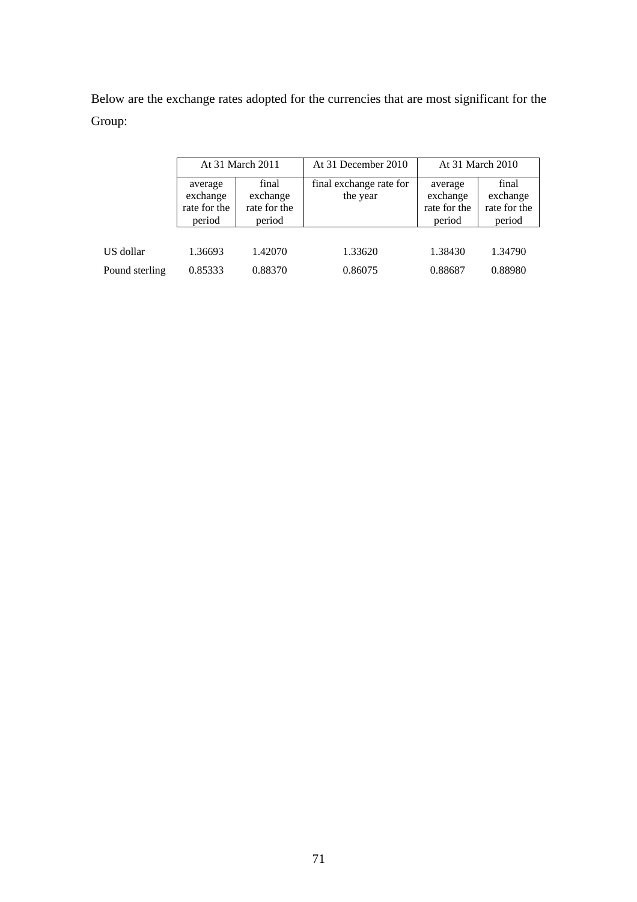Below are the exchange rates adopted for the currencies that are most significant for the Group:

| | At 31 March 2011 | | At 31 December 2010 | At 31 March 2010 | |
|---|---|---|---|---|---|
| | average exchange rate for the period | final exchange rate for the period | final exchange rate for the year | average exchange rate for the period | final exchange rate for the period |
| US dollar | 1.36693 | 1.42070 | 1.33620 | 1.38430 | 1.34790 |
| Pound sterling | 0.85333 | 0.88370 | 0.86075 | 0.88687 | 0.88980 |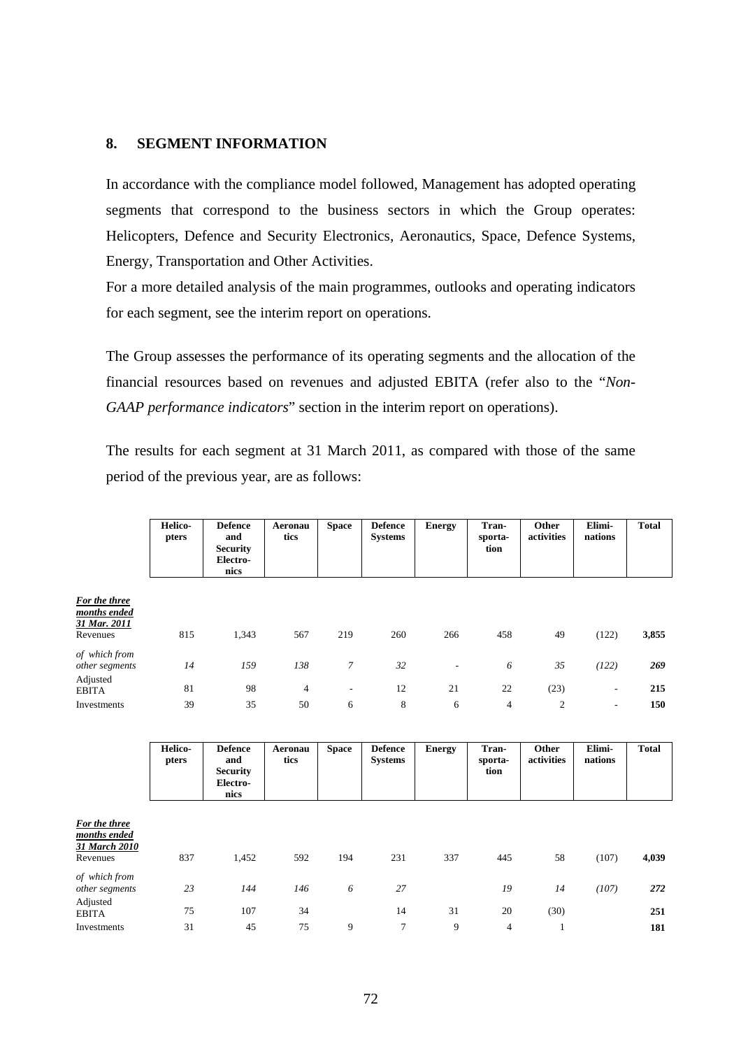## 8. SEGMENT INFORMATION

In accordance with the compliance model followed, Management has adopted operating segments that correspond to the business sectors in which the Group operates: Helicopters, Defence and Security Electronics, Aeronautics, Space, Defence Systems, Energy, Transportation and Other Activities.

For a more detailed analysis of the main programmes, outlooks and operating indicators for each segment, see the interim report on operations.

The Group assesses the performance of its operating segments and the allocation of the financial resources based on revenues and adjusted EBITA (refer also to the "*Non-GAAP performance indicators*" section in the interim report on operations).

The results for each segment at 31 March 2011, as compared with those of the same period of the previous year, are as follows:

| | Helicopters | Defence and Security Electronics | Aeronautics | Space | Defence Systems | Energy | Transportation | Other activities | Eliminations | Total |
|---|---|---|---|---|---|---|---|---|---|---|
| ***For the three months ended 31 Mar. 2011*** | | | | | | | | | | |
| Revenues | 815 | 1,343 | 567 | 219 | 260 | 266 | 458 | 49 | (122) | **3,855** |
| *of which from other segments* | *14* | *159* | *138* | *7* | *32* | - | *6* | *35* | *(122)* | ***269*** |
| Adjusted EBITA | 81 | 98 | 4 | - | 12 | 21 | 22 | (23) | - | **215** |
| Investments | 39 | 35 | 50 | 6 | 8 | 6 | 4 | 2 | - | **150** |

| | Helicopters | Defence and Security Electronics | Aeronautics | Space | Defence Systems | Energy | Transportation | Other activities | Eliminations | Total |
|---|---|---|---|---|---|---|---|---|---|---|
| ***For the three months ended 31 March 2010*** | | | | | | | | | | |
| Revenues | 837 | 1,452 | 592 | 194 | 231 | 337 | 445 | 58 | (107) | **4,039** |
| *of which from other segments* | *23* | *144* | *146* | *6* | *27* | | *19* | *14* | *(107)* | ***272*** |
| Adjusted EBITA | 75 | 107 | 34 | | 14 | 31 | 20 | (30) | | **251** |
| Investments | 31 | 45 | 75 | 9 | 7 | 9 | 4 | 1 | | **181** |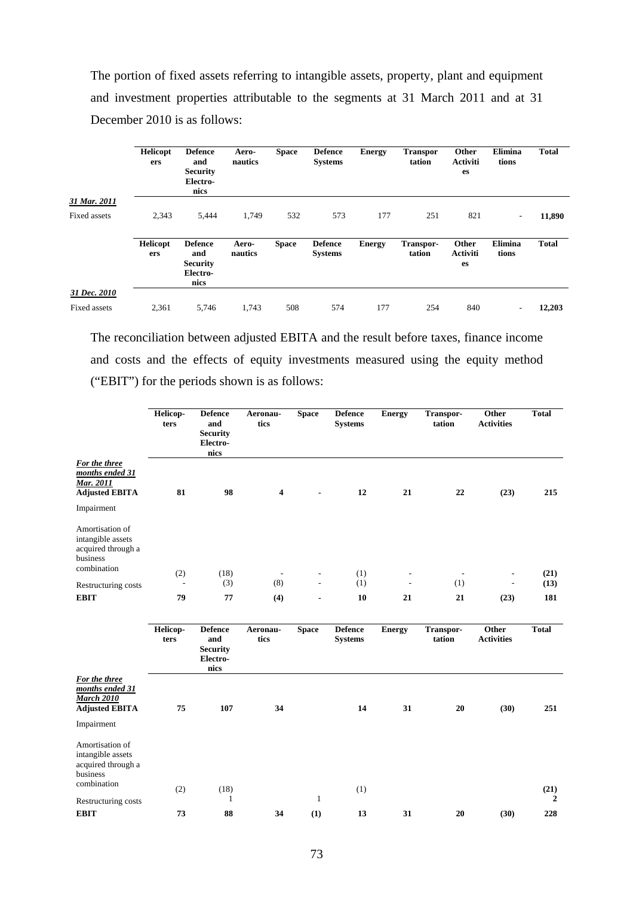The portion of fixed assets referring to intangible assets, property, plant and equipment and investment properties attributable to the segments at 31 March 2011 and at 31 December 2010 is as follows:

| | Helicopters | Defence and Security Electronics | Aeronautics | Space | Defence Systems | Energy | Transportation | Other Activities | Eliminations | Total |
|---|---|---|---|---|---|---|---|---|---|---|
| *31 Mar. 2011* | | | | | | | | | | |
| Fixed assets | 2,343 | 5,444 | 1,749 | 532 | 573 | 177 | 251 | 821 | - | **11,890** |

| | Helicopters | Defence and Security Electronics | Aeronautics | Space | Defence Systems | Energy | Transportation | Other Activities | Eliminations | Total |
|---|---|---|---|---|---|---|---|---|---|---|
| *31 Dec. 2010* | | | | | | | | | | |
| Fixed assets | 2,361 | 5,746 | 1,743 | 508 | 574 | 177 | 254 | 840 | - | **12,203** |

The reconciliation between adjusted EBITA and the result before taxes, finance income and costs and the effects of equity investments measured using the equity method ("EBIT") for the periods shown is as follows:

| | Helicopters | Defence and Security Electronics | Aeronautics | Space | Defence Systems | Energy | Transportation | Other Activities | Total |
|---|---|---|---|---|---|---|---|---|---|
| ***For the three months ended 31 Mar. 2011*** | | | | | | | | | |
| **Adjusted EBITA** | **81** | **98** | **4** | **-** | **12** | **21** | **22** | **(23)** | **215** |
| Impairment | | | | | | | | | |
| Amortisation of intangible assets acquired through a business combination | (2) | (18) | - | - | (1) | - | - | - | **(21)** |
| Restructuring costs | - | (3) | (8) | - | (1) | - | (1) | - | **(13)** |
| **EBIT** | **79** | **77** | **(4)** | **-** | **10** | **21** | **21** | **(23)** | **181** |

| | Helicopters | Defence and Security Electronics | Aeronautics | Space | Defence Systems | Energy | Transportation | Other Activities | Total |
|---|---|---|---|---|---|---|---|---|---|
| ***For the three months ended 31 March 2010*** | | | | | | | | | |
| **Adjusted EBITA** | **75** | **107** | **34** | | **14** | **31** | **20** | **(30)** | **251** |
| Impairment | | | | | | | | | |
| Amortisation of intangible assets acquired through a business combination | (2) | (18) | | | (1) | | | | **(21)** |
| Restructuring costs | | 1 | | 1 | | | | | **2** |
| **EBIT** | **73** | **88** | **34** | **(1)** | **13** | **31** | **20** | **(30)** | **228** |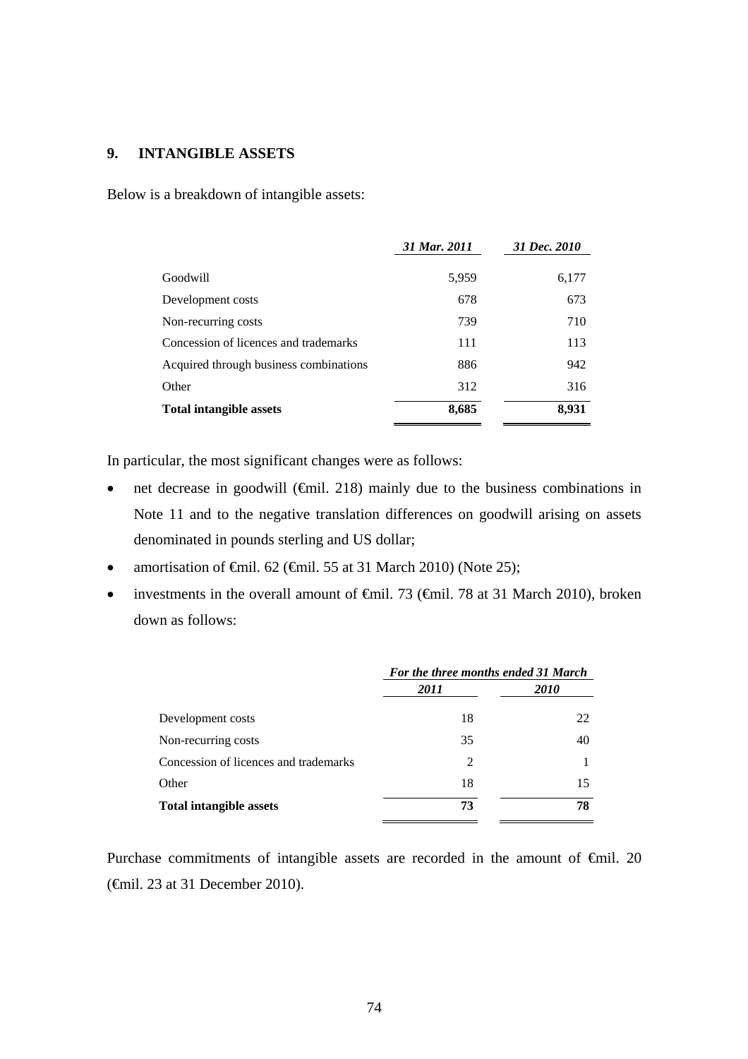## 9. INTANGIBLE ASSETS

Below is a breakdown of intangible assets:

| | *31 Mar. 2011* | *31 Dec. 2010* |
|---|---|---|
| Goodwill | 5,959 | 6,177 |
| Development costs | 678 | 673 |
| Non-recurring costs | 739 | 710 |
| Concession of licences and trademarks | 111 | 113 |
| Acquired through business combinations | 886 | 942 |
| Other | 312 | 316 |
| **Total intangible assets** | **8,685** | **8,931** |

In particular, the most significant changes were as follows:

- net decrease in goodwill (€mil. 218) mainly due to the business combinations in Note 11 and to the negative translation differences on goodwill arising on assets denominated in pounds sterling and US dollar;
- amortisation of €mil. 62 (€mil. 55 at 31 March 2010) (Note 25);
- investments in the overall amount of €mil. 73 (€mil. 78 at 31 March 2010), broken down as follows:

| | *For the three months ended 31 March* | |
|---|---|---|
| | *2011* | *2010* |
| Development costs | 18 | 22 |
| Non-recurring costs | 35 | 40 |
| Concession of licences and trademarks | 2 | 1 |
| Other | 18 | 15 |
| **Total intangible assets** | **73** | **78** |

Purchase commitments of intangible assets are recorded in the amount of €mil. 20 (€mil. 23 at 31 December 2010).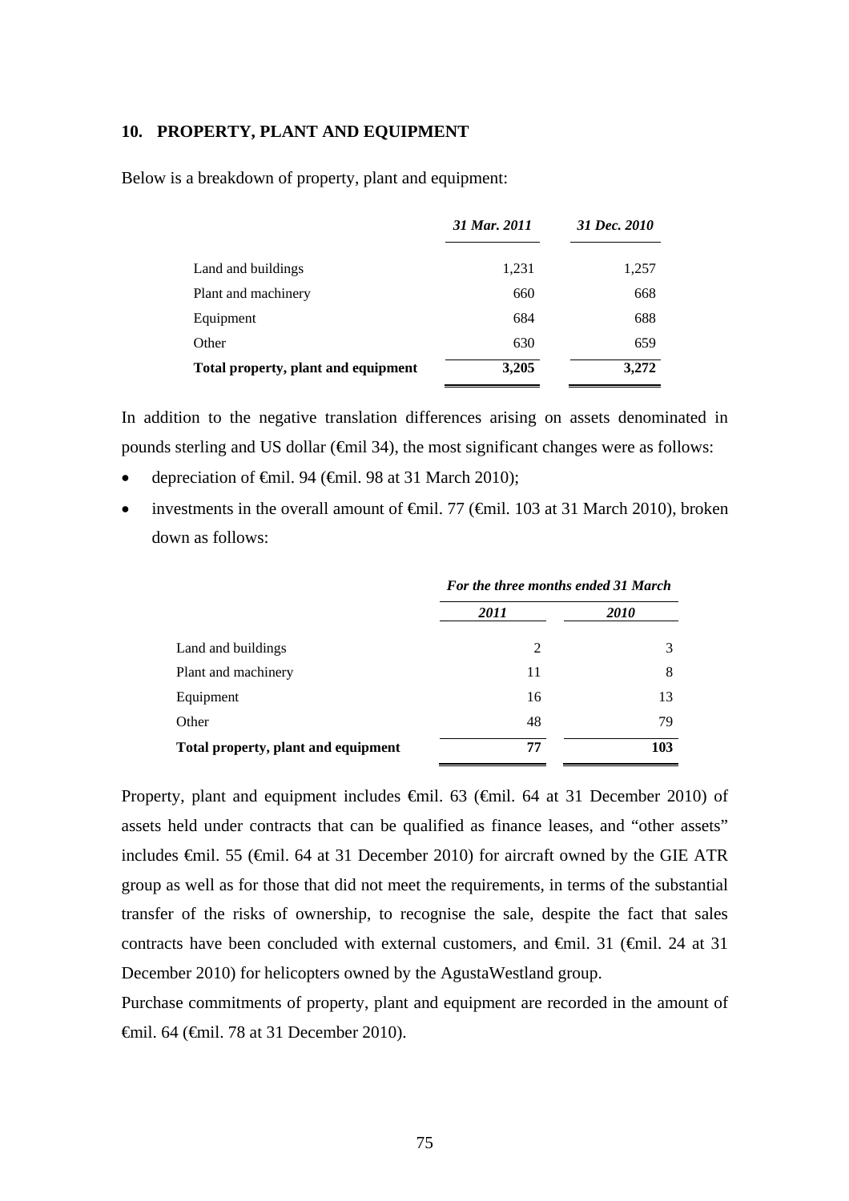## 10. PROPERTY, PLANT AND EQUIPMENT

Below is a breakdown of property, plant and equipment:

| | *31 Mar. 2011* | *31 Dec. 2010* |
|---|---|---|
| Land and buildings | 1,231 | 1,257 |
| Plant and machinery | 660 | 668 |
| Equipment | 684 | 688 |
| Other | 630 | 659 |
| **Total property, plant and equipment** | **3,205** | **3,272** |

In addition to the negative translation differences arising on assets denominated in pounds sterling and US dollar (€mil 34), the most significant changes were as follows:

- depreciation of €mil. 94 (€mil. 98 at 31 March 2010);
- investments in the overall amount of €mil. 77 (€mil. 103 at 31 March 2010), broken down as follows:

| | *For the three months ended 31 March* | |
|---|---|---|
| | ***2011*** | ***2010*** |
| Land and buildings | 2 | 3 |
| Plant and machinery | 11 | 8 |
| Equipment | 16 | 13 |
| Other | 48 | 79 |
| **Total property, plant and equipment** | **77** | **103** |

Property, plant and equipment includes €mil. 63 (€mil. 64 at 31 December 2010) of assets held under contracts that can be qualified as finance leases, and "other assets" includes €mil. 55 (€mil. 64 at 31 December 2010) for aircraft owned by the GIE ATR group as well as for those that did not meet the requirements, in terms of the substantial transfer of the risks of ownership, to recognise the sale, despite the fact that sales contracts have been concluded with external customers, and €mil. 31 (€mil. 24 at 31 December 2010) for helicopters owned by the AgustaWestland group.

Purchase commitments of property, plant and equipment are recorded in the amount of €mil. 64 (€mil. 78 at 31 December 2010).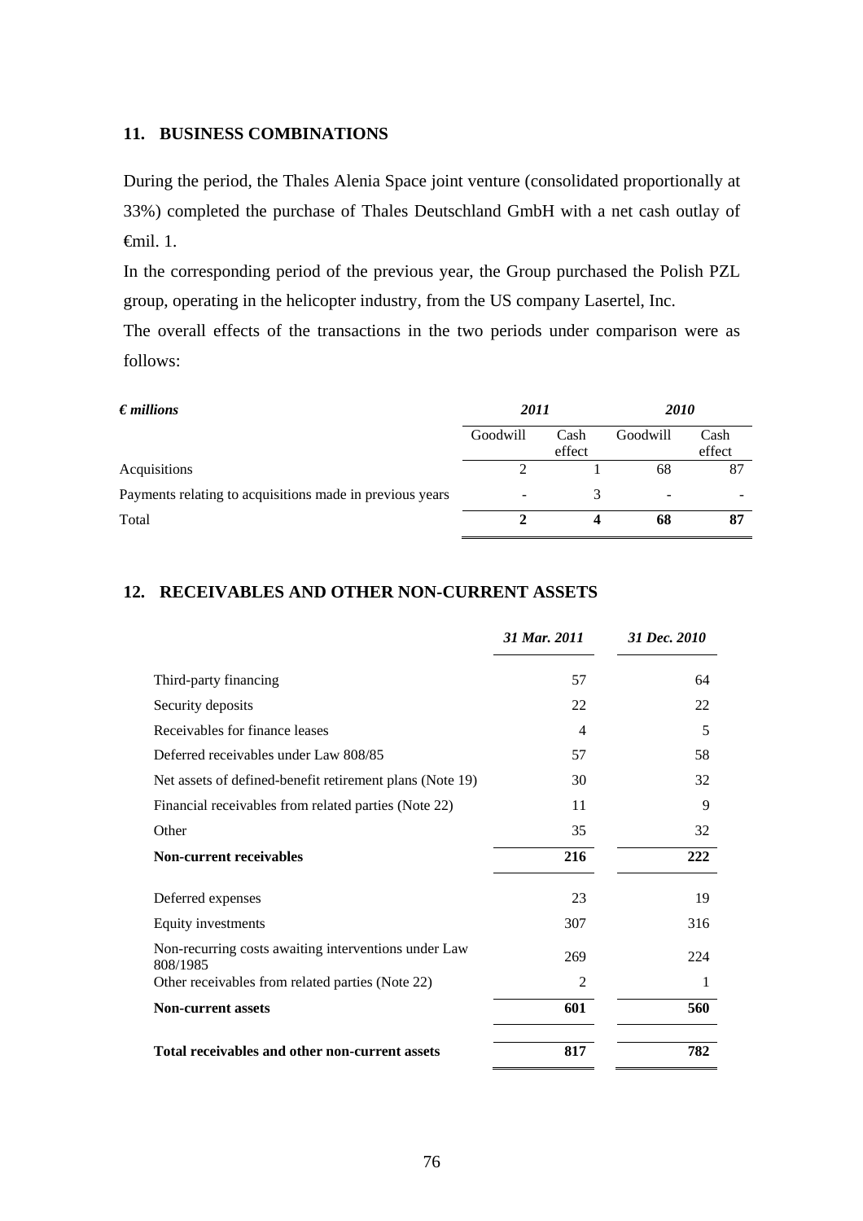## 11. BUSINESS COMBINATIONS

During the period, the Thales Alenia Space joint venture (consolidated proportionally at 33%) completed the purchase of Thales Deutschland GmbH with a net cash outlay of €mil. 1.

In the corresponding period of the previous year, the Group purchased the Polish PZL group, operating in the helicopter industry, from the US company Lasertel, Inc.

The overall effects of the transactions in the two periods under comparison were as follows:

| *€ millions* | *2011* | | *2010* | |
|---|---|---|---|---|
| | Goodwill | Cash effect | Goodwill | Cash effect |
| Acquisitions | 2 | 1 | 68 | 87 |
| Payments relating to acquisitions made in previous years | - | 3 | - | - |
| Total | **2** | **4** | **68** | **87** |

## 12. RECEIVABLES AND OTHER NON-CURRENT ASSETS

| | *31 Mar. 2011* | *31 Dec. 2010* |
|---|---|---|
| Third-party financing | 57 | 64 |
| Security deposits | 22 | 22 |
| Receivables for finance leases | 4 | 5 |
| Deferred receivables under Law 808/85 | 57 | 58 |
| Net assets of defined-benefit retirement plans (Note 19) | 30 | 32 |
| Financial receivables from related parties (Note 22) | 11 | 9 |
| Other | 35 | 32 |
| **Non-current receivables** | **216** | **222** |
| Deferred expenses | 23 | 19 |
| Equity investments | 307 | 316 |
| Non-recurring costs awaiting interventions under Law 808/1985 | 269 | 224 |
| Other receivables from related parties (Note 22) | 2 | 1 |
| **Non-current assets** | **601** | **560** |
| **Total receivables and other non-current assets** | **817** | **782** |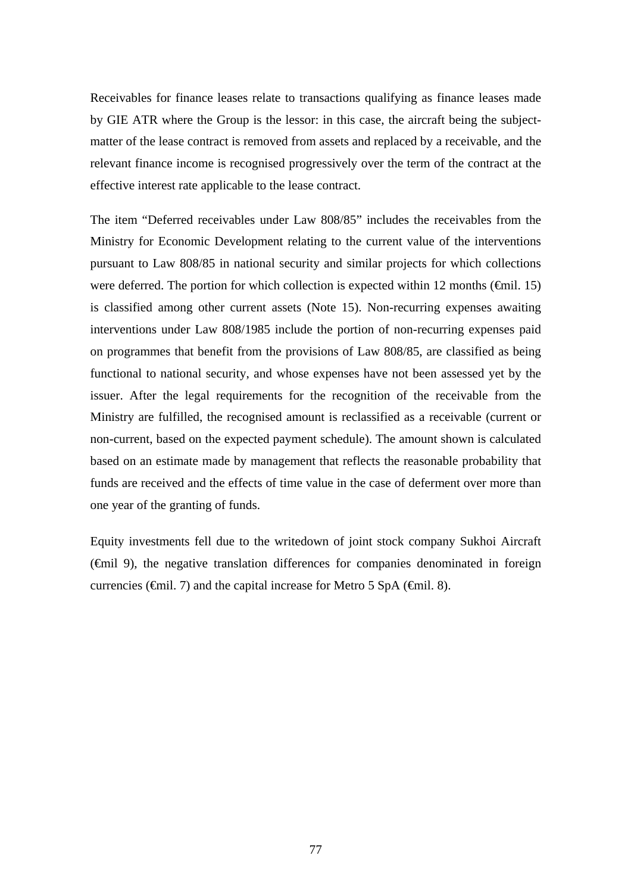Receivables for finance leases relate to transactions qualifying as finance leases made by GIE ATR where the Group is the lessor: in this case, the aircraft being the subject-matter of the lease contract is removed from assets and replaced by a receivable, and the relevant finance income is recognised progressively over the term of the contract at the effective interest rate applicable to the lease contract.

The item "Deferred receivables under Law 808/85" includes the receivables from the Ministry for Economic Development relating to the current value of the interventions pursuant to Law 808/85 in national security and similar projects for which collections were deferred. The portion for which collection is expected within 12 months (€mil. 15) is classified among other current assets (Note 15). Non-recurring expenses awaiting interventions under Law 808/1985 include the portion of non-recurring expenses paid on programmes that benefit from the provisions of Law 808/85, are classified as being functional to national security, and whose expenses have not been assessed yet by the issuer. After the legal requirements for the recognition of the receivable from the Ministry are fulfilled, the recognised amount is reclassified as a receivable (current or non-current, based on the expected payment schedule). The amount shown is calculated based on an estimate made by management that reflects the reasonable probability that funds are received and the effects of time value in the case of deferment over more than one year of the granting of funds.

Equity investments fell due to the writedown of joint stock company Sukhoi Aircraft (€mil 9), the negative translation differences for companies denominated in foreign currencies (€mil. 7) and the capital increase for Metro 5 SpA (€mil. 8).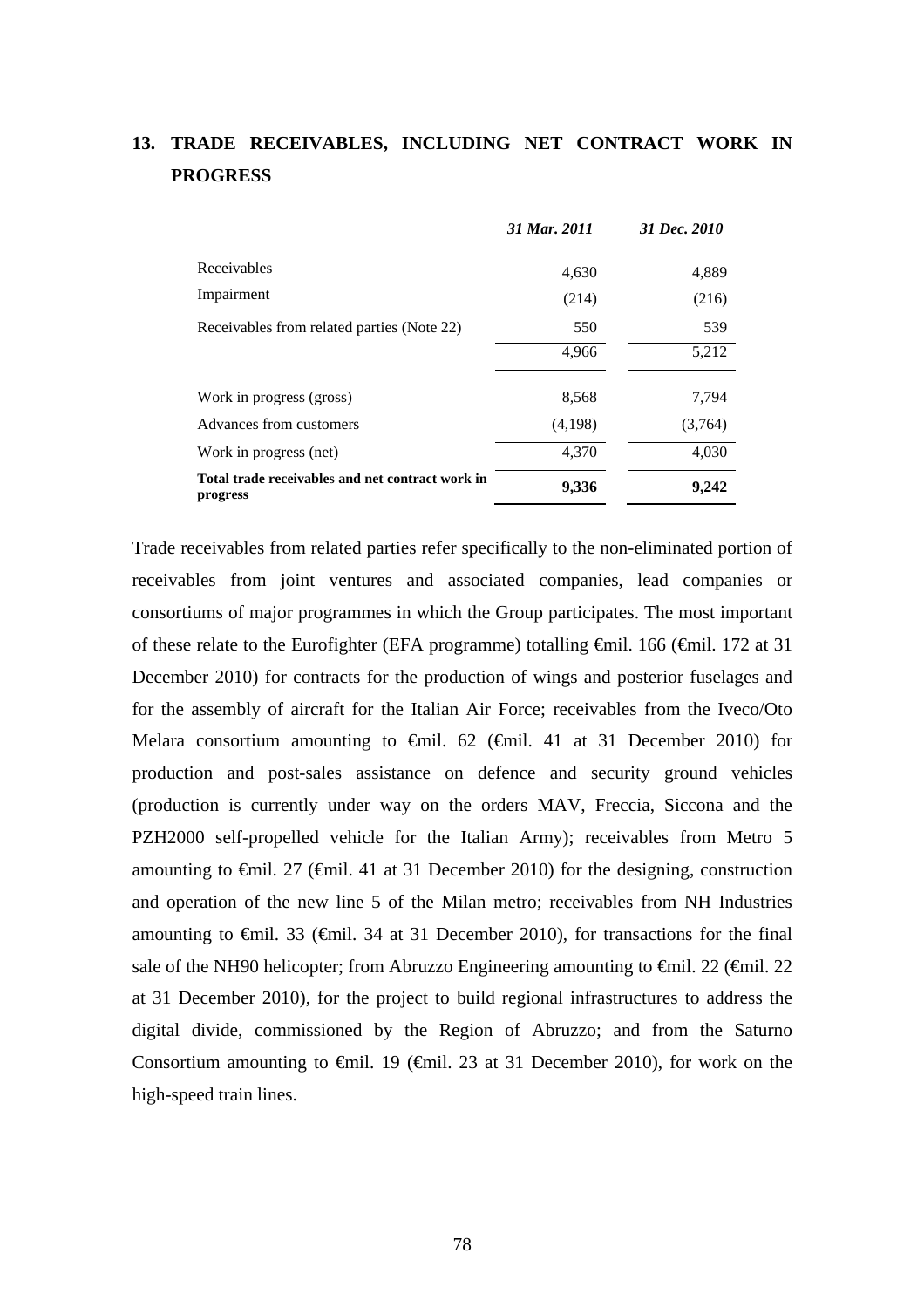## 13. TRADE RECEIVABLES, INCLUDING NET CONTRACT WORK IN PROGRESS

| | *31 Mar. 2011* | *31 Dec. 2010* |
|---|---|---|
| Receivables | 4,630 | 4,889 |
| Impairment | (214) | (216) |
| Receivables from related parties (Note 22) | 550 | 539 |
| | 4,966 | 5,212 |
| Work in progress (gross) | 8,568 | 7,794 |
| Advances from customers | (4,198) | (3,764) |
| Work in progress (net) | 4,370 | 4,030 |
| **Total trade receivables and net contract work in progress** | **9,336** | **9,242** |

Trade receivables from related parties refer specifically to the non-eliminated portion of receivables from joint ventures and associated companies, lead companies or consortiums of major programmes in which the Group participates. The most important of these relate to the Eurofighter (EFA programme) totalling €mil. 166 (€mil. 172 at 31 December 2010) for contracts for the production of wings and posterior fuselages and for the assembly of aircraft for the Italian Air Force; receivables from the Iveco/Oto Melara consortium amounting to €mil. 62 (€mil. 41 at 31 December 2010) for production and post-sales assistance on defence and security ground vehicles (production is currently under way on the orders MAV, Freccia, Siccona and the PZH2000 self-propelled vehicle for the Italian Army); receivables from Metro 5 amounting to €mil. 27 (€mil. 41 at 31 December 2010) for the designing, construction and operation of the new line 5 of the Milan metro; receivables from NH Industries amounting to €mil. 33 (€mil. 34 at 31 December 2010), for transactions for the final sale of the NH90 helicopter; from Abruzzo Engineering amounting to €mil. 22 (€mil. 22 at 31 December 2010), for the project to build regional infrastructures to address the digital divide, commissioned by the Region of Abruzzo; and from the Saturno Consortium amounting to €mil. 19 (€mil. 23 at 31 December 2010), for work on the high-speed train lines.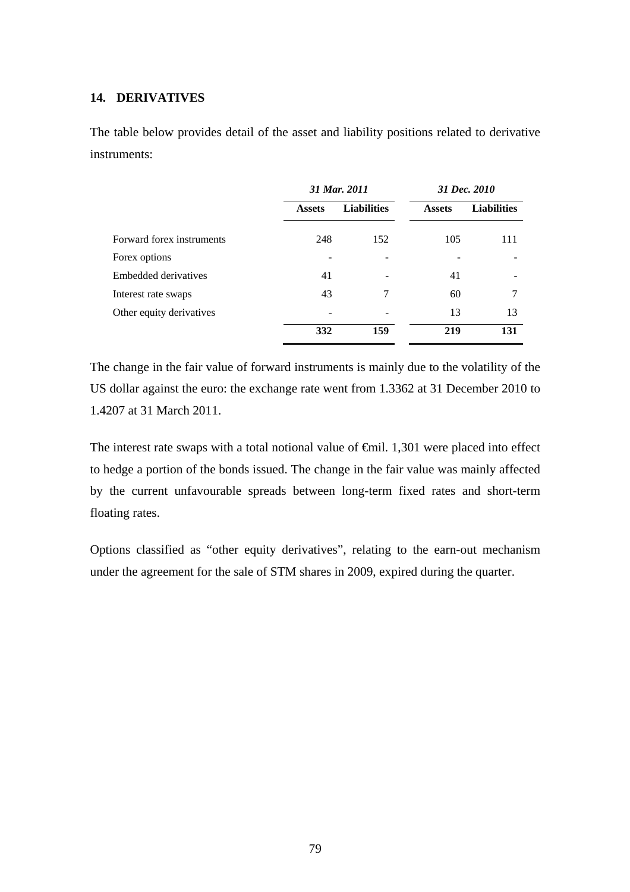## 14. DERIVATIVES

The table below provides detail of the asset and liability positions related to derivative instruments:

| | *31 Mar. 2011* | | *31 Dec. 2010* | |
|---|---|---|---|---|
| | **Assets** | **Liabilities** | **Assets** | **Liabilities** |
| Forward forex instruments | 248 | 152 | 105 | 111 |
| Forex options | - | - | - | - |
| Embedded derivatives | 41 | - | 41 | - |
| Interest rate swaps | 43 | 7 | 60 | 7 |
| Other equity derivatives | - | - | 13 | 13 |
| | **332** | **159** | **219** | **131** |

The change in the fair value of forward instruments is mainly due to the volatility of the US dollar against the euro: the exchange rate went from 1.3362 at 31 December 2010 to 1.4207 at 31 March 2011.

The interest rate swaps with a total notional value of €mil. 1,301 were placed into effect to hedge a portion of the bonds issued. The change in the fair value was mainly affected by the current unfavourable spreads between long-term fixed rates and short-term floating rates.

Options classified as "other equity derivatives", relating to the earn-out mechanism under the agreement for the sale of STM shares in 2009, expired during the quarter.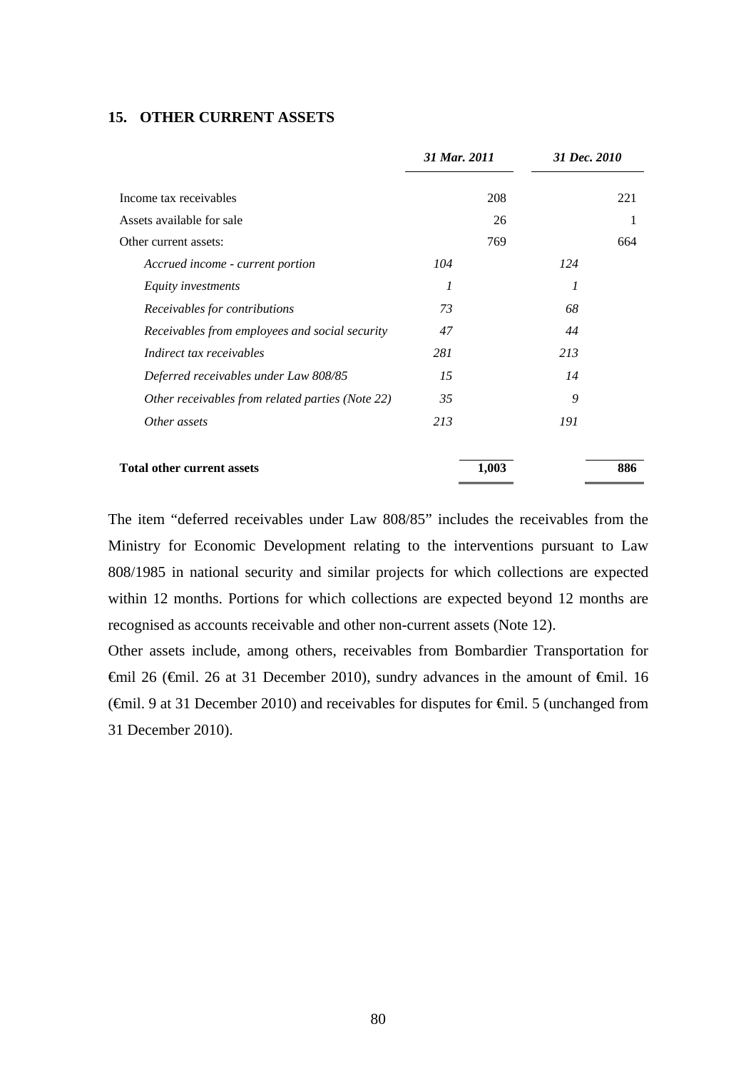## 15. OTHER CURRENT ASSETS

| | *31 Mar. 2011* | | *31 Dec. 2010* | |
|---|---|---|---|---|
| Income tax receivables | | 208 | | 221 |
| Assets available for sale | | 26 | | 1 |
| Other current assets: | | 769 | | 664 |
| *Accrued income - current portion* | *104* | | *124* | |
| *Equity investments* | *1* | | *1* | |
| *Receivables for contributions* | *73* | | *68* | |
| *Receivables from employees and social security* | *47* | | *44* | |
| *Indirect tax receivables* | *281* | | *213* | |
| *Deferred receivables under Law 808/85* | *15* | | *14* | |
| *Other receivables from related parties (Note 22)* | *35* | | *9* | |
| *Other assets* | *213* | | *191* | |
| **Total other current assets** | | **1,003** | | **886** |

The item "deferred receivables under Law 808/85" includes the receivables from the Ministry for Economic Development relating to the interventions pursuant to Law 808/1985 in national security and similar projects for which collections are expected within 12 months. Portions for which collections are expected beyond 12 months are recognised as accounts receivable and other non-current assets (Note 12).

Other assets include, among others, receivables from Bombardier Transportation for €mil 26 (€mil. 26 at 31 December 2010), sundry advances in the amount of €mil. 16 (€mil. 9 at 31 December 2010) and receivables for disputes for €mil. 5 (unchanged from 31 December 2010).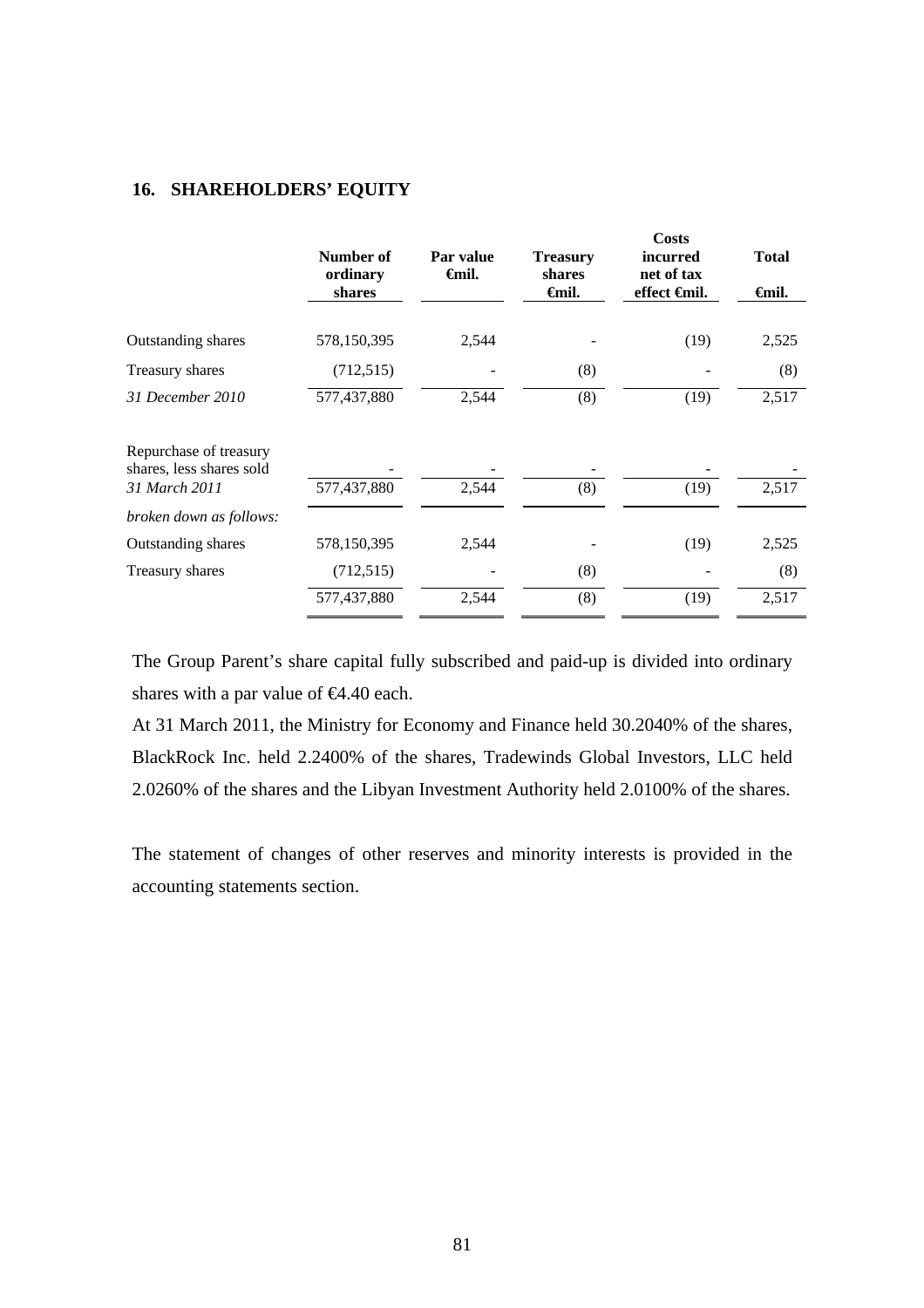## 16. SHAREHOLDERS' EQUITY

| | Number of ordinary shares | Par value €mil. | Treasury shares €mil. | Costs incurred net of tax effect €mil. | Total €mil. |
|---|---|---|---|---|---|
| Outstanding shares | 578,150,395 | 2,544 | - | (19) | 2,525 |
| Treasury shares | (712,515) | - | (8) | - | (8) |
| *31 December 2010* | 577,437,880 | 2,544 | (8) | (19) | 2,517 |
| Repurchase of treasury shares, less shares sold | - | - | - | - | - |
| *31 March 2011* | 577,437,880 | 2,544 | (8) | (19) | 2,517 |
| *broken down as follows:* | | | | | |
| Outstanding shares | 578,150,395 | 2,544 | - | (19) | 2,525 |
| Treasury shares | (712,515) | - | (8) | - | (8) |
| | 577,437,880 | 2,544 | (8) | (19) | 2,517 |

The Group Parent's share capital fully subscribed and paid-up is divided into ordinary shares with a par value of €4.40 each.

At 31 March 2011, the Ministry for Economy and Finance held 30.2040% of the shares, BlackRock Inc. held 2.2400% of the shares, Tradewinds Global Investors, LLC held 2.0260% of the shares and the Libyan Investment Authority held 2.0100% of the shares.

The statement of changes of other reserves and minority interests is provided in the accounting statements section.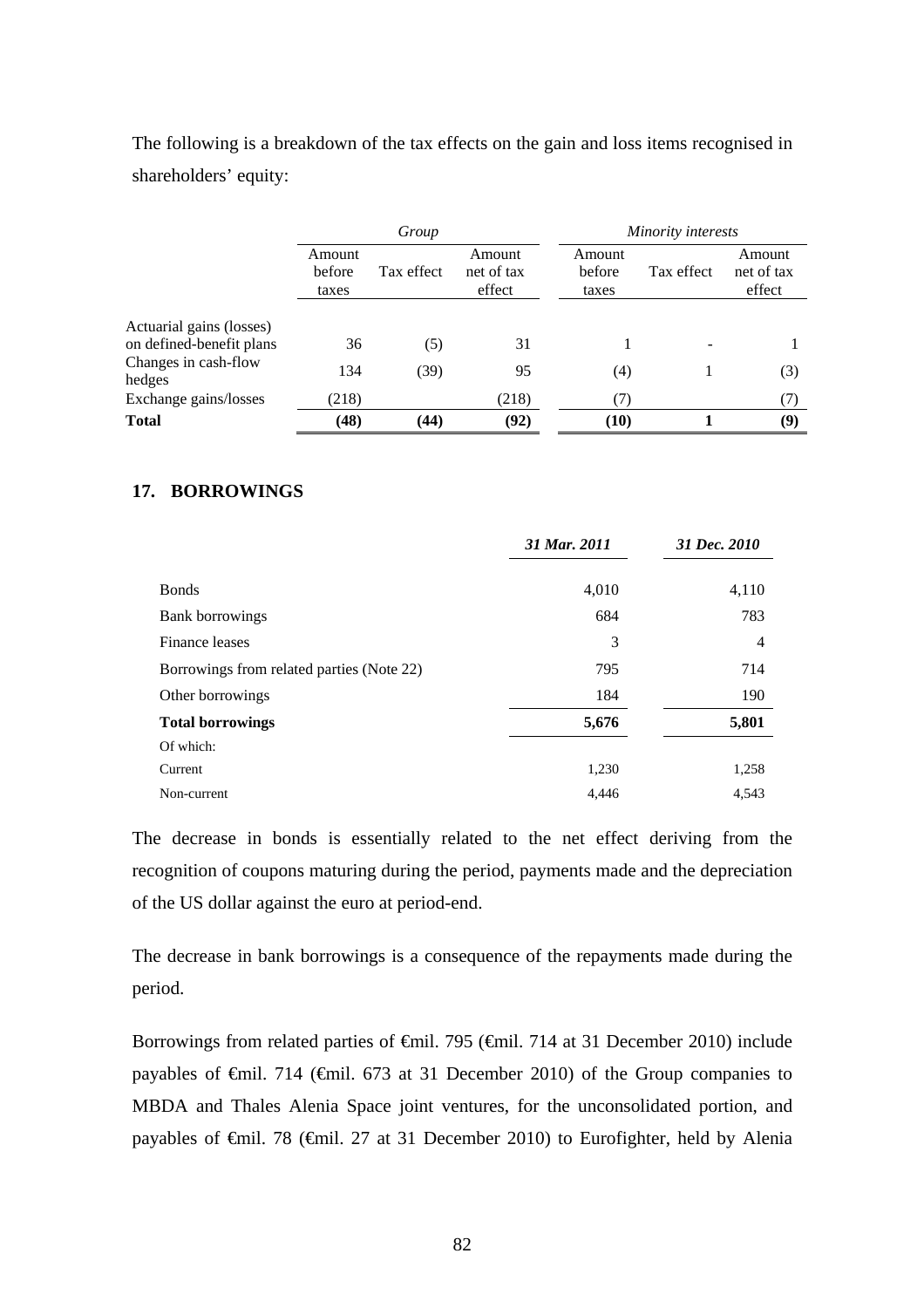The following is a breakdown of the tax effects on the gain and loss items recognised in shareholders' equity:

| | *Group* | | | *Minority interests* | | |
|---|---|---|---|---|---|---|
| | Amount before taxes | Tax effect | Amount net of tax effect | Amount before taxes | Tax effect | Amount net of tax effect |
| Actuarial gains (losses) on defined-benefit plans | 36 | (5) | 31 | 1 | - | 1 |
| Changes in cash-flow hedges | 134 | (39) | 95 | (4) | 1 | (3) |
| Exchange gains/losses | (218) | | (218) | (7) | | (7) |
| **Total** | **(48)** | **(44)** | **(92)** | **(10)** | **1** | **(9)** |

## 17. BORROWINGS

| | *31 Mar. 2011* | *31 Dec. 2010* |
|---|---|---|
| Bonds | 4,010 | 4,110 |
| Bank borrowings | 684 | 783 |
| Finance leases | 3 | 4 |
| Borrowings from related parties (Note 22) | 795 | 714 |
| Other borrowings | 184 | 190 |
| **Total borrowings** | **5,676** | **5,801** |
| Of which: | | |
| Current | 1,230 | 1,258 |
| Non-current | 4,446 | 4,543 |

The decrease in bonds is essentially related to the net effect deriving from the recognition of coupons maturing during the period, payments made and the depreciation of the US dollar against the euro at period-end.

The decrease in bank borrowings is a consequence of the repayments made during the period.

Borrowings from related parties of €mil. 795 (€mil. 714 at 31 December 2010) include payables of €mil. 714 (€mil. 673 at 31 December 2010) of the Group companies to MBDA and Thales Alenia Space joint ventures, for the unconsolidated portion, and payables of €mil. 78 (€mil. 27 at 31 December 2010) to Eurofighter, held by Alenia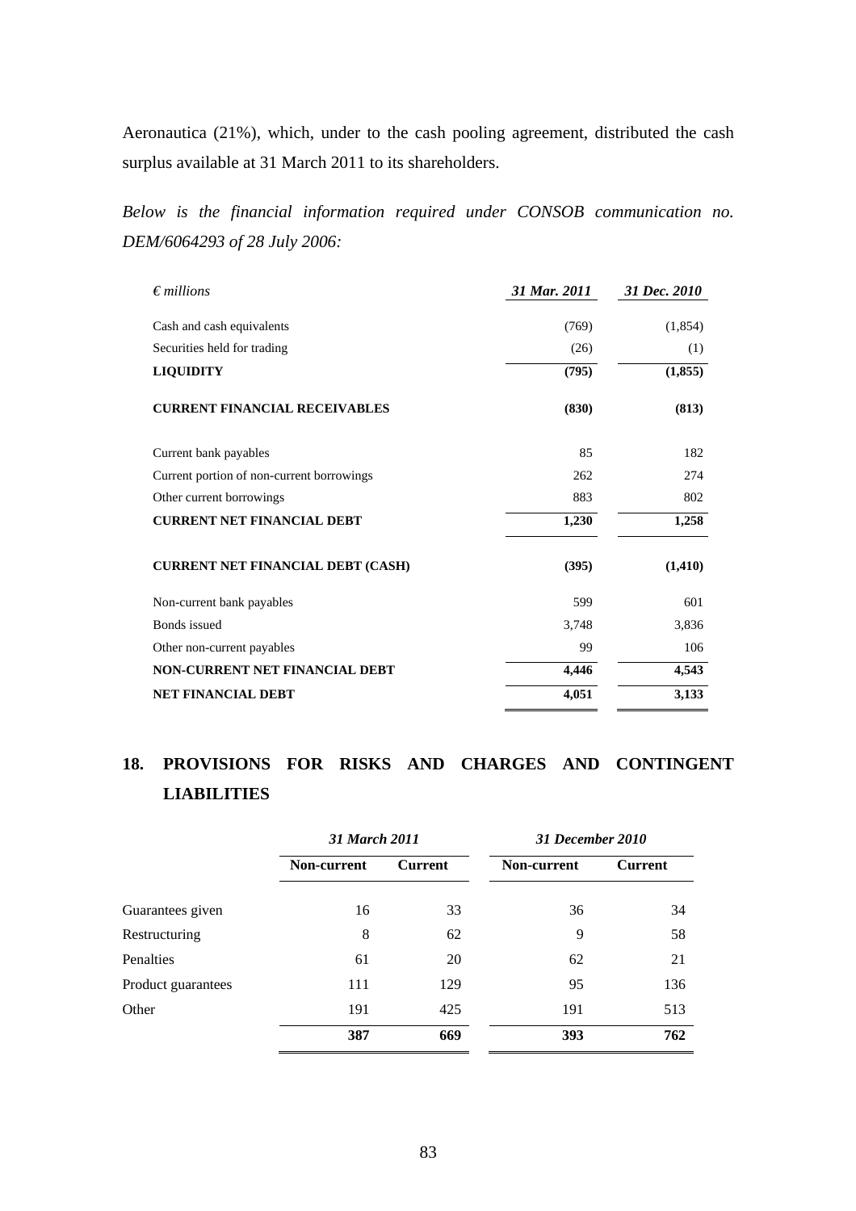Aeronautica (21%), which, under to the cash pooling agreement, distributed the cash surplus available at 31 March 2011 to its shareholders.

*Below is the financial information required under CONSOB communication no. DEM/6064293 of 28 July 2006:*

| *€ millions* | *31 Mar. 2011* | *31 Dec. 2010* |
|---|---|---|
| Cash and cash equivalents | (769) | (1,854) |
| Securities held for trading | (26) | (1) |
| **LIQUIDITY** | **(795)** | **(1,855)** |
| **CURRENT FINANCIAL RECEIVABLES** | **(830)** | **(813)** |
| Current bank payables | 85 | 182 |
| Current portion of non-current borrowings | 262 | 274 |
| Other current borrowings | 883 | 802 |
| **CURRENT NET FINANCIAL DEBT** | **1,230** | **1,258** |
| **CURRENT NET FINANCIAL DEBT (CASH)** | **(395)** | **(1,410)** |
| Non-current bank payables | 599 | 601 |
| Bonds issued | 3,748 | 3,836 |
| Other non-current payables | 99 | 106 |
| **NON-CURRENT NET FINANCIAL DEBT** | **4,446** | **4,543** |
| **NET FINANCIAL DEBT** | **4,051** | **3,133** |

## 18. PROVISIONS FOR RISKS AND CHARGES AND CONTINGENT LIABILITIES

| | *31 March 2011* | | *31 December 2010* | |
|---|---|---|---|---|
| | **Non-current** | **Current** | **Non-current** | **Current** |
| Guarantees given | 16 | 33 | 36 | 34 |
| Restructuring | 8 | 62 | 9 | 58 |
| Penalties | 61 | 20 | 62 | 21 |
| Product guarantees | 111 | 129 | 95 | 136 |
| Other | 191 | 425 | 191 | 513 |
| | **387** | **669** | **393** | **762** |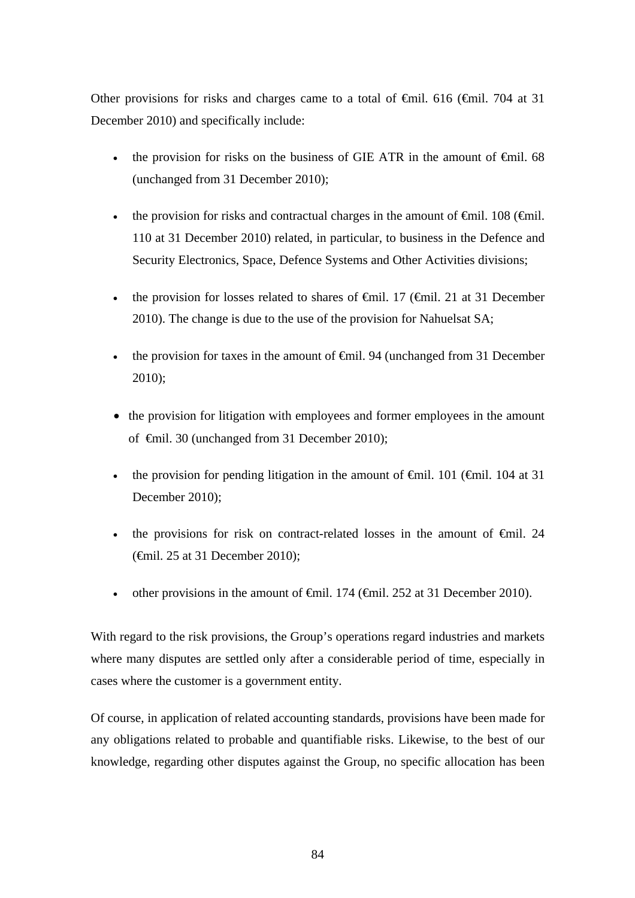Other provisions for risks and charges came to a total of €mil. 616 (€mil. 704 at 31 December 2010) and specifically include:

- the provision for risks on the business of GIE ATR in the amount of €mil. 68 (unchanged from 31 December 2010);
- the provision for risks and contractual charges in the amount of €mil. 108 (€mil. 110 at 31 December 2010) related, in particular, to business in the Defence and Security Electronics, Space, Defence Systems and Other Activities divisions;
- the provision for losses related to shares of €mil. 17 (€mil. 21 at 31 December 2010). The change is due to the use of the provision for Nahuelsat SA;
- the provision for taxes in the amount of €mil. 94 (unchanged from 31 December 2010);
- the provision for litigation with employees and former employees in the amount of €mil. 30 (unchanged from 31 December 2010);
- the provision for pending litigation in the amount of €mil. 101 (€mil. 104 at 31 December 2010);
- the provisions for risk on contract-related losses in the amount of €mil. 24 (€mil. 25 at 31 December 2010);
- other provisions in the amount of €mil. 174 (€mil. 252 at 31 December 2010).

With regard to the risk provisions, the Group's operations regard industries and markets where many disputes are settled only after a considerable period of time, especially in cases where the customer is a government entity.

Of course, in application of related accounting standards, provisions have been made for any obligations related to probable and quantifiable risks. Likewise, to the best of our knowledge, regarding other disputes against the Group, no specific allocation has been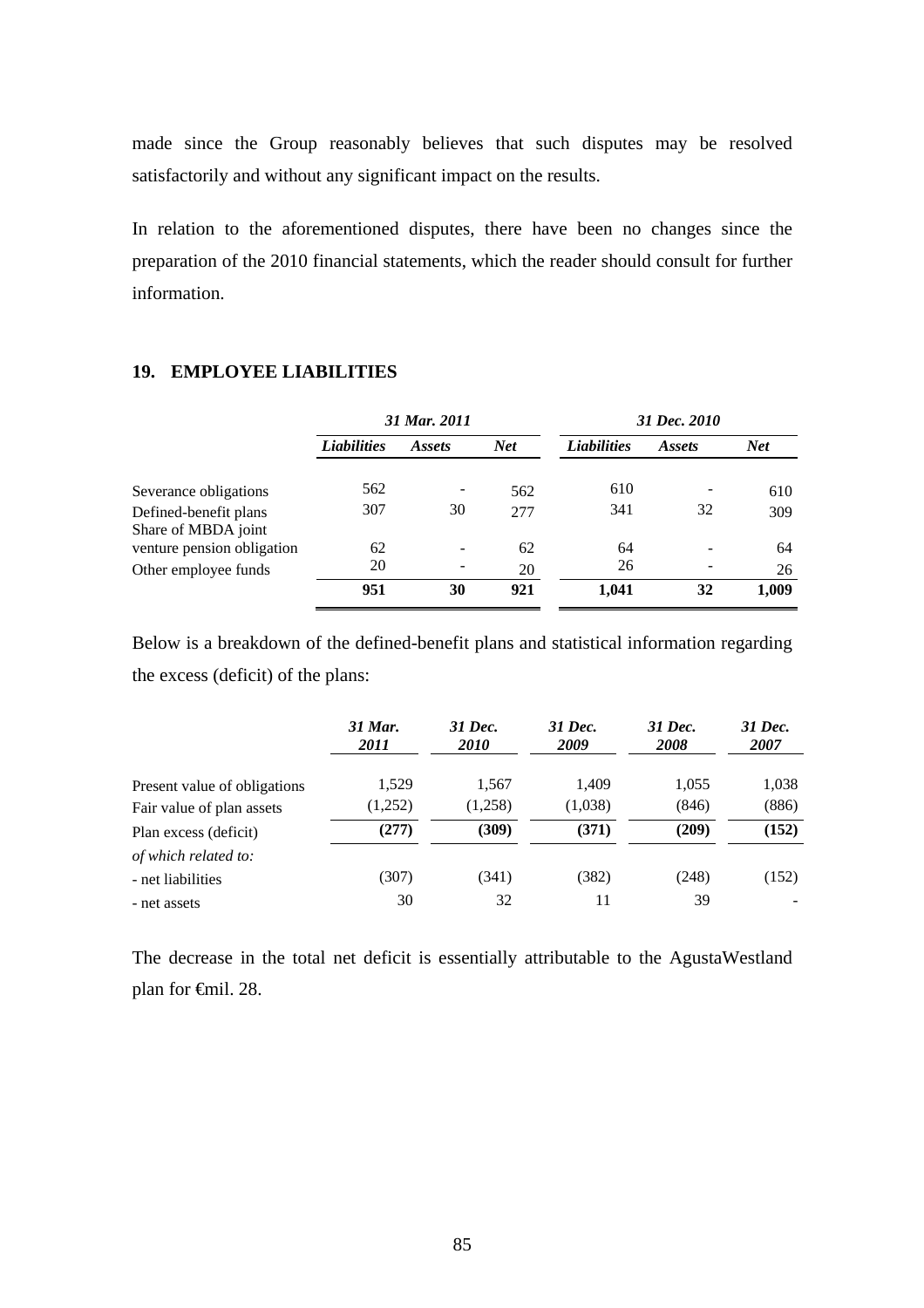made since the Group reasonably believes that such disputes may be resolved satisfactorily and without any significant impact on the results.

In relation to the aforementioned disputes, there have been no changes since the preparation of the 2010 financial statements, which the reader should consult for further information.

## 19. EMPLOYEE LIABILITIES

| | *31 Mar. 2011* | | | *31 Dec. 2010* | | |
|---|---|---|---|---|---|---|
| | ***Liabilities*** | ***Assets*** | ***Net*** | ***Liabilities*** | ***Assets*** | ***Net*** |
| Severance obligations | 562 | - | 562 | 610 | - | 610 |
| Defined-benefit plans | 307 | 30 | 277 | 341 | 32 | 309 |
| Share of MBDA joint venture pension obligation | 62 | - | 62 | 64 | - | 64 |
| Other employee funds | 20 | - | 20 | 26 | - | 26 |
| | **951** | **30** | **921** | **1,041** | **32** | **1,009** |

Below is a breakdown of the defined-benefit plans and statistical information regarding the excess (deficit) of the plans:

| | ***31 Mar. 2011*** | ***31 Dec. 2010*** | ***31 Dec. 2009*** | ***31 Dec. 2008*** | ***31 Dec. 2007*** |
|---|---|---|---|---|---|
| Present value of obligations | 1,529 | 1,567 | 1,409 | 1,055 | 1,038 |
| Fair value of plan assets | (1,252) | (1,258) | (1,038) | (846) | (886) |
| Plan excess (deficit) | **(277)** | **(309)** | **(371)** | **(209)** | **(152)** |
| *of which related to:* | | | | | |
| - net liabilities | (307) | (341) | (382) | (248) | (152) |
| - net assets | 30 | 32 | 11 | 39 | - |

The decrease in the total net deficit is essentially attributable to the AgustaWestland plan for €mil. 28.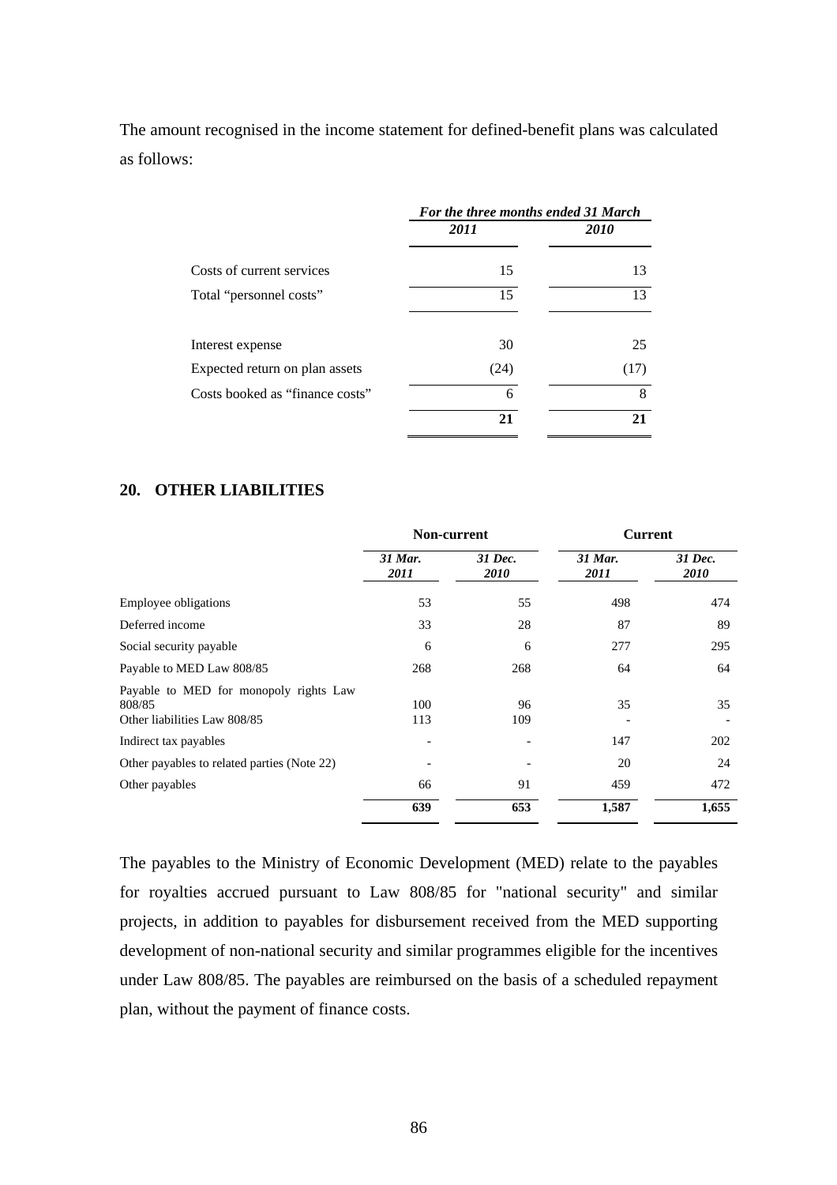The amount recognised in the income statement for defined-benefit plans was calculated as follows:

| | *For the three months ended 31 March* | |
|---|---|---|
| | ***2011*** | ***2010*** |
| Costs of current services | 15 | 13 |
| Total "personnel costs" | 15 | 13 |
| | | |
| Interest expense | 30 | 25 |
| Expected return on plan assets | (24) | (17) |
| Costs booked as "finance costs" | 6 | 8 |
| | **21** | **21** |

## 20. OTHER LIABILITIES

| | **Non-current** | | **Current** | |
|---|---|---|---|---|
| | ***31 Mar. 2011*** | ***31 Dec. 2010*** | ***31 Mar. 2011*** | ***31 Dec. 2010*** |
| Employee obligations | 53 | 55 | 498 | 474 |
| Deferred income | 33 | 28 | 87 | 89 |
| Social security payable | 6 | 6 | 277 | 295 |
| Payable to MED Law 808/85 | 268 | 268 | 64 | 64 |
| Payable to MED for monopoly rights Law 808/85 | 100 | 96 | 35 | 35 |
| Other liabilities Law 808/85 | 113 | 109 | - | - |
| Indirect tax payables | - | - | 147 | 202 |
| Other payables to related parties (Note 22) | - | - | 20 | 24 |
| Other payables | 66 | 91 | 459 | 472 |
| | **639** | **653** | **1,587** | **1,655** |

The payables to the Ministry of Economic Development (MED) relate to the payables for royalties accrued pursuant to Law 808/85 for "national security" and similar projects, in addition to payables for disbursement received from the MED supporting development of non-national security and similar programmes eligible for the incentives under Law 808/85. The payables are reimbursed on the basis of a scheduled repayment plan, without the payment of finance costs.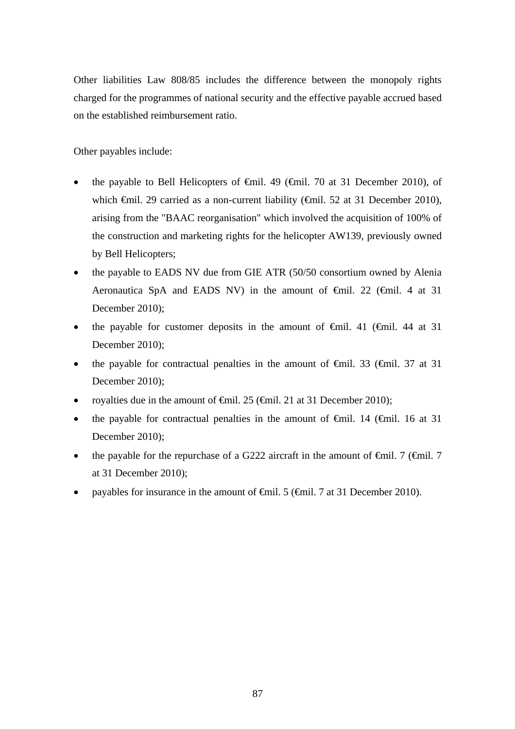Other liabilities Law 808/85 includes the difference between the monopoly rights charged for the programmes of national security and the effective payable accrued based on the established reimbursement ratio.

Other payables include:

- the payable to Bell Helicopters of €mil. 49 (€mil. 70 at 31 December 2010), of which €mil. 29 carried as a non-current liability (€mil. 52 at 31 December 2010), arising from the "BAAC reorganisation" which involved the acquisition of 100% of the construction and marketing rights for the helicopter AW139, previously owned by Bell Helicopters;
- the payable to EADS NV due from GIE ATR (50/50 consortium owned by Alenia Aeronautica SpA and EADS NV) in the amount of €mil. 22 (€mil. 4 at 31 December 2010);
- the payable for customer deposits in the amount of €mil. 41 (€mil. 44 at 31 December 2010);
- the payable for contractual penalties in the amount of €mil. 33 (€mil. 37 at 31 December 2010);
- royalties due in the amount of €mil. 25 (€mil. 21 at 31 December 2010);
- the payable for contractual penalties in the amount of €mil. 14 (€mil. 16 at 31 December 2010);
- the payable for the repurchase of a G222 aircraft in the amount of €mil. 7 (€mil. 7 at 31 December 2010);
- payables for insurance in the amount of €mil. 5 (€mil. 7 at 31 December 2010).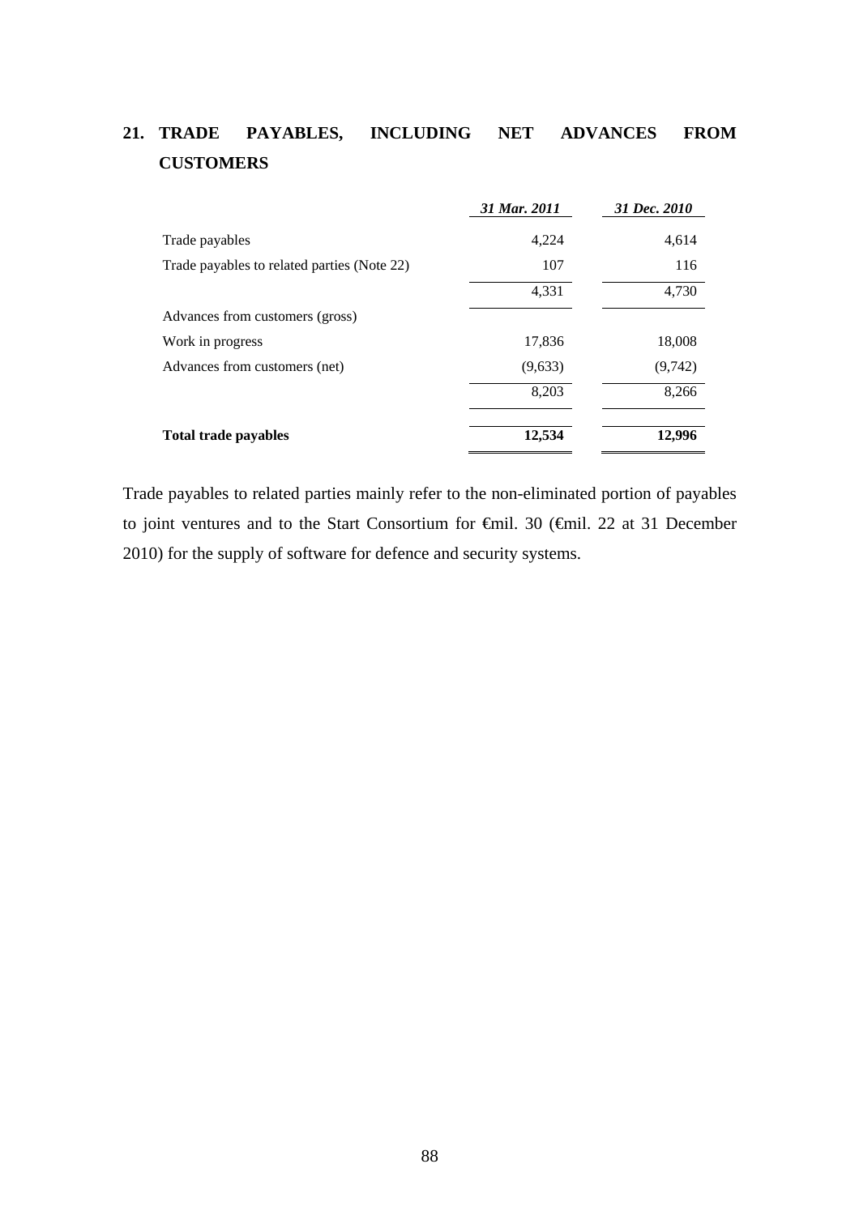## 21. TRADE PAYABLES, INCLUDING NET ADVANCES FROM CUSTOMERS

| | *31 Mar. 2011* | *31 Dec. 2010* |
|---|---|---|
| Trade payables | 4,224 | 4,614 |
| Trade payables to related parties (Note 22) | 107 | 116 |
| | 4,331 | 4,730 |
| Advances from customers (gross) | | |
| Work in progress | 17,836 | 18,008 |
| Advances from customers (net) | (9,633) | (9,742) |
| | 8,203 | 8,266 |
| **Total trade payables** | **12,534** | **12,996** |

Trade payables to related parties mainly refer to the non-eliminated portion of payables to joint ventures and to the Start Consortium for €mil. 30 (€mil. 22 at 31 December 2010) for the supply of software for defence and security systems.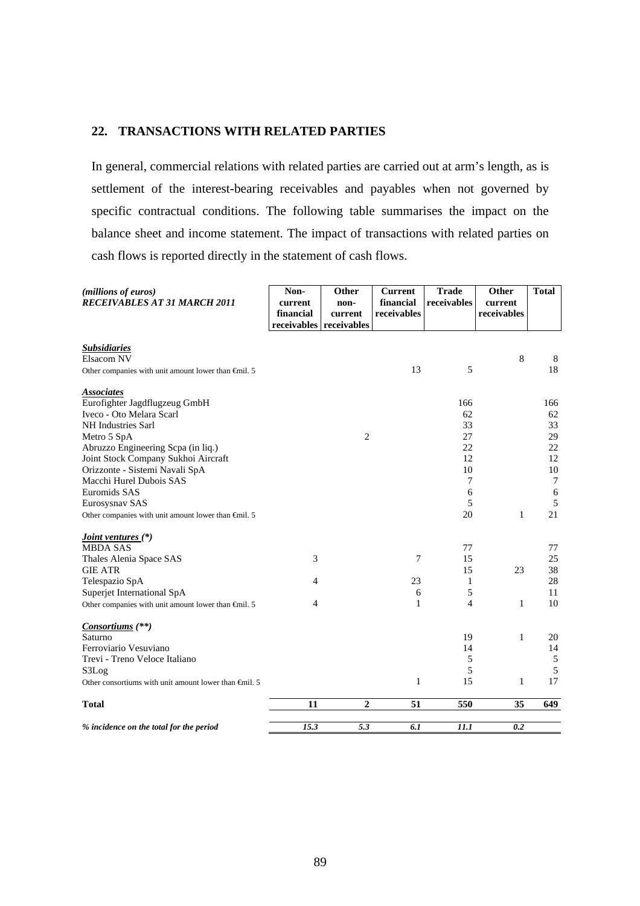## 22. TRANSACTIONS WITH RELATED PARTIES

In general, commercial relations with related parties are carried out at arm's length, as is settlement of the interest-bearing receivables and payables when not governed by specific contractual conditions. The following table summarises the impact on the balance sheet and income statement. The impact of transactions with related parties on cash flows is reported directly in the statement of cash flows.

| *(millions of euros)* ***RECEIVABLES AT 31 MARCH 2011*** | **Non-current financial receivables** | **Other non-current receivables** | **Current financial receivables** | **Trade receivables** | **Other current receivables** | **Total** |
|---|---|---|---|---|---|---|
| ***Subsidiaries*** | | | | | | |
| Elsacom NV | | | | | 8 | 8 |
| Other companies with unit amount lower than €mil. 5 | | | 13 | 5 | | 18 |
| ***Associates*** | | | | | | |
| Eurofighter Jagdflugzeug GmbH | | | | 166 | | 166 |
| Iveco - Oto Melara Scarl | | | | 62 | | 62 |
| NH Industries Sarl | | | | 33 | | 33 |
| Metro 5 SpA | | 2 | | 27 | | 29 |
| Abruzzo Engineering Scpa (in liq.) | | | | 22 | | 22 |
| Joint Stock Company Sukhoi Aircraft | | | | 12 | | 12 |
| Orizzonte - Sistemi Navali SpA | | | | 10 | | 10 |
| Macchi Hurel Dubois SAS | | | | 7 | | 7 |
| Euromids SAS | | | | 6 | | 6 |
| Eurosysnav SAS | | | | 5 | | 5 |
| Other companies with unit amount lower than €mil. 5 | | | | 20 | 1 | 21 |
| ***Joint ventures (\*)*** | | | | | | |
| MBDA SAS | | | | 77 | | 77 |
| Thales Alenia Space SAS | 3 | | 7 | 15 | | 25 |
| GIE ATR | | | | 15 | 23 | 38 |
| Telespazio SpA | 4 | | 23 | 1 | | 28 |
| Superjet International SpA | | | 6 | 5 | | 11 |
| Other companies with unit amount lower than €mil. 5 | 4 | | 1 | 4 | 1 | 10 |
| ***Consortiums (\*\*)*** | | | | | | |
| Saturno | | | | 19 | 1 | 20 |
| Ferroviario Vesuviano | | | | 14 | | 14 |
| Trevi - Treno Veloce Italiano | | | | 5 | | 5 |
| S3Log | | | | 5 | | 5 |
| Other consortiums with unit amount lower than €mil. 5 | | | 1 | 15 | 1 | 17 |
| **Total** | **11** | **2** | **51** | **550** | **35** | **649** |
| ***% incidence on the total for the period*** | ***15.3*** | ***5.3*** | ***6.1*** | ***11.1*** | ***0.2*** | |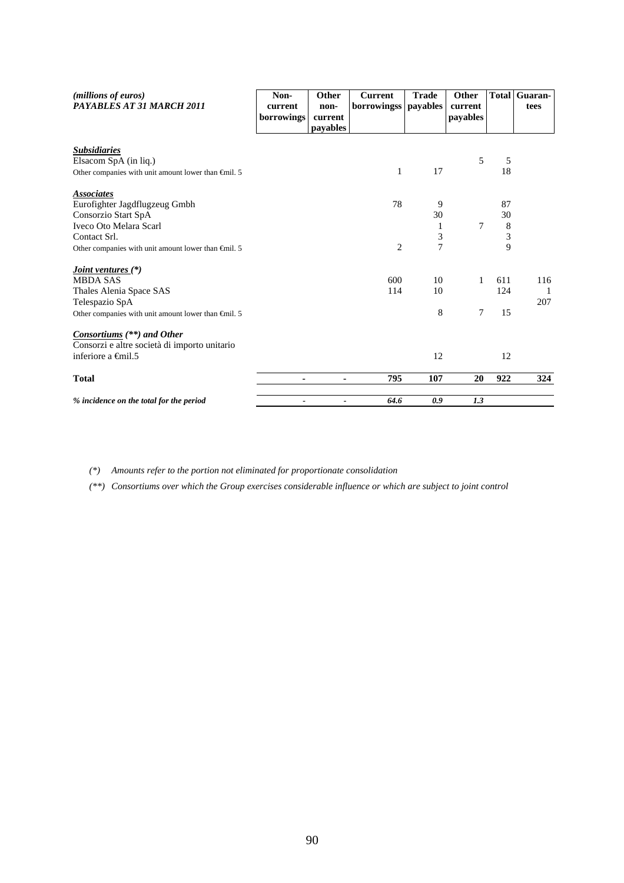| *(millions of euros)* ***PAYABLES AT 31 MARCH 2011*** | **Non-current borrowings** | **Other non-current payables** | **Current borrowingss** | **Trade payables** | **Other current payables** | **Total** | **Guaran-tees** |
|---|---|---|---|---|---|---|---|
| ***Subsidiaries*** | | | | | | | |
| Elsacom SpA (in liq.) | | | | | 5 | 5 | |
| Other companies with unit amount lower than €mil. 5 | | | 1 | 17 | | 18 | |
| ***Associates*** | | | | | | | |
| Eurofighter Jagdflugzeug Gmbh | | | 78 | 9 | | 87 | |
| Consorzio Start SpA | | | | 30 | | 30 | |
| Iveco Oto Melara Scarl | | | | 1 | 7 | 8 | |
| Contact Srl. | | | | 3 | | 3 | |
| Other companies with unit amount lower than €mil. 5 | | | 2 | 7 | | 9 | |
| ***Joint ventures (*)*** | | | | | | | |
| MBDA SAS | | | 600 | 10 | 1 | 611 | 116 |
| Thales Alenia Space SAS | | | 114 | 10 | | 124 | 1 |
| Telespazio SpA | | | | | | | 207 |
| Other companies with unit amount lower than €mil. 5 | | | | 8 | 7 | 15 | |
| ***Consortiums (**) and Other*** | | | | | | | |
| Consorzi e altre società di importo unitario inferiore a €mil.5 | | | | 12 | | 12 | |
| **Total** | **-** | **-** | **795** | **107** | **20** | **922** | **324** |
| ***% incidence on the total for the period*** | *-* | *-* | ***64.6*** | ***0.9*** | ***1.3*** | | |

*(\*) Amounts refer to the portion not eliminated for proportionate consolidation*

*(\*\*) Consortiums over which the Group exercises considerable influence or which are subject to joint control*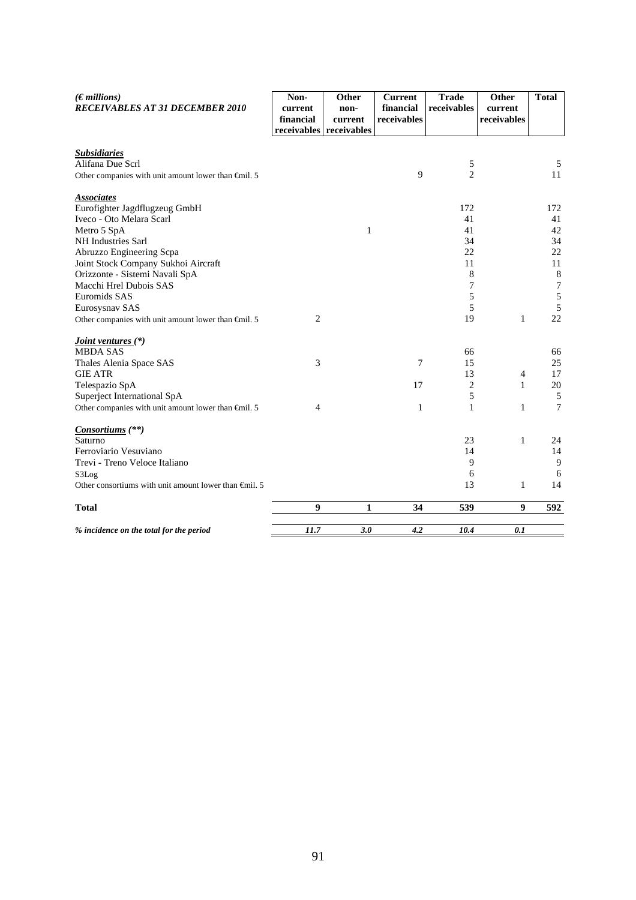| *(€ millions)*<br>***RECEIVABLES AT 31 DECEMBER 2010*** | **Non-current financial receivables** | **Other non-current receivables** | **Current financial receivables** | **Trade receivables** | **Other current receivables** | **Total** |
|---|---|---|---|---|---|---|
| ***Subsidiaries*** | | | | | | |
| Alifana Due Scrl | | | | 5 | | 5 |
| Other companies with unit amount lower than €mil. 5 | | | 9 | 2 | | 11 |
| ***Associates*** | | | | | | |
| Eurofighter Jagdflugzeug GmbH | | | | 172 | | 172 |
| Iveco - Oto Melara Scarl | | | | 41 | | 41 |
| Metro 5 SpA | | 1 | | 41 | | 42 |
| NH Industries Sarl | | | | 34 | | 34 |
| Abruzzo Engineering Scpa | | | | 22 | | 22 |
| Joint Stock Company Sukhoi Aircraft | | | | 11 | | 11 |
| Orizzonte - Sistemi Navali SpA | | | | 8 | | 8 |
| Macchi Hrel Dubois SAS | | | | 7 | | 7 |
| Euromids SAS | | | | 5 | | 5 |
| Eurosysnav SAS | | | | 5 | | 5 |
| Other companies with unit amount lower than €mil. 5 | 2 | | | 19 | 1 | 22 |
| ***Joint ventures (\*)*** | | | | | | |
| MBDA SAS | | | | 66 | | 66 |
| Thales Alenia Space SAS | 3 | | 7 | 15 | | 25 |
| GIE ATR | | | | 13 | 4 | 17 |
| Telespazio SpA | | | 17 | 2 | 1 | 20 |
| Superjet International SpA | | | | 5 | | 5 |
| Other companies with unit amount lower than €mil. 5 | 4 | | 1 | 1 | 1 | 7 |
| ***Consortiums (\*\*)*** | | | | | | |
| Saturno | | | | 23 | 1 | 24 |
| Ferroviario Vesuviano | | | | 14 | | 14 |
| Trevi - Treno Veloce Italiano | | | | 9 | | 9 |
| S3Log | | | | 6 | | 6 |
| Other consortiums with unit amount lower than €mil. 5 | | | | 13 | 1 | 14 |
| **Total** | **9** | **1** | **34** | **539** | **9** | **592** |
| ***% incidence on the total for the period*** | ***11.7*** | ***3.0*** | ***4.2*** | ***10.4*** | ***0.1*** | |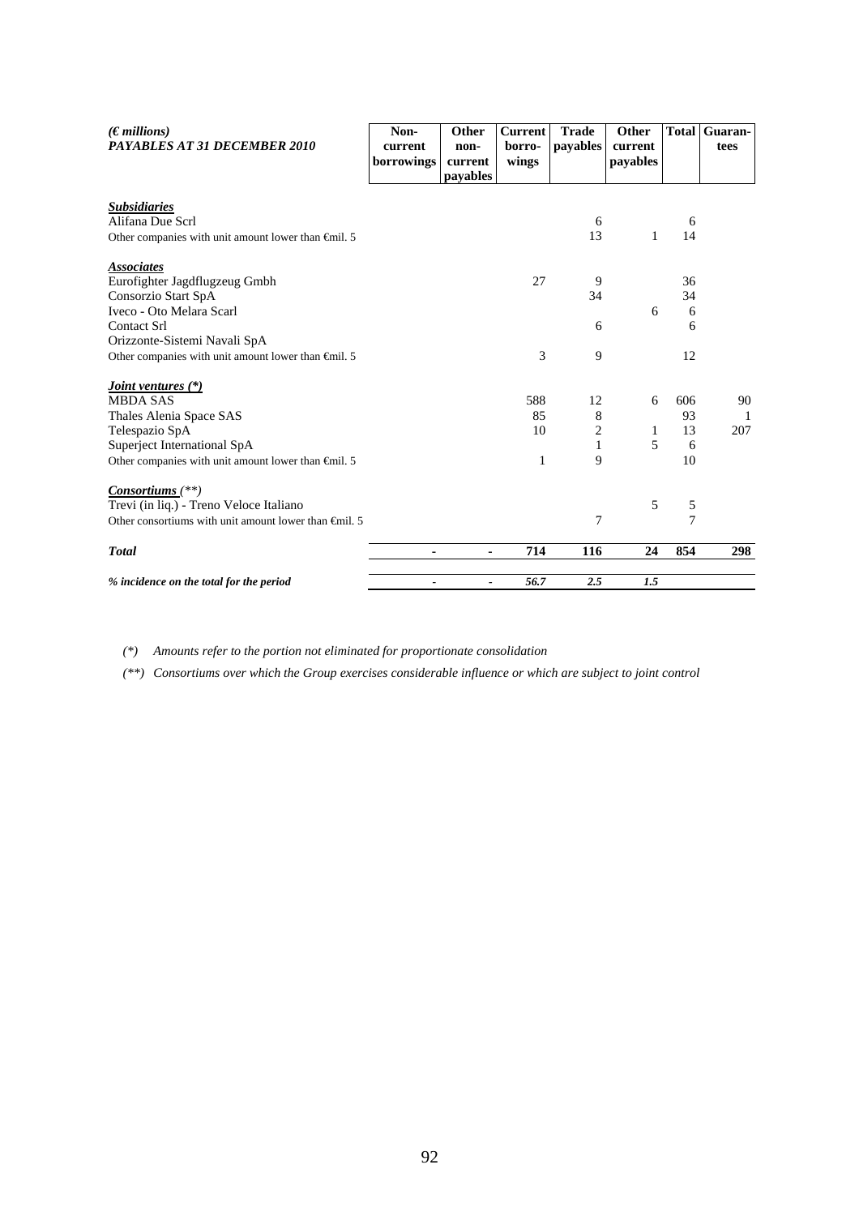| *(€ millions)* *PAYABLES AT 31 DECEMBER 2010* | Non-current borrowings | Other non-current payables | Current borro-wings | Trade payables | Other current payables | Total | Guaran-tees |
|---|---|---|---|---|---|---|---|
| ***Subsidiaries*** | | | | | | | |
| Alifana Due Scrl | | | | 6 | | 6 | |
| Other companies with unit amount lower than €mil. 5 | | | | 13 | 1 | 14 | |
| ***Associates*** | | | | | | | |
| Eurofighter Jagdflugzeug Gmbh | | | 27 | 9 | | 36 | |
| Consorzio Start SpA | | | | 34 | | 34 | |
| Iveco - Oto Melara Scarl | | | | | 6 | 6 | |
| Contact Srl | | | | 6 | | 6 | |
| Orizzonte-Sistemi Navali SpA | | | | | | | |
| Other companies with unit amount lower than €mil. 5 | | | 3 | 9 | | 12 | |
| ***Joint ventures (\*)*** | | | | | | | |
| MBDA SAS | | | 588 | 12 | 6 | 606 | 90 |
| Thales Alenia Space SAS | | | 85 | 8 | | 93 | 1 |
| Telespazio SpA | | | 10 | 2 | 1 | 13 | 207 |
| Superject International SpA | | | | 1 | 5 | 6 | |
| Other companies with unit amount lower than €mil. 5 | | | 1 | 9 | | 10 | |
| ***Consortiums** (\*\*)* | | | | | | | |
| Trevi (in liq.) - Treno Veloce Italiano | | | | | 5 | 5 | |
| Other consortiums with unit amount lower than €mil. 5 | | | | 7 | | 7 | |
| ***Total*** | - | - | **714** | **116** | **24** | **854** | **298** |
| ***% incidence on the total for the period*** | - | - | ***56.7*** | ***2.5*** | ***1.5*** | | |

*(\*) Amounts refer to the portion not eliminated for proportionate consolidation*

*(\*\*) Consortiums over which the Group exercises considerable influence or which are subject to joint control*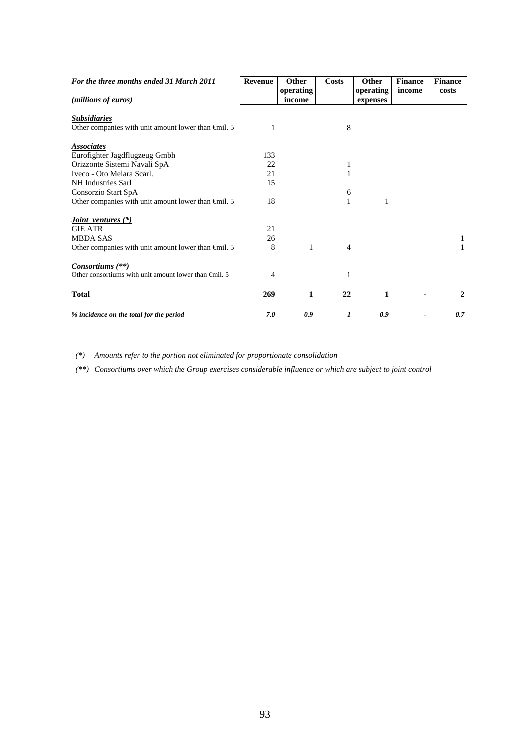| *For the three months ended 31 March 2011*<br>*(millions of euros)* | Revenue | Other operating income | Costs | Other operating expenses | Finance income | Finance costs |
|---|---|---|---|---|---|---|
| ***Subsidiaries*** | | | | | | |
| Other companies with unit amount lower than €mil. 5 | 1 | | 8 | | | |
| ***Associates*** | | | | | | |
| Eurofighter Jagdflugzeug Gmbh | 133 | | | | | |
| Orizzonte Sistemi Navali SpA | 22 | | 1 | | | |
| Iveco - Oto Melara Scarl. | 21 | | 1 | | | |
| NH Industries Sarl | 15 | | | | | |
| Consorzio Start SpA | | | 6 | | | |
| Other companies with unit amount lower than €mil. 5 | 18 | | 1 | 1 | | |
| ***Joint ventures (\*)*** | | | | | | |
| GIE ATR | 21 | | | | | |
| MBDA SAS | 26 | | | | | 1 |
| Other companies with unit amount lower than €mil. 5 | 8 | 1 | 4 | | | 1 |
| ***Consortiums (\*\*)*** | | | | | | |
| Other consortiums with unit amount lower than €mil. 5 | 4 | | 1 | | | |
| **Total** | **269** | **1** | **22** | **1** | **-** | **2** |
| ***% incidence on the total for the period*** | ***7.0*** | ***0.9*** | ***1*** | ***0.9*** | ***-*** | ***0.7*** |

*(\*) Amounts refer to the portion not eliminated for proportionate consolidation*

*(\*\*) Consortiums over which the Group exercises considerable influence or which are subject to joint control*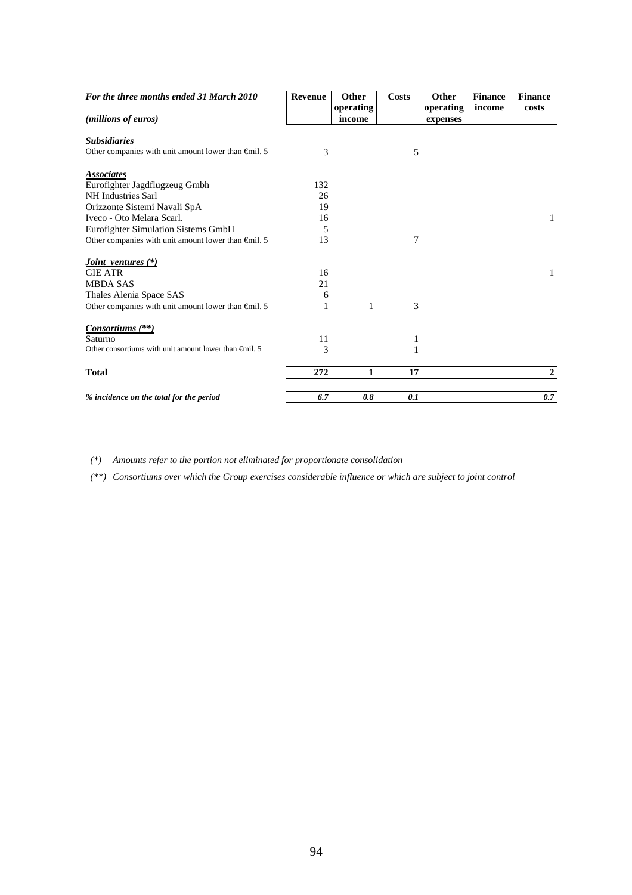| *For the three months ended 31 March 2010*<br>*(millions of euros)* | **Revenue** | **Other operating income** | **Costs** | **Other operating expenses** | **Finance income** | **Finance costs** |
|---|---|---|---|---|---|---|
| ***Subsidiaries*** | | | | | | |
| Other companies with unit amount lower than €mil. 5 | 3 | | 5 | | | |
| ***Associates*** | | | | | | |
| Eurofighter Jagdflugzeug Gmbh | 132 | | | | | |
| NH Industries Sarl | 26 | | | | | |
| Orizzonte Sistemi Navali SpA | 19 | | | | | |
| Iveco - Oto Melara Scarl. | 16 | | | | | 1 |
| Eurofighter Simulation Sistems GmbH | 5 | | | | | |
| Other companies with unit amount lower than €mil. 5 | 13 | | 7 | | | |
| ***Joint ventures (\*)*** | | | | | | |
| GIE ATR | 16 | | | | | 1 |
| MBDA SAS | 21 | | | | | |
| Thales Alenia Space SAS | 6 | | | | | |
| Other companies with unit amount lower than €mil. 5 | 1 | 1 | 3 | | | |
| ***Consortiums (\*\*)*** | | | | | | |
| Saturno | 11 | | 1 | | | |
| Other consortiums with unit amount lower than €mil. 5 | 3 | | 1 | | | |
| **Total** | **272** | **1** | **17** | | | **2** |
| ***% incidence on the total for the period*** | ***6.7*** | ***0.8*** | ***0.1*** | | | ***0.7*** |

*(\*) Amounts refer to the portion not eliminated for proportionate consolidation*

*(\*\*) Consortiums over which the Group exercises considerable influence or which are subject to joint control*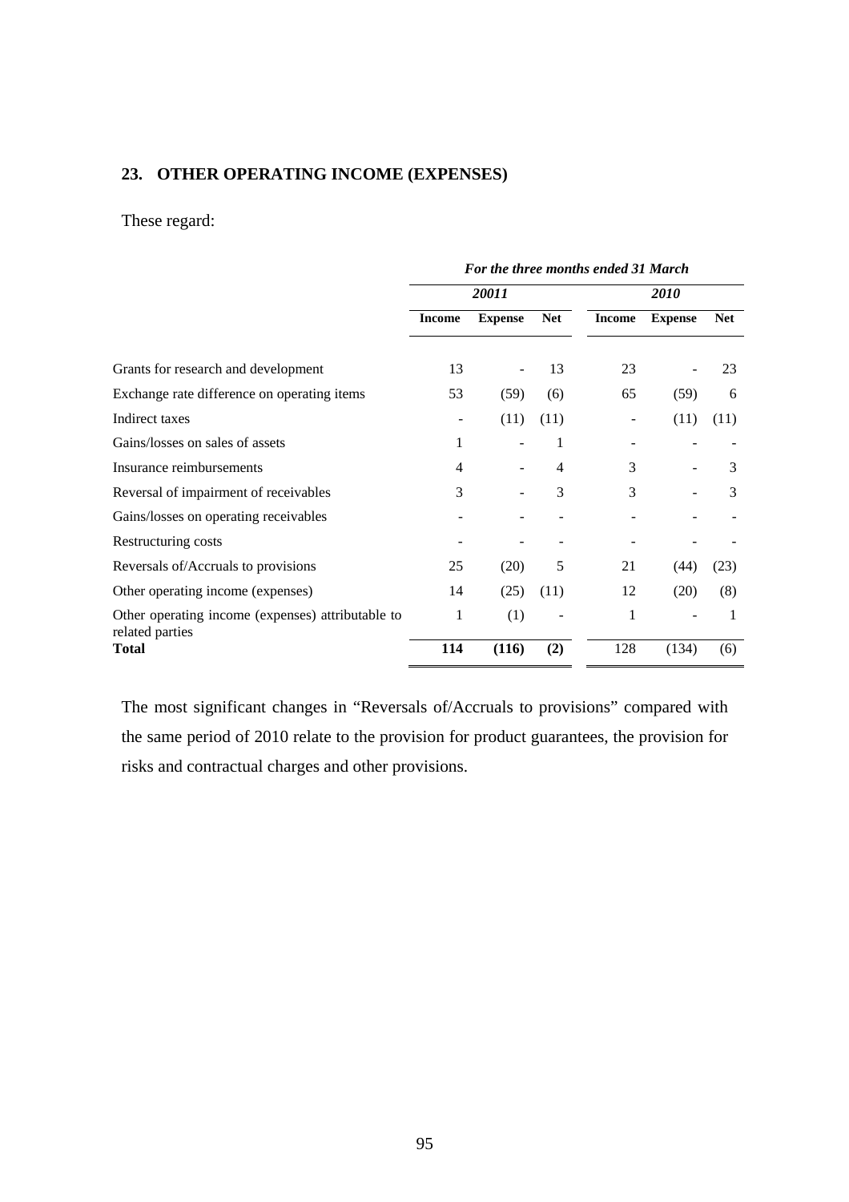## 23. OTHER OPERATING INCOME (EXPENSES)

These regard:

| | *For the three months ended 31 March* | | | | | |
|---|---|---|---|---|---|---|
| | *20011* | | | *2010* | | |
| | **Income** | **Expense** | **Net** | **Income** | **Expense** | **Net** |
| Grants for research and development | 13 | - | 13 | 23 | - | 23 |
| Exchange rate difference on operating items | 53 | (59) | (6) | 65 | (59) | 6 |
| Indirect taxes | - | (11) | (11) | - | (11) | (11) |
| Gains/losses on sales of assets | 1 | - | 1 | - | - | - |
| Insurance reimbursements | 4 | - | 4 | 3 | - | 3 |
| Reversal of impairment of receivables | 3 | - | 3 | 3 | - | 3 |
| Gains/losses on operating receivables | - | - | - | - | - | - |
| Restructuring costs | - | - | - | - | - | - |
| Reversals of/Accruals to provisions | 25 | (20) | 5 | 21 | (44) | (23) |
| Other operating income (expenses) | 14 | (25) | (11) | 12 | (20) | (8) |
| Other operating income (expenses) attributable to related parties | 1 | (1) | - | 1 | - | 1 |
| **Total** | **114** | **(116)** | **(2)** | 128 | (134) | (6) |

The most significant changes in "Reversals of/Accruals to provisions" compared with the same period of 2010 relate to the provision for product guarantees, the provision for risks and contractual charges and other provisions.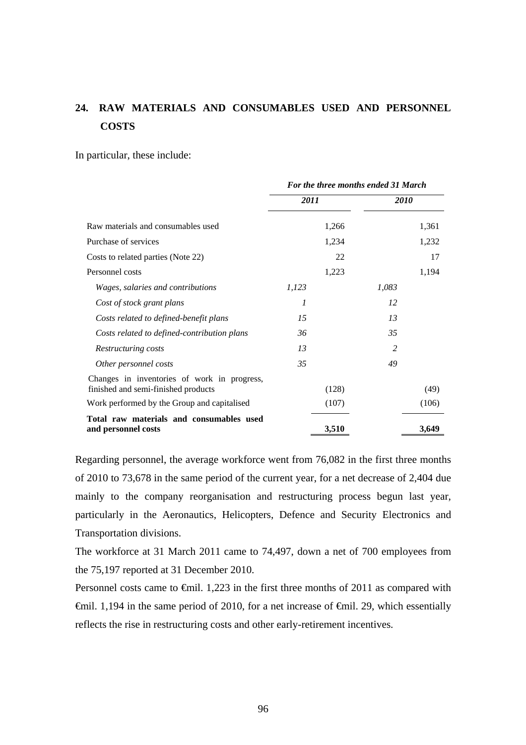## 24. RAW MATERIALS AND CONSUMABLES USED AND PERSONNEL COSTS

In particular, these include:

| | *For the three months ended 31 March* | | | |
|---|---|---|---|---|
| | ***2011*** | | ***2010*** | |
| Raw materials and consumables used | | 1,266 | | 1,361 |
| Purchase of services | | 1,234 | | 1,232 |
| Costs to related parties (Note 22) | | 22 | | 17 |
| Personnel costs | | 1,223 | | 1,194 |
| *Wages, salaries and contributions* | *1,123* | | *1,083* | |
| *Cost of stock grant plans* | *1* | | *12* | |
| *Costs related to defined-benefit plans* | *15* | | *13* | |
| *Costs related to defined-contribution plans* | *36* | | *35* | |
| *Restructuring costs* | *13* | | *2* | |
| *Other personnel costs* | *35* | | *49* | |
| Changes in inventories of work in progress, finished and semi-finished products | | (128) | | (49) |
| Work performed by the Group and capitalised | | (107) | | (106) |
| **Total raw materials and consumables used and personnel costs** | | **3,510** | | **3,649** |

Regarding personnel, the average workforce went from 76,082 in the first three months of 2010 to 73,678 in the same period of the current year, for a net decrease of 2,404 due mainly to the company reorganisation and restructuring process begun last year, particularly in the Aeronautics, Helicopters, Defence and Security Electronics and Transportation divisions.

The workforce at 31 March 2011 came to 74,497, down a net of 700 employees from the 75,197 reported at 31 December 2010.

Personnel costs came to €mil. 1,223 in the first three months of 2011 as compared with €mil. 1,194 in the same period of 2010, for a net increase of €mil. 29, which essentially reflects the rise in restructuring costs and other early-retirement incentives.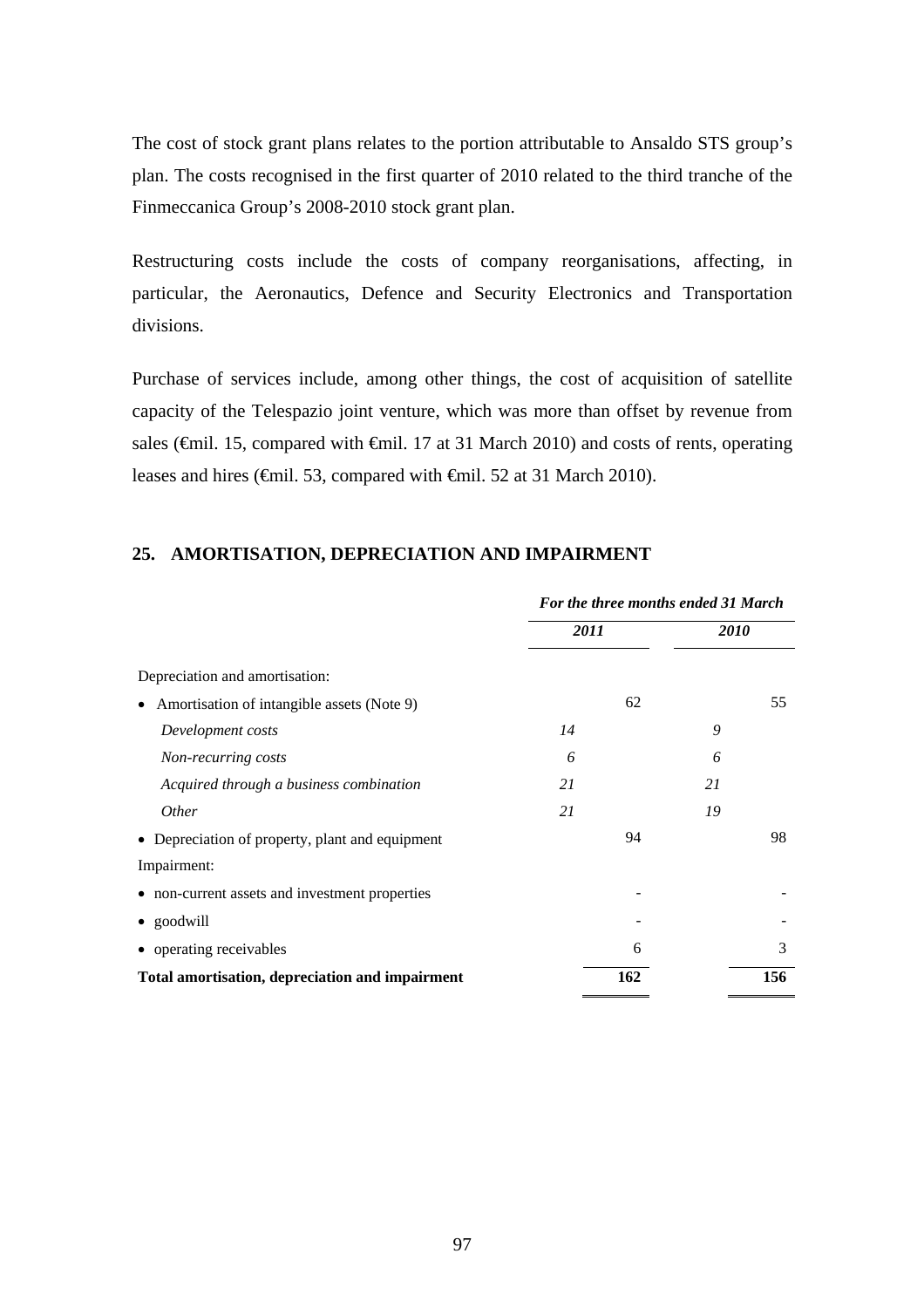The cost of stock grant plans relates to the portion attributable to Ansaldo STS group's plan. The costs recognised in the first quarter of 2010 related to the third tranche of the Finmeccanica Group's 2008-2010 stock grant plan.

Restructuring costs include the costs of company reorganisations, affecting, in particular, the Aeronautics, Defence and Security Electronics and Transportation divisions.

Purchase of services include, among other things, the cost of acquisition of satellite capacity of the Telespazio joint venture, which was more than offset by revenue from sales (€mil. 15, compared with €mil. 17 at 31 March 2010) and costs of rents, operating leases and hires (€mil. 53, compared with €mil. 52 at 31 March 2010).

## 25. AMORTISATION, DEPRECIATION AND IMPAIRMENT

| | *For the three months ended 31 March* | | | |
|---|---|---|---|---|
| | *2011* | | *2010* | |
| Depreciation and amortisation: | | | | |
| • Amortisation of intangible assets (Note 9) | | 62 | | 55 |
| *Development costs* | *14* | | *9* | |
| *Non-recurring costs* | *6* | | *6* | |
| *Acquired through a business combination* | *21* | | *21* | |
| *Other* | *21* | | *19* | |
| • Depreciation of property, plant and equipment | | 94 | | 98 |
| Impairment: | | | | |
| • non-current assets and investment properties | | - | | - |
| • goodwill | | - | | - |
| • operating receivables | | 6 | | 3 |
| **Total amortisation, depreciation and impairment** | | **162** | | **156** |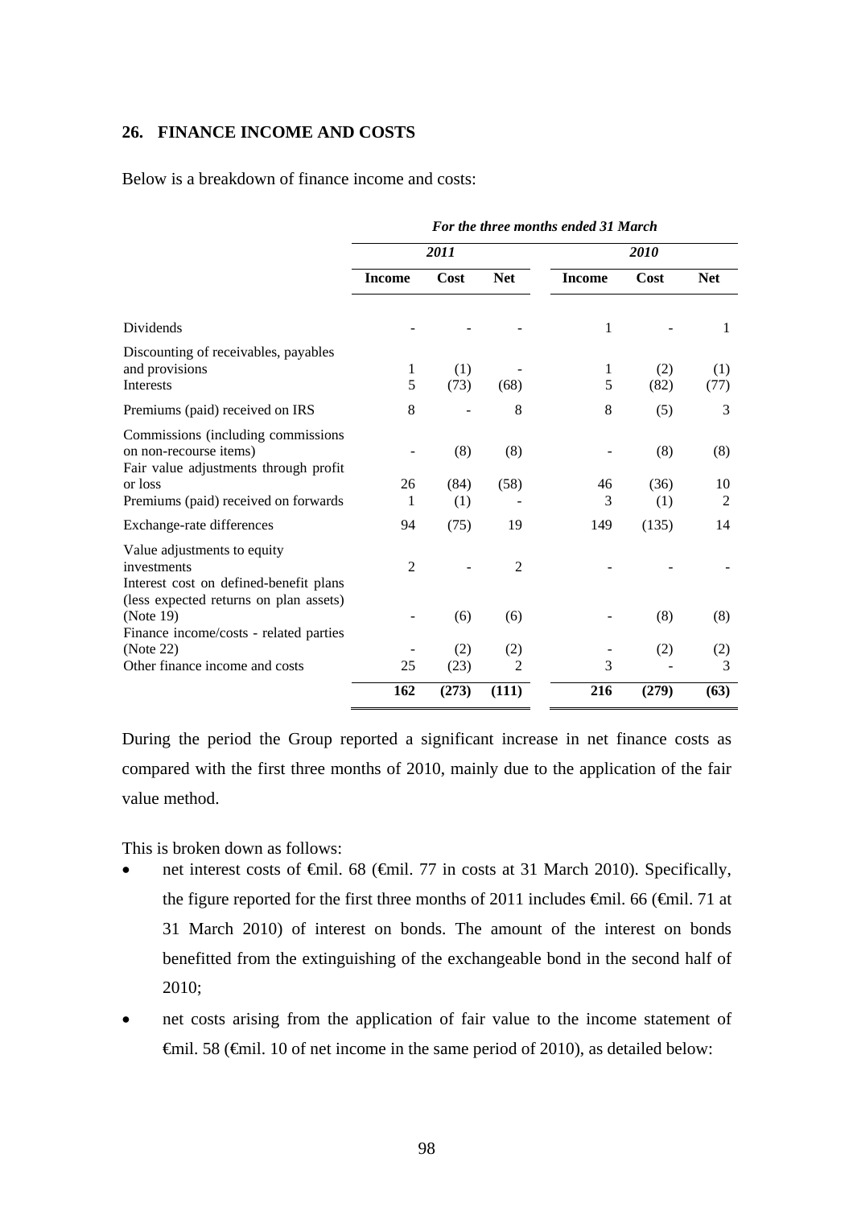## 26. FINANCE INCOME AND COSTS

Below is a breakdown of finance income and costs:

| | *For the three months ended 31 March* | | | | | |
|---|---|---|---|---|---|---|
| | *2011* | | | *2010* | | |
| | **Income** | **Cost** | **Net** | **Income** | **Cost** | **Net** |
| Dividends | - | - | - | 1 | - | 1 |
| Discounting of receivables, payables and provisions | 1 | (1) | - | 1 | (2) | (1) |
| Interests | 5 | (73) | (68) | 5 | (82) | (77) |
| Premiums (paid) received on IRS | 8 | - | 8 | 8 | (5) | 3 |
| Commissions (including commissions on non-recourse items) | - | (8) | (8) | - | (8) | (8) |
| Fair value adjustments through profit or loss | 26 | (84) | (58) | 46 | (36) | 10 |
| Premiums (paid) received on forwards | 1 | (1) | - | 3 | (1) | 2 |
| Exchange-rate differences | 94 | (75) | 19 | 149 | (135) | 14 |
| Value adjustments to equity investments | 2 | - | 2 | - | - | - |
| Interest cost on defined-benefit plans (less expected returns on plan assets) (Note 19) | - | (6) | (6) | - | (8) | (8) |
| Finance income/costs - related parties (Note 22) | - | (2) | (2) | - | (2) | (2) |
| Other finance income and costs | 25 | (23) | 2 | 3 | - | 3 |
| | **162** | **(273)** | **(111)** | **216** | **(279)** | **(63)** |

During the period the Group reported a significant increase in net finance costs as compared with the first three months of 2010, mainly due to the application of the fair value method.

This is broken down as follows:

- net interest costs of €mil. 68 (€mil. 77 in costs at 31 March 2010). Specifically, the figure reported for the first three months of 2011 includes €mil. 66 (€mil. 71 at 31 March 2010) of interest on bonds. The amount of the interest on bonds benefitted from the extinguishing of the exchangeable bond in the second half of 2010;
- net costs arising from the application of fair value to the income statement of €mil. 58 (€mil. 10 of net income in the same period of 2010), as detailed below: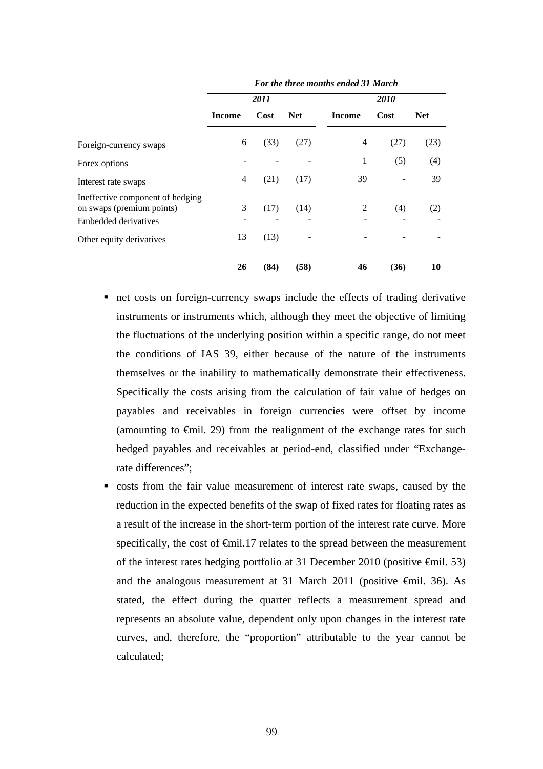| | *For the three months ended 31 March* | | | | | |
|---|---|---|---|---|---|---|
| | *2011* | | | *2010* | | |
| | **Income** | **Cost** | **Net** | **Income** | **Cost** | **Net** |
| Foreign-currency swaps | 6 | (33) | (27) | 4 | (27) | (23) |
| Forex options | - | - | - | 1 | (5) | (4) |
| Interest rate swaps | 4 | (21) | (17) | 39 | - | 39 |
| Ineffective component of hedging on swaps (premium points) | 3 | (17) | (14) | 2 | (4) | (2) |
| Embedded derivatives | - | - | - | - | - | - |
| Other equity derivatives | 13 | (13) | - | - | - | - |
| | **26** | **(84)** | **(58)** | **46** | **(36)** | **10** |

- net costs on foreign-currency swaps include the effects of trading derivative instruments or instruments which, although they meet the objective of limiting the fluctuations of the underlying position within a specific range, do not meet the conditions of IAS 39, either because of the nature of the instruments themselves or the inability to mathematically demonstrate their effectiveness. Specifically the costs arising from the calculation of fair value of hedges on payables and receivables in foreign currencies were offset by income (amounting to €mil. 29) from the realignment of the exchange rates for such hedged payables and receivables at period-end, classified under "Exchange-rate differences";
- costs from the fair value measurement of interest rate swaps, caused by the reduction in the expected benefits of the swap of fixed rates for floating rates as a result of the increase in the short-term portion of the interest rate curve. More specifically, the cost of €mil.17 relates to the spread between the measurement of the interest rates hedging portfolio at 31 December 2010 (positive €mil. 53) and the analogous measurement at 31 March 2011 (positive €mil. 36). As stated, the effect during the quarter reflects a measurement spread and represents an absolute value, dependent only upon changes in the interest rate curves, and, therefore, the "proportion" attributable to the year cannot be calculated;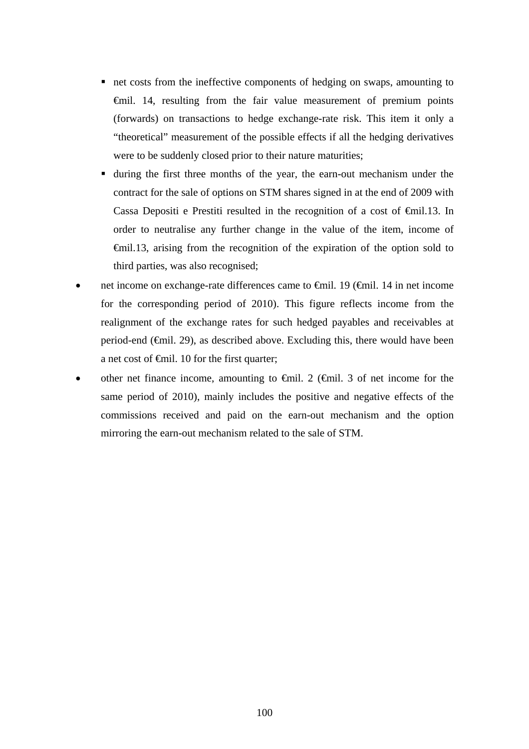- net costs from the ineffective components of hedging on swaps, amounting to €mil. 14, resulting from the fair value measurement of premium points (forwards) on transactions to hedge exchange-rate risk. This item it only a "theoretical" measurement of the possible effects if all the hedging derivatives were to be suddenly closed prior to their nature maturities;
    - during the first three months of the year, the earn-out mechanism under the contract for the sale of options on STM shares signed in at the end of 2009 with Cassa Depositi e Prestiti resulted in the recognition of a cost of €mil.13. In order to neutralise any further change in the value of the item, income of €mil.13, arising from the recognition of the expiration of the option sold to third parties, was also recognised;
- net income on exchange-rate differences came to €mil. 19 (€mil. 14 in net income for the corresponding period of 2010). This figure reflects income from the realignment of the exchange rates for such hedged payables and receivables at period-end (€mil. 29), as described above. Excluding this, there would have been a net cost of €mil. 10 for the first quarter;
- other net finance income, amounting to €mil. 2 (€mil. 3 of net income for the same period of 2010), mainly includes the positive and negative effects of the commissions received and paid on the earn-out mechanism and the option mirroring the earn-out mechanism related to the sale of STM.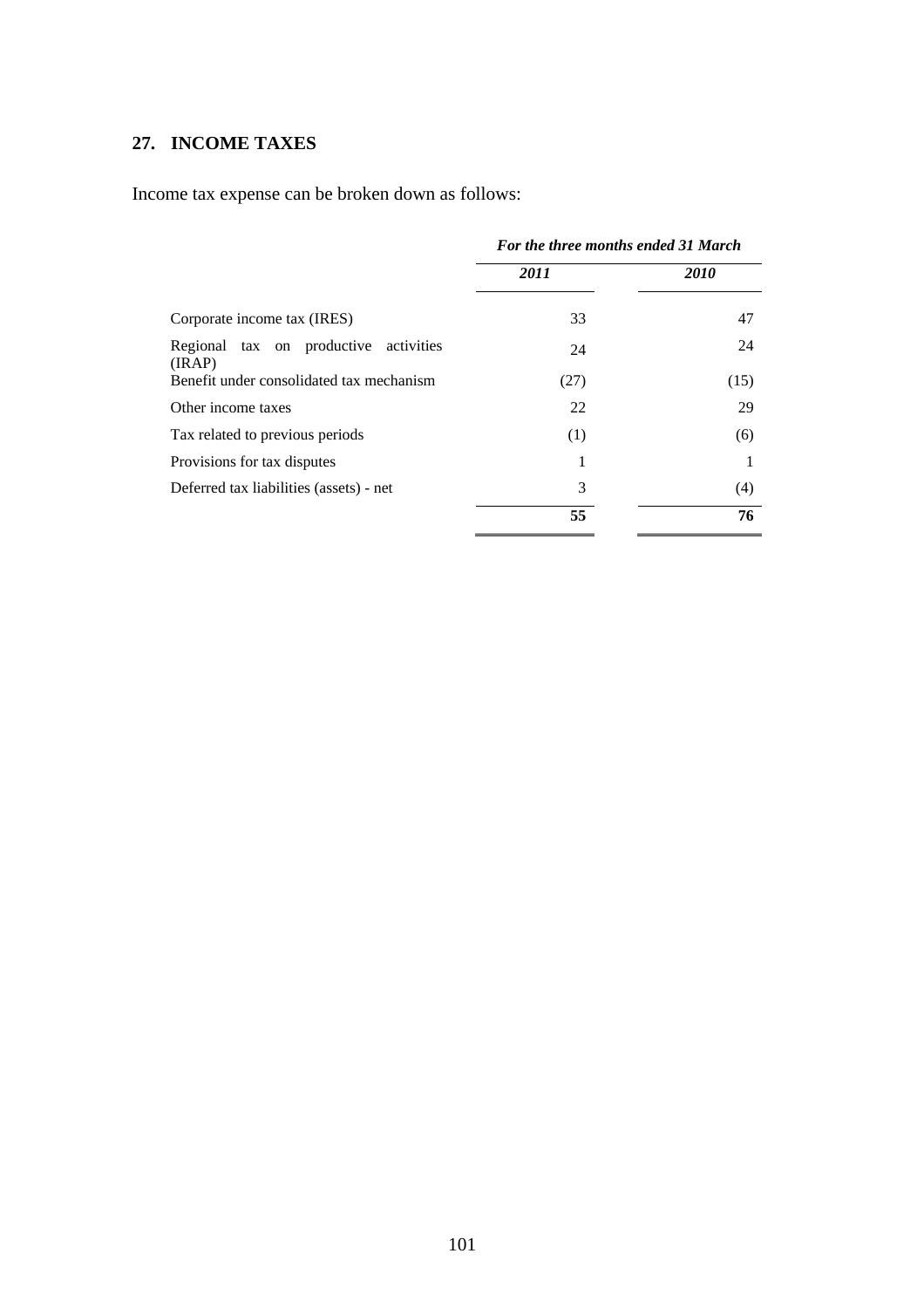## 27. INCOME TAXES

Income tax expense can be broken down as follows:

| | *For the three months ended 31 March* | |
|---|---|---|
| | ***2011*** | ***2010*** |
| Corporate income tax (IRES) | 33 | 47 |
| Regional tax on productive activities (IRAP) | 24 | 24 |
| Benefit under consolidated tax mechanism | (27) | (15) |
| Other income taxes | 22 | 29 |
| Tax related to previous periods | (1) | (6) |
| Provisions for tax disputes | 1 | 1 |
| Deferred tax liabilities (assets) - net | 3 | (4) |
| | **55** | **76** |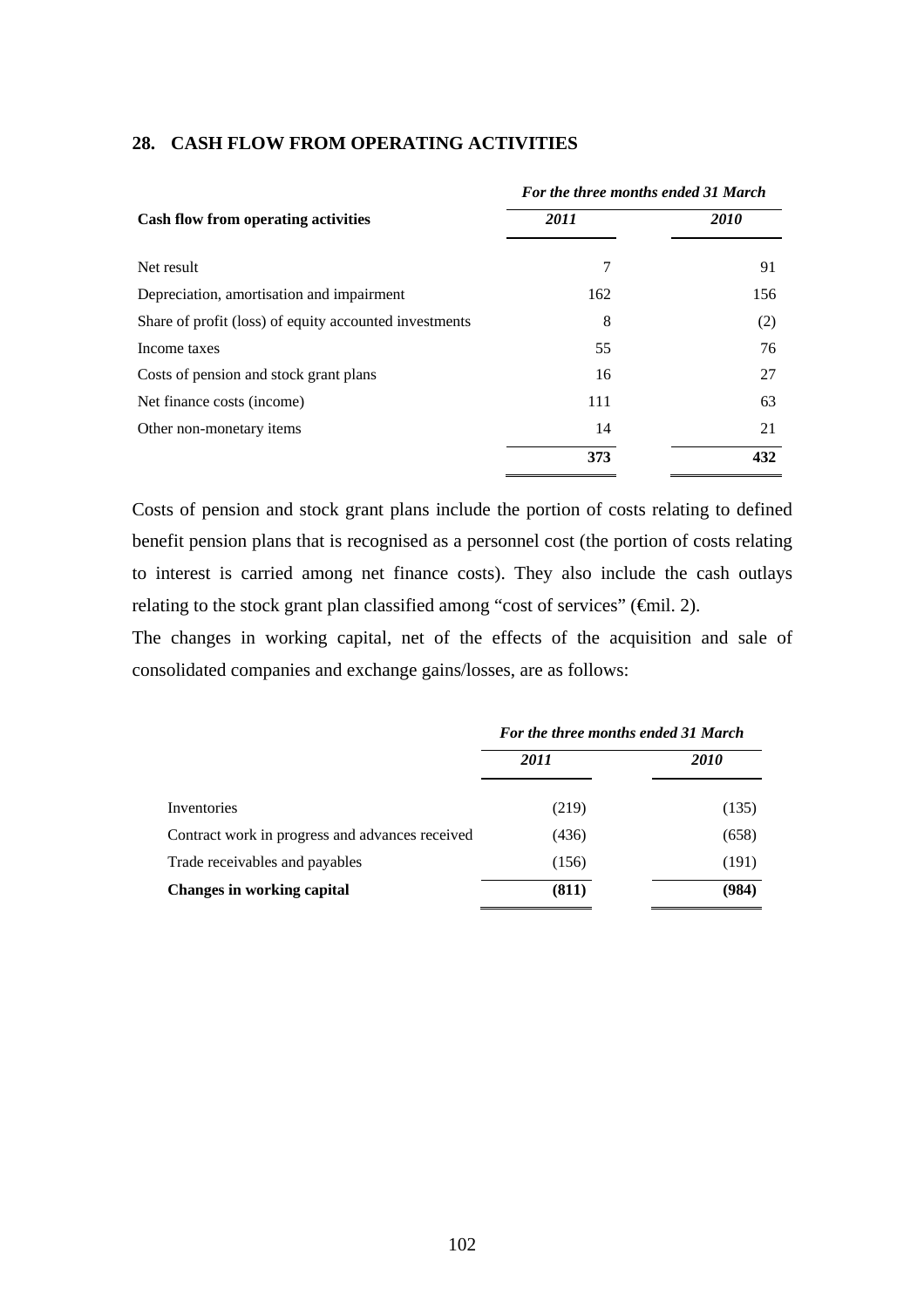## 28. CASH FLOW FROM OPERATING ACTIVITIES

| | *For the three months ended 31 March* | |
|---|---|---|
| **Cash flow from operating activities** | ***2011*** | ***2010*** |
| Net result | 7 | 91 |
| Depreciation, amortisation and impairment | 162 | 156 |
| Share of profit (loss) of equity accounted investments | 8 | (2) |
| Income taxes | 55 | 76 |
| Costs of pension and stock grant plans | 16 | 27 |
| Net finance costs (income) | 111 | 63 |
| Other non-monetary items | 14 | 21 |
| | **373** | **432** |

Costs of pension and stock grant plans include the portion of costs relating to defined benefit pension plans that is recognised as a personnel cost (the portion of costs relating to interest is carried among net finance costs). They also include the cash outlays relating to the stock grant plan classified among "cost of services" (€mil. 2).

The changes in working capital, net of the effects of the acquisition and sale of consolidated companies and exchange gains/losses, are as follows:

| | *For the three months ended 31 March* | |
|---|---|---|
| | ***2011*** | ***2010*** |
| Inventories | (219) | (135) |
| Contract work in progress and advances received | (436) | (658) |
| Trade receivables and payables | (156) | (191) |
| **Changes in working capital** | **(811)** | **(984)** |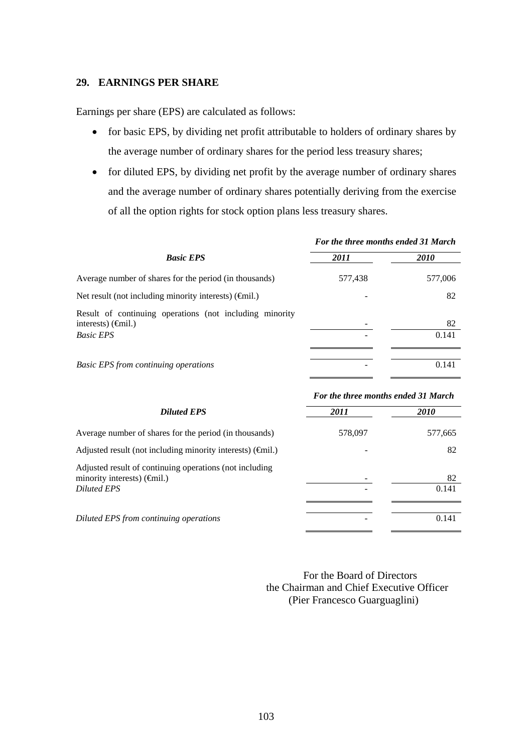## 29. EARNINGS PER SHARE

Earnings per share (EPS) are calculated as follows:

- for basic EPS, by dividing net profit attributable to holders of ordinary shares by the average number of ordinary shares for the period less treasury shares;
- for diluted EPS, by dividing net profit by the average number of ordinary shares and the average number of ordinary shares potentially deriving from the exercise of all the option rights for stock option plans less treasury shares.

| | *For the three months ended 31 March* | |
|---|---|---|
| ***Basic EPS*** | ***2011*** | ***2010*** |
| Average number of shares for the period (in thousands) | 577,438 | 577,006 |
| Net result (not including minority interests) (€mil.) | - | 82 |
| Result of continuing operations (not including minority interests) (€mil.) | - | 82 |
| *Basic EPS* | - | 0.141 |
| *Basic EPS from continuing operations* | - | 0.141 |

| | *For the three months ended 31 March* | |
|---|---|---|
| ***Diluted EPS*** | ***2011*** | ***2010*** |
| Average number of shares for the period (in thousands) | 578,097 | 577,665 |
| Adjusted result (not including minority interests) (€mil.) | - | 82 |
| Adjusted result of continuing operations (not including minority interests) (€mil.) | - | 82 |
| *Diluted EPS* | - | 0.141 |
| *Diluted EPS from continuing operations* | - | 0.141 |

For the Board of Directors
the Chairman and Chief Executive Officer
(Pier Francesco Guarguaglini)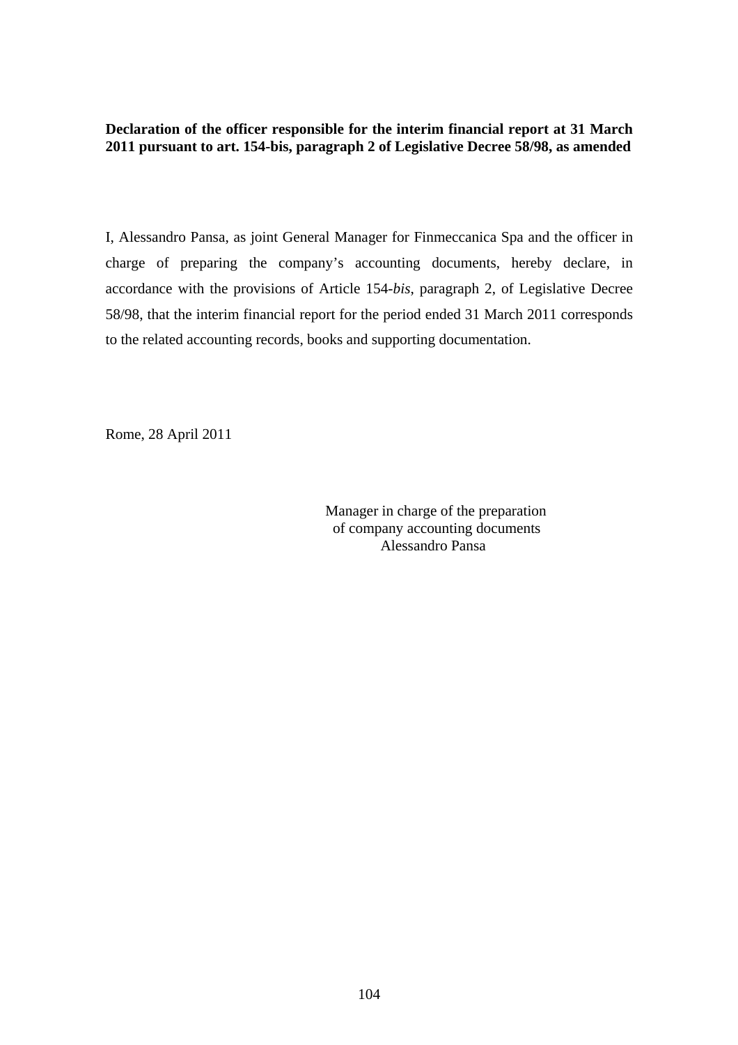**Declaration of the officer responsible for the interim financial report at 31 March 2011 pursuant to art. 154-bis, paragraph 2 of Legislative Decree 58/98, as amended**

I, Alessandro Pansa, as joint General Manager for Finmeccanica Spa and the officer in charge of preparing the company's accounting documents, hereby declare, in accordance with the provisions of Article 154-*bis*, paragraph 2, of Legislative Decree 58/98, that the interim financial report for the period ended 31 March 2011 corresponds to the related accounting records, books and supporting documentation.

Rome, 28 April 2011

Manager in charge of the preparation
of company accounting documents
Alessandro Pansa